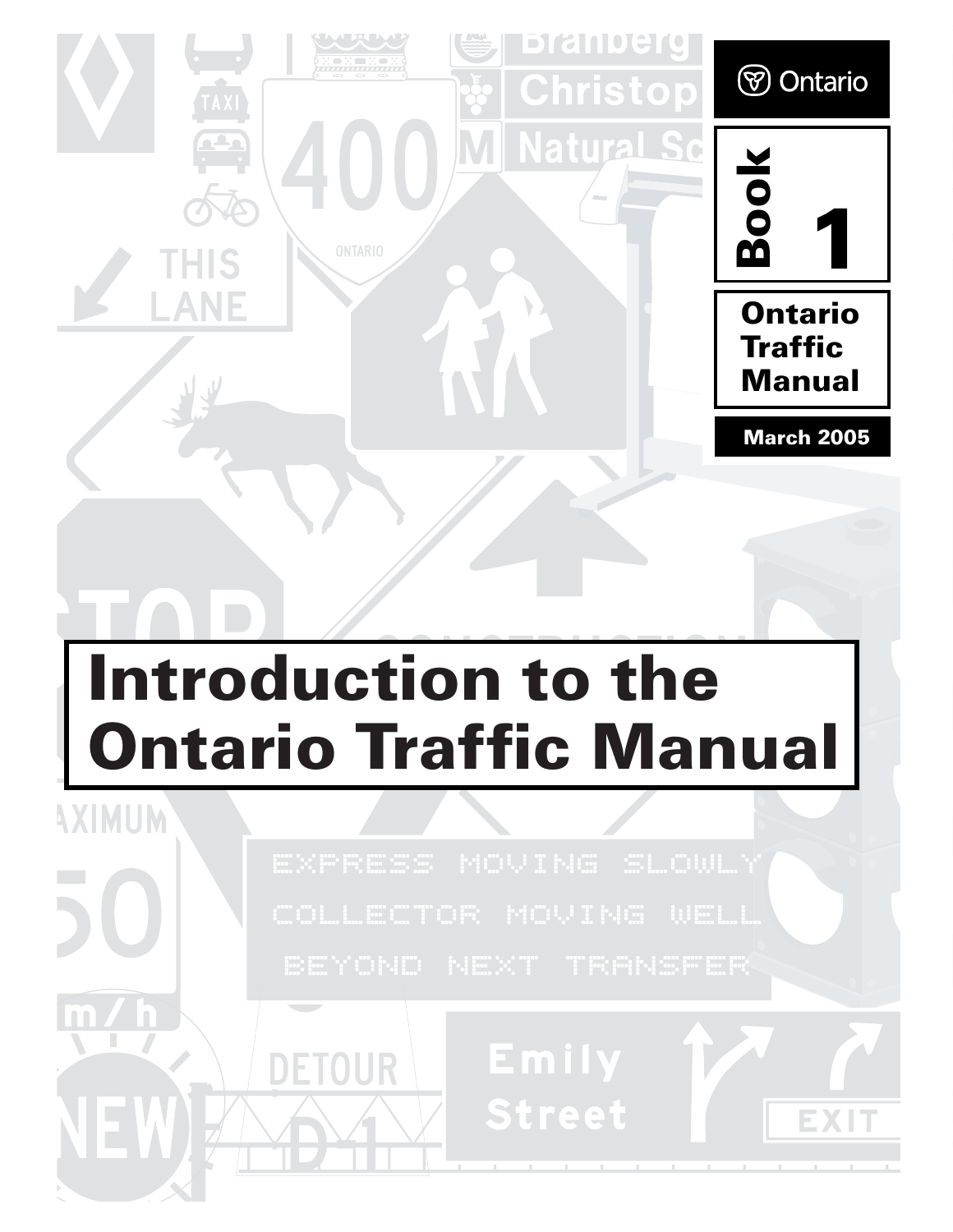Ontario

**Book 1**

**Ontario Traffic Manual**

**March 2005**

# Introduction to the Ontario Traffic Manual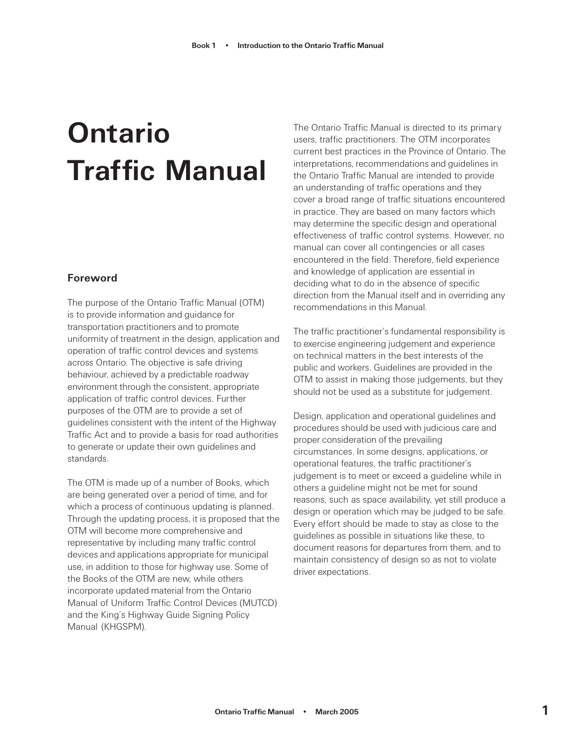# Ontario Traffic Manual

## Foreword

The purpose of the Ontario Traffic Manual (OTM) is to provide information and guidance for transportation practitioners and to promote uniformity of treatment in the design, application and operation of traffic control devices and systems across Ontario. The objective is safe driving behaviour, achieved by a predictable roadway environment through the consistent, appropriate application of traffic control devices. Further purposes of the OTM are to provide a set of guidelines consistent with the intent of the Highway Traffic Act and to provide a basis for road authorities to generate or update their own guidelines and standards.

The OTM is made up of a number of Books, which are being generated over a period of time, and for which a process of continuous updating is planned. Through the updating process, it is proposed that the OTM will become more comprehensive and representative by including many traffic control devices and applications appropriate for municipal use, in addition to those for highway use. Some of the Books of the OTM are new, while others incorporate updated material from the Ontario Manual of Uniform Traffic Control Devices (MUTCD) and the King's Highway Guide Signing Policy Manual (KHGSPM).

The Ontario Traffic Manual is directed to its primary users, traffic practitioners. The OTM incorporates current best practices in the Province of Ontario. The interpretations, recommendations and guidelines in the Ontario Traffic Manual are intended to provide an understanding of traffic operations and they cover a broad range of traffic situations encountered in practice. They are based on many factors which may determine the specific design and operational effectiveness of traffic control systems. However, no manual can cover all contingencies or all cases encountered in the field. Therefore, field experience and knowledge of application are essential in deciding what to do in the absence of specific direction from the Manual itself and in overriding any recommendations in this Manual.

The traffic practitioner's fundamental responsibility is to exercise engineering judgement and experience on technical matters in the best interests of the public and workers. Guidelines are provided in the OTM to assist in making those judgements, but they should not be used as a substitute for judgement.

Design, application and operational guidelines and procedures should be used with judicious care and proper consideration of the prevailing circumstances. In some designs, applications, or operational features, the traffic practitioner's judgement is to meet or exceed a guideline while in others a guideline might not be met for sound reasons, such as space availability, yet still produce a design or operation which may be judged to be safe. Every effort should be made to stay as close to the guidelines as possible in situations like these, to document reasons for departures from them, and to maintain consistency of design so as not to violate driver expectations.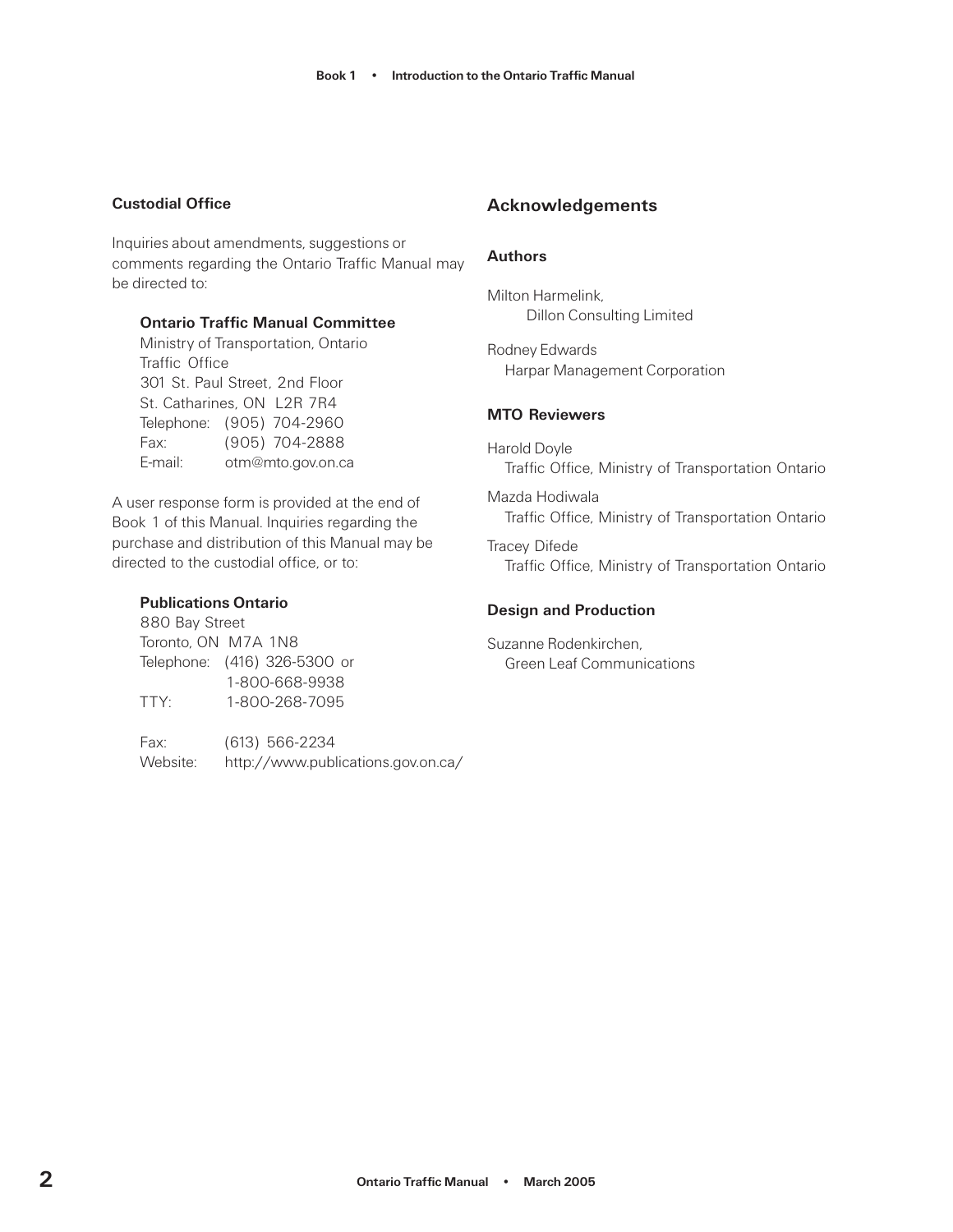### Custodial Office

Inquiries about amendments, suggestions or comments regarding the Ontario Traffic Manual may be directed to:

**Ontario Traffic Manual Committee**
Ministry of Transportation, Ontario
Traffic Office
301 St. Paul Street, 2nd Floor
St. Catharines, ON L2R 7R4
Telephone: (905) 704-2960
Fax: (905) 704-2888
E-mail: otm@mto.gov.on.ca

A user response form is provided at the end of Book 1 of this Manual. Inquiries regarding the purchase and distribution of this Manual may be directed to the custodial office, or to:

**Publications Ontario**
880 Bay Street
Toronto, ON M7A 1N8
Telephone: (416) 326-5300 or
1-800-668-9938
TTY: 1-800-268-7095

Fax: (613) 566-2234
Website: http://www.publications.gov.on.ca/

## Acknowledgements

### Authors

Milton Harmelink,
Dillon Consulting Limited

Rodney Edwards
Harpar Management Corporation

### MTO Reviewers

Harold Doyle
Traffic Office, Ministry of Transportation Ontario

Mazda Hodiwala
Traffic Office, Ministry of Transportation Ontario

Tracey Difede
Traffic Office, Ministry of Transportation Ontario

### Design and Production

Suzanne Rodenkirchen,
Green Leaf Communications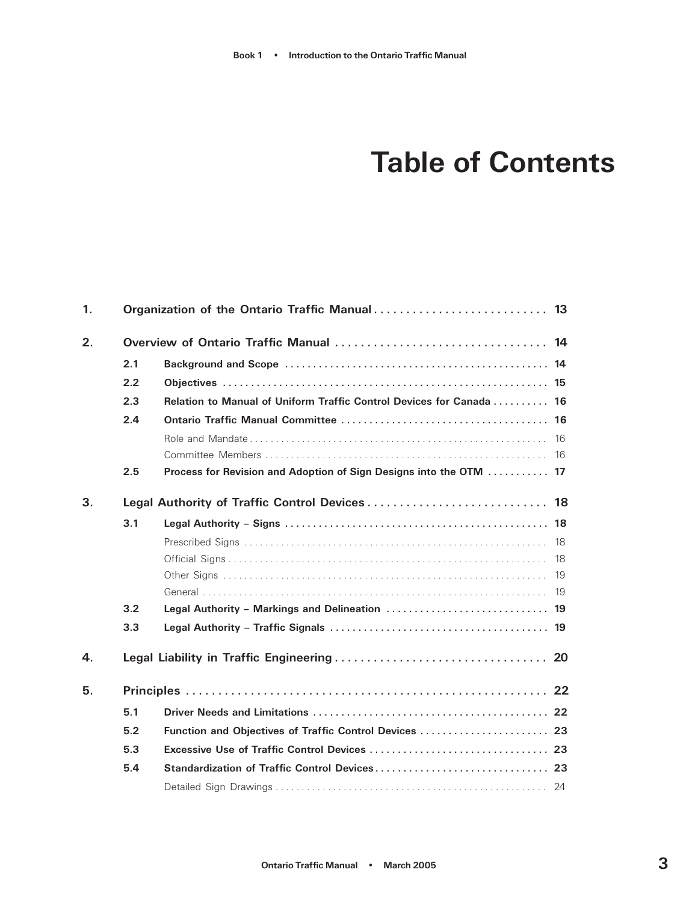# Table of Contents

| | | | |
|---|---|---|---|
| **1.** | **Organization of the Ontario Traffic Manual** | | **13** |
| **2.** | **Overview of Ontario Traffic Manual** | | **14** |
| | **2.1** | **Background and Scope** | **14** |
| | **2.2** | **Objectives** | **15** |
| | **2.3** | **Relation to Manual of Uniform Traffic Control Devices for Canada** | **16** |
| | **2.4** | **Ontario Traffic Manual Committee** | **16** |
| | | Role and Mandate | 16 |
| | | Committee Members | 16 |
| | **2.5** | **Process for Revision and Adoption of Sign Designs into the OTM** | **17** |
| **3.** | **Legal Authority of Traffic Control Devices** | | **18** |
| | **3.1** | **Legal Authority – Signs** | **18** |
| | | Prescribed Signs | 18 |
| | | Official Signs | 18 |
| | | Other Signs | 19 |
| | | General | 19 |
| | **3.2** | **Legal Authority – Markings and Delineation** | **19** |
| | **3.3** | **Legal Authority – Traffic Signals** | **19** |
| **4.** | **Legal Liability in Traffic Engineering** | | **20** |
| **5.** | **Principles** | | **22** |
| | **5.1** | **Driver Needs and Limitations** | **22** |
| | **5.2** | **Function and Objectives of Traffic Control Devices** | **23** |
| | **5.3** | **Excessive Use of Traffic Control Devices** | **23** |
| | **5.4** | **Standardization of Traffic Control Devices** | **23** |
| | | Detailed Sign Drawings | 24 |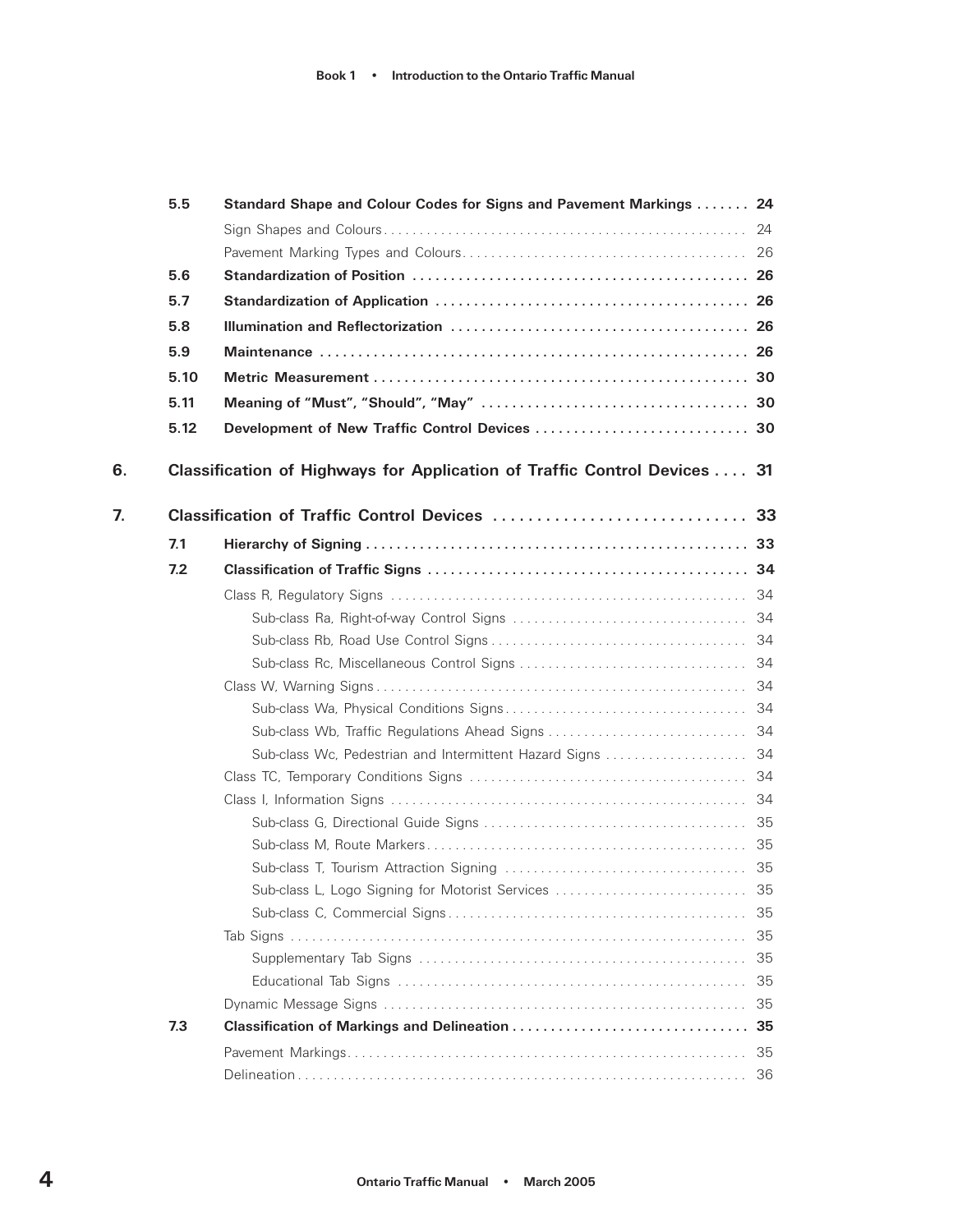| | | |
|---|---|---|
| **5.5** | **Standard Shape and Colour Codes for Signs and Pavement Markings** | **24** |
| | Sign Shapes and Colours | 24 |
| | Pavement Marking Types and Colours | 26 |
| **5.6** | **Standardization of Position** | **26** |
| **5.7** | **Standardization of Application** | **26** |
| **5.8** | **Illumination and Reflectorization** | **26** |
| **5.9** | **Maintenance** | **26** |
| **5.10** | **Metric Measurement** | **30** |
| **5.11** | **Meaning of "Must", "Should", "May"** | **30** |
| **5.12** | **Development of New Traffic Control Devices** | **30** |

**6. Classification of Highways for Application of Traffic Control Devices .... 31**

**7. Classification of Traffic Control Devices ... 33**

| | | |
|---|---|---|
| **7.1** | **Hierarchy of Signing** | **33** |
| **7.2** | **Classification of Traffic Signs** | **34** |
| | Class R, Regulatory Signs | 34 |
| | Sub-class Ra, Right-of-way Control Signs | 34 |
| | Sub-class Rb, Road Use Control Signs | 34 |
| | Sub-class Rc, Miscellaneous Control Signs | 34 |
| | Class W, Warning Signs | 34 |
| | Sub-class Wa, Physical Conditions Signs | 34 |
| | Sub-class Wb, Traffic Regulations Ahead Signs | 34 |
| | Sub-class Wc, Pedestrian and Intermittent Hazard Signs | 34 |
| | Class TC, Temporary Conditions Signs | 34 |
| | Class I, Information Signs | 34 |
| | Sub-class G, Directional Guide Signs | 35 |
| | Sub-class M, Route Markers | 35 |
| | Sub-class T, Tourism Attraction Signing | 35 |
| | Sub-class L, Logo Signing for Motorist Services | 35 |
| | Sub-class C, Commercial Signs | 35 |
| | Tab Signs | 35 |
| | Supplementary Tab Signs | 35 |
| | Educational Tab Signs | 35 |
| | Dynamic Message Signs | 35 |
| **7.3** | **Classification of Markings and Delineation** | **35** |
| | Pavement Markings | 35 |
| | Delineation | 36 |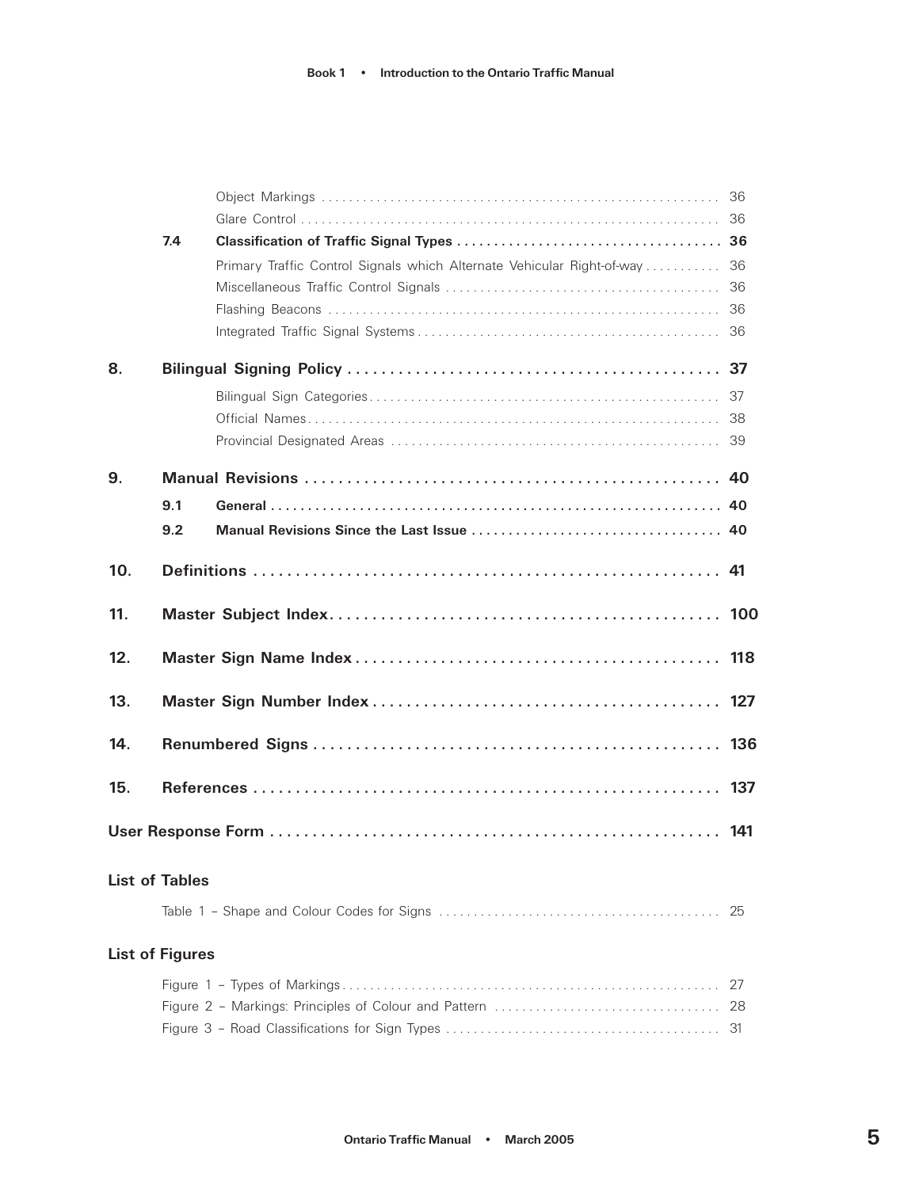Object Markings ........................................................... 36
Glare Control ............................................................. 36

**7.4 Classification of Traffic Signal Types .................................... 36**

Primary Traffic Control Signals which Alternate Vehicular Right-of-way ........... 36
Miscellaneous Traffic Control Signals ........................................ 36
Flashing Beacons .......................................................... 36
Integrated Traffic Signal Systems ............................................ 36

**8. Bilingual Signing Policy ............................................. 37**

Bilingual Sign Categories ................................................... 37
Official Names ............................................................ 38
Provincial Designated Areas ................................................ 39

**9. Manual Revisions .................................................. 40**

**9.1 General ............................................................ 40**

**9.2 Manual Revisions Since the Last Issue .................................. 40**

**10. Definitions ........................................................ 41**

**11. Master Subject Index .............................................. 100**

**12. Master Sign Name Index ............................................ 118**

**13. Master Sign Number Index .......................................... 127**

**14. Renumbered Signs ................................................. 136**

**15. References ....................................................... 137**

**User Response Form .................................................... 141**

**List of Tables**

Table 1 – Shape and Colour Codes for Signs ........................................ 25

**List of Figures**

Figure 1 – Types of Markings ..................................................... 27
Figure 2 – Markings: Principles of Colour and Pattern ................................ 28
Figure 3 – Road Classifications for Sign Types ...................................... 31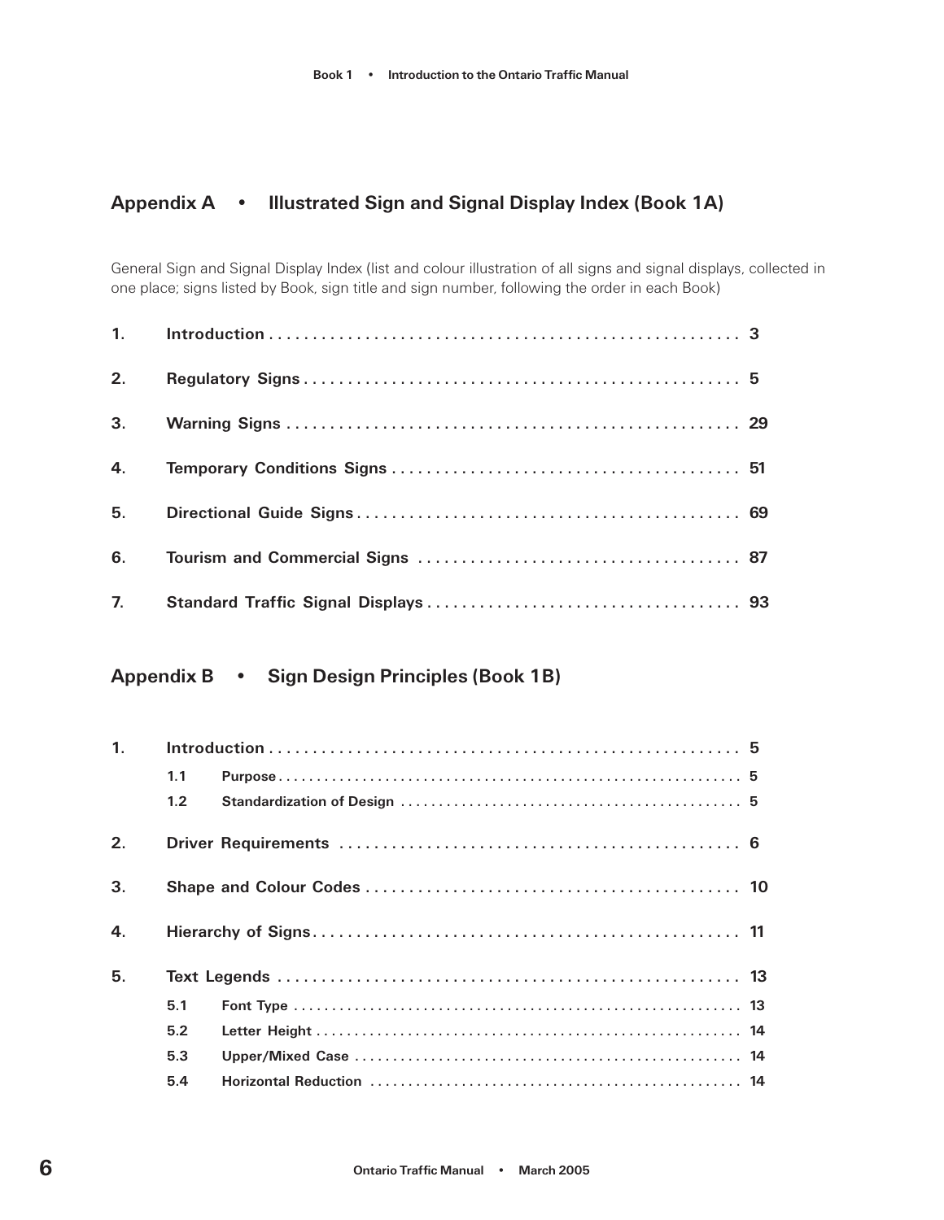## Appendix A • Illustrated Sign and Signal Display Index (Book 1A)

General Sign and Signal Display Index (list and colour illustration of all signs and signal displays, collected in one place; signs listed by Book, sign title and sign number, following the order in each Book)

1. **Introduction** . . . . . . . . . . . . . . . . . . . . . . . . . . . . . . . . . . . . . . . . . . . . . . . . . . . . . 3
2. **Regulatory Signs** . . . . . . . . . . . . . . . . . . . . . . . . . . . . . . . . . . . . . . . . . . . . . . . . . 5
3. **Warning Signs** . . . . . . . . . . . . . . . . . . . . . . . . . . . . . . . . . . . . . . . . . . . . . . . . . . . 29
4. **Temporary Conditions Signs** . . . . . . . . . . . . . . . . . . . . . . . . . . . . . . . . . . . . . . . 51
5. **Directional Guide Signs** . . . . . . . . . . . . . . . . . . . . . . . . . . . . . . . . . . . . . . . . . . . 69
6. **Tourism and Commercial Signs** . . . . . . . . . . . . . . . . . . . . . . . . . . . . . . . . . . . . 87
7. **Standard Traffic Signal Displays** . . . . . . . . . . . . . . . . . . . . . . . . . . . . . . . . . . . 93

## Appendix B • Sign Design Principles (Book 1B)

1. **Introduction** . . . . . . . . . . . . . . . . . . . . . . . . . . . . . . . . . . . . . . . . . . . . . . . . . . . . . 5
   - 1.1 **Purpose** . . . . . . . . . . . . . . . . . . . . . . . . . . . . . . . . . . . . . . . . . . . . . . . . . . . . 5
   - 1.2 **Standardization of Design** . . . . . . . . . . . . . . . . . . . . . . . . . . . . . . . . . . . . . 5
2. **Driver Requirements** . . . . . . . . . . . . . . . . . . . . . . . . . . . . . . . . . . . . . . . . . . . . . 6
3. **Shape and Colour Codes** . . . . . . . . . . . . . . . . . . . . . . . . . . . . . . . . . . . . . . . . . . 10
4. **Hierarchy of Signs** . . . . . . . . . . . . . . . . . . . . . . . . . . . . . . . . . . . . . . . . . . . . . . . . 11
5. **Text Legends** . . . . . . . . . . . . . . . . . . . . . . . . . . . . . . . . . . . . . . . . . . . . . . . . . . . . 13
   - 5.1 **Font Type** . . . . . . . . . . . . . . . . . . . . . . . . . . . . . . . . . . . . . . . . . . . . . . . . . . . 13
   - 5.2 **Letter Height** . . . . . . . . . . . . . . . . . . . . . . . . . . . . . . . . . . . . . . . . . . . . . . . . 14
   - 5.3 **Upper/Mixed Case** . . . . . . . . . . . . . . . . . . . . . . . . . . . . . . . . . . . . . . . . . . . 14
   - 5.4 **Horizontal Reduction** . . . . . . . . . . . . . . . . . . . . . . . . . . . . . . . . . . . . . . . . . 14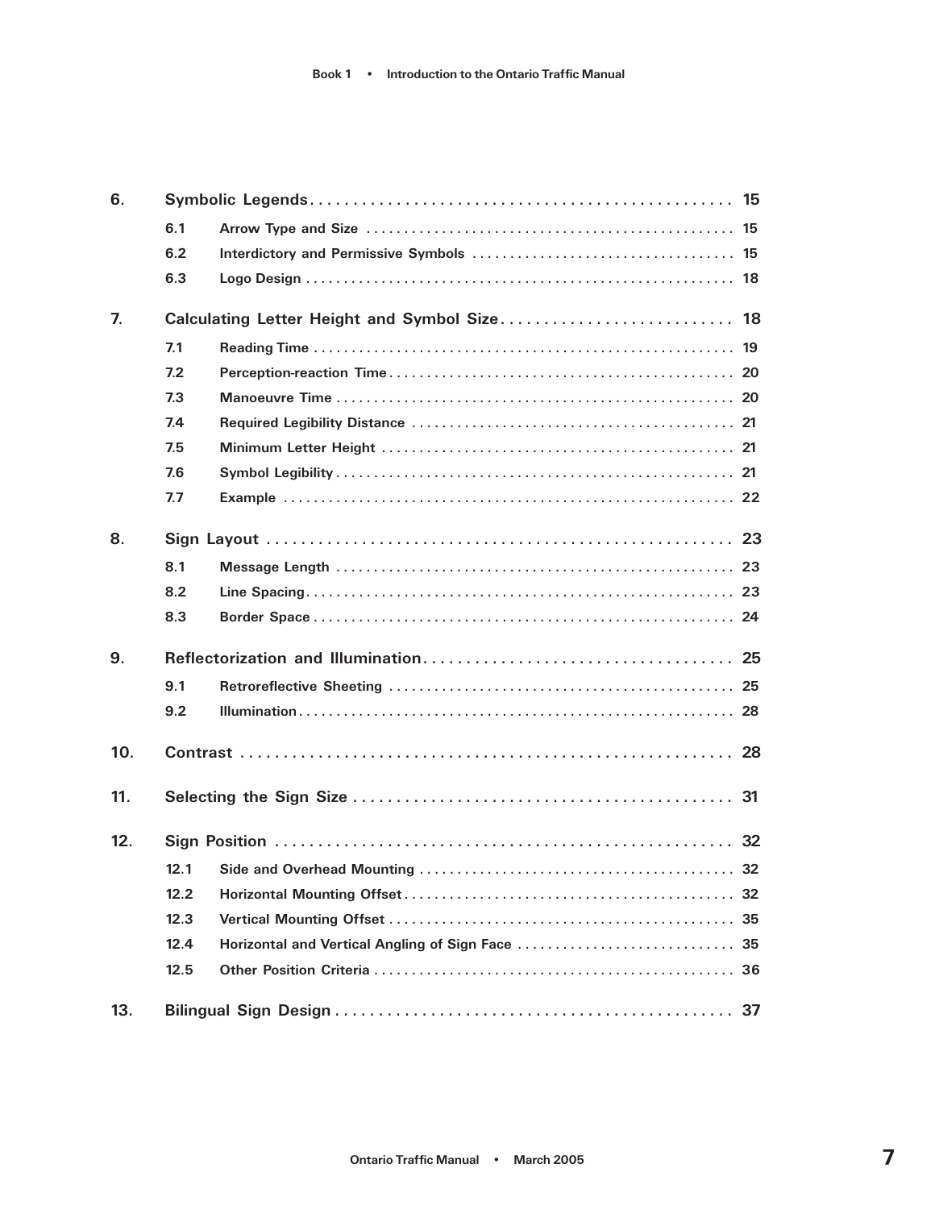| | | |
|---|---|---|
| **6.** | **Symbolic Legends** | **15** |
| 6.1 | Arrow Type and Size | 15 |
| 6.2 | Interdictory and Permissive Symbols | 15 |
| 6.3 | Logo Design | 18 |
| **7.** | **Calculating Letter Height and Symbol Size** | **18** |
| 7.1 | Reading Time | 19 |
| 7.2 | Perception-reaction Time | 20 |
| 7.3 | Manoeuvre Time | 20 |
| 7.4 | Required Legibility Distance | 21 |
| 7.5 | Minimum Letter Height | 21 |
| 7.6 | Symbol Legibility | 21 |
| 7.7 | Example | 22 |
| **8.** | **Sign Layout** | **23** |
| 8.1 | Message Length | 23 |
| 8.2 | Line Spacing | 23 |
| 8.3 | Border Space | 24 |
| **9.** | **Reflectorization and Illumination** | **25** |
| 9.1 | Retroreflective Sheeting | 25 |
| 9.2 | Illumination | 28 |
| **10.** | **Contrast** | **28** |
| **11.** | **Selecting the Sign Size** | **31** |
| **12.** | **Sign Position** | **32** |
| 12.1 | Side and Overhead Mounting | 32 |
| 12.2 | Horizontal Mounting Offset | 32 |
| 12.3 | Vertical Mounting Offset | 35 |
| 12.4 | Horizontal and Vertical Angling of Sign Face | 35 |
| 12.5 | Other Position Criteria | 36 |
| **13.** | **Bilingual Sign Design** | **37** |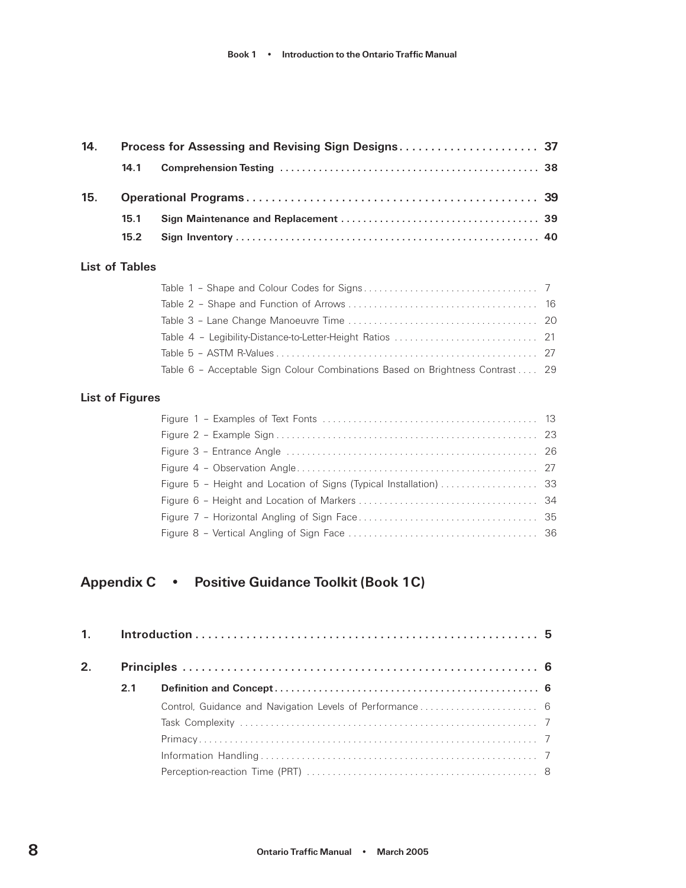| | | | |
|---|---|---|---|
| **14.** | **Process for Assessing and Revising Sign Designs** | | **37** |
| | **14.1** | **Comprehension Testing** | **38** |
| **15.** | **Operational Programs** | | **39** |
| | **15.1** | **Sign Maintenance and Replacement** | **39** |
| | **15.2** | **Sign Inventory** | **40** |

**List of Tables**

| | |
|---|---|
| Table 1 – Shape and Colour Codes for Signs | 7 |
| Table 2 – Shape and Function of Arrows | 16 |
| Table 3 – Lane Change Manoeuvre Time | 20 |
| Table 4 – Legibility-Distance-to-Letter-Height Ratios | 21 |
| Table 5 – ASTM R-Values | 27 |
| Table 6 – Acceptable Sign Colour Combinations Based on Brightness Contrast | 29 |

**List of Figures**

| | |
|---|---|
| Figure 1 – Examples of Text Fonts | 13 |
| Figure 2 – Example Sign | 23 |
| Figure 3 – Entrance Angle | 26 |
| Figure 4 – Observation Angle | 27 |
| Figure 5 – Height and Location of Signs (Typical Installation) | 33 |
| Figure 6 – Height and Location of Markers | 34 |
| Figure 7 – Horizontal Angling of Sign Face | 35 |
| Figure 8 – Vertical Angling of Sign Face | 36 |

## Appendix C • Positive Guidance Toolkit (Book 1C)

| | | | |
|---|---|---|---|
| **1.** | **Introduction** | | **5** |
| **2.** | **Principles** | | **6** |
| | **2.1** | **Definition and Concept** | **6** |
| | | Control, Guidance and Navigation Levels of Performance | 6 |
| | | Task Complexity | 7 |
| | | Primacy | 7 |
| | | Information Handling | 7 |
| | | Perception-reaction Time (PRT) | 8 |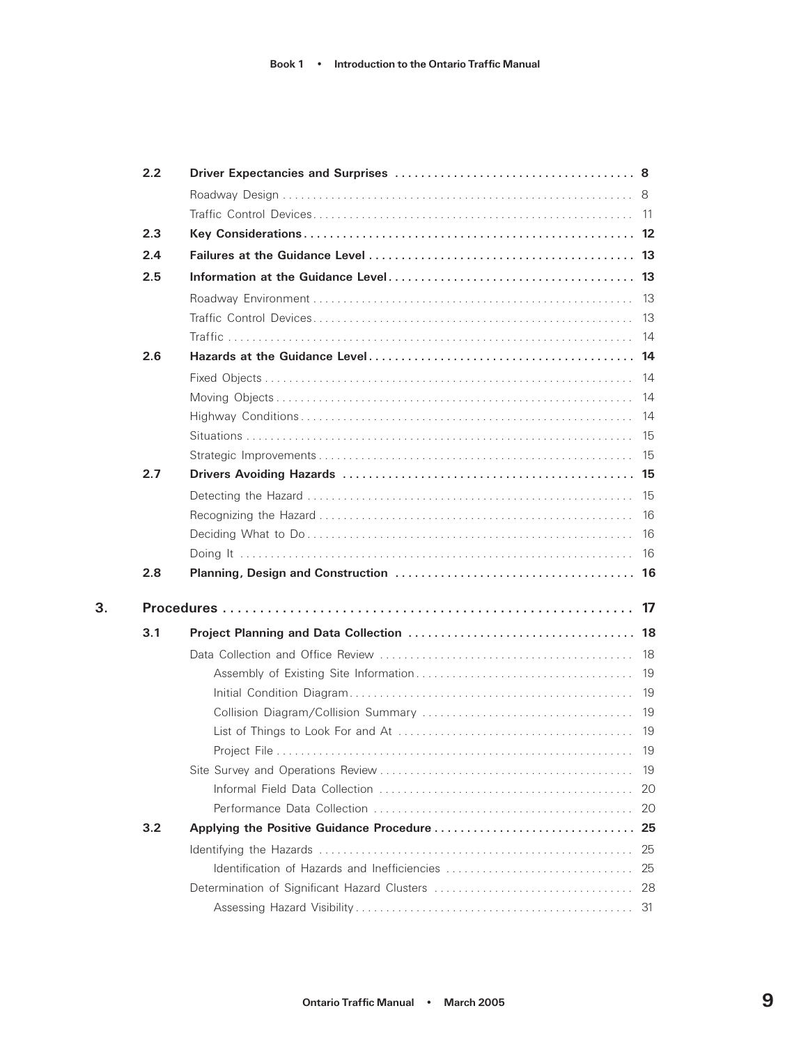| | | |
|---|---|---|
| **2.2** | **Driver Expectancies and Surprises** | **8** |
| | Roadway Design | 8 |
| | Traffic Control Devices | 11 |
| **2.3** | **Key Considerations** | **12** |
| **2.4** | **Failures at the Guidance Level** | **13** |
| **2.5** | **Information at the Guidance Level** | **13** |
| | Roadway Environment | 13 |
| | Traffic Control Devices | 13 |
| | Traffic | 14 |
| **2.6** | **Hazards at the Guidance Level** | **14** |
| | Fixed Objects | 14 |
| | Moving Objects | 14 |
| | Highway Conditions | 14 |
| | Situations | 15 |
| | Strategic Improvements | 15 |
| **2.7** | **Drivers Avoiding Hazards** | **15** |
| | Detecting the Hazard | 15 |
| | Recognizing the Hazard | 16 |
| | Deciding What to Do | 16 |
| | Doing It | 16 |
| **2.8** | **Planning, Design and Construction** | **16** |

| | | |
|---|---|---|
| **3.** | **Procedures** | **17** |
| **3.1** | **Project Planning and Data Collection** | **18** |
| | Data Collection and Office Review | 18 |
| | Assembly of Existing Site Information | 19 |
| | Initial Condition Diagram | 19 |
| | Collision Diagram/Collision Summary | 19 |
| | List of Things to Look For and At | 19 |
| | Project File | 19 |
| | Site Survey and Operations Review | 19 |
| | Informal Field Data Collection | 20 |
| | Performance Data Collection | 20 |
| **3.2** | **Applying the Positive Guidance Procedure** | **25** |
| | Identifying the Hazards | 25 |
| | Identification of Hazards and Inefficiencies | 25 |
| | Determination of Significant Hazard Clusters | 28 |
| | Assessing Hazard Visibility | 31 |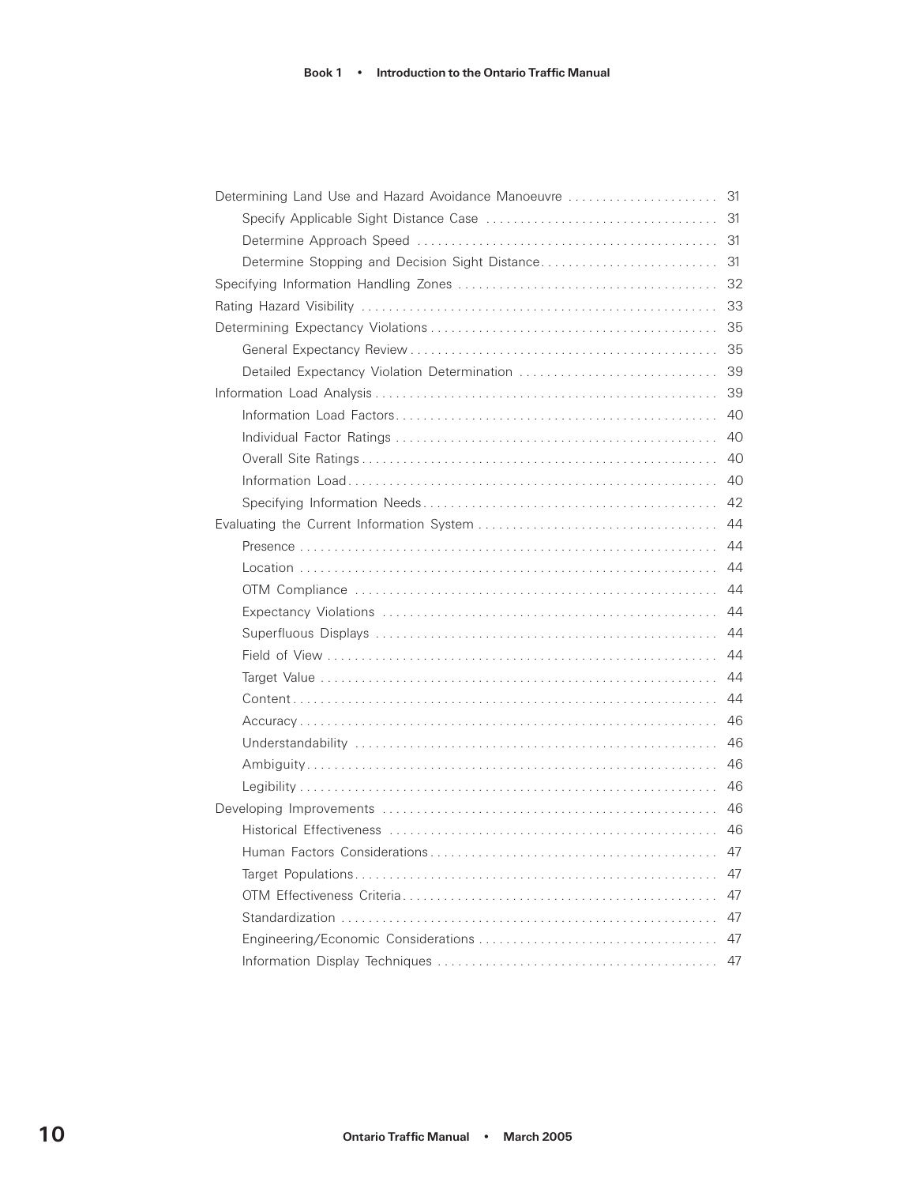Determining Land Use and Hazard Avoidance Manoeuvre . . . . . . . . . . 31

- Specify Applicable Sight Distance Case . . . . . . . . . . 31
- Determine Approach Speed . . . . . . . . . . 31
- Determine Stopping and Decision Sight Distance . . . . . . . . . . 31

Specifying Information Handling Zones . . . . . . . . . . 32

Rating Hazard Visibility . . . . . . . . . . 33

Determining Expectancy Violations . . . . . . . . . . 35

- General Expectancy Review . . . . . . . . . . 35
- Detailed Expectancy Violation Determination . . . . . . . . . . 39

Information Load Analysis . . . . . . . . . . 39

- Information Load Factors . . . . . . . . . . 40
- Individual Factor Ratings . . . . . . . . . . 40
- Overall Site Ratings . . . . . . . . . . 40
- Information Load . . . . . . . . . . 40
- Specifying Information Needs . . . . . . . . . . 42

Evaluating the Current Information System . . . . . . . . . . 44

- Presence . . . . . . . . . . 44
- Location . . . . . . . . . . 44
- OTM Compliance . . . . . . . . . . 44
- Expectancy Violations . . . . . . . . . . 44
- Superfluous Displays . . . . . . . . . . 44
- Field of View . . . . . . . . . . 44
- Target Value . . . . . . . . . . 44
- Content . . . . . . . . . . 44
- Accuracy . . . . . . . . . . 46
- Understandability . . . . . . . . . . 46
- Ambiguity . . . . . . . . . . 46
- Legibility . . . . . . . . . . 46

Developing Improvements . . . . . . . . . . 46

- Historical Effectiveness . . . . . . . . . . 46
- Human Factors Considerations . . . . . . . . . . 47
- Target Populations . . . . . . . . . . 47
- OTM Effectiveness Criteria . . . . . . . . . . 47
- Standardization . . . . . . . . . . 47
- Engineering/Economic Considerations . . . . . . . . . . 47
- Information Display Techniques . . . . . . . . . . 47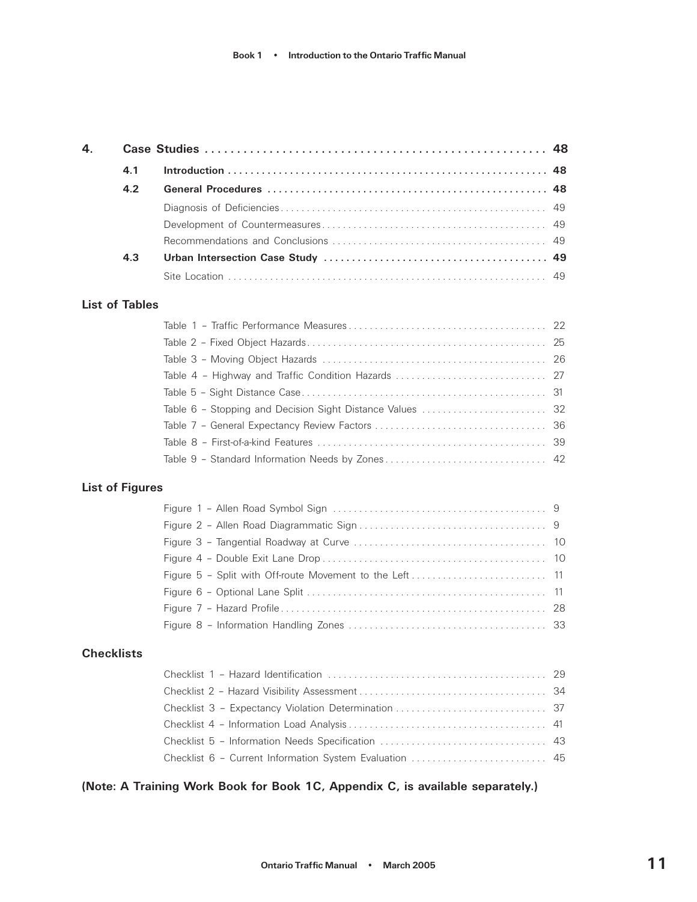| | | |
|---|---|---|
| **4.** | **Case Studies** | **48** |
| **4.1** | **Introduction** | **48** |
| **4.2** | **General Procedures** | **48** |
| | Diagnosis of Deficiencies | 49 |
| | Development of Countermeasures | 49 |
| | Recommendations and Conclusions | 49 |
| **4.3** | **Urban Intersection Case Study** | **49** |
| | Site Location | 49 |

## List of Tables

| | |
|---|---|
| Table 1 – Traffic Performance Measures | 22 |
| Table 2 – Fixed Object Hazards | 25 |
| Table 3 – Moving Object Hazards | 26 |
| Table 4 – Highway and Traffic Condition Hazards | 27 |
| Table 5 – Sight Distance Case | 31 |
| Table 6 – Stopping and Decision Sight Distance Values | 32 |
| Table 7 – General Expectancy Review Factors | 36 |
| Table 8 – First-of-a-kind Features | 39 |
| Table 9 – Standard Information Needs by Zones | 42 |

## List of Figures

| | |
|---|---|
| Figure 1 – Allen Road Symbol Sign | 9 |
| Figure 2 – Allen Road Diagrammatic Sign | 9 |
| Figure 3 – Tangential Roadway at Curve | 10 |
| Figure 4 – Double Exit Lane Drop | 10 |
| Figure 5 – Split with Off-route Movement to the Left | 11 |
| Figure 6 – Optional Lane Split | 11 |
| Figure 7 – Hazard Profile | 28 |
| Figure 8 – Information Handling Zones | 33 |

## Checklists

| | |
|---|---|
| Checklist 1 – Hazard Identification | 29 |
| Checklist 2 – Hazard Visibility Assessment | 34 |
| Checklist 3 – Expectancy Violation Determination | 37 |
| Checklist 4 – Information Load Analysis | 41 |
| Checklist 5 – Information Needs Specification | 43 |
| Checklist 6 – Current Information System Evaluation | 45 |

**(Note: A Training Work Book for Book 1C, Appendix C, is available separately.)**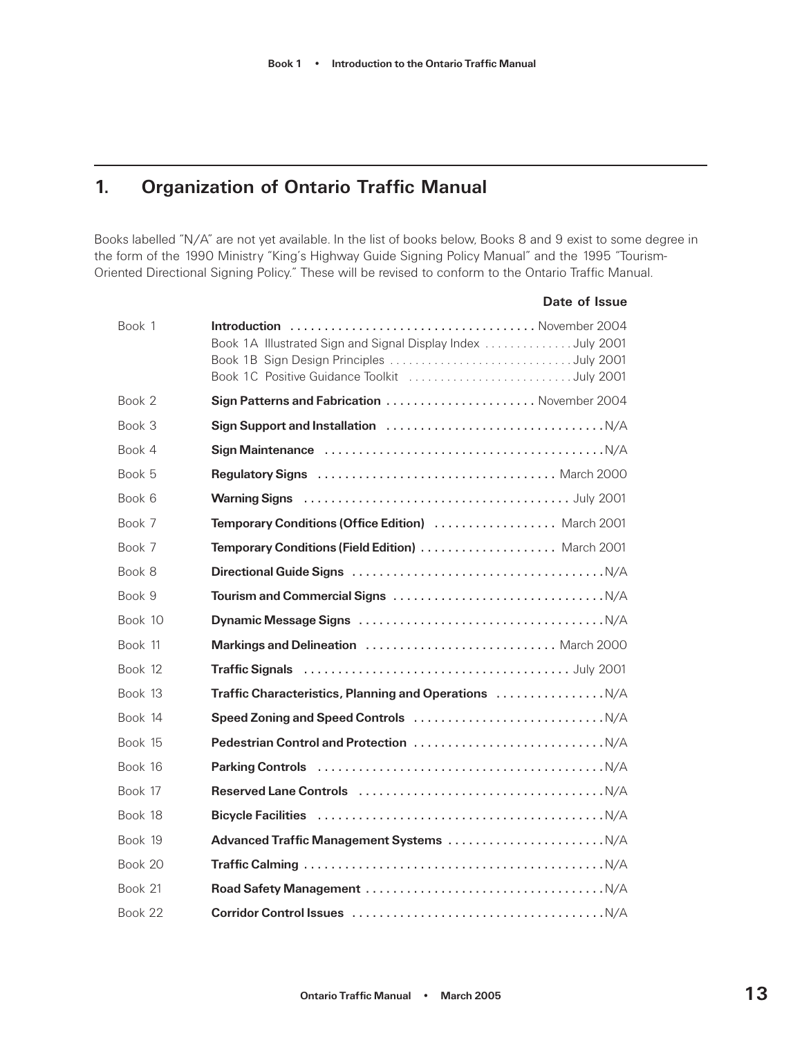# 1. Organization of Ontario Traffic Manual

Books labelled "N/A" are not yet available. In the list of books below, Books 8 and 9 exist to some degree in the form of the 1990 Ministry "King's Highway Guide Signing Policy Manual" and the 1995 "Tourism-Oriented Directional Signing Policy." These will be revised to conform to the Ontario Traffic Manual.

| | | **Date of Issue** |
|---|---|---|
| Book 1 | **Introduction** | November 2004 |
| | Book 1A Illustrated Sign and Signal Display Index | July 2001 |
| | Book 1B Sign Design Principles | July 2001 |
| | Book 1C Positive Guidance Toolkit | July 2001 |
| Book 2 | **Sign Patterns and Fabrication** | November 2004 |
| Book 3 | **Sign Support and Installation** | N/A |
| Book 4 | **Sign Maintenance** | N/A |
| Book 5 | **Regulatory Signs** | March 2000 |
| Book 6 | **Warning Signs** | July 2001 |
| Book 7 | **Temporary Conditions (Office Edition)** | March 2001 |
| Book 7 | **Temporary Conditions (Field Edition)** | March 2001 |
| Book 8 | **Directional Guide Signs** | N/A |
| Book 9 | **Tourism and Commercial Signs** | N/A |
| Book 10 | **Dynamic Message Signs** | N/A |
| Book 11 | **Markings and Delineation** | March 2000 |
| Book 12 | **Traffic Signals** | July 2001 |
| Book 13 | **Traffic Characteristics, Planning and Operations** | N/A |
| Book 14 | **Speed Zoning and Speed Controls** | N/A |
| Book 15 | **Pedestrian Control and Protection** | N/A |
| Book 16 | **Parking Controls** | N/A |
| Book 17 | **Reserved Lane Controls** | N/A |
| Book 18 | **Bicycle Facilities** | N/A |
| Book 19 | **Advanced Traffic Management Systems** | N/A |
| Book 20 | **Traffic Calming** | N/A |
| Book 21 | **Road Safety Management** | N/A |
| Book 22 | **Corridor Control Issues** | N/A |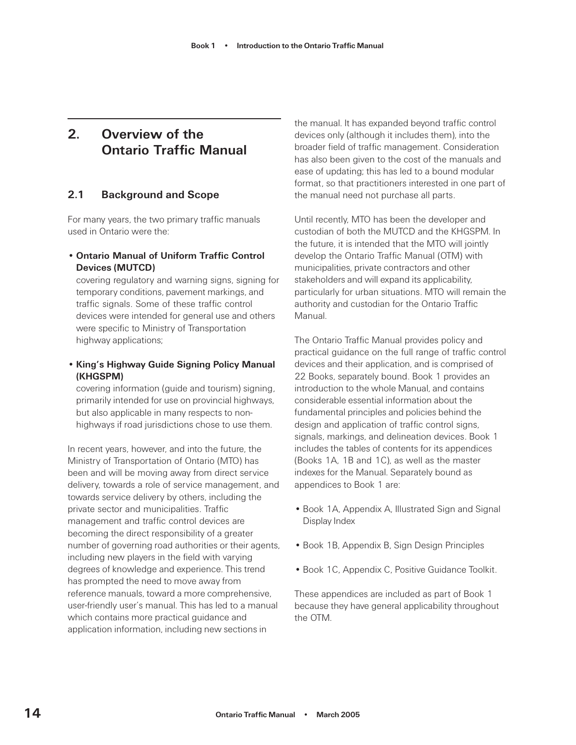## 2. Overview of the Ontario Traffic Manual

### 2.1 Background and Scope

For many years, the two primary traffic manuals used in Ontario were the:

- **Ontario Manual of Uniform Traffic Control Devices (MUTCD)**
  covering regulatory and warning signs, signing for temporary conditions, pavement markings, and traffic signals. Some of these traffic control devices were intended for general use and others were specific to Ministry of Transportation highway applications;

- **King's Highway Guide Signing Policy Manual (KHGSPM)**
  covering information (guide and tourism) signing, primarily intended for use on provincial highways, but also applicable in many respects to non-highways if road jurisdictions chose to use them.

In recent years, however, and into the future, the Ministry of Transportation of Ontario (MTO) has been and will be moving away from direct service delivery, towards a role of service management, and towards service delivery by others, including the private sector and municipalities. Traffic management and traffic control devices are becoming the direct responsibility of a greater number of governing road authorities or their agents, including new players in the field with varying degrees of knowledge and experience. This trend has prompted the need to move away from reference manuals, toward a more comprehensive, user-friendly user's manual. This has led to a manual which contains more practical guidance and application information, including new sections in the manual. It has expanded beyond traffic control devices only (although it includes them), into the broader field of traffic management. Consideration has also been given to the cost of the manuals and ease of updating; this has led to a bound modular format, so that practitioners interested in one part of the manual need not purchase all parts.

Until recently, MTO has been the developer and custodian of both the MUTCD and the KHGSPM. In the future, it is intended that the MTO will jointly develop the Ontario Traffic Manual (OTM) with municipalities, private contractors and other stakeholders and will expand its applicability, particularly for urban situations. MTO will remain the authority and custodian for the Ontario Traffic Manual.

The Ontario Traffic Manual provides policy and practical guidance on the full range of traffic control devices and their application, and is comprised of 22 Books, separately bound. Book 1 provides an introduction to the whole Manual, and contains considerable essential information about the fundamental principles and policies behind the design and application of traffic control signs, signals, markings, and delineation devices. Book 1 includes the tables of contents for its appendices (Books 1A, 1B and 1C), as well as the master indexes for the Manual. Separately bound as appendices to Book 1 are:

- Book 1A, Appendix A, Illustrated Sign and Signal Display Index
- Book 1B, Appendix B, Sign Design Principles
- Book 1C, Appendix C, Positive Guidance Toolkit.

These appendices are included as part of Book 1 because they have general applicability throughout the OTM.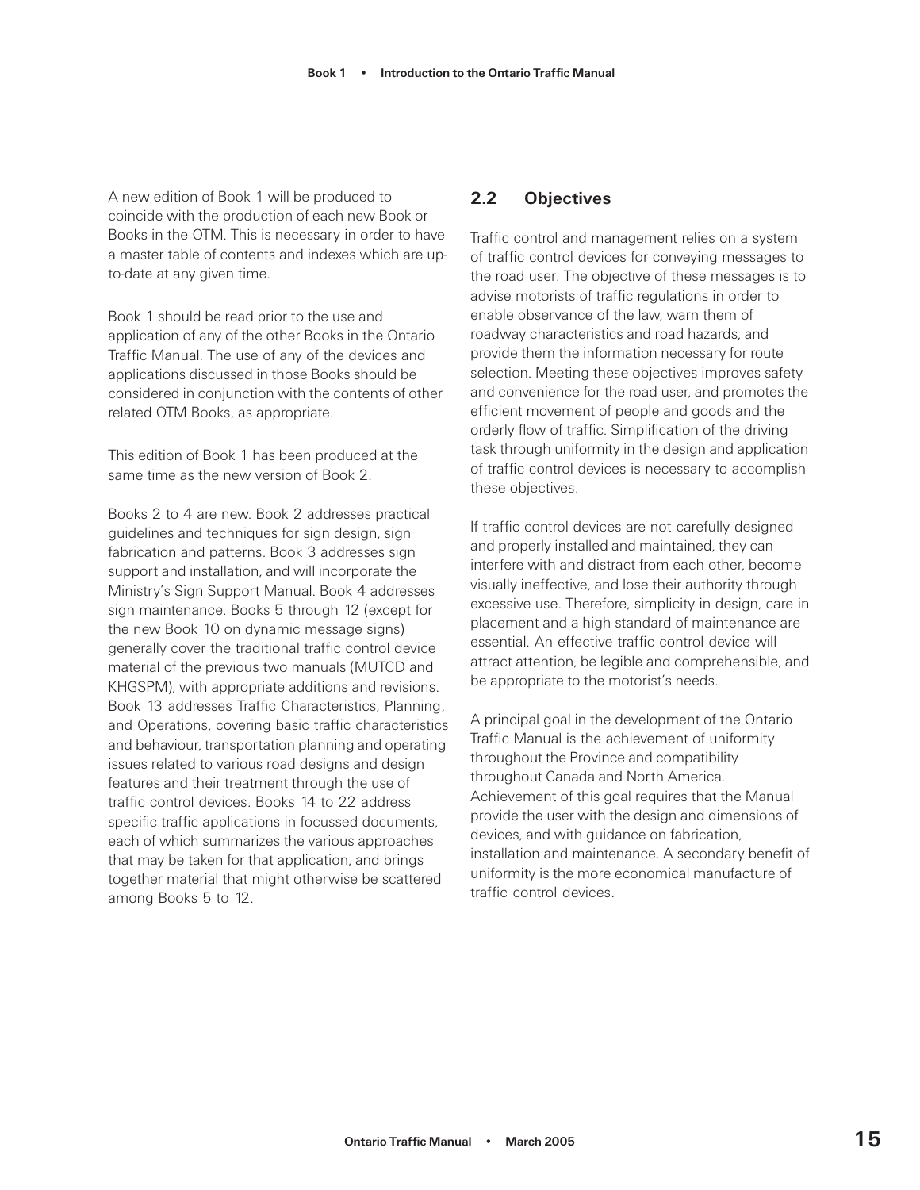A new edition of Book 1 will be produced to coincide with the production of each new Book or Books in the OTM. This is necessary in order to have a master table of contents and indexes which are up-to-date at any given time.

Book 1 should be read prior to the use and application of any of the other Books in the Ontario Traffic Manual. The use of any of the devices and applications discussed in those Books should be considered in conjunction with the contents of other related OTM Books, as appropriate.

This edition of Book 1 has been produced at the same time as the new version of Book 2.

Books 2 to 4 are new. Book 2 addresses practical guidelines and techniques for sign design, sign fabrication and patterns. Book 3 addresses sign support and installation, and will incorporate the Ministry's Sign Support Manual. Book 4 addresses sign maintenance. Books 5 through 12 (except for the new Book 10 on dynamic message signs) generally cover the traditional traffic control device material of the previous two manuals (MUTCD and KHGSPM), with appropriate additions and revisions. Book 13 addresses Traffic Characteristics, Planning, and Operations, covering basic traffic characteristics and behaviour, transportation planning and operating issues related to various road designs and design features and their treatment through the use of traffic control devices. Books 14 to 22 address specific traffic applications in focussed documents, each of which summarizes the various approaches that may be taken for that application, and brings together material that might otherwise be scattered among Books 5 to 12.

## 2.2 Objectives

Traffic control and management relies on a system of traffic control devices for conveying messages to the road user. The objective of these messages is to advise motorists of traffic regulations in order to enable observance of the law, warn them of roadway characteristics and road hazards, and provide them the information necessary for route selection. Meeting these objectives improves safety and convenience for the road user, and promotes the efficient movement of people and goods and the orderly flow of traffic. Simplification of the driving task through uniformity in the design and application of traffic control devices is necessary to accomplish these objectives.

If traffic control devices are not carefully designed and properly installed and maintained, they can interfere with and distract from each other, become visually ineffective, and lose their authority through excessive use. Therefore, simplicity in design, care in placement and a high standard of maintenance are essential. An effective traffic control device will attract attention, be legible and comprehensible, and be appropriate to the motorist's needs.

A principal goal in the development of the Ontario Traffic Manual is the achievement of uniformity throughout the Province and compatibility throughout Canada and North America. Achievement of this goal requires that the Manual provide the user with the design and dimensions of devices, and with guidance on fabrication, installation and maintenance. A secondary benefit of uniformity is the more economical manufacture of traffic control devices.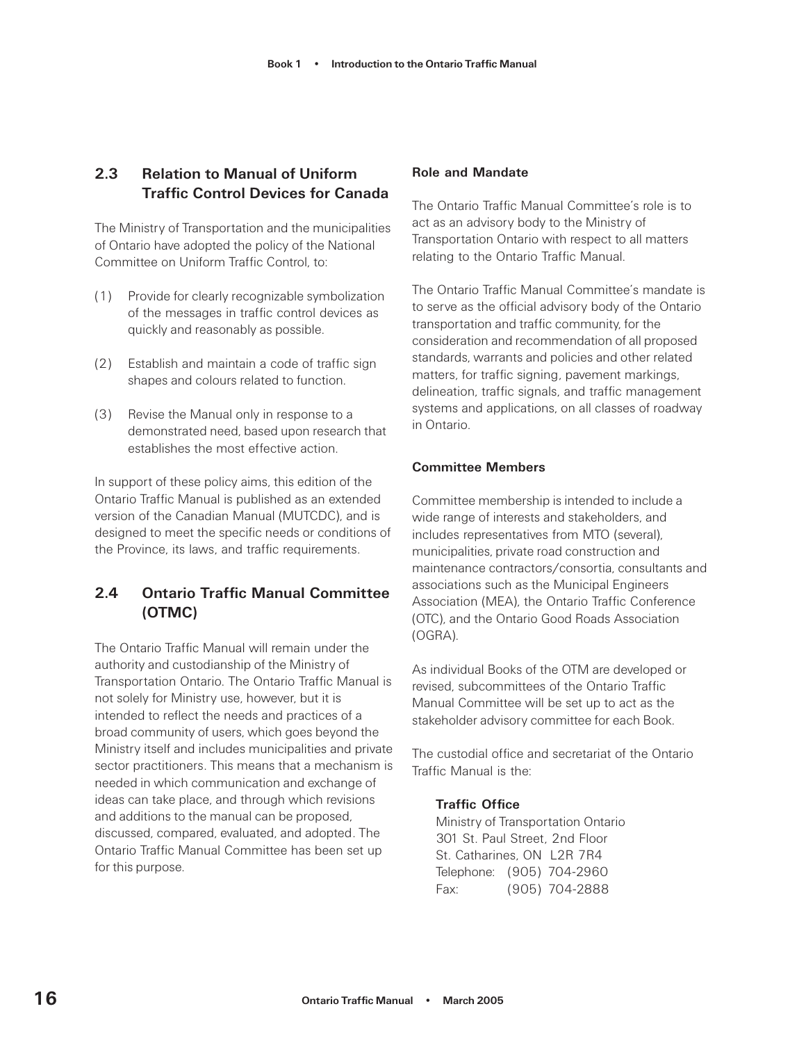## 2.3 Relation to Manual of Uniform Traffic Control Devices for Canada

The Ministry of Transportation and the municipalities of Ontario have adopted the policy of the National Committee on Uniform Traffic Control, to:

(1) Provide for clearly recognizable symbolization of the messages in traffic control devices as quickly and reasonably as possible.

(2) Establish and maintain a code of traffic sign shapes and colours related to function.

(3) Revise the Manual only in response to a demonstrated need, based upon research that establishes the most effective action.

In support of these policy aims, this edition of the Ontario Traffic Manual is published as an extended version of the Canadian Manual (MUTCDC), and is designed to meet the specific needs or conditions of the Province, its laws, and traffic requirements.

## 2.4 Ontario Traffic Manual Committee (OTMC)

The Ontario Traffic Manual will remain under the authority and custodianship of the Ministry of Transportation Ontario. The Ontario Traffic Manual is not solely for Ministry use, however, but it is intended to reflect the needs and practices of a broad community of users, which goes beyond the Ministry itself and includes municipalities and private sector practitioners. This means that a mechanism is needed in which communication and exchange of ideas can take place, and through which revisions and additions to the manual can be proposed, discussed, compared, evaluated, and adopted. The Ontario Traffic Manual Committee has been set up for this purpose.

**Role and Mandate**

The Ontario Traffic Manual Committee's role is to act as an advisory body to the Ministry of Transportation Ontario with respect to all matters relating to the Ontario Traffic Manual.

The Ontario Traffic Manual Committee's mandate is to serve as the official advisory body of the Ontario transportation and traffic community, for the consideration and recommendation of all proposed standards, warrants and policies and other related matters, for traffic signing, pavement markings, delineation, traffic signals, and traffic management systems and applications, on all classes of roadway in Ontario.

**Committee Members**

Committee membership is intended to include a wide range of interests and stakeholders, and includes representatives from MTO (several), municipalities, private road construction and maintenance contractors/consortia, consultants and associations such as the Municipal Engineers Association (MEA), the Ontario Traffic Conference (OTC), and the Ontario Good Roads Association (OGRA).

As individual Books of the OTM are developed or revised, subcommittees of the Ontario Traffic Manual Committee will be set up to act as the stakeholder advisory committee for each Book.

The custodial office and secretariat of the Ontario Traffic Manual is the:

**Traffic Office**
Ministry of Transportation Ontario
301 St. Paul Street, 2nd Floor
St. Catharines, ON L2R 7R4
Telephone: (905) 704-2960
Fax: (905) 704-2888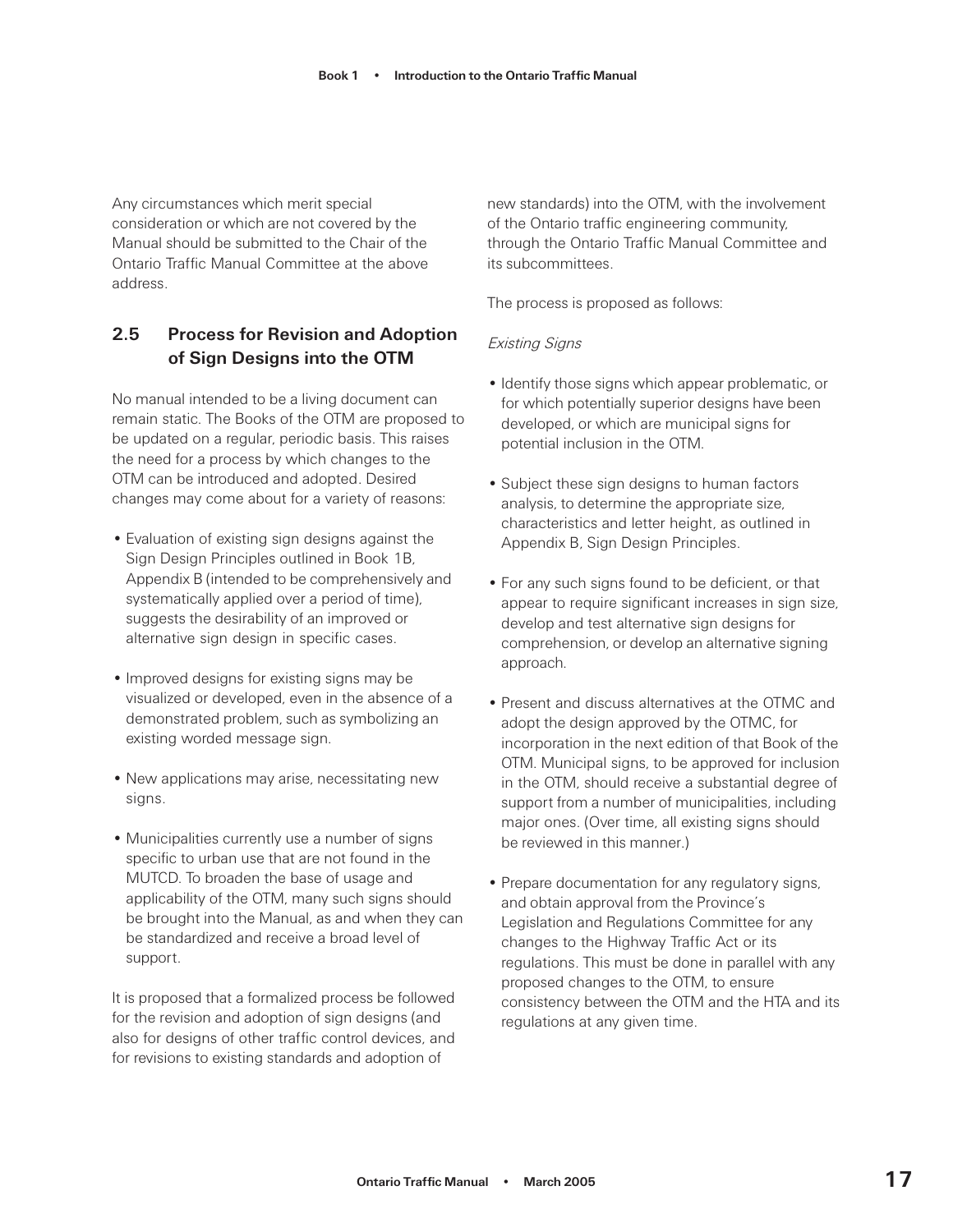Any circumstances which merit special consideration or which are not covered by the Manual should be submitted to the Chair of the Ontario Traffic Manual Committee at the above address.

## 2.5 Process for Revision and Adoption of Sign Designs into the OTM

No manual intended to be a living document can remain static. The Books of the OTM are proposed to be updated on a regular, periodic basis. This raises the need for a process by which changes to the OTM can be introduced and adopted. Desired changes may come about for a variety of reasons:

- Evaluation of existing sign designs against the Sign Design Principles outlined in Book 1B, Appendix B (intended to be comprehensively and systematically applied over a period of time), suggests the desirability of an improved or alternative sign design in specific cases.
- Improved designs for existing signs may be visualized or developed, even in the absence of a demonstrated problem, such as symbolizing an existing worded message sign.
- New applications may arise, necessitating new signs.
- Municipalities currently use a number of signs specific to urban use that are not found in the MUTCD. To broaden the base of usage and applicability of the OTM, many such signs should be brought into the Manual, as and when they can be standardized and receive a broad level of support.

It is proposed that a formalized process be followed for the revision and adoption of sign designs (and also for designs of other traffic control devices, and for revisions to existing standards and adoption of new standards) into the OTM, with the involvement of the Ontario traffic engineering community, through the Ontario Traffic Manual Committee and its subcommittees.

The process is proposed as follows:

*Existing Signs*

- Identify those signs which appear problematic, or for which potentially superior designs have been developed, or which are municipal signs for potential inclusion in the OTM.
- Subject these sign designs to human factors analysis, to determine the appropriate size, characteristics and letter height, as outlined in Appendix B, Sign Design Principles.
- For any such signs found to be deficient, or that appear to require significant increases in sign size, develop and test alternative sign designs for comprehension, or develop an alternative signing approach.
- Present and discuss alternatives at the OTMC and adopt the design approved by the OTMC, for incorporation in the next edition of that Book of the OTM. Municipal signs, to be approved for inclusion in the OTM, should receive a substantial degree of support from a number of municipalities, including major ones. (Over time, all existing signs should be reviewed in this manner.)
- Prepare documentation for any regulatory signs, and obtain approval from the Province's Legislation and Regulations Committee for any changes to the Highway Traffic Act or its regulations. This must be done in parallel with any proposed changes to the OTM, to ensure consistency between the OTM and the HTA and its regulations at any given time.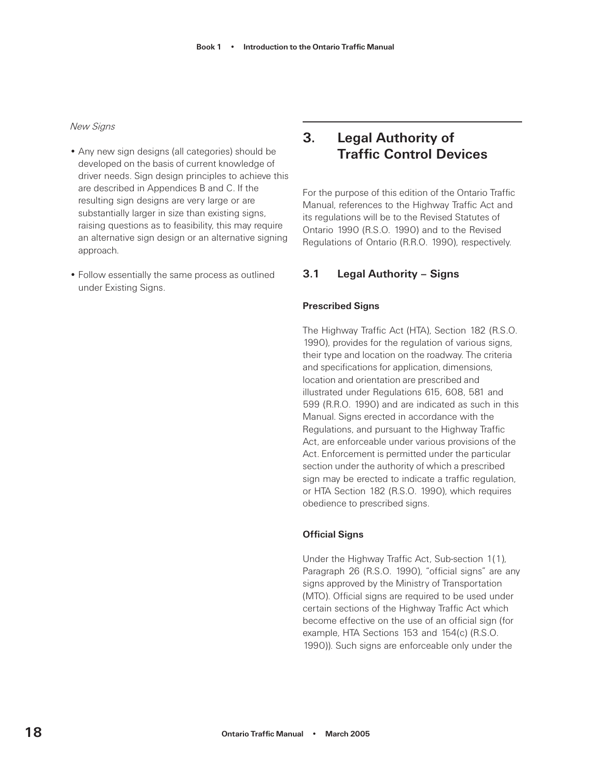*New Signs*

- Any new sign designs (all categories) should be developed on the basis of current knowledge of driver needs. Sign design principles to achieve this are described in Appendices B and C. If the resulting sign designs are very large or are substantially larger in size than existing signs, raising questions as to feasibility, this may require an alternative sign design or an alternative signing approach.
- Follow essentially the same process as outlined under Existing Signs.

# 3. Legal Authority of Traffic Control Devices

For the purpose of this edition of the Ontario Traffic Manual, references to the Highway Traffic Act and its regulations will be to the Revised Statutes of Ontario 1990 (R.S.O. 1990) and to the Revised Regulations of Ontario (R.R.O. 1990), respectively.

## 3.1 Legal Authority – Signs

### Prescribed Signs

The Highway Traffic Act (HTA), Section 182 (R.S.O. 1990), provides for the regulation of various signs, their type and location on the roadway. The criteria and specifications for application, dimensions, location and orientation are prescribed and illustrated under Regulations 615, 608, 581 and 599 (R.R.O. 1990) and are indicated as such in this Manual. Signs erected in accordance with the Regulations, and pursuant to the Highway Traffic Act, are enforceable under various provisions of the Act. Enforcement is permitted under the particular section under the authority of which a prescribed sign may be erected to indicate a traffic regulation, or HTA Section 182 (R.S.O. 1990), which requires obedience to prescribed signs.

### Official Signs

Under the Highway Traffic Act, Sub-section 1(1), Paragraph 26 (R.S.O. 1990), "official signs" are any signs approved by the Ministry of Transportation (MTO). Official signs are required to be used under certain sections of the Highway Traffic Act which become effective on the use of an official sign (for example, HTA Sections 153 and 154(c) (R.S.O. 1990)). Such signs are enforceable only under the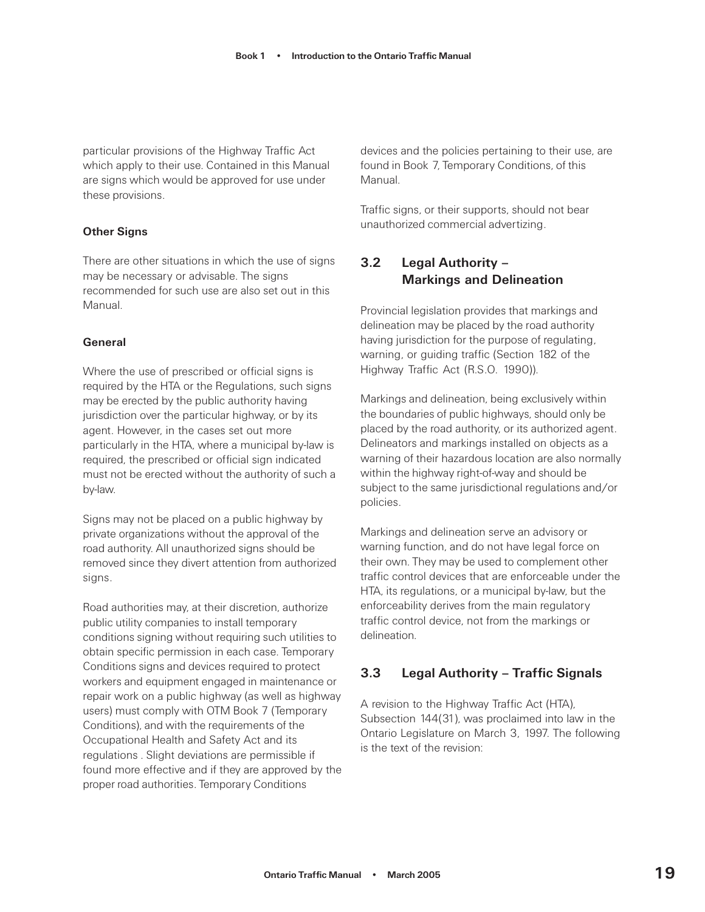particular provisions of the Highway Traffic Act which apply to their use. Contained in this Manual are signs which would be approved for use under these provisions.

**Other Signs**

There are other situations in which the use of signs may be necessary or advisable. The signs recommended for such use are also set out in this Manual.

**General**

Where the use of prescribed or official signs is required by the HTA or the Regulations, such signs may be erected by the public authority having jurisdiction over the particular highway, or by its agent. However, in the cases set out more particularly in the HTA, where a municipal by-law is required, the prescribed or official sign indicated must not be erected without the authority of such a by-law.

Signs may not be placed on a public highway by private organizations without the approval of the road authority. All unauthorized signs should be removed since they divert attention from authorized signs.

Road authorities may, at their discretion, authorize public utility companies to install temporary conditions signing without requiring such utilities to obtain specific permission in each case. Temporary Conditions signs and devices required to protect workers and equipment engaged in maintenance or repair work on a public highway (as well as highway users) must comply with OTM Book 7 (Temporary Conditions), and with the requirements of the Occupational Health and Safety Act and its regulations . Slight deviations are permissible if found more effective and if they are approved by the proper road authorities. Temporary Conditions devices and the policies pertaining to their use, are found in Book 7, Temporary Conditions, of this Manual.

Traffic signs, or their supports, should not bear unauthorized commercial advertizing.

## 3.2 Legal Authority – Markings and Delineation

Provincial legislation provides that markings and delineation may be placed by the road authority having jurisdiction for the purpose of regulating, warning, or guiding traffic (Section 182 of the Highway Traffic Act (R.S.O. 1990)).

Markings and delineation, being exclusively within the boundaries of public highways, should only be placed by the road authority, or its authorized agent. Delineators and markings installed on objects as a warning of their hazardous location are also normally within the highway right-of-way and should be subject to the same jurisdictional regulations and/or policies.

Markings and delineation serve an advisory or warning function, and do not have legal force on their own. They may be used to complement other traffic control devices that are enforceable under the HTA, its regulations, or a municipal by-law, but the enforceability derives from the main regulatory traffic control device, not from the markings or delineation.

## 3.3 Legal Authority – Traffic Signals

A revision to the Highway Traffic Act (HTA), Subsection 144(31), was proclaimed into law in the Ontario Legislature on March 3, 1997. The following is the text of the revision: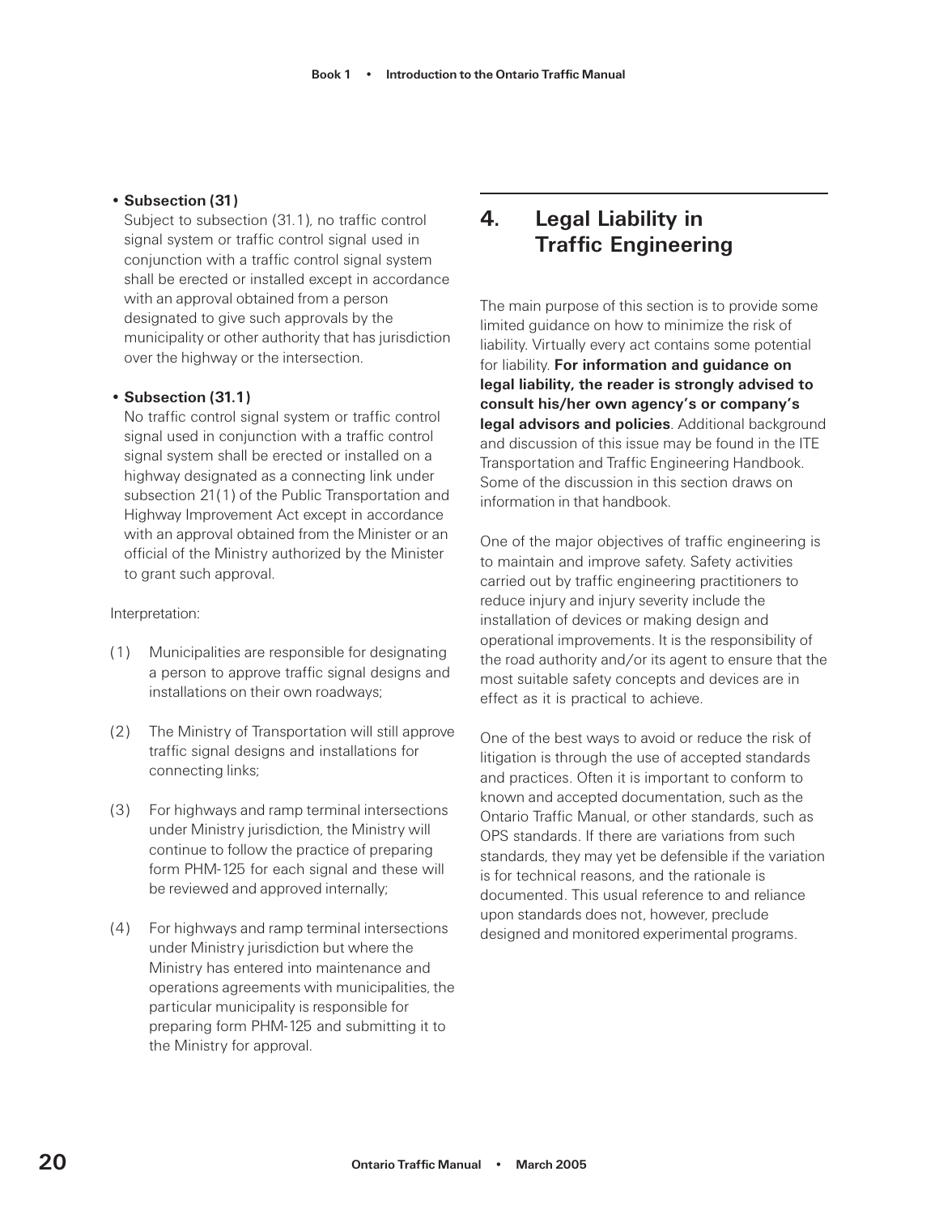- **Subsection (31)**
  Subject to subsection (31.1), no traffic control signal system or traffic control signal used in conjunction with a traffic control signal system shall be erected or installed except in accordance with an approval obtained from a person designated to give such approvals by the municipality or other authority that has jurisdiction over the highway or the intersection.

- **Subsection (31.1)**
  No traffic control signal system or traffic control signal used in conjunction with a traffic control signal system shall be erected or installed on a highway designated as a connecting link under subsection 21(1) of the Public Transportation and Highway Improvement Act except in accordance with an approval obtained from the Minister or an official of the Ministry authorized by the Minister to grant such approval.

Interpretation:

(1) Municipalities are responsible for designating a person to approve traffic signal designs and installations on their own roadways;

(2) The Ministry of Transportation will still approve traffic signal designs and installations for connecting links;

(3) For highways and ramp terminal intersections under Ministry jurisdiction, the Ministry will continue to follow the practice of preparing form PHM-125 for each signal and these will be reviewed and approved internally;

(4) For highways and ramp terminal intersections under Ministry jurisdiction but where the Ministry has entered into maintenance and operations agreements with municipalities, the particular municipality is responsible for preparing form PHM-125 and submitting it to the Ministry for approval.

# 4. Legal Liability in Traffic Engineering

The main purpose of this section is to provide some limited guidance on how to minimize the risk of liability. Virtually every act contains some potential for liability. **For information and guidance on legal liability, the reader is strongly advised to consult his/her own agency's or company's legal advisors and policies**. Additional background and discussion of this issue may be found in the ITE Transportation and Traffic Engineering Handbook. Some of the discussion in this section draws on information in that handbook.

One of the major objectives of traffic engineering is to maintain and improve safety. Safety activities carried out by traffic engineering practitioners to reduce injury and injury severity include the installation of devices or making design and operational improvements. It is the responsibility of the road authority and/or its agent to ensure that the most suitable safety concepts and devices are in effect as it is practical to achieve.

One of the best ways to avoid or reduce the risk of litigation is through the use of accepted standards and practices. Often it is important to conform to known and accepted documentation, such as the Ontario Traffic Manual, or other standards, such as OPS standards. If there are variations from such standards, they may yet be defensible if the variation is for technical reasons, and the rationale is documented. This usual reference to and reliance upon standards does not, however, preclude designed and monitored experimental programs.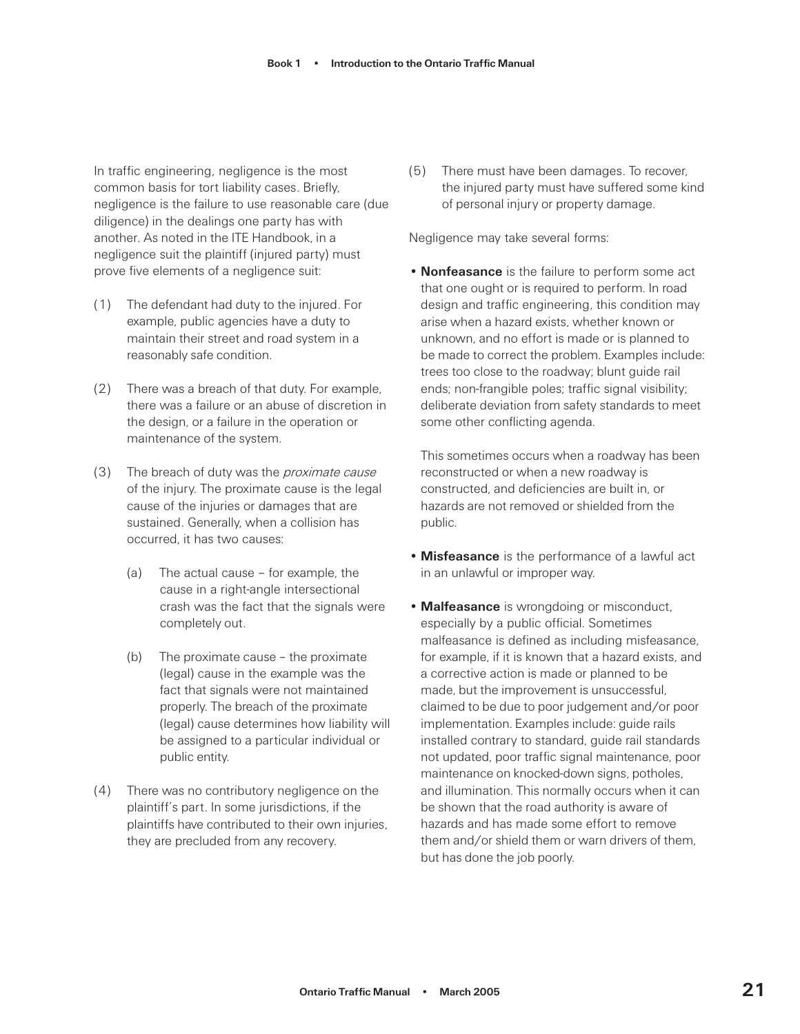In traffic engineering, negligence is the most common basis for tort liability cases. Briefly, negligence is the failure to use reasonable care (due diligence) in the dealings one party has with another. As noted in the ITE Handbook, in a negligence suit the plaintiff (injured party) must prove five elements of a negligence suit:

(1) The defendant had duty to the injured. For example, public agencies have a duty to maintain their street and road system in a reasonably safe condition.

(2) There was a breach of that duty. For example, there was a failure or an abuse of discretion in the design, or a failure in the operation or maintenance of the system.

(3) The breach of duty was the *proximate cause* of the injury. The proximate cause is the legal cause of the injuries or damages that are sustained. Generally, when a collision has occurred, it has two causes:

   (a) The actual cause – for example, the cause in a right-angle intersectional crash was the fact that the signals were completely out.

   (b) The proximate cause – the proximate (legal) cause in the example was the fact that signals were not maintained properly. The breach of the proximate (legal) cause determines how liability will be assigned to a particular individual or public entity.

(4) There was no contributory negligence on the plaintiff's part. In some jurisdictions, if the plaintiffs have contributed to their own injuries, they are precluded from any recovery.

(5) There must have been damages. To recover, the injured party must have suffered some kind of personal injury or property damage.

Negligence may take several forms:

- **Nonfeasance** is the failure to perform some act that one ought or is required to perform. In road design and traffic engineering, this condition may arise when a hazard exists, whether known or unknown, and no effort is made or is planned to be made to correct the problem. Examples include: trees too close to the roadway; blunt guide rail ends; non-frangible poles; traffic signal visibility; deliberate deviation from safety standards to meet some other conflicting agenda.

  This sometimes occurs when a roadway has been reconstructed or when a new roadway is constructed, and deficiencies are built in, or hazards are not removed or shielded from the public.

- **Misfeasance** is the performance of a lawful act in an unlawful or improper way.

- **Malfeasance** is wrongdoing or misconduct, especially by a public official. Sometimes malfeasance is defined as including misfeasance, for example, if it is known that a hazard exists, and a corrective action is made or planned to be made, but the improvement is unsuccessful, claimed to be due to poor judgement and/or poor implementation. Examples include: guide rails installed contrary to standard, guide rail standards not updated, poor traffic signal maintenance, poor maintenance on knocked-down signs, potholes, and illumination. This normally occurs when it can be shown that the road authority is aware of hazards and has made some effort to remove them and/or shield them or warn drivers of them, but has done the job poorly.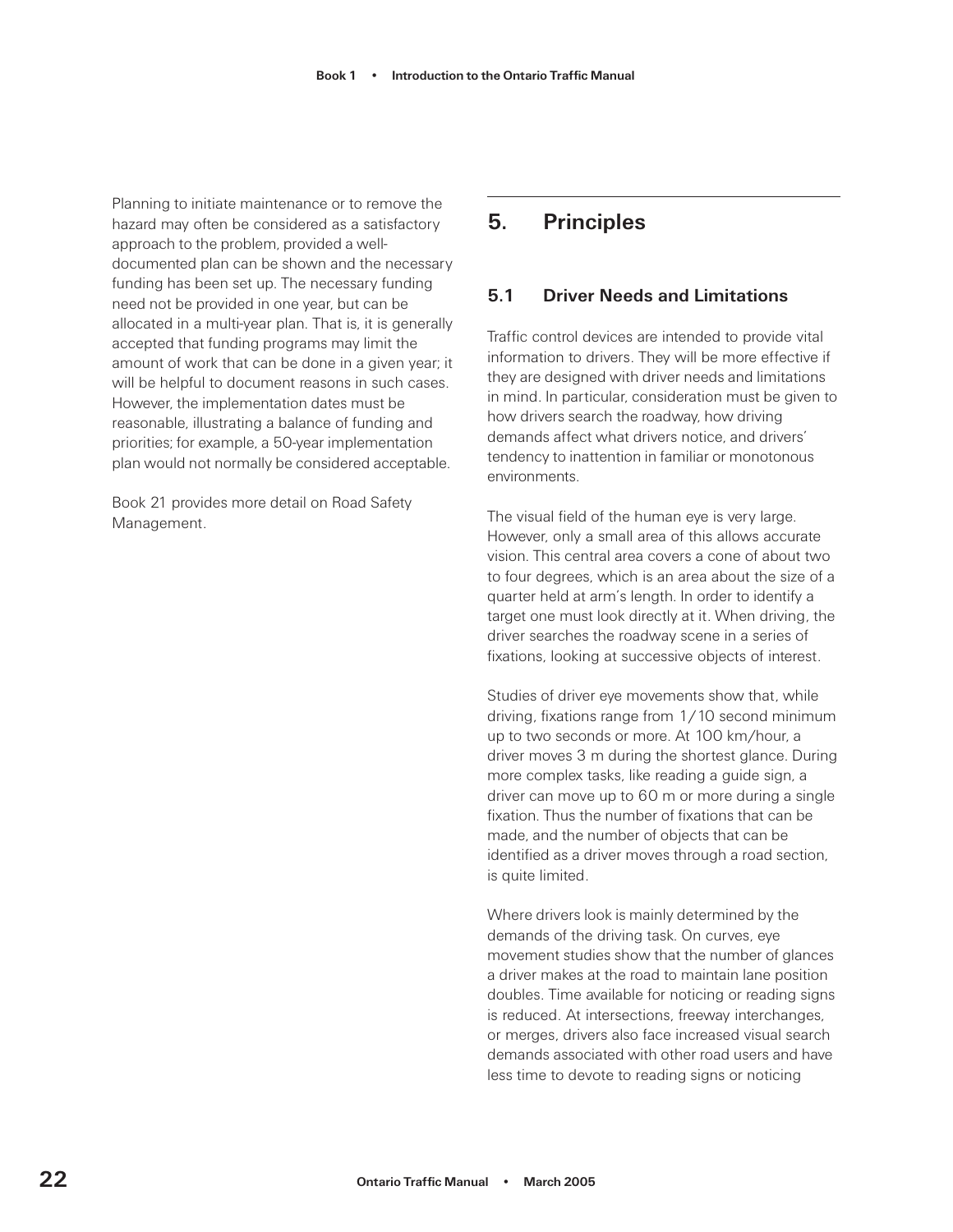Planning to initiate maintenance or to remove the hazard may often be considered as a satisfactory approach to the problem, provided a well-documented plan can be shown and the necessary funding has been set up. The necessary funding need not be provided in one year, but can be allocated in a multi-year plan. That is, it is generally accepted that funding programs may limit the amount of work that can be done in a given year; it will be helpful to document reasons in such cases. However, the implementation dates must be reasonable, illustrating a balance of funding and priorities; for example, a 50-year implementation plan would not normally be considered acceptable.

Book 21 provides more detail on Road Safety Management.

# 5. Principles

## 5.1 Driver Needs and Limitations

Traffic control devices are intended to provide vital information to drivers. They will be more effective if they are designed with driver needs and limitations in mind. In particular, consideration must be given to how drivers search the roadway, how driving demands affect what drivers notice, and drivers' tendency to inattention in familiar or monotonous environments.

The visual field of the human eye is very large. However, only a small area of this allows accurate vision. This central area covers a cone of about two to four degrees, which is an area about the size of a quarter held at arm's length. In order to identify a target one must look directly at it. When driving, the driver searches the roadway scene in a series of fixations, looking at successive objects of interest.

Studies of driver eye movements show that, while driving, fixations range from 1/10 second minimum up to two seconds or more. At 100 km/hour, a driver moves 3 m during the shortest glance. During more complex tasks, like reading a guide sign, a driver can move up to 60 m or more during a single fixation. Thus the number of fixations that can be made, and the number of objects that can be identified as a driver moves through a road section, is quite limited.

Where drivers look is mainly determined by the demands of the driving task. On curves, eye movement studies show that the number of glances a driver makes at the road to maintain lane position doubles. Time available for noticing or reading signs is reduced. At intersections, freeway interchanges, or merges, drivers also face increased visual search demands associated with other road users and have less time to devote to reading signs or noticing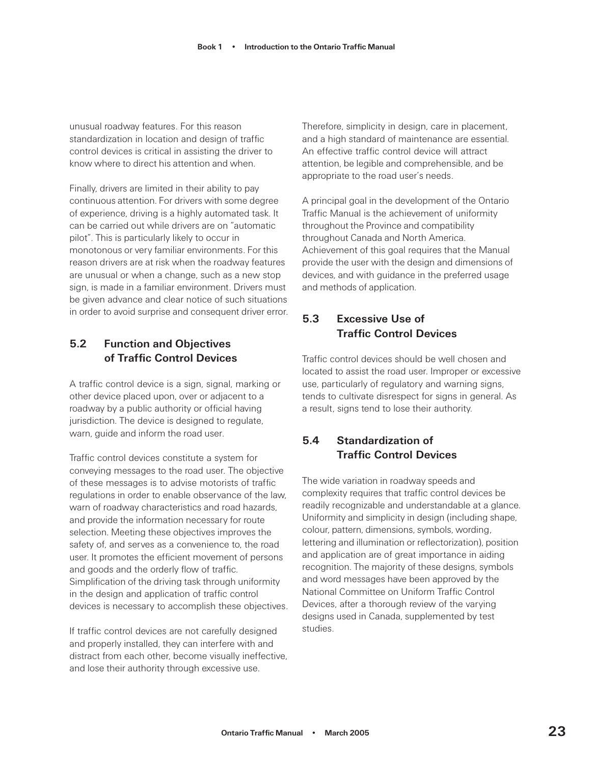unusual roadway features. For this reason standardization in location and design of traffic control devices is critical in assisting the driver to know where to direct his attention and when.

Finally, drivers are limited in their ability to pay continuous attention. For drivers with some degree of experience, driving is a highly automated task. It can be carried out while drivers are on "automatic pilot". This is particularly likely to occur in monotonous or very familiar environments. For this reason drivers are at risk when the roadway features are unusual or when a change, such as a new stop sign, is made in a familiar environment. Drivers must be given advance and clear notice of such situations in order to avoid surprise and consequent driver error.

## 5.2 Function and Objectives of Traffic Control Devices

A traffic control device is a sign, signal, marking or other device placed upon, over or adjacent to a roadway by a public authority or official having jurisdiction. The device is designed to regulate, warn, guide and inform the road user.

Traffic control devices constitute a system for conveying messages to the road user. The objective of these messages is to advise motorists of traffic regulations in order to enable observance of the law, warn of roadway characteristics and road hazards, and provide the information necessary for route selection. Meeting these objectives improves the safety of, and serves as a convenience to, the road user. It promotes the efficient movement of persons and goods and the orderly flow of traffic. Simplification of the driving task through uniformity in the design and application of traffic control devices is necessary to accomplish these objectives.

If traffic control devices are not carefully designed and properly installed, they can interfere with and distract from each other, become visually ineffective, and lose their authority through excessive use.

Therefore, simplicity in design, care in placement, and a high standard of maintenance are essential. An effective traffic control device will attract attention, be legible and comprehensible, and be appropriate to the road user's needs.

A principal goal in the development of the Ontario Traffic Manual is the achievement of uniformity throughout the Province and compatibility throughout Canada and North America. Achievement of this goal requires that the Manual provide the user with the design and dimensions of devices, and with guidance in the preferred usage and methods of application.

## 5.3 Excessive Use of Traffic Control Devices

Traffic control devices should be well chosen and located to assist the road user. Improper or excessive use, particularly of regulatory and warning signs, tends to cultivate disrespect for signs in general. As a result, signs tend to lose their authority.

## 5.4 Standardization of Traffic Control Devices

The wide variation in roadway speeds and complexity requires that traffic control devices be readily recognizable and understandable at a glance. Uniformity and simplicity in design (including shape, colour, pattern, dimensions, symbols, wording, lettering and illumination or reflectorization), position and application are of great importance in aiding recognition. The majority of these designs, symbols and word messages have been approved by the National Committee on Uniform Traffic Control Devices, after a thorough review of the varying designs used in Canada, supplemented by test studies.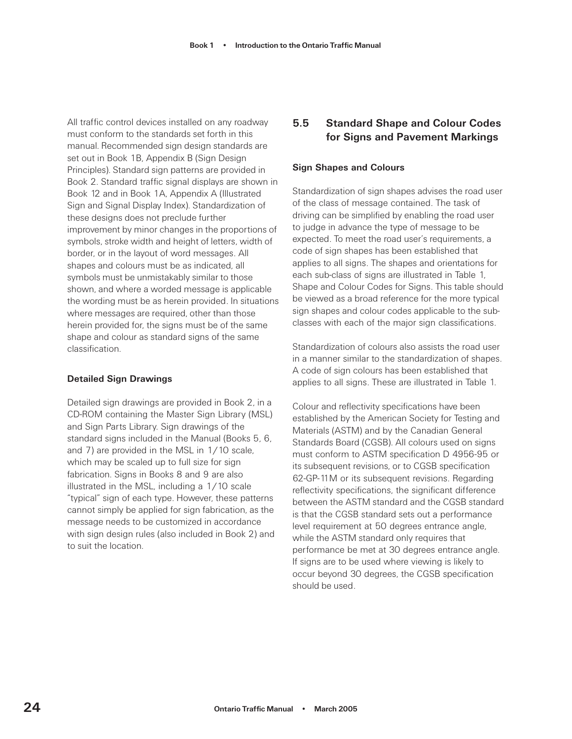All traffic control devices installed on any roadway must conform to the standards set forth in this manual. Recommended sign design standards are set out in Book 1B, Appendix B (Sign Design Principles). Standard sign patterns are provided in Book 2. Standard traffic signal displays are shown in Book 12 and in Book 1A, Appendix A (Illustrated Sign and Signal Display Index). Standardization of these designs does not preclude further improvement by minor changes in the proportions of symbols, stroke width and height of letters, width of border, or in the layout of word messages. All shapes and colours must be as indicated, all symbols must be unmistakably similar to those shown, and where a worded message is applicable the wording must be as herein provided. In situations where messages are required, other than those herein provided for, the signs must be of the same shape and colour as standard signs of the same classification.

#### Detailed Sign Drawings

Detailed sign drawings are provided in Book 2, in a CD-ROM containing the Master Sign Library (MSL) and Sign Parts Library. Sign drawings of the standard signs included in the Manual (Books 5, 6, and 7) are provided in the MSL in 1/10 scale, which may be scaled up to full size for sign fabrication. Signs in Books 8 and 9 are also illustrated in the MSL, including a 1/10 scale "typical" sign of each type. However, these patterns cannot simply be applied for sign fabrication, as the message needs to be customized in accordance with sign design rules (also included in Book 2) and to suit the location.

### 5.5 Standard Shape and Colour Codes for Signs and Pavement Markings

#### Sign Shapes and Colours

Standardization of sign shapes advises the road user of the class of message contained. The task of driving can be simplified by enabling the road user to judge in advance the type of message to be expected. To meet the road user's requirements, a code of sign shapes has been established that applies to all signs. The shapes and orientations for each sub-class of signs are illustrated in Table 1, Shape and Colour Codes for Signs. This table should be viewed as a broad reference for the more typical sign shapes and colour codes applicable to the sub-classes with each of the major sign classifications.

Standardization of colours also assists the road user in a manner similar to the standardization of shapes. A code of sign colours has been established that applies to all signs. These are illustrated in Table 1.

Colour and reflectivity specifications have been established by the American Society for Testing and Materials (ASTM) and by the Canadian General Standards Board (CGSB). All colours used on signs must conform to ASTM specification D 4956-95 or its subsequent revisions, or to CGSB specification 62-GP-11M or its subsequent revisions. Regarding reflectivity specifications, the significant difference between the ASTM standard and the CGSB standard is that the CGSB standard sets out a performance level requirement at 50 degrees entrance angle, while the ASTM standard only requires that performance be met at 30 degrees entrance angle. If signs are to be used where viewing is likely to occur beyond 30 degrees, the CGSB specification should be used.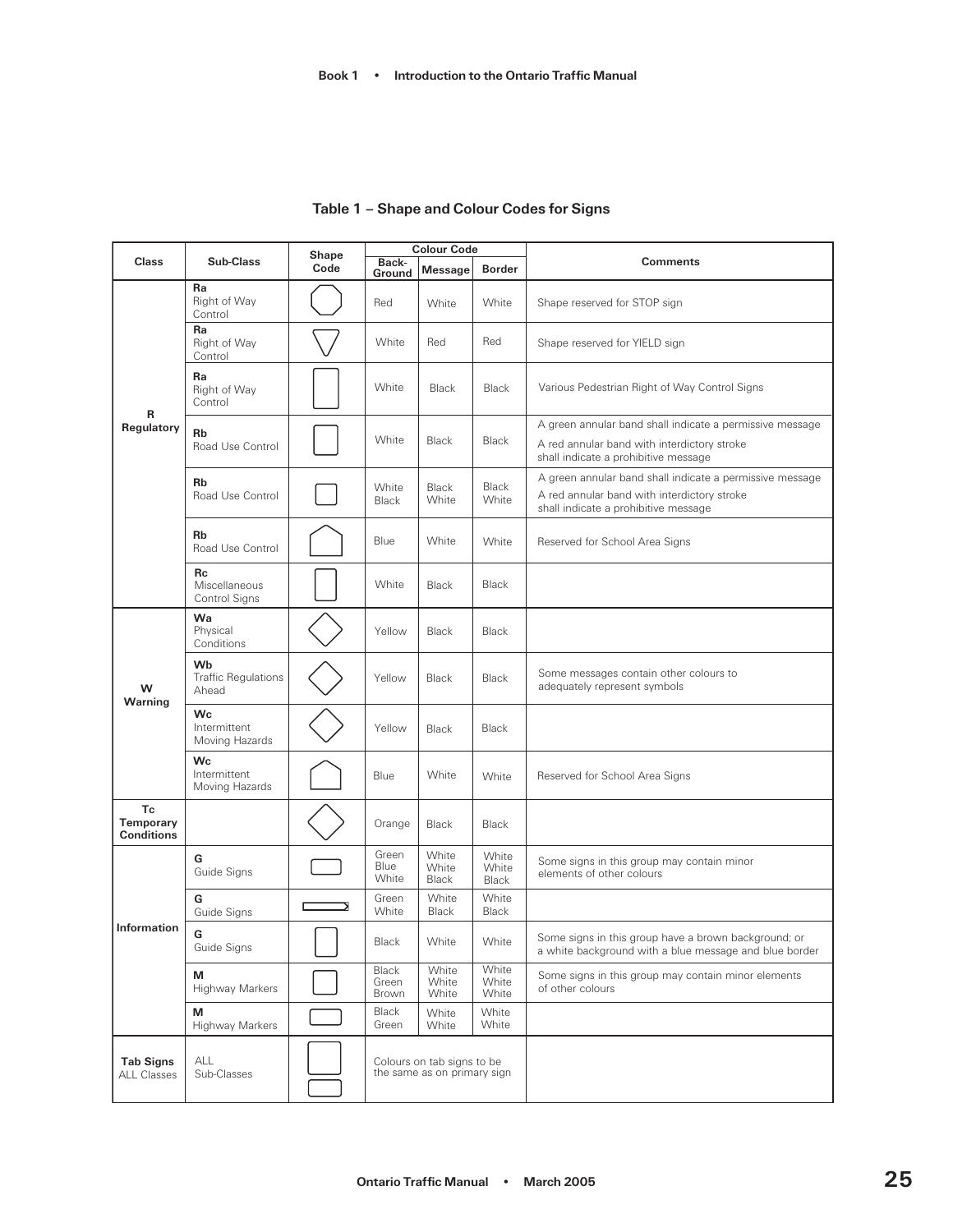### Table 1 – Shape and Colour Codes for Signs

| Class | Sub-Class | Shape Code | Colour Code | | | Comments |
|---|---|---|---|---|---|---|
| | | | Back-Ground | Message | Border | |
| R Regulatory | Ra Right of Way Control | | Red | White | White | Shape reserved for STOP sign |
| | Ra Right of Way Control | | White | Red | Red | Shape reserved for YIELD sign |
| | Ra Right of Way Control | | White | Black | Black | Various Pedestrian Right of Way Control Signs |
| | Rb Road Use Control | | White | Black | Black | A green annular band shall indicate a permissive message<br>A red annular band with interdictory stroke shall indicate a prohibitive message |
| | Rb Road Use Control | | White<br>Black | Black<br>White | Black<br>White | A green annular band shall indicate a permissive message<br>A red annular band with interdictory stroke shall indicate a prohibitive message |
| | Rb Road Use Control | | Blue | White | White | Reserved for School Area Signs |
| | Rc Miscellaneous Control Signs | | White | Black | Black | |
| W Warning | Wa Physical Conditions | | Yellow | Black | Black | |
| | Wb Traffic Regulations Ahead | | Yellow | Black | Black | Some messages contain other colours to adequately represent symbols |
| | Wc Intermittent Moving Hazards | | Yellow | Black | Black | |
| | Wc Intermittent Moving Hazards | | Blue | White | White | Reserved for School Area Signs |
| Tc Temporary Conditions | | | Orange | Black | Black | |
| Information | G Guide Signs | | Green<br>Blue<br>White | White<br>White<br>Black | White<br>White<br>Black | Some signs in this group may contain minor elements of other colours |
| | G Guide Signs | | Green<br>White | White<br>Black | White<br>Black | |
| | G Guide Signs | | Black | White | White | Some signs in this group have a brown background; or a white background with a blue message and blue border |
| | M Highway Markers | | Black<br>Green<br>Brown | White<br>White<br>White | White<br>White<br>White | Some signs in this group may contain minor elements of other colours |
| | M Highway Markers | | Black<br>Green | White<br>White | White<br>White | |
| Tab Signs ALL Classes | ALL Sub-Classes | | Colours on tab signs to be the same as on primary sign | | | |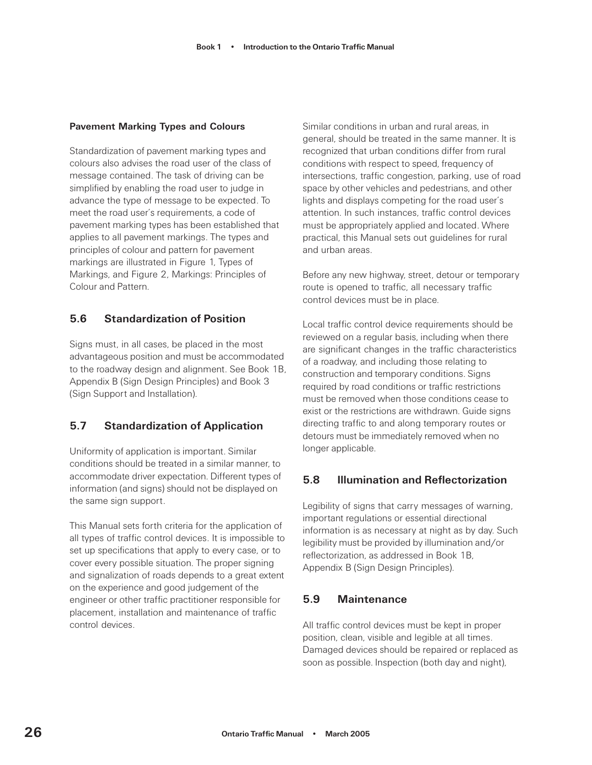#### Pavement Marking Types and Colours

Standardization of pavement marking types and colours also advises the road user of the class of message contained. The task of driving can be simplified by enabling the road user to judge in advance the type of message to be expected. To meet the road user's requirements, a code of pavement marking types has been established that applies to all pavement markings. The types and principles of colour and pattern for pavement markings are illustrated in Figure 1, Types of Markings, and Figure 2, Markings: Principles of Colour and Pattern.

### 5.6 Standardization of Position

Signs must, in all cases, be placed in the most advantageous position and must be accommodated to the roadway design and alignment. See Book 1B, Appendix B (Sign Design Principles) and Book 3 (Sign Support and Installation).

### 5.7 Standardization of Application

Uniformity of application is important. Similar conditions should be treated in a similar manner, to accommodate driver expectation. Different types of information (and signs) should not be displayed on the same sign support.

This Manual sets forth criteria for the application of all types of traffic control devices. It is impossible to set up specifications that apply to every case, or to cover every possible situation. The proper signing and signalization of roads depends to a great extent on the experience and good judgement of the engineer or other traffic practitioner responsible for placement, installation and maintenance of traffic control devices.

Similar conditions in urban and rural areas, in general, should be treated in the same manner. It is recognized that urban conditions differ from rural conditions with respect to speed, frequency of intersections, traffic congestion, parking, use of road space by other vehicles and pedestrians, and other lights and displays competing for the road user's attention. In such instances, traffic control devices must be appropriately applied and located. Where practical, this Manual sets out guidelines for rural and urban areas.

Before any new highway, street, detour or temporary route is opened to traffic, all necessary traffic control devices must be in place.

Local traffic control device requirements should be reviewed on a regular basis, including when there are significant changes in the traffic characteristics of a roadway, and including those relating to construction and temporary conditions. Signs required by road conditions or traffic restrictions must be removed when those conditions cease to exist or the restrictions are withdrawn. Guide signs directing traffic to and along temporary routes or detours must be immediately removed when no longer applicable.

### 5.8 Illumination and Reflectorization

Legibility of signs that carry messages of warning, important regulations or essential directional information is as necessary at night as by day. Such legibility must be provided by illumination and/or reflectorization, as addressed in Book 1B, Appendix B (Sign Design Principles).

### 5.9 Maintenance

All traffic control devices must be kept in proper position, clean, visible and legible at all times. Damaged devices should be repaired or replaced as soon as possible. Inspection (both day and night),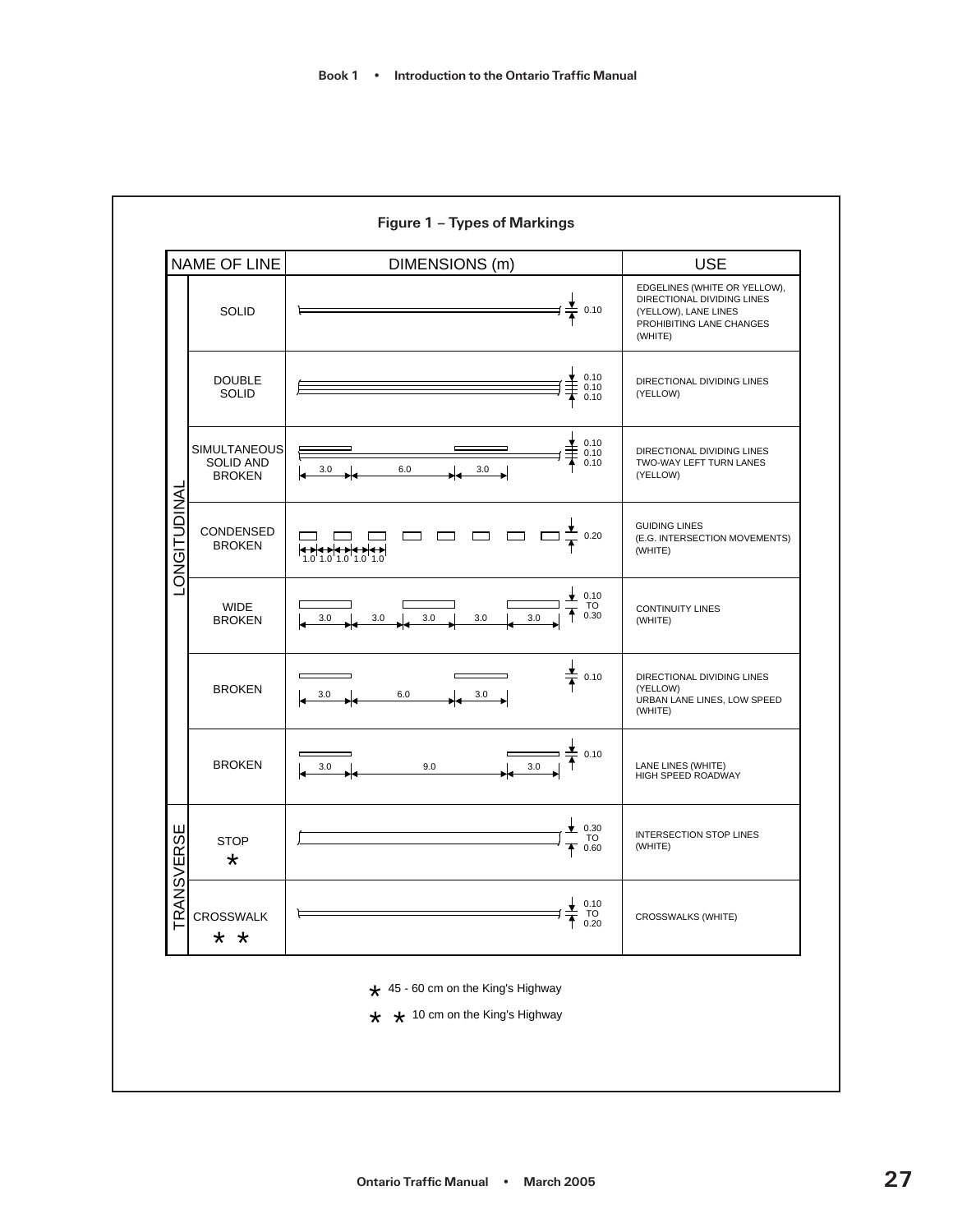**Figure 1 – Types of Markings**

| | NAME OF LINE | DIMENSIONS (m) | USE |
|---|---|---|---|
| LONGITUDINAL | SOLID | 0.10 | EDGELINES (WHITE OR YELLOW), DIRECTIONAL DIVIDING LINES (YELLOW), LANE LINES PROHIBITING LANE CHANGES (WHITE) |
| | DOUBLE SOLID | 0.10 / 0.10 / 0.10 | DIRECTIONAL DIVIDING LINES (YELLOW) |
| | SIMULTANEOUS SOLID AND BROKEN | 0.10 / 0.10 / 0.10; 3.0, 6.0, 3.0 | DIRECTIONAL DIVIDING LINES TWO-WAY LEFT TURN LANES (YELLOW) |
| | CONDENSED BROKEN | 0.20; 1.0, 1.0, 1.0, 1.0, 1.0 | GUIDING LINES (E.G. INTERSECTION MOVEMENTS) (WHITE) |
| | WIDE BROKEN | 0.10 TO 0.30; 3.0, 3.0, 3.0, 3.0, 3.0 | CONTINUITY LINES (WHITE) |
| | BROKEN | 0.10; 3.0, 6.0, 3.0 | DIRECTIONAL DIVIDING LINES (YELLOW) URBAN LANE LINES, LOW SPEED (WHITE) |
| | BROKEN | 0.10; 3.0, 9.0, 3.0 | LANE LINES (WHITE) HIGH SPEED ROADWAY |
| TRANSVERSE | STOP * | 0.30 TO 0.60 | INTERSECTION STOP LINES (WHITE) |
| | CROSSWALK * * | 0.10 TO 0.20 | CROSSWALKS (WHITE) |

\* 45 - 60 cm on the King's Highway

\* \* 10 cm on the King's Highway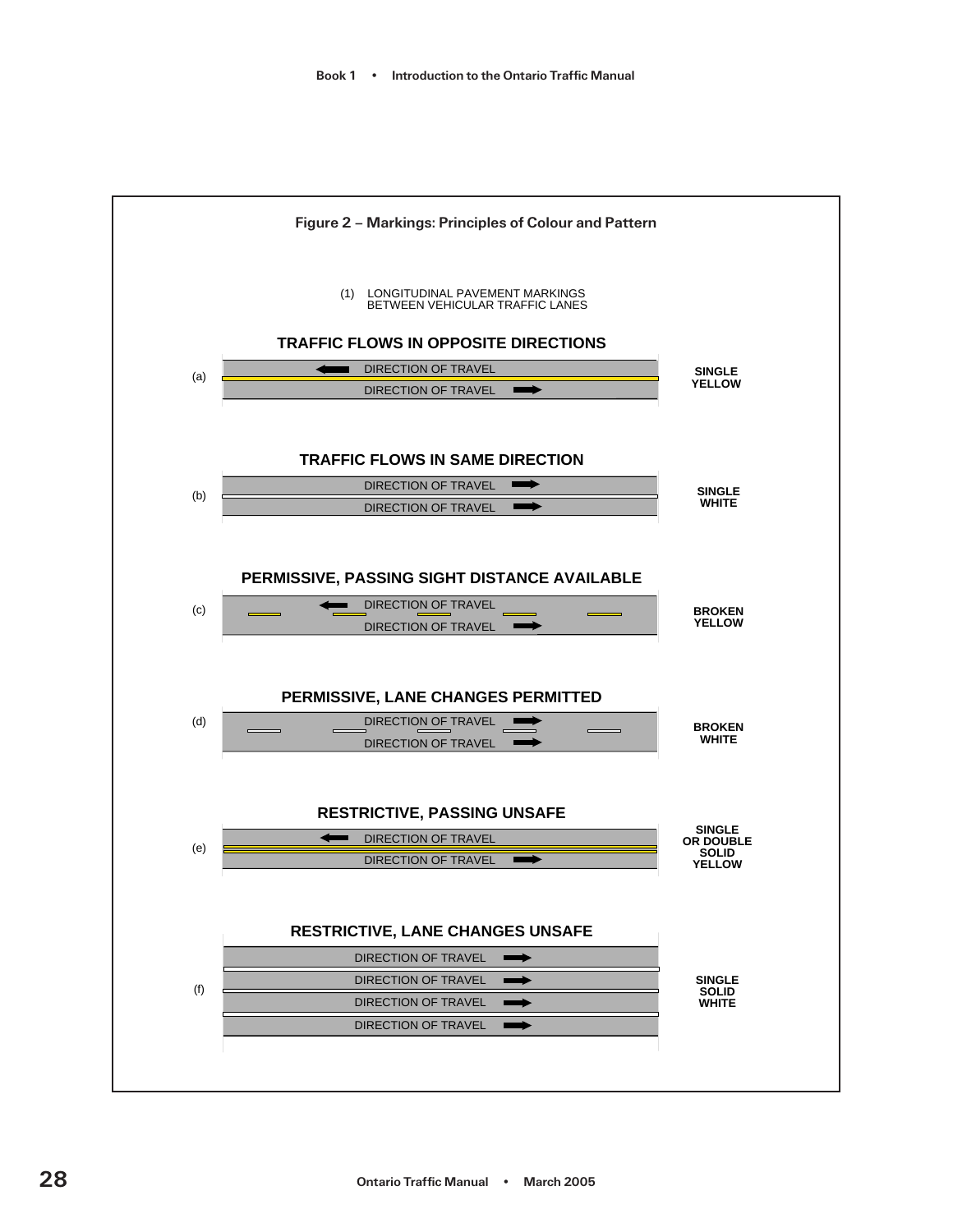**Figure 2 – Markings: Principles of Colour and Pattern**

(1) LONGITUDINAL PAVEMENT MARKINGS BETWEEN VEHICULAR TRAFFIC LANES

**TRAFFIC FLOWS IN OPPOSITE DIRECTIONS**

(a)
DIRECTION OF TRAVEL
DIRECTION OF TRAVEL
**SINGLE YELLOW**

**TRAFFIC FLOWS IN SAME DIRECTION**

(b)
DIRECTION OF TRAVEL
DIRECTION OF TRAVEL
**SINGLE WHITE**

**PERMISSIVE, PASSING SIGHT DISTANCE AVAILABLE**

(c)
DIRECTION OF TRAVEL
DIRECTION OF TRAVEL
**BROKEN YELLOW**

**PERMISSIVE, LANE CHANGES PERMITTED**

(d)
DIRECTION OF TRAVEL
DIRECTION OF TRAVEL
**BROKEN WHITE**

**RESTRICTIVE, PASSING UNSAFE**

(e)
DIRECTION OF TRAVEL
DIRECTION OF TRAVEL
**SINGLE OR DOUBLE SOLID YELLOW**

**RESTRICTIVE, LANE CHANGES UNSAFE**

(f)
DIRECTION OF TRAVEL
DIRECTION OF TRAVEL
DIRECTION OF TRAVEL
DIRECTION OF TRAVEL
**SINGLE SOLID WHITE**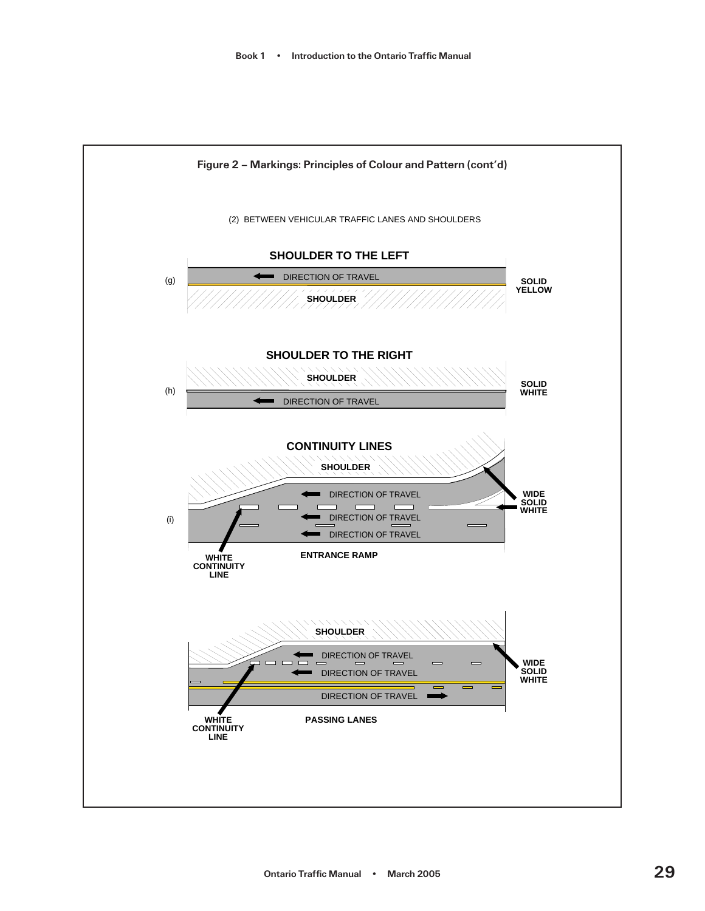## Figure 2 – Markings: Principles of Colour and Pattern (cont'd)

(2) BETWEEN VEHICULAR TRAFFIC LANES AND SHOULDERS

**SHOULDER TO THE LEFT**

(g)

DIRECTION OF TRAVEL

SHOULDER

SOLID YELLOW

**SHOULDER TO THE RIGHT**

(h)

SHOULDER

DIRECTION OF TRAVEL

SOLID WHITE

**CONTINUITY LINES**

(i)

SHOULDER

DIRECTION OF TRAVEL

DIRECTION OF TRAVEL

DIRECTION OF TRAVEL

WIDE SOLID WHITE

WHITE CONTINUITY LINE

ENTRANCE RAMP

SHOULDER

DIRECTION OF TRAVEL

DIRECTION OF TRAVEL

DIRECTION OF TRAVEL

WIDE SOLID WHITE

WHITE CONTINUITY LINE

PASSING LANES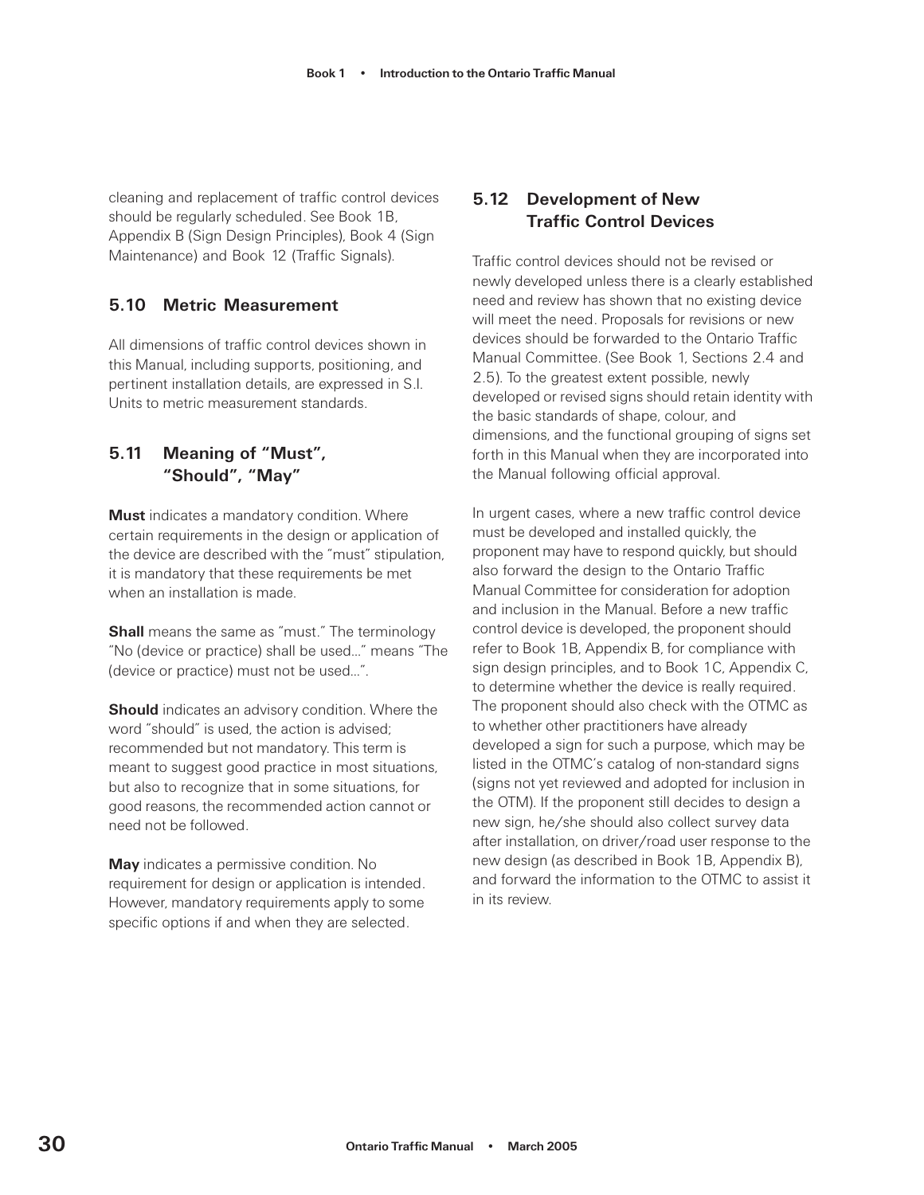cleaning and replacement of traffic control devices should be regularly scheduled. See Book 1B, Appendix B (Sign Design Principles), Book 4 (Sign Maintenance) and Book 12 (Traffic Signals).

### 5.10 Metric Measurement

All dimensions of traffic control devices shown in this Manual, including supports, positioning, and pertinent installation details, are expressed in S.I. Units to metric measurement standards.

### 5.11 Meaning of "Must", "Should", "May"

**Must** indicates a mandatory condition. Where certain requirements in the design or application of the device are described with the "must" stipulation, it is mandatory that these requirements be met when an installation is made.

**Shall** means the same as "must." The terminology "No (device or practice) shall be used..." means "The (device or practice) must not be used...".

**Should** indicates an advisory condition. Where the word "should" is used, the action is advised; recommended but not mandatory. This term is meant to suggest good practice in most situations, but also to recognize that in some situations, for good reasons, the recommended action cannot or need not be followed.

**May** indicates a permissive condition. No requirement for design or application is intended. However, mandatory requirements apply to some specific options if and when they are selected.

### 5.12 Development of New Traffic Control Devices

Traffic control devices should not be revised or newly developed unless there is a clearly established need and review has shown that no existing device will meet the need. Proposals for revisions or new devices should be forwarded to the Ontario Traffic Manual Committee. (See Book 1, Sections 2.4 and 2.5). To the greatest extent possible, newly developed or revised signs should retain identity with the basic standards of shape, colour, and dimensions, and the functional grouping of signs set forth in this Manual when they are incorporated into the Manual following official approval.

In urgent cases, where a new traffic control device must be developed and installed quickly, the proponent may have to respond quickly, but should also forward the design to the Ontario Traffic Manual Committee for consideration for adoption and inclusion in the Manual. Before a new traffic control device is developed, the proponent should refer to Book 1B, Appendix B, for compliance with sign design principles, and to Book 1C, Appendix C, to determine whether the device is really required. The proponent should also check with the OTMC as to whether other practitioners have already developed a sign for such a purpose, which may be listed in the OTMC's catalog of non-standard signs (signs not yet reviewed and adopted for inclusion in the OTM). If the proponent still decides to design a new sign, he/she should also collect survey data after installation, on driver/road user response to the new design (as described in Book 1B, Appendix B), and forward the information to the OTMC to assist it in its review.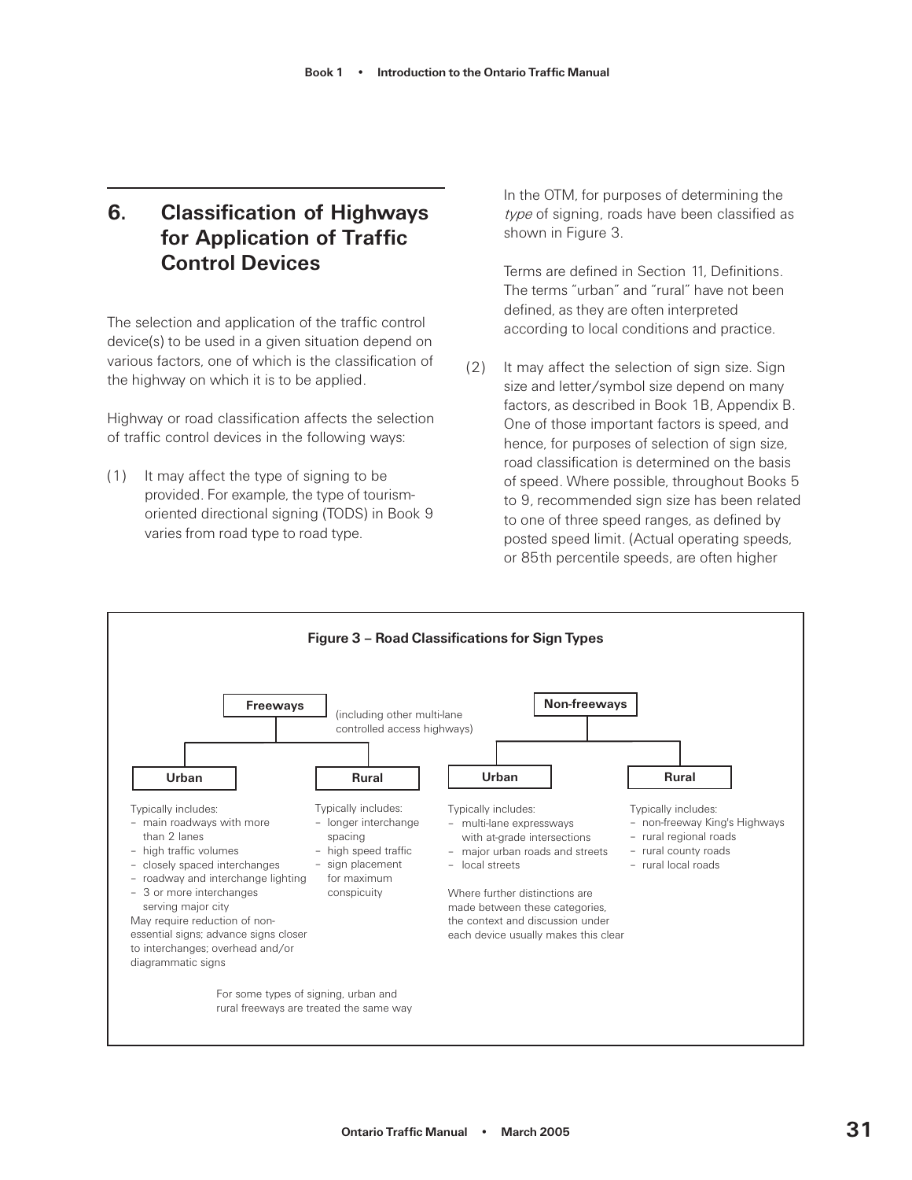## 6. Classification of Highways for Application of Traffic Control Devices

The selection and application of the traffic control device(s) to be used in a given situation depend on various factors, one of which is the classification of the highway on which it is to be applied.

Highway or road classification affects the selection of traffic control devices in the following ways:

(1) It may affect the type of signing to be provided. For example, the type of tourism-oriented directional signing (TODS) in Book 9 varies from road type to road type.

In the OTM, for purposes of determining the *type* of signing, roads have been classified as shown in Figure 3.

Terms are defined in Section 11, Definitions. The terms "urban" and "rural" have not been defined, as they are often interpreted according to local conditions and practice.

(2) It may affect the selection of sign size. Sign size and letter/symbol size depend on many factors, as described in Book 1B, Appendix B. One of those important factors is speed, and hence, for purposes of selection of sign size, road classification is determined on the basis of speed. Where possible, throughout Books 5 to 9, recommended sign size has been related to one of three speed ranges, as defined by posted speed limit. (Actual operating speeds, or 85th percentile speeds, are often higher

**Figure 3 – Road Classifications for Sign Types**

**Freeways** (including other multi-lane controlled access highways)

**Urban**

Typically includes:
- main roadways with more than 2 lanes
- high traffic volumes
- closely spaced interchanges
- roadway and interchange lighting
- 3 or more interchanges serving major city

May require reduction of non-essential signs; advance signs closer to interchanges; overhead and/or diagrammatic signs

**Rural**

Typically includes:
- longer interchange spacing
- high speed traffic
- sign placement for maximum conspicuity

For some types of signing, urban and rural freeways are treated the same way

**Non-freeways**

**Urban**

Typically includes:
- multi-lane expressways with at-grade intersections
- major urban roads and streets
- local streets

Where further distinctions are made between these categories, the context and discussion under each device usually makes this clear

**Rural**

Typically includes:
- non-freeway King's Highways
- rural regional roads
- rural county roads
- rural local roads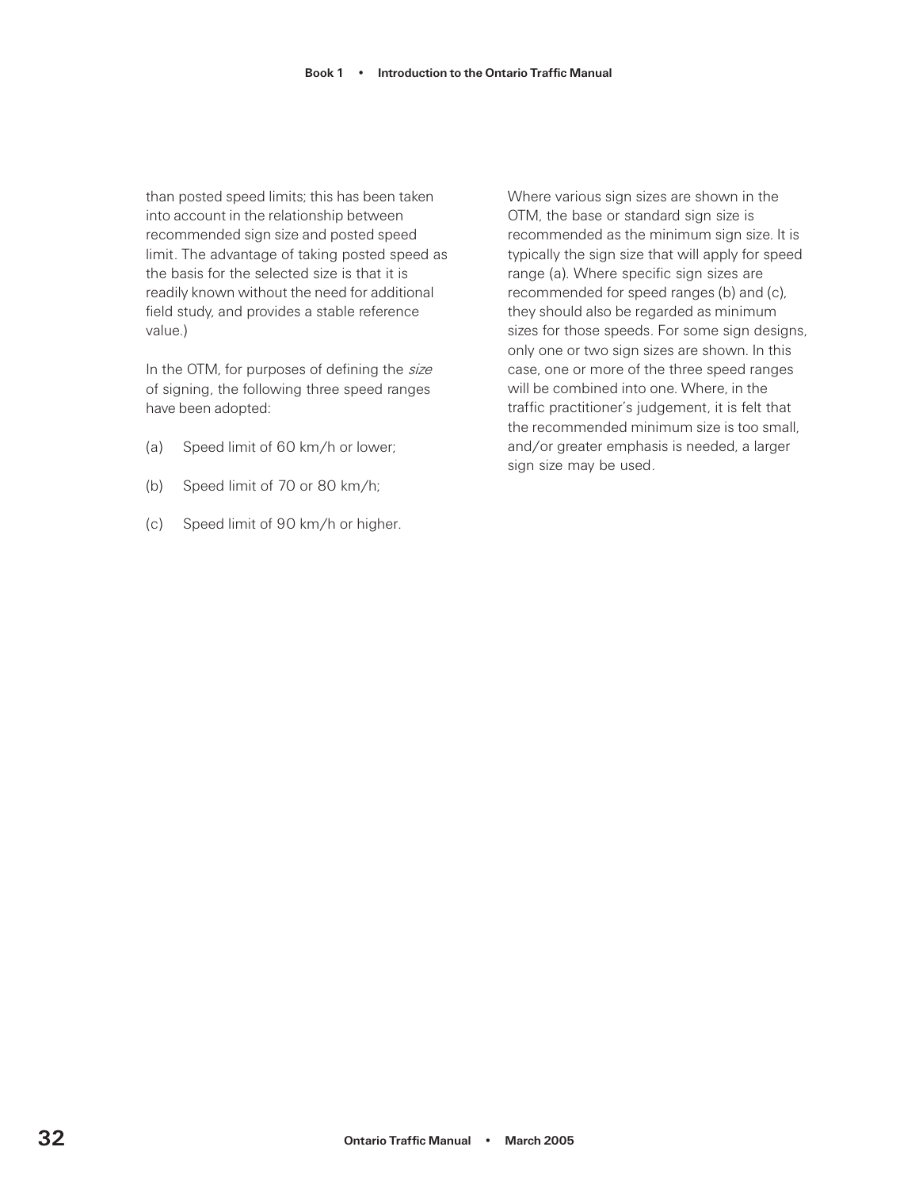than posted speed limits; this has been taken into account in the relationship between recommended sign size and posted speed limit. The advantage of taking posted speed as the basis for the selected size is that it is readily known without the need for additional field study, and provides a stable reference value.)

In the OTM, for purposes of defining the *size* of signing, the following three speed ranges have been adopted:

(a) Speed limit of 60 km/h or lower;

(b) Speed limit of 70 or 80 km/h;

(c) Speed limit of 90 km/h or higher.

Where various sign sizes are shown in the OTM, the base or standard sign size is recommended as the minimum sign size. It is typically the sign size that will apply for speed range (a). Where specific sign sizes are recommended for speed ranges (b) and (c), they should also be regarded as minimum sizes for those speeds. For some sign designs, only one or two sign sizes are shown. In this case, one or more of the three speed ranges will be combined into one. Where, in the traffic practitioner's judgement, it is felt that the recommended minimum size is too small, and/or greater emphasis is needed, a larger sign size may be used.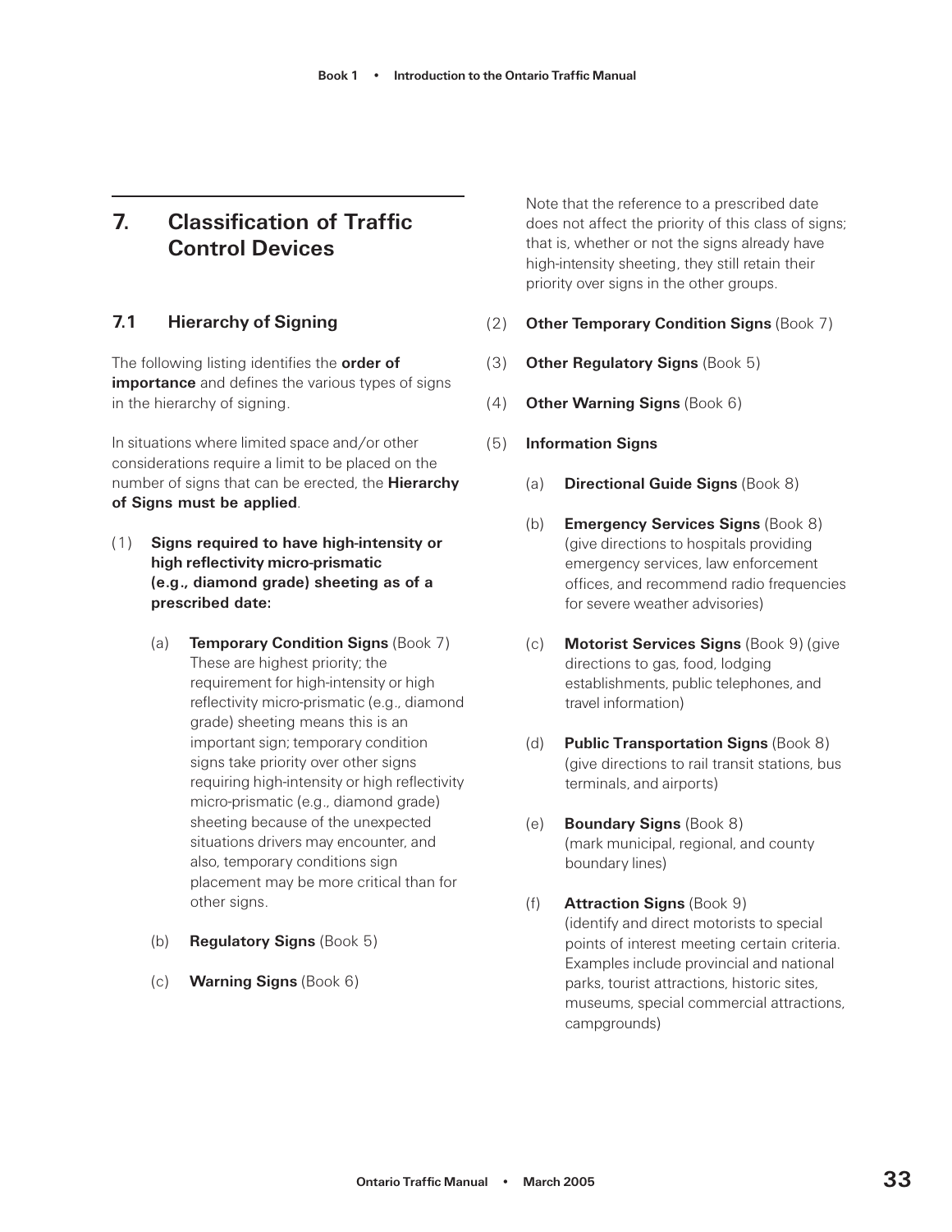## 7. Classification of Traffic Control Devices

### 7.1 Hierarchy of Signing

The following listing identifies the **order of importance** and defines the various types of signs in the hierarchy of signing.

In situations where limited space and/or other considerations require a limit to be placed on the number of signs that can be erected, the **Hierarchy of Signs must be applied**.

(1) **Signs required to have high-intensity or high reflectivity micro-prismatic (e.g., diamond grade) sheeting as of a prescribed date:**

   (a) **Temporary Condition Signs** (Book 7) These are highest priority; the requirement for high-intensity or high reflectivity micro-prismatic (e.g., diamond grade) sheeting means this is an important sign; temporary condition signs take priority over other signs requiring high-intensity or high reflectivity micro-prismatic (e.g., diamond grade) sheeting because of the unexpected situations drivers may encounter, and also, temporary conditions sign placement may be more critical than for other signs.

   (b) **Regulatory Signs** (Book 5)

   (c) **Warning Signs** (Book 6)

   Note that the reference to a prescribed date does not affect the priority of this class of signs; that is, whether or not the signs already have high-intensity sheeting, they still retain their priority over signs in the other groups.

(2) **Other Temporary Condition Signs** (Book 7)

(3) **Other Regulatory Signs** (Book 5)

(4) **Other Warning Signs** (Book 6)

(5) **Information Signs**

   (a) **Directional Guide Signs** (Book 8)

   (b) **Emergency Services Signs** (Book 8) (give directions to hospitals providing emergency services, law enforcement offices, and recommend radio frequencies for severe weather advisories)

   (c) **Motorist Services Signs** (Book 9) (give directions to gas, food, lodging establishments, public telephones, and travel information)

   (d) **Public Transportation Signs** (Book 8) (give directions to rail transit stations, bus terminals, and airports)

   (e) **Boundary Signs** (Book 8) (mark municipal, regional, and county boundary lines)

   (f) **Attraction Signs** (Book 9) (identify and direct motorists to special points of interest meeting certain criteria. Examples include provincial and national parks, tourist attractions, historic sites, museums, special commercial attractions, campgrounds)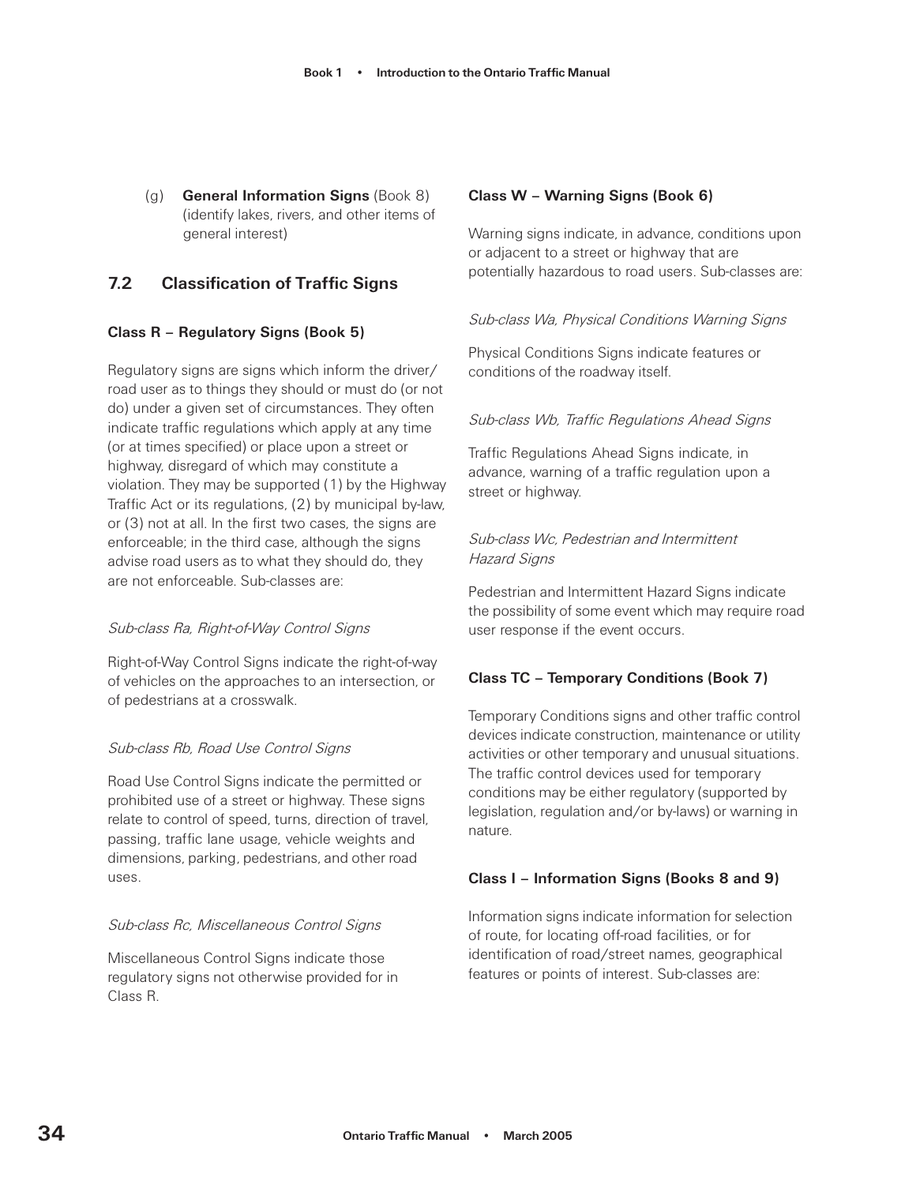(g) **General Information Signs** (Book 8) (identify lakes, rivers, and other items of general interest)

## 7.2 Classification of Traffic Signs

### Class R – Regulatory Signs (Book 5)

Regulatory signs are signs which inform the driver/ road user as to things they should or must do (or not do) under a given set of circumstances. They often indicate traffic regulations which apply at any time (or at times specified) or place upon a street or highway, disregard of which may constitute a violation. They may be supported (1) by the Highway Traffic Act or its regulations, (2) by municipal by-law, or (3) not at all. In the first two cases, the signs are enforceable; in the third case, although the signs advise road users as to what they should do, they are not enforceable. Sub-classes are:

*Sub-class Ra, Right-of-Way Control Signs*

Right-of-Way Control Signs indicate the right-of-way of vehicles on the approaches to an intersection, or of pedestrians at a crosswalk.

*Sub-class Rb, Road Use Control Signs*

Road Use Control Signs indicate the permitted or prohibited use of a street or highway. These signs relate to control of speed, turns, direction of travel, passing, traffic lane usage, vehicle weights and dimensions, parking, pedestrians, and other road uses.

*Sub-class Rc, Miscellaneous Control Signs*

Miscellaneous Control Signs indicate those regulatory signs not otherwise provided for in Class R.

### Class W – Warning Signs (Book 6)

Warning signs indicate, in advance, conditions upon or adjacent to a street or highway that are potentially hazardous to road users. Sub-classes are:

*Sub-class Wa, Physical Conditions Warning Signs*

Physical Conditions Signs indicate features or conditions of the roadway itself.

*Sub-class Wb, Traffic Regulations Ahead Signs*

Traffic Regulations Ahead Signs indicate, in advance, warning of a traffic regulation upon a street or highway.

*Sub-class Wc, Pedestrian and Intermittent Hazard Signs*

Pedestrian and Intermittent Hazard Signs indicate the possibility of some event which may require road user response if the event occurs.

### Class TC – Temporary Conditions (Book 7)

Temporary Conditions signs and other traffic control devices indicate construction, maintenance or utility activities or other temporary and unusual situations. The traffic control devices used for temporary conditions may be either regulatory (supported by legislation, regulation and/or by-laws) or warning in nature.

### Class I – Information Signs (Books 8 and 9)

Information signs indicate information for selection of route, for locating off-road facilities, or for identification of road/street names, geographical features or points of interest. Sub-classes are: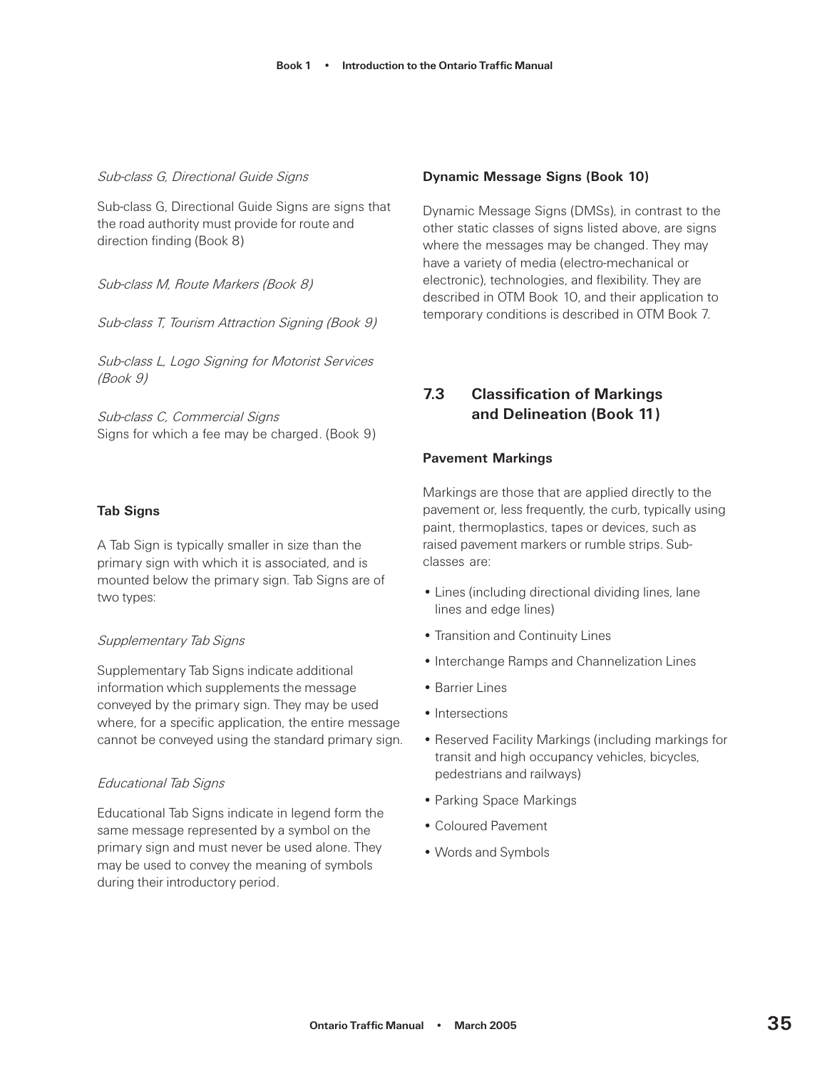*Sub-class G, Directional Guide Signs*

Sub-class G, Directional Guide Signs are signs that the road authority must provide for route and direction finding (Book 8)

*Sub-class M, Route Markers (Book 8)*

*Sub-class T, Tourism Attraction Signing (Book 9)*

*Sub-class L, Logo Signing for Motorist Services (Book 9)*

*Sub-class C, Commercial Signs*
Signs for which a fee may be charged. (Book 9)

**Tab Signs**

A Tab Sign is typically smaller in size than the primary sign with which it is associated, and is mounted below the primary sign. Tab Signs are of two types:

*Supplementary Tab Signs*

Supplementary Tab Signs indicate additional information which supplements the message conveyed by the primary sign. They may be used where, for a specific application, the entire message cannot be conveyed using the standard primary sign.

*Educational Tab Signs*

Educational Tab Signs indicate in legend form the same message represented by a symbol on the primary sign and must never be used alone. They may be used to convey the meaning of symbols during their introductory period.

**Dynamic Message Signs (Book 10)**

Dynamic Message Signs (DMSs), in contrast to the other static classes of signs listed above, are signs where the messages may be changed. They may have a variety of media (electro-mechanical or electronic), technologies, and flexibility. They are described in OTM Book 10, and their application to temporary conditions is described in OTM Book 7.

## 7.3 Classification of Markings and Delineation (Book 11)

**Pavement Markings**

Markings are those that are applied directly to the pavement or, less frequently, the curb, typically using paint, thermoplastics, tapes or devices, such as raised pavement markers or rumble strips. Sub-classes are:

- Lines (including directional dividing lines, lane lines and edge lines)
- Transition and Continuity Lines
- Interchange Ramps and Channelization Lines
- Barrier Lines
- Intersections
- Reserved Facility Markings (including markings for transit and high occupancy vehicles, bicycles, pedestrians and railways)
- Parking Space Markings
- Coloured Pavement
- Words and Symbols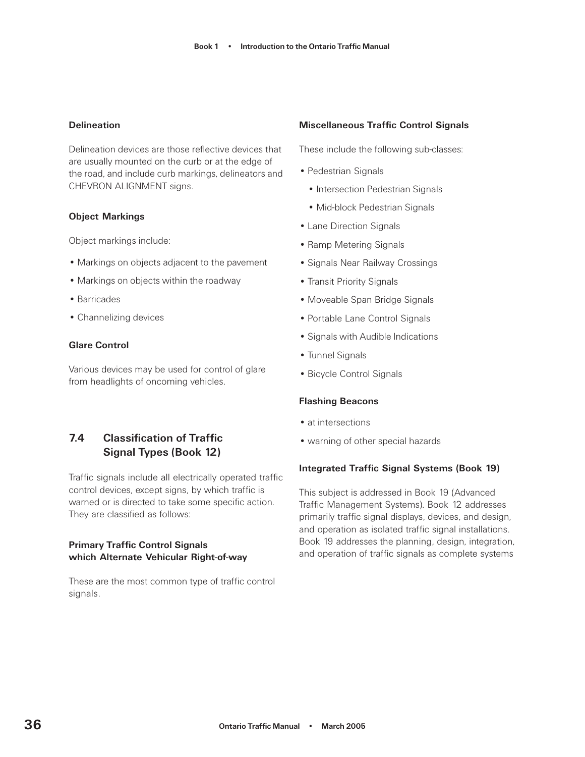### Delineation

Delineation devices are those reflective devices that are usually mounted on the curb or at the edge of the road, and include curb markings, delineators and CHEVRON ALIGNMENT signs.

### Object Markings

Object markings include:

- Markings on objects adjacent to the pavement
- Markings on objects within the roadway
- Barricades
- Channelizing devices

### Glare Control

Various devices may be used for control of glare from headlights of oncoming vehicles.

## 7.4 Classification of Traffic Signal Types (Book 12)

Traffic signals include all electrically operated traffic control devices, except signs, by which traffic is warned or is directed to take some specific action. They are classified as follows:

### Primary Traffic Control Signals which Alternate Vehicular Right-of-way

These are the most common type of traffic control signals.

### Miscellaneous Traffic Control Signals

These include the following sub-classes:

- Pedestrian Signals
  - Intersection Pedestrian Signals
  - Mid-block Pedestrian Signals
- Lane Direction Signals
- Ramp Metering Signals
- Signals Near Railway Crossings
- Transit Priority Signals
- Moveable Span Bridge Signals
- Portable Lane Control Signals
- Signals with Audible Indications
- Tunnel Signals
- Bicycle Control Signals

### Flashing Beacons

- at intersections
- warning of other special hazards

### Integrated Traffic Signal Systems (Book 19)

This subject is addressed in Book 19 (Advanced Traffic Management Systems). Book 12 addresses primarily traffic signal displays, devices, and design, and operation as isolated traffic signal installations. Book 19 addresses the planning, design, integration, and operation of traffic signals as complete systems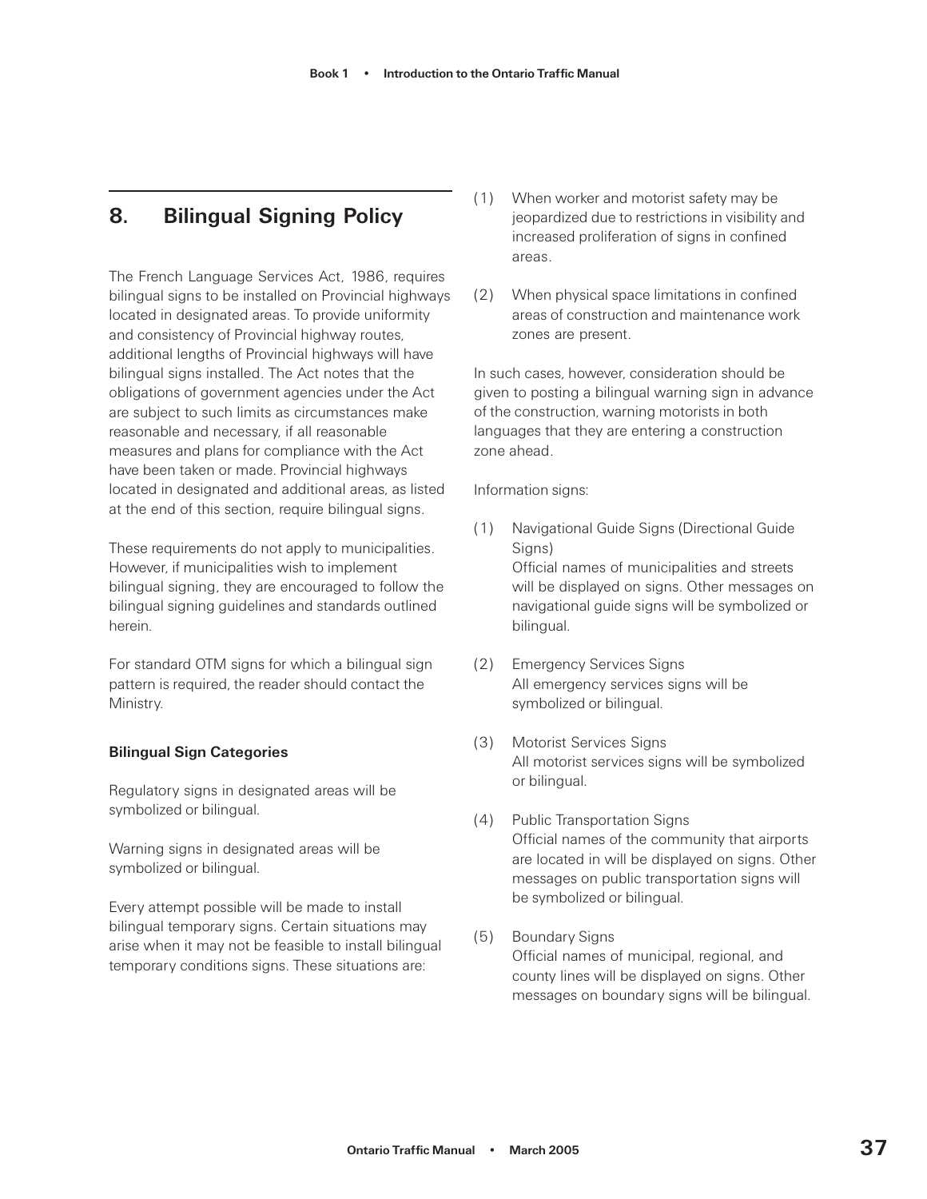## 8. Bilingual Signing Policy

The French Language Services Act, 1986, requires bilingual signs to be installed on Provincial highways located in designated areas. To provide uniformity and consistency of Provincial highway routes, additional lengths of Provincial highways will have bilingual signs installed. The Act notes that the obligations of government agencies under the Act are subject to such limits as circumstances make reasonable and necessary, if all reasonable measures and plans for compliance with the Act have been taken or made. Provincial highways located in designated and additional areas, as listed at the end of this section, require bilingual signs.

These requirements do not apply to municipalities. However, if municipalities wish to implement bilingual signing, they are encouraged to follow the bilingual signing guidelines and standards outlined herein.

For standard OTM signs for which a bilingual sign pattern is required, the reader should contact the Ministry.

**Bilingual Sign Categories**

Regulatory signs in designated areas will be symbolized or bilingual.

Warning signs in designated areas will be symbolized or bilingual.

Every attempt possible will be made to install bilingual temporary signs. Certain situations may arise when it may not be feasible to install bilingual temporary conditions signs. These situations are:

(1) When worker and motorist safety may be jeopardized due to restrictions in visibility and increased proliferation of signs in confined areas.

(2) When physical space limitations in confined areas of construction and maintenance work zones are present.

In such cases, however, consideration should be given to posting a bilingual warning sign in advance of the construction, warning motorists in both languages that they are entering a construction zone ahead.

Information signs:

(1) Navigational Guide Signs (Directional Guide Signs)
Official names of municipalities and streets will be displayed on signs. Other messages on navigational guide signs will be symbolized or bilingual.

(2) Emergency Services Signs
All emergency services signs will be symbolized or bilingual.

(3) Motorist Services Signs
All motorist services signs will be symbolized or bilingual.

(4) Public Transportation Signs
Official names of the community that airports are located in will be displayed on signs. Other messages on public transportation signs will be symbolized or bilingual.

(5) Boundary Signs
Official names of municipal, regional, and county lines will be displayed on signs. Other messages on boundary signs will be bilingual.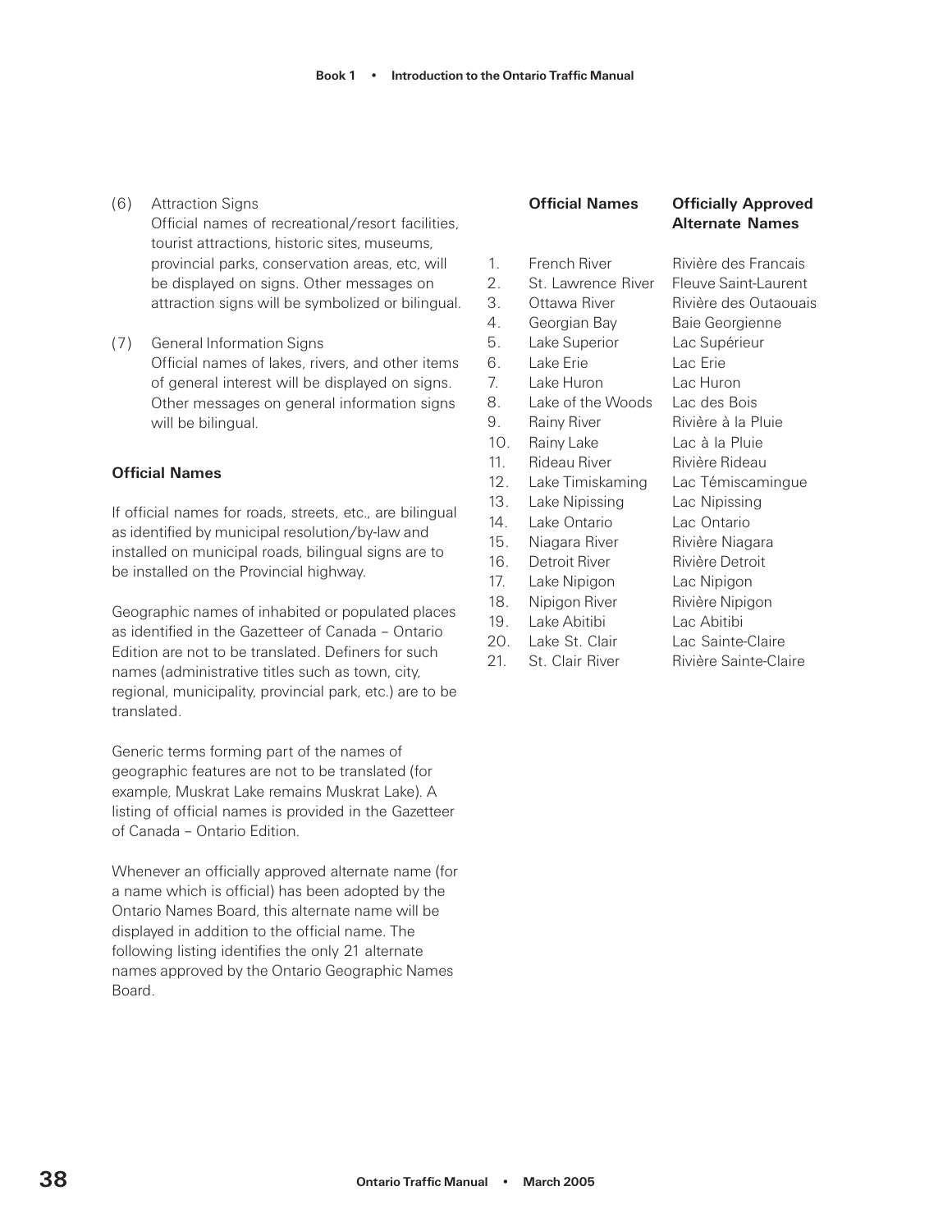(6) Attraction Signs
Official names of recreational/resort facilities, tourist attractions, historic sites, museums, provincial parks, conservation areas, etc, will be displayed on signs. Other messages on attraction signs will be symbolized or bilingual.

(7) General Information Signs
Official names of lakes, rivers, and other items of general interest will be displayed on signs. Other messages on general information signs will be bilingual.

### Official Names

If official names for roads, streets, etc., are bilingual as identified by municipal resolution/by-law and installed on municipal roads, bilingual signs are to be installed on the Provincial highway.

Geographic names of inhabited or populated places as identified in the Gazetteer of Canada – Ontario Edition are not to be translated. Definers for such names (administrative titles such as town, city, regional, municipality, provincial park, etc.) are to be translated.

Generic terms forming part of the names of geographic features are not to be translated (for example, Muskrat Lake remains Muskrat Lake). A listing of official names is provided in the Gazetteer of Canada – Ontario Edition.

Whenever an officially approved alternate name (for a name which is official) has been adopted by the Ontario Names Board, this alternate name will be displayed in addition to the official name. The following listing identifies the only 21 alternate names approved by the Ontario Geographic Names Board.

| | **Official Names** | **Officially Approved Alternate Names** |
|---|---|---|
| 1. | French River | Rivière des Francais |
| 2. | St. Lawrence River | Fleuve Saint-Laurent |
| 3. | Ottawa River | Rivière des Outaouais |
| 4. | Georgian Bay | Baie Georgienne |
| 5. | Lake Superior | Lac Supérieur |
| 6. | Lake Erie | Lac Erie |
| 7. | Lake Huron | Lac Huron |
| 8. | Lake of the Woods | Lac des Bois |
| 9. | Rainy River | Rivière à la Pluie |
| 10. | Rainy Lake | Lac à la Pluie |
| 11. | Rideau River | Rivière Rideau |
| 12. | Lake Timiskaming | Lac Témiscamingue |
| 13. | Lake Nipissing | Lac Nipissing |
| 14. | Lake Ontario | Lac Ontario |
| 15. | Niagara River | Rivière Niagara |
| 16. | Detroit River | Rivière Detroit |
| 17. | Lake Nipigon | Lac Nipigon |
| 18. | Nipigon River | Rivière Nipigon |
| 19. | Lake Abitibi | Lac Abitibi |
| 20. | Lake St. Clair | Lac Sainte-Claire |
| 21. | St. Clair River | Rivière Sainte-Claire |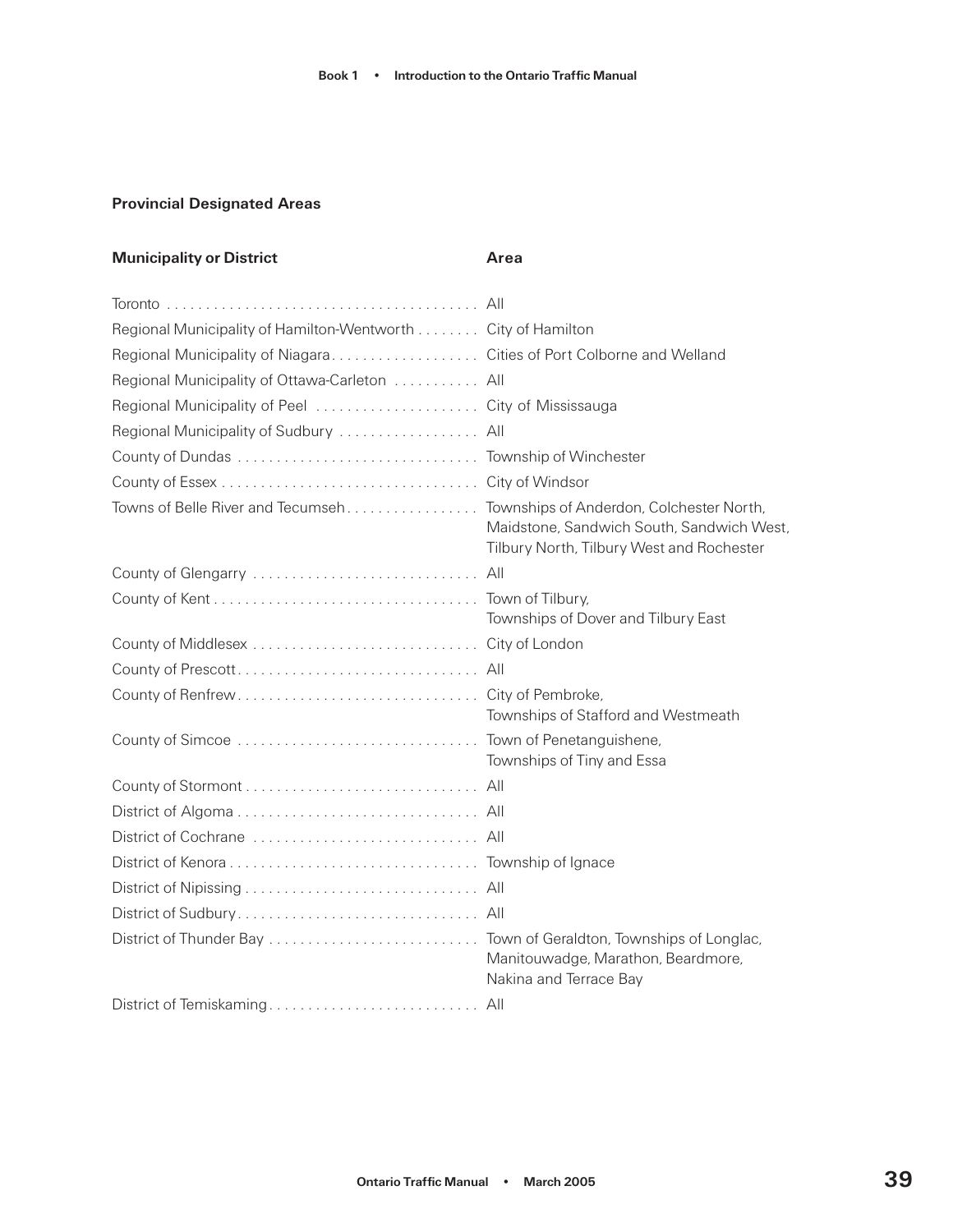## Provincial Designated Areas

| Municipality or District | Area |
| --- | --- |
| Toronto | All |
| Regional Municipality of Hamilton-Wentworth | City of Hamilton |
| Regional Municipality of Niagara | Cities of Port Colborne and Welland |
| Regional Municipality of Ottawa-Carleton | All |
| Regional Municipality of Peel | City of Mississauga |
| Regional Municipality of Sudbury | All |
| County of Dundas | Township of Winchester |
| County of Essex | City of Windsor |
| Towns of Belle River and Tecumseh | Townships of Anderdon, Colchester North, Maidstone, Sandwich South, Sandwich West, Tilbury North, Tilbury West and Rochester |
| County of Glengarry | All |
| County of Kent | Town of Tilbury, Townships of Dover and Tilbury East |
| County of Middlesex | City of London |
| County of Prescott | All |
| County of Renfrew | City of Pembroke, Townships of Stafford and Westmeath |
| County of Simcoe | Town of Penetanguishene, Townships of Tiny and Essa |
| County of Stormont | All |
| District of Algoma | All |
| District of Cochrane | All |
| District of Kenora | Township of Ignace |
| District of Nipissing | All |
| District of Sudbury | All |
| District of Thunder Bay | Town of Geraldton, Townships of Longlac, Manitouwadge, Marathon, Beardmore, Nakina and Terrace Bay |
| District of Temiskaming | All |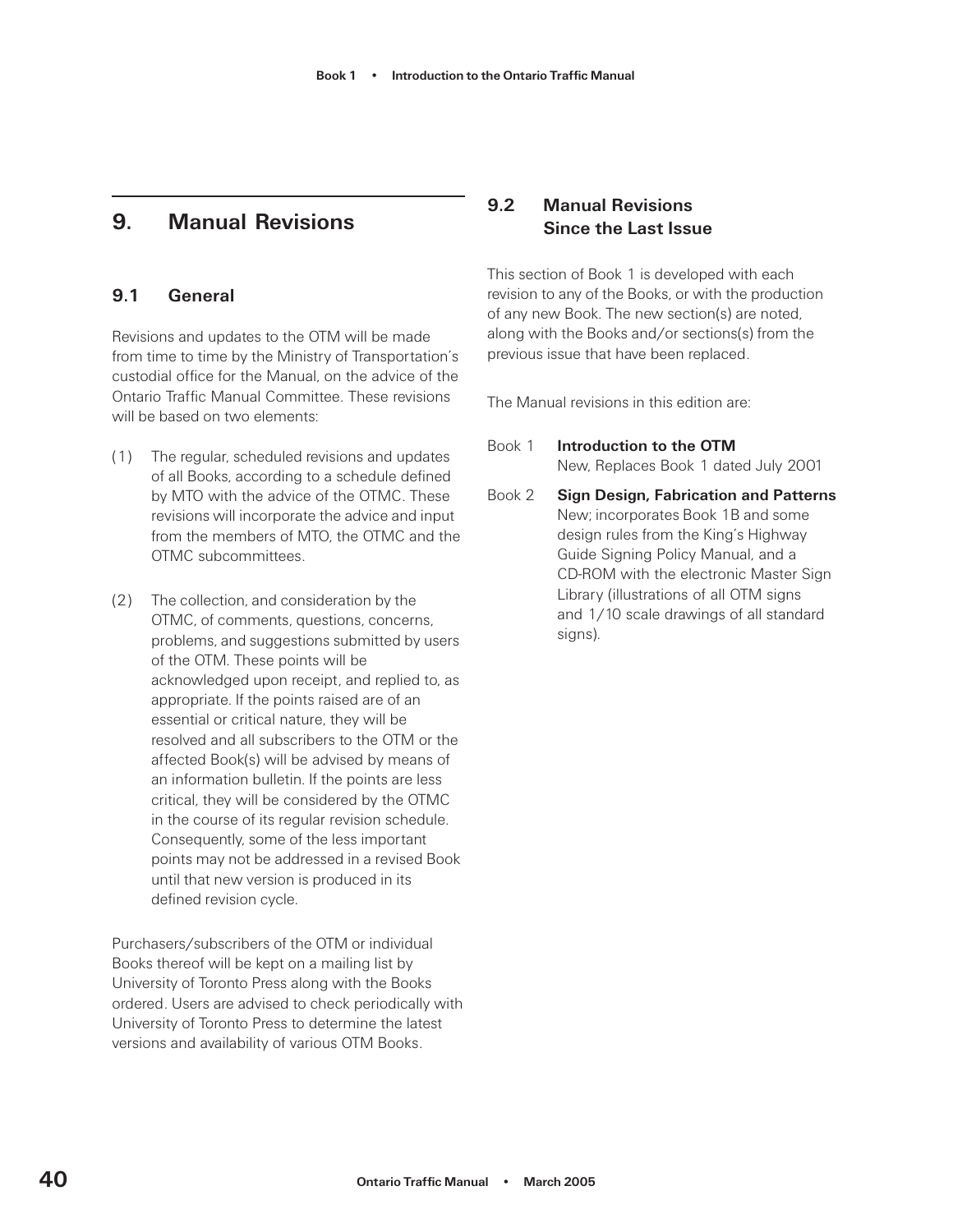## 9. Manual Revisions

### 9.1 General

Revisions and updates to the OTM will be made from time to time by the Ministry of Transportation's custodial office for the Manual, on the advice of the Ontario Traffic Manual Committee. These revisions will be based on two elements:

(1) The regular, scheduled revisions and updates of all Books, according to a schedule defined by MTO with the advice of the OTMC. These revisions will incorporate the advice and input from the members of MTO, the OTMC and the OTMC subcommittees.

(2) The collection, and consideration by the OTMC, of comments, questions, concerns, problems, and suggestions submitted by users of the OTM. These points will be acknowledged upon receipt, and replied to, as appropriate. If the points raised are of an essential or critical nature, they will be resolved and all subscribers to the OTM or the affected Book(s) will be advised by means of an information bulletin. If the points are less critical, they will be considered by the OTMC in the course of its regular revision schedule. Consequently, some of the less important points may not be addressed in a revised Book until that new version is produced in its defined revision cycle.

Purchasers/subscribers of the OTM or individual Books thereof will be kept on a mailing list by University of Toronto Press along with the Books ordered. Users are advised to check periodically with University of Toronto Press to determine the latest versions and availability of various OTM Books.

### 9.2 Manual Revisions Since the Last Issue

This section of Book 1 is developed with each revision to any of the Books, or with the production of any new Book. The new section(s) are noted, along with the Books and/or sections(s) from the previous issue that have been replaced.

The Manual revisions in this edition are:

Book 1 **Introduction to the OTM**
New, Replaces Book 1 dated July 2001

Book 2 **Sign Design, Fabrication and Patterns**
New; incorporates Book 1B and some design rules from the King's Highway Guide Signing Policy Manual, and a CD-ROM with the electronic Master Sign Library (illustrations of all OTM signs and 1/10 scale drawings of all standard signs).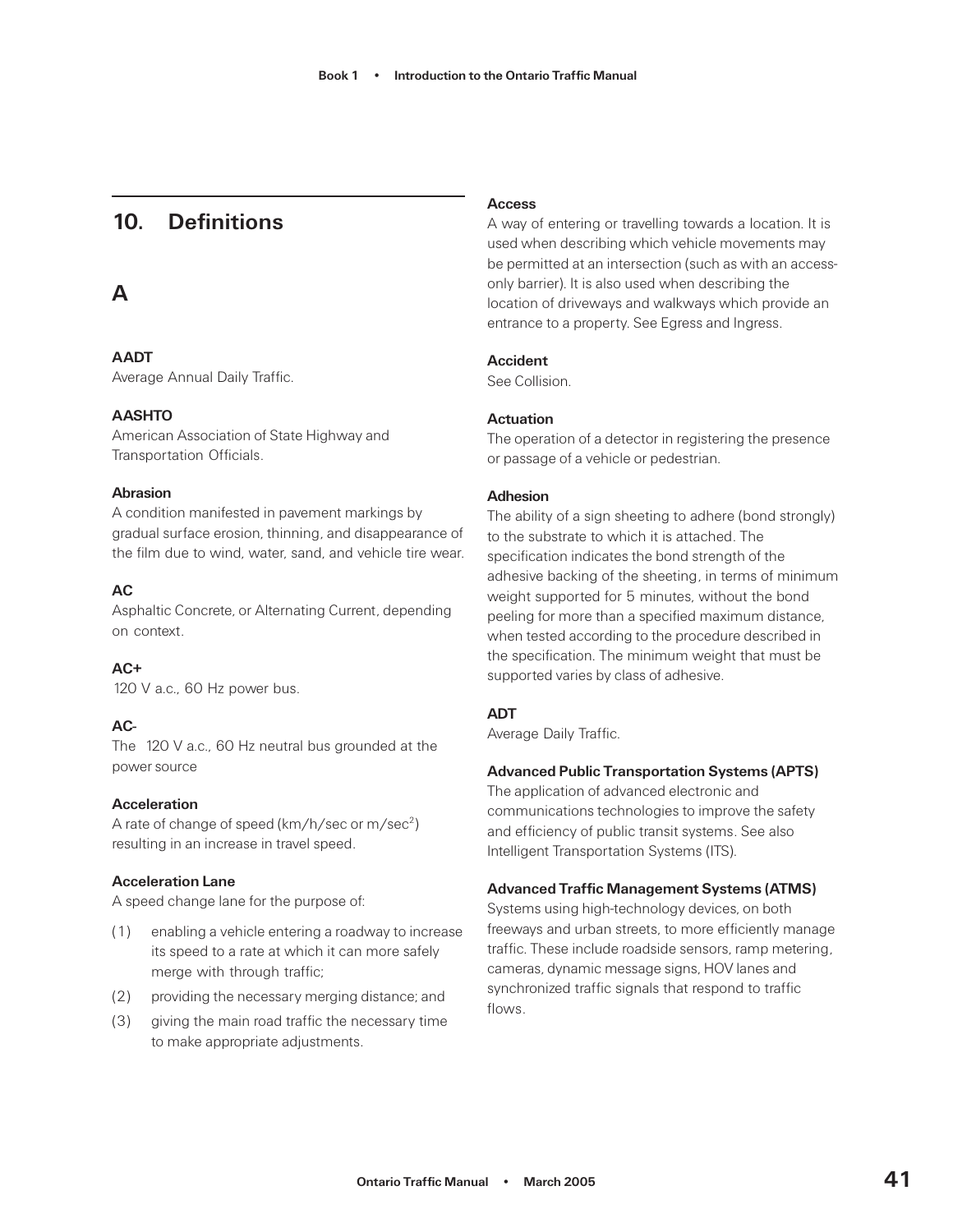## 10. Definitions

### A

**AADT**
Average Annual Daily Traffic.

**AASHTO**
American Association of State Highway and Transportation Officials.

**Abrasion**
A condition manifested in pavement markings by gradual surface erosion, thinning, and disappearance of the film due to wind, water, sand, and vehicle tire wear.

**AC**
Asphaltic Concrete, or Alternating Current, depending on context.

**AC+**
120 V a.c., 60 Hz power bus.

**AC-**
The 120 V a.c., 60 Hz neutral bus grounded at the power source

**Acceleration**
A rate of change of speed (km/h/sec or m/sec$^2$) resulting in an increase in travel speed.

**Acceleration Lane**
A speed change lane for the purpose of:

(1) enabling a vehicle entering a roadway to increase its speed to a rate at which it can more safely merge with through traffic;

(2) providing the necessary merging distance; and

(3) giving the main road traffic the necessary time to make appropriate adjustments.

**Access**
A way of entering or travelling towards a location. It is used when describing which vehicle movements may be permitted at an intersection (such as with an access-only barrier). It is also used when describing the location of driveways and walkways which provide an entrance to a property. See Egress and Ingress.

**Accident**
See Collision.

**Actuation**
The operation of a detector in registering the presence or passage of a vehicle or pedestrian.

**Adhesion**
The ability of a sign sheeting to adhere (bond strongly) to the substrate to which it is attached. The specification indicates the bond strength of the adhesive backing of the sheeting, in terms of minimum weight supported for 5 minutes, without the bond peeling for more than a specified maximum distance, when tested according to the procedure described in the specification. The minimum weight that must be supported varies by class of adhesive.

**ADT**
Average Daily Traffic.

**Advanced Public Transportation Systems (APTS)**
The application of advanced electronic and communications technologies to improve the safety and efficiency of public transit systems. See also Intelligent Transportation Systems (ITS).

**Advanced Traffic Management Systems (ATMS)**
Systems using high-technology devices, on both freeways and urban streets, to more efficiently manage traffic. These include roadside sensors, ramp metering, cameras, dynamic message signs, HOV lanes and synchronized traffic signals that respond to traffic flows.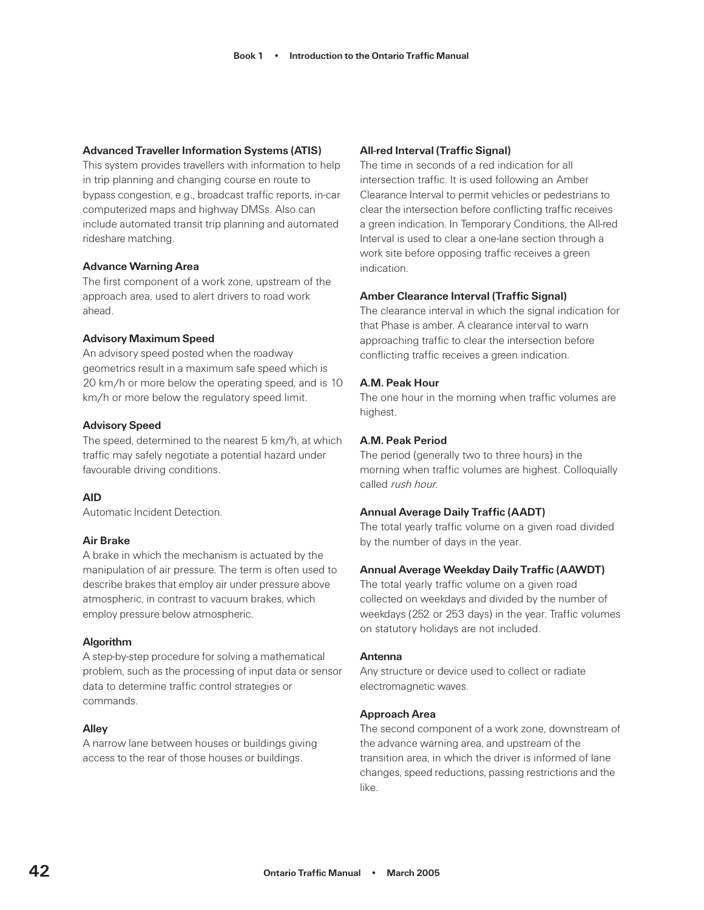**Advanced Traveller Information Systems (ATIS)**
This system provides travellers with information to help in trip planning and changing course en route to bypass congestion, e.g., broadcast traffic reports, in-car computerized maps and highway DMSs. Also can include automated transit trip planning and automated rideshare matching.

**Advance Warning Area**
The first component of a work zone, upstream of the approach area, used to alert drivers to road work ahead.

**Advisory Maximum Speed**
An advisory speed posted when the roadway geometrics result in a maximum safe speed which is 20 km/h or more below the operating speed, and is 10 km/h or more below the regulatory speed limit.

**Advisory Speed**
The speed, determined to the nearest 5 km/h, at which traffic may safely negotiate a potential hazard under favourable driving conditions.

**AID**
Automatic Incident Detection.

**Air Brake**
A brake in which the mechanism is actuated by the manipulation of air pressure. The term is often used to describe brakes that employ air under pressure above atmospheric, in contrast to vacuum brakes, which employ pressure below atmospheric.

**Algorithm**
A step-by-step procedure for solving a mathematical problem, such as the processing of input data or sensor data to determine traffic control strategies or commands.

**Alley**
A narrow lane between houses or buildings giving access to the rear of those houses or buildings.

**All-red Interval (Traffic Signal)**
The time in seconds of a red indication for all intersection traffic. It is used following an Amber Clearance Interval to permit vehicles or pedestrians to clear the intersection before conflicting traffic receives a green indication. In Temporary Conditions, the All-red Interval is used to clear a one-lane section through a work site before opposing traffic receives a green indication.

**Amber Clearance Interval (Traffic Signal)**
The clearance interval in which the signal indication for that Phase is amber. A clearance interval to warn approaching traffic to clear the intersection before conflicting traffic receives a green indication.

**A.M. Peak Hour**
The one hour in the morning when traffic volumes are highest.

**A.M. Peak Period**
The period (generally two to three hours) in the morning when traffic volumes are highest. Colloquially called *rush hour*.

**Annual Average Daily Traffic (AADT)**
The total yearly traffic volume on a given road divided by the number of days in the year.

**Annual Average Weekday Daily Traffic (AAWDT)**
The total yearly traffic volume on a given road collected on weekdays and divided by the number of weekdays (252 or 253 days) in the year. Traffic volumes on statutory holidays are not included.

**Antenna**
Any structure or device used to collect or radiate electromagnetic waves.

**Approach Area**
The second component of a work zone, downstream of the advance warning area, and upstream of the transition area, in which the driver is informed of lane changes, speed reductions, passing restrictions and the like.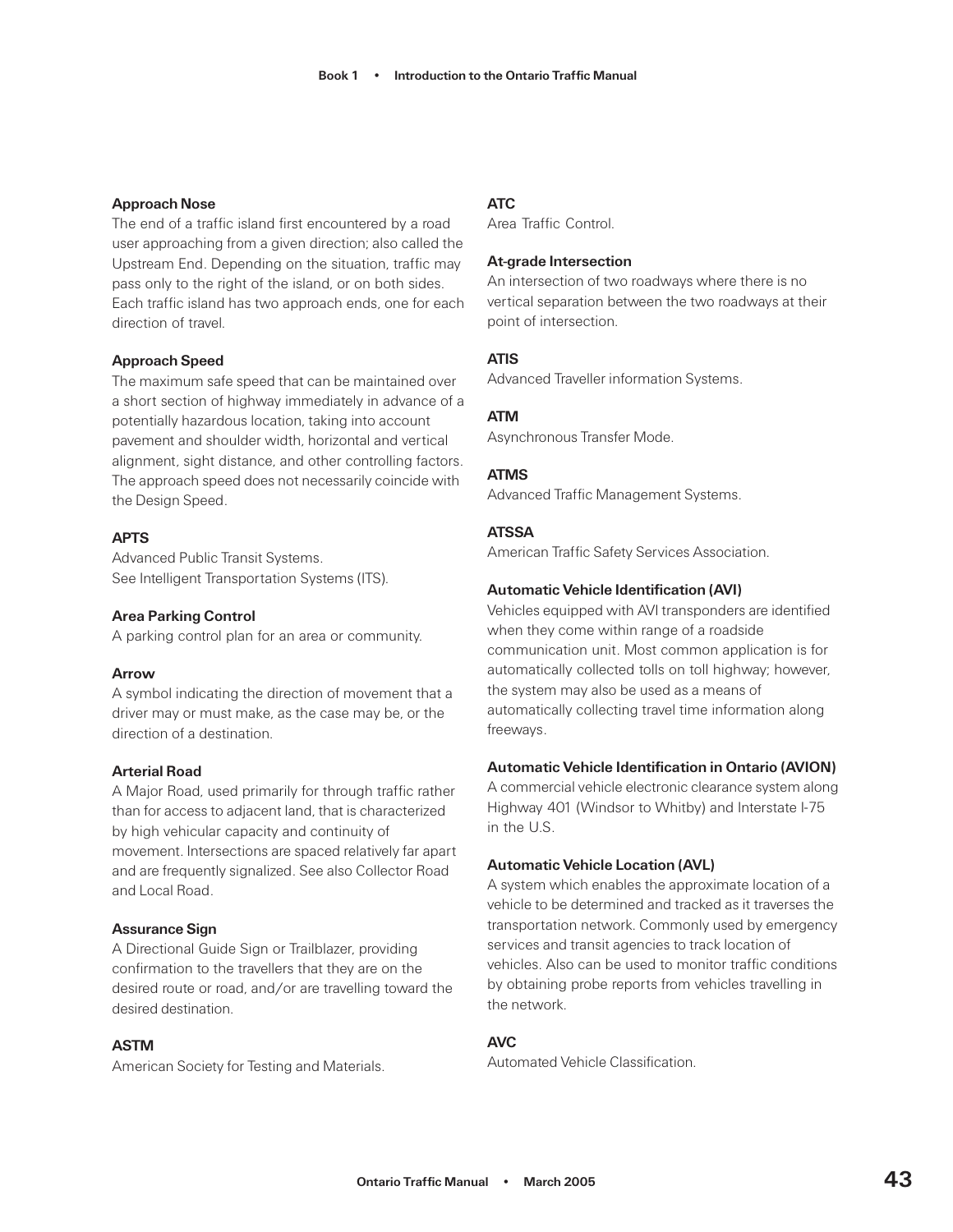**Approach Nose**
The end of a traffic island first encountered by a road user approaching from a given direction; also called the Upstream End. Depending on the situation, traffic may pass only to the right of the island, or on both sides. Each traffic island has two approach ends, one for each direction of travel.

**Approach Speed**
The maximum safe speed that can be maintained over a short section of highway immediately in advance of a potentially hazardous location, taking into account pavement and shoulder width, horizontal and vertical alignment, sight distance, and other controlling factors. The approach speed does not necessarily coincide with the Design Speed.

**APTS**
Advanced Public Transit Systems.
See Intelligent Transportation Systems (ITS).

**Area Parking Control**
A parking control plan for an area or community.

**Arrow**
A symbol indicating the direction of movement that a driver may or must make, as the case may be, or the direction of a destination.

**Arterial Road**
A Major Road, used primarily for through traffic rather than for access to adjacent land, that is characterized by high vehicular capacity and continuity of movement. Intersections are spaced relatively far apart and are frequently signalized. See also Collector Road and Local Road.

**Assurance Sign**
A Directional Guide Sign or Trailblazer, providing confirmation to the travellers that they are on the desired route or road, and/or are travelling toward the desired destination.

**ASTM**
American Society for Testing and Materials.

**ATC**
Area Traffic Control.

**At-grade Intersection**
An intersection of two roadways where there is no vertical separation between the two roadways at their point of intersection.

**ATIS**
Advanced Traveller information Systems.

**ATM**
Asynchronous Transfer Mode.

**ATMS**
Advanced Traffic Management Systems.

**ATSSA**
American Traffic Safety Services Association.

**Automatic Vehicle Identification (AVI)**
Vehicles equipped with AVI transponders are identified when they come within range of a roadside communication unit. Most common application is for automatically collected tolls on toll highway; however, the system may also be used as a means of automatically collecting travel time information along freeways.

**Automatic Vehicle Identification in Ontario (AVION)**
A commercial vehicle electronic clearance system along Highway 401 (Windsor to Whitby) and Interstate I-75 in the U.S.

**Automatic Vehicle Location (AVL)**
A system which enables the approximate location of a vehicle to be determined and tracked as it traverses the transportation network. Commonly used by emergency services and transit agencies to track location of vehicles. Also can be used to monitor traffic conditions by obtaining probe reports from vehicles travelling in the network.

**AVC**
Automated Vehicle Classification.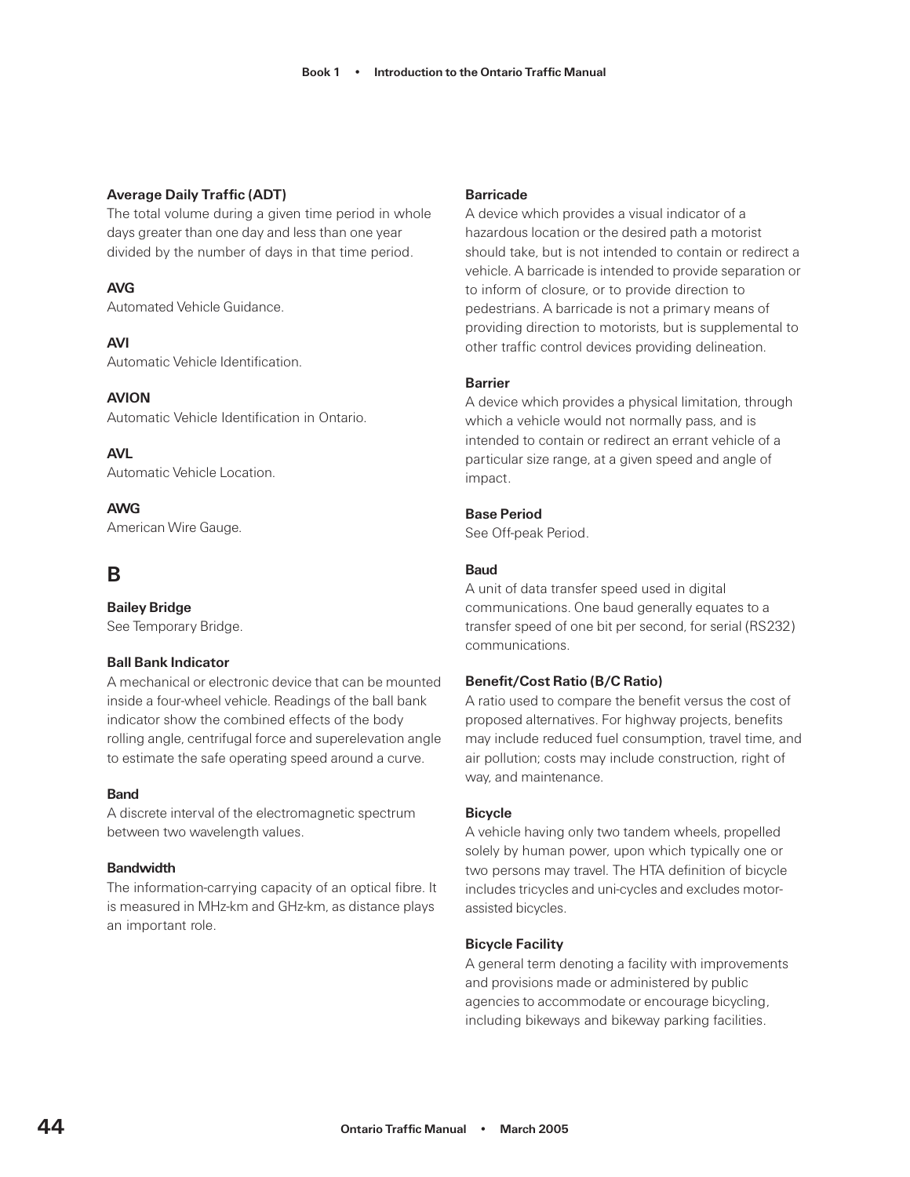**Average Daily Traffic (ADT)**
The total volume during a given time period in whole days greater than one day and less than one year divided by the number of days in that time period.

**AVG**
Automated Vehicle Guidance.

**AVI**
Automatic Vehicle Identification.

**AVION**
Automatic Vehicle Identification in Ontario.

**AVL**
Automatic Vehicle Location.

**AWG**
American Wire Gauge.

## B

**Bailey Bridge**
See Temporary Bridge.

**Ball Bank Indicator**
A mechanical or electronic device that can be mounted inside a four-wheel vehicle. Readings of the ball bank indicator show the combined effects of the body rolling angle, centrifugal force and superelevation angle to estimate the safe operating speed around a curve.

**Band**
A discrete interval of the electromagnetic spectrum between two wavelength values.

**Bandwidth**
The information-carrying capacity of an optical fibre. It is measured in MHz-km and GHz-km, as distance plays an important role.

**Barricade**
A device which provides a visual indicator of a hazardous location or the desired path a motorist should take, but is not intended to contain or redirect a vehicle. A barricade is intended to provide separation or to inform of closure, or to provide direction to pedestrians. A barricade is not a primary means of providing direction to motorists, but is supplemental to other traffic control devices providing delineation.

**Barrier**
A device which provides a physical limitation, through which a vehicle would not normally pass, and is intended to contain or redirect an errant vehicle of a particular size range, at a given speed and angle of impact.

**Base Period**
See Off-peak Period.

**Baud**
A unit of data transfer speed used in digital communications. One baud generally equates to a transfer speed of one bit per second, for serial (RS232) communications.

**Benefit/Cost Ratio (B/C Ratio)**
A ratio used to compare the benefit versus the cost of proposed alternatives. For highway projects, benefits may include reduced fuel consumption, travel time, and air pollution; costs may include construction, right of way, and maintenance.

**Bicycle**
A vehicle having only two tandem wheels, propelled solely by human power, upon which typically one or two persons may travel. The HTA definition of bicycle includes tricycles and uni-cycles and excludes motor-assisted bicycles.

**Bicycle Facility**
A general term denoting a facility with improvements and provisions made or administered by public agencies to accommodate or encourage bicycling, including bikeways and bikeway parking facilities.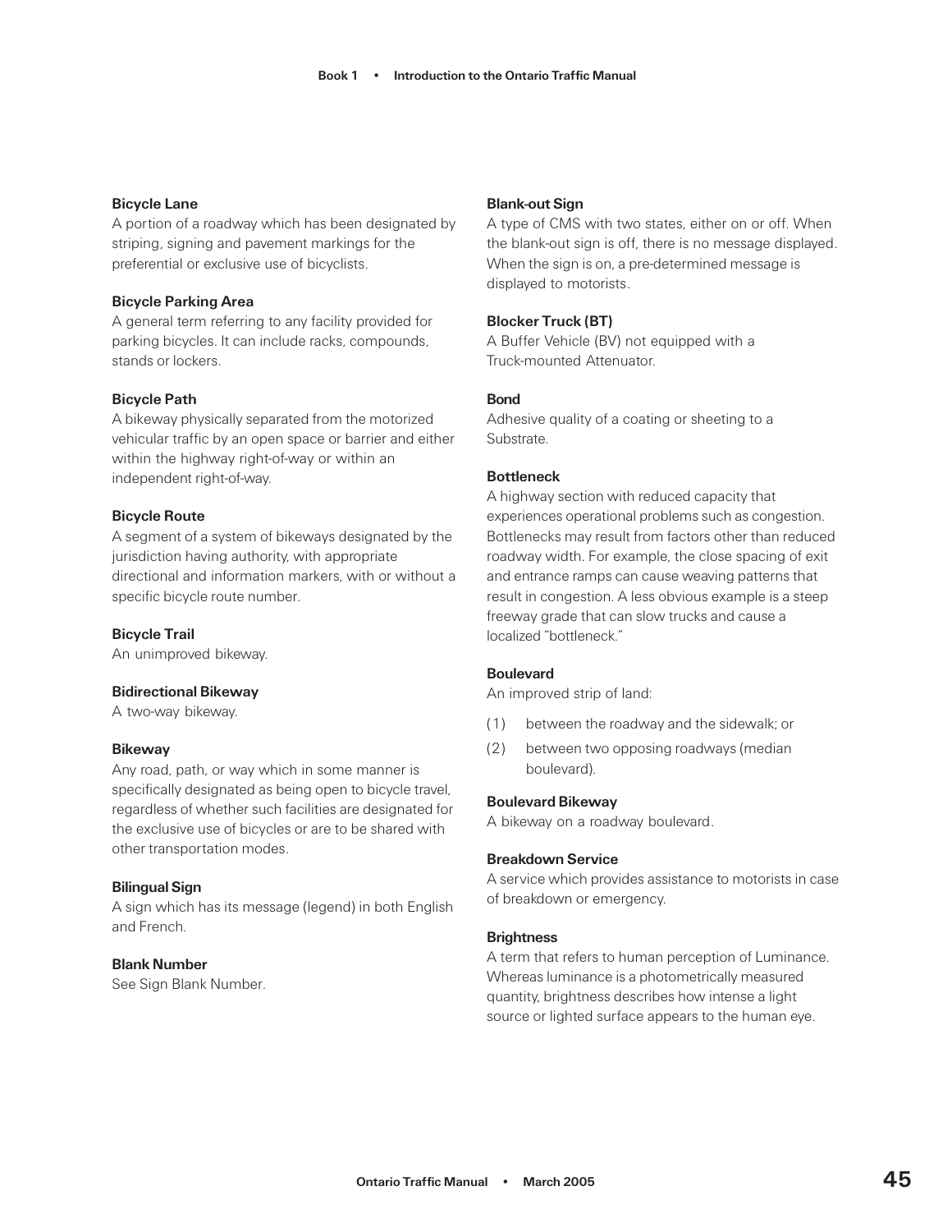**Bicycle Lane**
A portion of a roadway which has been designated by striping, signing and pavement markings for the preferential or exclusive use of bicyclists.

**Bicycle Parking Area**
A general term referring to any facility provided for parking bicycles. It can include racks, compounds, stands or lockers.

**Bicycle Path**
A bikeway physically separated from the motorized vehicular traffic by an open space or barrier and either within the highway right-of-way or within an independent right-of-way.

**Bicycle Route**
A segment of a system of bikeways designated by the jurisdiction having authority, with appropriate directional and information markers, with or without a specific bicycle route number.

**Bicycle Trail**
An unimproved bikeway.

**Bidirectional Bikeway**
A two-way bikeway.

**Bikeway**
Any road, path, or way which in some manner is specifically designated as being open to bicycle travel, regardless of whether such facilities are designated for the exclusive use of bicycles or are to be shared with other transportation modes.

**Bilingual Sign**
A sign which has its message (legend) in both English and French.

**Blank Number**
See Sign Blank Number.

**Blank-out Sign**
A type of CMS with two states, either on or off. When the blank-out sign is off, there is no message displayed. When the sign is on, a pre-determined message is displayed to motorists.

**Blocker Truck (BT)**
A Buffer Vehicle (BV) not equipped with a Truck-mounted Attenuator.

**Bond**
Adhesive quality of a coating or sheeting to a Substrate.

**Bottleneck**
A highway section with reduced capacity that experiences operational problems such as congestion. Bottlenecks may result from factors other than reduced roadway width. For example, the close spacing of exit and entrance ramps can cause weaving patterns that result in congestion. A less obvious example is a steep freeway grade that can slow trucks and cause a localized "bottleneck."

**Boulevard**
An improved strip of land:

(1) between the roadway and the sidewalk; or

(2) between two opposing roadways (median boulevard).

**Boulevard Bikeway**
A bikeway on a roadway boulevard.

**Breakdown Service**
A service which provides assistance to motorists in case of breakdown or emergency.

**Brightness**
A term that refers to human perception of Luminance. Whereas luminance is a photometrically measured quantity, brightness describes how intense a light source or lighted surface appears to the human eye.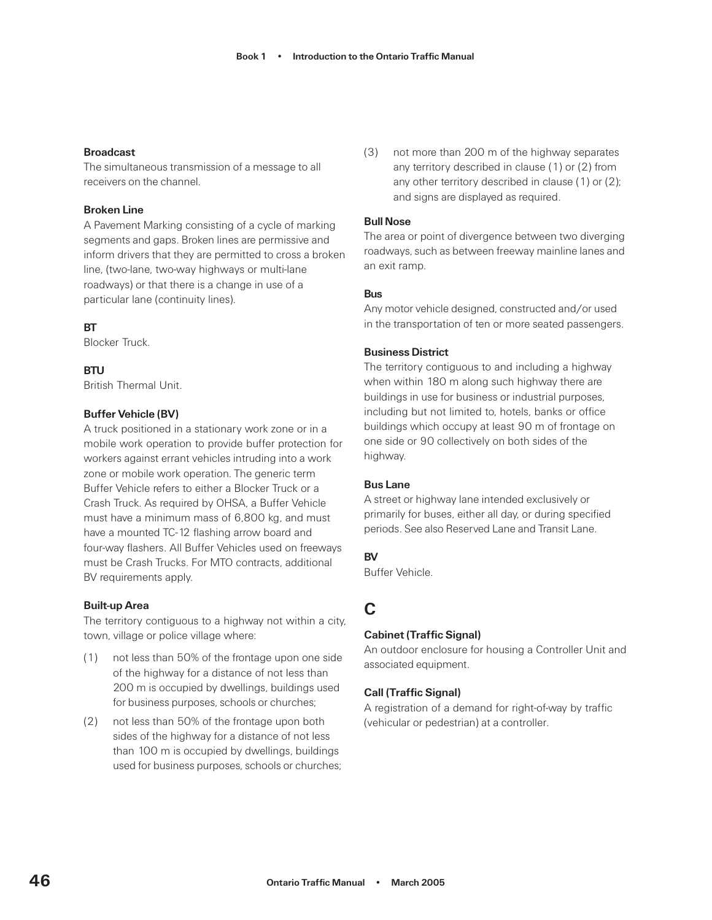**Broadcast**
The simultaneous transmission of a message to all receivers on the channel.

**Broken Line**
A Pavement Marking consisting of a cycle of marking segments and gaps. Broken lines are permissive and inform drivers that they are permitted to cross a broken line, (two-lane, two-way highways or multi-lane roadways) or that there is a change in use of a particular lane (continuity lines).

**BT**
Blocker Truck.

**BTU**
British Thermal Unit.

**Buffer Vehicle (BV)**
A truck positioned in a stationary work zone or in a mobile work operation to provide buffer protection for workers against errant vehicles intruding into a work zone or mobile work operation. The generic term Buffer Vehicle refers to either a Blocker Truck or a Crash Truck. As required by OHSA, a Buffer Vehicle must have a minimum mass of 6,800 kg, and must have a mounted TC-12 flashing arrow board and four-way flashers. All Buffer Vehicles used on freeways must be Crash Trucks. For MTO contracts, additional BV requirements apply.

**Built-up Area**
The territory contiguous to a highway not within a city, town, village or police village where:

(1) not less than 50% of the frontage upon one side of the highway for a distance of not less than 200 m is occupied by dwellings, buildings used for business purposes, schools or churches;

(2) not less than 50% of the frontage upon both sides of the highway for a distance of not less than 100 m is occupied by dwellings, buildings used for business purposes, schools or churches;

(3) not more than 200 m of the highway separates any territory described in clause (1) or (2) from any other territory described in clause (1) or (2); and signs are displayed as required.

**Bull Nose**
The area or point of divergence between two diverging roadways, such as between freeway mainline lanes and an exit ramp.

**Bus**
Any motor vehicle designed, constructed and/or used in the transportation of ten or more seated passengers.

**Business District**
The territory contiguous to and including a highway when within 180 m along such highway there are buildings in use for business or industrial purposes, including but not limited to, hotels, banks or office buildings which occupy at least 90 m of frontage on one side or 90 collectively on both sides of the highway.

**Bus Lane**
A street or highway lane intended exclusively or primarily for buses, either all day, or during specified periods. See also Reserved Lane and Transit Lane.

**BV**
Buffer Vehicle.

## C

**Cabinet (Traffic Signal)**
An outdoor enclosure for housing a Controller Unit and associated equipment.

**Call (Traffic Signal)**
A registration of a demand for right-of-way by traffic (vehicular or pedestrian) at a controller.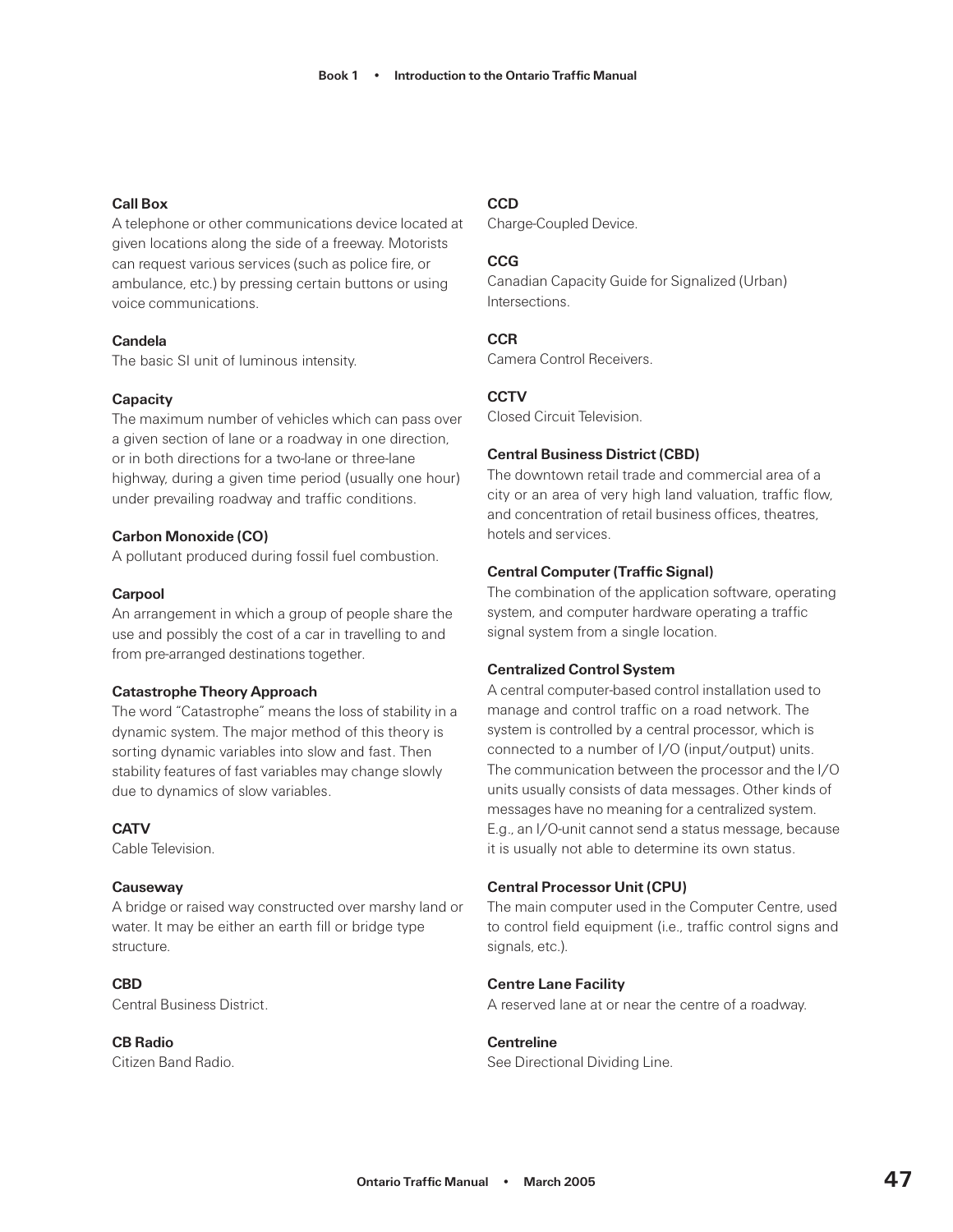**Call Box**
A telephone or other communications device located at given locations along the side of a freeway. Motorists can request various services (such as police fire, or ambulance, etc.) by pressing certain buttons or using voice communications.

**Candela**
The basic SI unit of luminous intensity.

**Capacity**
The maximum number of vehicles which can pass over a given section of lane or a roadway in one direction, or in both directions for a two-lane or three-lane highway, during a given time period (usually one hour) under prevailing roadway and traffic conditions.

**Carbon Monoxide (CO)**
A pollutant produced during fossil fuel combustion.

**Carpool**
An arrangement in which a group of people share the use and possibly the cost of a car in travelling to and from pre-arranged destinations together.

**Catastrophe Theory Approach**
The word "Catastrophe" means the loss of stability in a dynamic system. The major method of this theory is sorting dynamic variables into slow and fast. Then stability features of fast variables may change slowly due to dynamics of slow variables.

**CATV**
Cable Television.

**Causeway**
A bridge or raised way constructed over marshy land or water. It may be either an earth fill or bridge type structure.

**CBD**
Central Business District.

**CB Radio**
Citizen Band Radio.

**CCD**
Charge-Coupled Device.

**CCG**
Canadian Capacity Guide for Signalized (Urban) Intersections.

**CCR**
Camera Control Receivers.

**CCTV**
Closed Circuit Television.

**Central Business District (CBD)**
The downtown retail trade and commercial area of a city or an area of very high land valuation, traffic flow, and concentration of retail business offices, theatres, hotels and services.

**Central Computer (Traffic Signal)**
The combination of the application software, operating system, and computer hardware operating a traffic signal system from a single location.

**Centralized Control System**
A central computer-based control installation used to manage and control traffic on a road network. The system is controlled by a central processor, which is connected to a number of I/O (input/output) units. The communication between the processor and the I/O units usually consists of data messages. Other kinds of messages have no meaning for a centralized system. E.g., an I/O-unit cannot send a status message, because it is usually not able to determine its own status.

**Central Processor Unit (CPU)**
The main computer used in the Computer Centre, used to control field equipment (i.e., traffic control signs and signals, etc.).

**Centre Lane Facility**
A reserved lane at or near the centre of a roadway.

**Centreline**
See Directional Dividing Line.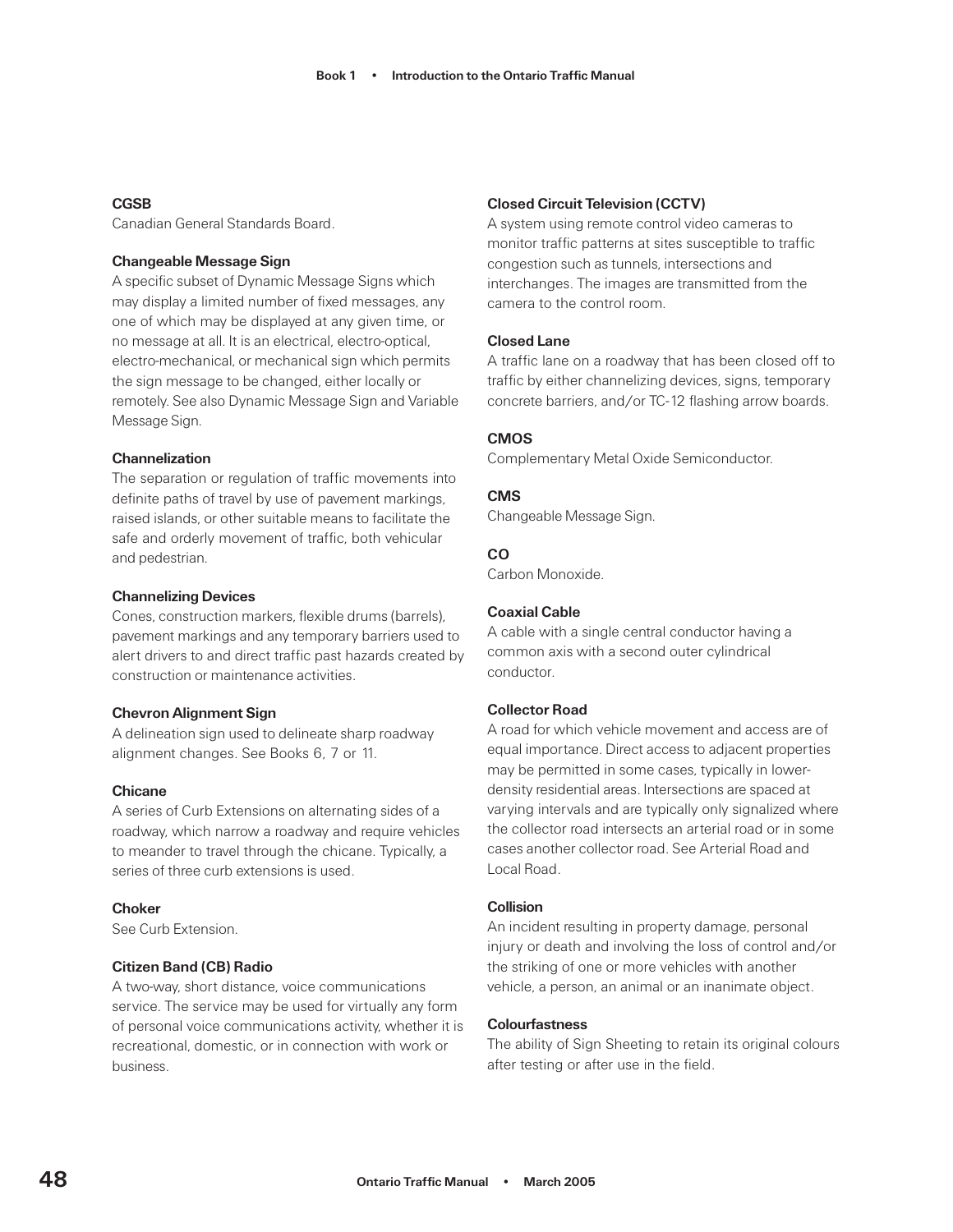**CGSB**
Canadian General Standards Board.

**Changeable Message Sign**
A specific subset of Dynamic Message Signs which may display a limited number of fixed messages, any one of which may be displayed at any given time, or no message at all. It is an electrical, electro-optical, electro-mechanical, or mechanical sign which permits the sign message to be changed, either locally or remotely. See also Dynamic Message Sign and Variable Message Sign.

**Channelization**
The separation or regulation of traffic movements into definite paths of travel by use of pavement markings, raised islands, or other suitable means to facilitate the safe and orderly movement of traffic, both vehicular and pedestrian.

**Channelizing Devices**
Cones, construction markers, flexible drums (barrels), pavement markings and any temporary barriers used to alert drivers to and direct traffic past hazards created by construction or maintenance activities.

**Chevron Alignment Sign**
A delineation sign used to delineate sharp roadway alignment changes. See Books 6, 7 or 11.

**Chicane**
A series of Curb Extensions on alternating sides of a roadway, which narrow a roadway and require vehicles to meander to travel through the chicane. Typically, a series of three curb extensions is used.

**Choker**
See Curb Extension.

**Citizen Band (CB) Radio**
A two-way, short distance, voice communications service. The service may be used for virtually any form of personal voice communications activity, whether it is recreational, domestic, or in connection with work or business.

**Closed Circuit Television (CCTV)**
A system using remote control video cameras to monitor traffic patterns at sites susceptible to traffic congestion such as tunnels, intersections and interchanges. The images are transmitted from the camera to the control room.

**Closed Lane**
A traffic lane on a roadway that has been closed off to traffic by either channelizing devices, signs, temporary concrete barriers, and/or TC-12 flashing arrow boards.

**CMOS**
Complementary Metal Oxide Semiconductor.

**CMS**
Changeable Message Sign.

**CO**
Carbon Monoxide.

**Coaxial Cable**
A cable with a single central conductor having a common axis with a second outer cylindrical conductor.

**Collector Road**
A road for which vehicle movement and access are of equal importance. Direct access to adjacent properties may be permitted in some cases, typically in lower-density residential areas. Intersections are spaced at varying intervals and are typically only signalized where the collector road intersects an arterial road or in some cases another collector road. See Arterial Road and Local Road.

**Collision**
An incident resulting in property damage, personal injury or death and involving the loss of control and/or the striking of one or more vehicles with another vehicle, a person, an animal or an inanimate object.

**Colourfastness**
The ability of Sign Sheeting to retain its original colours after testing or after use in the field.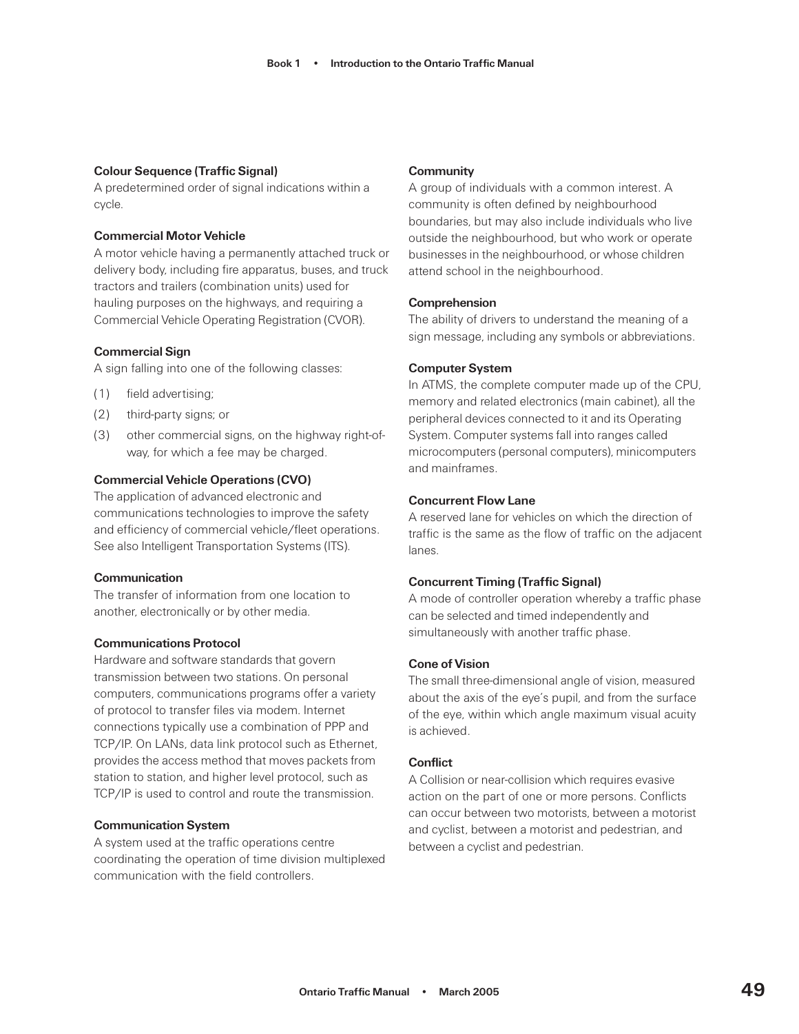**Colour Sequence (Traffic Signal)**
A predetermined order of signal indications within a cycle.

**Commercial Motor Vehicle**
A motor vehicle having a permanently attached truck or delivery body, including fire apparatus, buses, and truck tractors and trailers (combination units) used for hauling purposes on the highways, and requiring a Commercial Vehicle Operating Registration (CVOR).

**Commercial Sign**
A sign falling into one of the following classes:

(1) field advertising;

(2) third-party signs; or

(3) other commercial signs, on the highway right-of-way, for which a fee may be charged.

**Commercial Vehicle Operations (CVO)**
The application of advanced electronic and communications technologies to improve the safety and efficiency of commercial vehicle/fleet operations. See also Intelligent Transportation Systems (ITS).

**Communication**
The transfer of information from one location to another, electronically or by other media.

**Communications Protocol**
Hardware and software standards that govern transmission between two stations. On personal computers, communications programs offer a variety of protocol to transfer files via modem. Internet connections typically use a combination of PPP and TCP/IP. On LANs, data link protocol such as Ethernet, provides the access method that moves packets from station to station, and higher level protocol, such as TCP/IP is used to control and route the transmission.

**Communication System**
A system used at the traffic operations centre coordinating the operation of time division multiplexed communication with the field controllers.

**Community**
A group of individuals with a common interest. A community is often defined by neighbourhood boundaries, but may also include individuals who live outside the neighbourhood, but who work or operate businesses in the neighbourhood, or whose children attend school in the neighbourhood.

**Comprehension**
The ability of drivers to understand the meaning of a sign message, including any symbols or abbreviations.

**Computer System**
In ATMS, the complete computer made up of the CPU, memory and related electronics (main cabinet), all the peripheral devices connected to it and its Operating System. Computer systems fall into ranges called microcomputers (personal computers), minicomputers and mainframes.

**Concurrent Flow Lane**
A reserved lane for vehicles on which the direction of traffic is the same as the flow of traffic on the adjacent lanes.

**Concurrent Timing (Traffic Signal)**
A mode of controller operation whereby a traffic phase can be selected and timed independently and simultaneously with another traffic phase.

**Cone of Vision**
The small three-dimensional angle of vision, measured about the axis of the eye's pupil, and from the surface of the eye, within which angle maximum visual acuity is achieved.

**Conflict**
A Collision or near-collision which requires evasive action on the part of one or more persons. Conflicts can occur between two motorists, between a motorist and cyclist, between a motorist and pedestrian, and between a cyclist and pedestrian.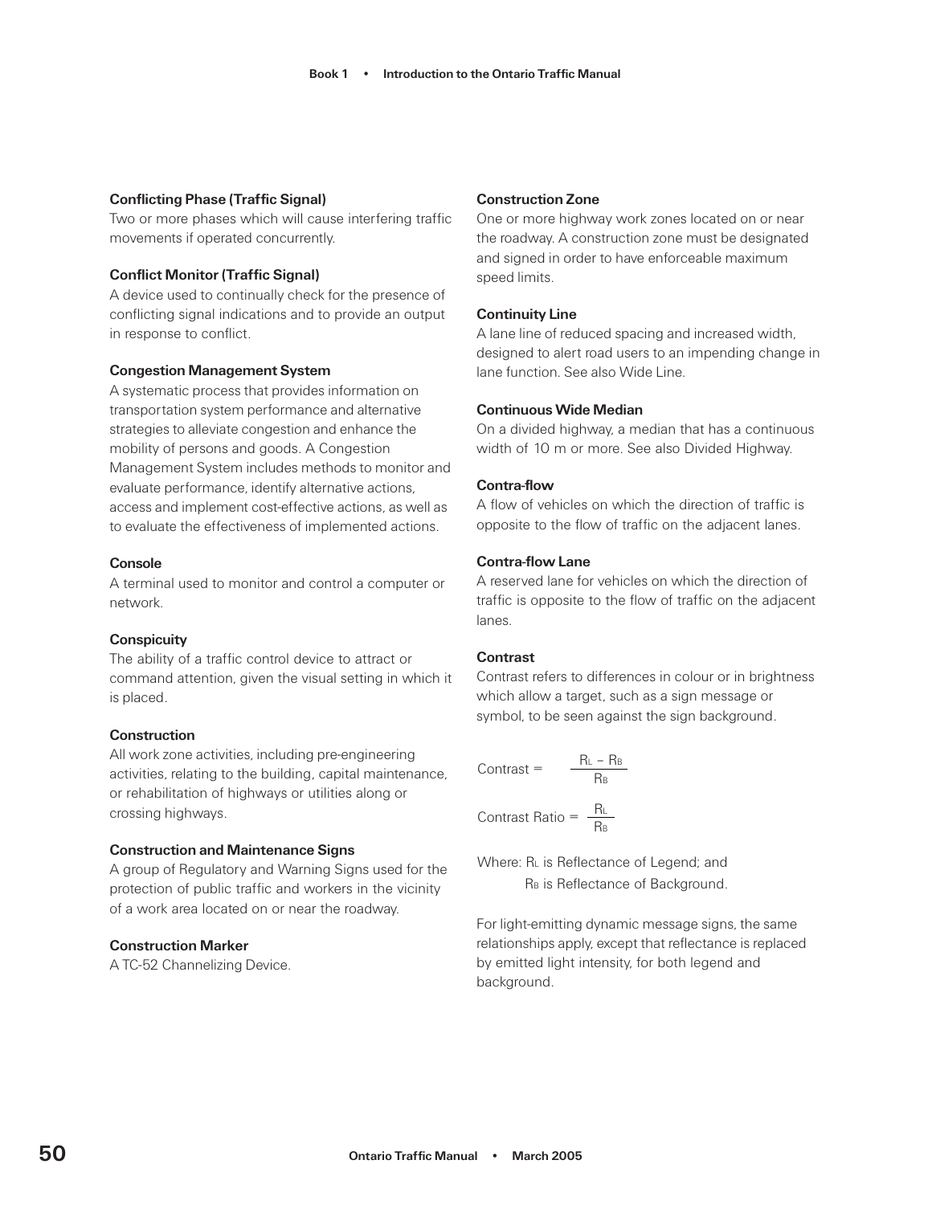**Conflicting Phase (Traffic Signal)**
Two or more phases which will cause interfering traffic movements if operated concurrently.

**Conflict Monitor (Traffic Signal)**
A device used to continually check for the presence of conflicting signal indications and to provide an output in response to conflict.

**Congestion Management System**
A systematic process that provides information on transportation system performance and alternative strategies to alleviate congestion and enhance the mobility of persons and goods. A Congestion Management System includes methods to monitor and evaluate performance, identify alternative actions, access and implement cost-effective actions, as well as to evaluate the effectiveness of implemented actions.

**Console**
A terminal used to monitor and control a computer or network.

**Conspicuity**
The ability of a traffic control device to attract or command attention, given the visual setting in which it is placed.

**Construction**
All work zone activities, including pre-engineering activities, relating to the building, capital maintenance, or rehabilitation of highways or utilities along or crossing highways.

**Construction and Maintenance Signs**
A group of Regulatory and Warning Signs used for the protection of public traffic and workers in the vicinity of a work area located on or near the roadway.

**Construction Marker**
A TC-52 Channelizing Device.

**Construction Zone**
One or more highway work zones located on or near the roadway. A construction zone must be designated and signed in order to have enforceable maximum speed limits.

**Continuity Line**
A lane line of reduced spacing and increased width, designed to alert road users to an impending change in lane function. See also Wide Line.

**Continuous Wide Median**
On a divided highway, a median that has a continuous width of 10 m or more. See also Divided Highway.

**Contra-flow**
A flow of vehicles on which the direction of traffic is opposite to the flow of traffic on the adjacent lanes.

**Contra-flow Lane**
A reserved lane for vehicles on which the direction of traffic is opposite to the flow of traffic on the adjacent lanes.

**Contrast**
Contrast refers to differences in colour or in brightness which allow a target, such as a sign message or symbol, to be seen against the sign background.

$$\text{Contrast} = \frac{R_L - R_B}{R_B}$$

$$\text{Contrast Ratio} = \frac{R_L}{R_B}$$

Where: $R_L$ is Reflectance of Legend; and
$R_B$ is Reflectance of Background.

For light-emitting dynamic message signs, the same relationships apply, except that reflectance is replaced by emitted light intensity, for both legend and background.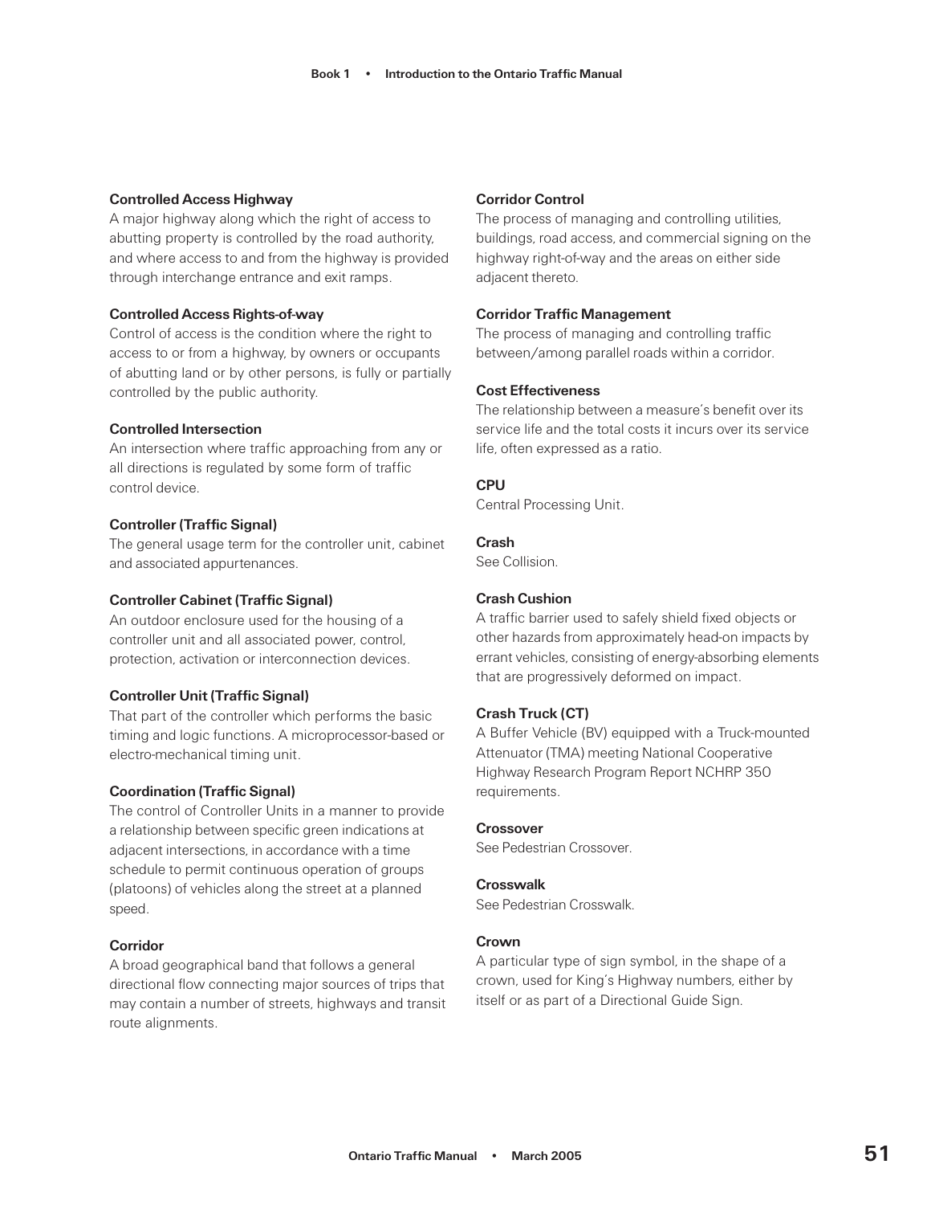**Controlled Access Highway**
A major highway along which the right of access to abutting property is controlled by the road authority, and where access to and from the highway is provided through interchange entrance and exit ramps.

**Controlled Access Rights-of-way**
Control of access is the condition where the right to access to or from a highway, by owners or occupants of abutting land or by other persons, is fully or partially controlled by the public authority.

**Controlled Intersection**
An intersection where traffic approaching from any or all directions is regulated by some form of traffic control device.

**Controller (Traffic Signal)**
The general usage term for the controller unit, cabinet and associated appurtenances.

**Controller Cabinet (Traffic Signal)**
An outdoor enclosure used for the housing of a controller unit and all associated power, control, protection, activation or interconnection devices.

**Controller Unit (Traffic Signal)**
That part of the controller which performs the basic timing and logic functions. A microprocessor-based or electro-mechanical timing unit.

**Coordination (Traffic Signal)**
The control of Controller Units in a manner to provide a relationship between specific green indications at adjacent intersections, in accordance with a time schedule to permit continuous operation of groups (platoons) of vehicles along the street at a planned speed.

**Corridor**
A broad geographical band that follows a general directional flow connecting major sources of trips that may contain a number of streets, highways and transit route alignments.

**Corridor Control**
The process of managing and controlling utilities, buildings, road access, and commercial signing on the highway right-of-way and the areas on either side adjacent thereto.

**Corridor Traffic Management**
The process of managing and controlling traffic between/among parallel roads within a corridor.

**Cost Effectiveness**
The relationship between a measure's benefit over its service life and the total costs it incurs over its service life, often expressed as a ratio.

**CPU**
Central Processing Unit.

**Crash**
See Collision.

**Crash Cushion**
A traffic barrier used to safely shield fixed objects or other hazards from approximately head-on impacts by errant vehicles, consisting of energy-absorbing elements that are progressively deformed on impact.

**Crash Truck (CT)**
A Buffer Vehicle (BV) equipped with a Truck-mounted Attenuator (TMA) meeting National Cooperative Highway Research Program Report NCHRP 350 requirements.

**Crossover**
See Pedestrian Crossover.

**Crosswalk**
See Pedestrian Crosswalk.

**Crown**
A particular type of sign symbol, in the shape of a crown, used for King's Highway numbers, either by itself or as part of a Directional Guide Sign.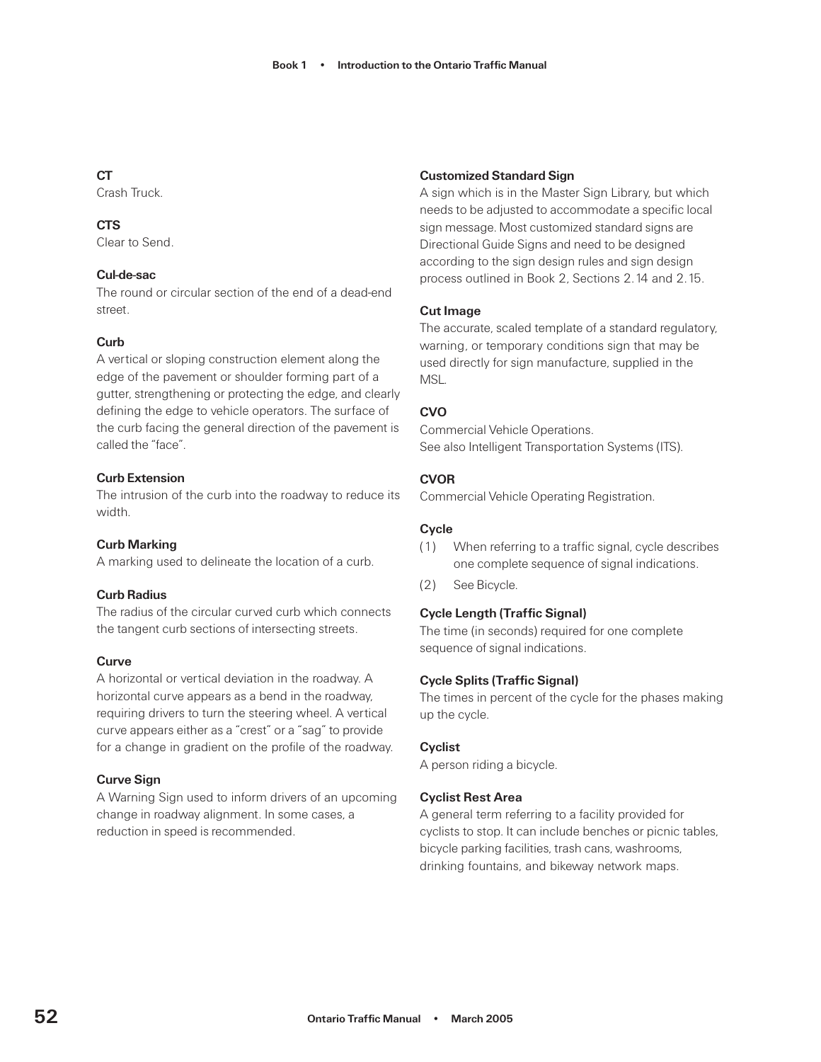**CT**
Crash Truck.

**CTS**
Clear to Send.

**Cul-de-sac**
The round or circular section of the end of a dead-end street.

**Curb**
A vertical or sloping construction element along the edge of the pavement or shoulder forming part of a gutter, strengthening or protecting the edge, and clearly defining the edge to vehicle operators. The surface of the curb facing the general direction of the pavement is called the "face".

**Curb Extension**
The intrusion of the curb into the roadway to reduce its width.

**Curb Marking**
A marking used to delineate the location of a curb.

**Curb Radius**
The radius of the circular curved curb which connects the tangent curb sections of intersecting streets.

**Curve**
A horizontal or vertical deviation in the roadway. A horizontal curve appears as a bend in the roadway, requiring drivers to turn the steering wheel. A vertical curve appears either as a "crest" or a "sag" to provide for a change in gradient on the profile of the roadway.

**Curve Sign**
A Warning Sign used to inform drivers of an upcoming change in roadway alignment. In some cases, a reduction in speed is recommended.

**Customized Standard Sign**
A sign which is in the Master Sign Library, but which needs to be adjusted to accommodate a specific local sign message. Most customized standard signs are Directional Guide Signs and need to be designed according to the sign design rules and sign design process outlined in Book 2, Sections 2.14 and 2.15.

**Cut Image**
The accurate, scaled template of a standard regulatory, warning, or temporary conditions sign that may be used directly for sign manufacture, supplied in the MSL.

**CVO**
Commercial Vehicle Operations.
See also Intelligent Transportation Systems (ITS).

**CVOR**
Commercial Vehicle Operating Registration.

**Cycle**
(1) When referring to a traffic signal, cycle describes one complete sequence of signal indications.
(2) See Bicycle.

**Cycle Length (Traffic Signal)**
The time (in seconds) required for one complete sequence of signal indications.

**Cycle Splits (Traffic Signal)**
The times in percent of the cycle for the phases making up the cycle.

**Cyclist**
A person riding a bicycle.

**Cyclist Rest Area**
A general term referring to a facility provided for cyclists to stop. It can include benches or picnic tables, bicycle parking facilities, trash cans, washrooms, drinking fountains, and bikeway network maps.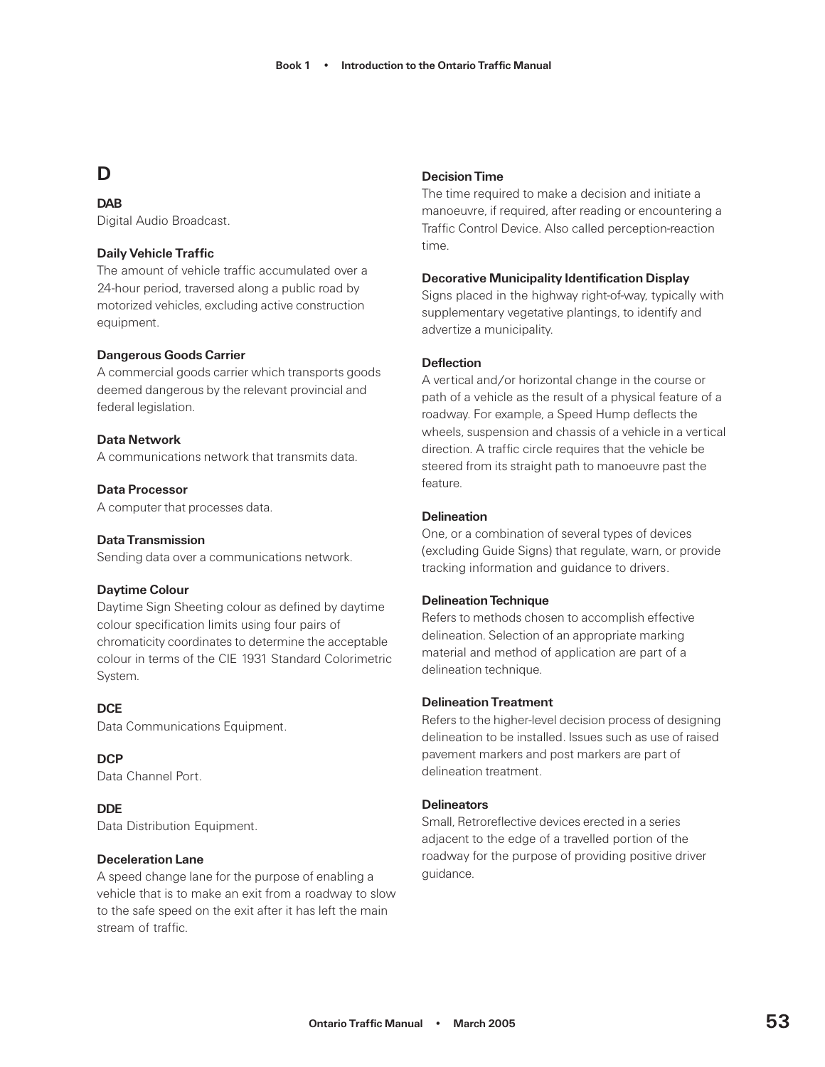## D

**DAB**
Digital Audio Broadcast.

**Daily Vehicle Traffic**
The amount of vehicle traffic accumulated over a 24-hour period, traversed along a public road by motorized vehicles, excluding active construction equipment.

**Dangerous Goods Carrier**
A commercial goods carrier which transports goods deemed dangerous by the relevant provincial and federal legislation.

**Data Network**
A communications network that transmits data.

**Data Processor**
A computer that processes data.

**Data Transmission**
Sending data over a communications network.

**Daytime Colour**
Daytime Sign Sheeting colour as defined by daytime colour specification limits using four pairs of chromaticity coordinates to determine the acceptable colour in terms of the CIE 1931 Standard Colorimetric System.

**DCE**
Data Communications Equipment.

**DCP**
Data Channel Port.

**DDE**
Data Distribution Equipment.

**Deceleration Lane**
A speed change lane for the purpose of enabling a vehicle that is to make an exit from a roadway to slow to the safe speed on the exit after it has left the main stream of traffic.

**Decision Time**
The time required to make a decision and initiate a manoeuvre, if required, after reading or encountering a Traffic Control Device. Also called perception-reaction time.

**Decorative Municipality Identification Display**
Signs placed in the highway right-of-way, typically with supplementary vegetative plantings, to identify and advertize a municipality.

**Deflection**
A vertical and/or horizontal change in the course or path of a vehicle as the result of a physical feature of a roadway. For example, a Speed Hump deflects the wheels, suspension and chassis of a vehicle in a vertical direction. A traffic circle requires that the vehicle be steered from its straight path to manoeuvre past the feature.

**Delineation**
One, or a combination of several types of devices (excluding Guide Signs) that regulate, warn, or provide tracking information and guidance to drivers.

**Delineation Technique**
Refers to methods chosen to accomplish effective delineation. Selection of an appropriate marking material and method of application are part of a delineation technique.

**Delineation Treatment**
Refers to the higher-level decision process of designing delineation to be installed. Issues such as use of raised pavement markers and post markers are part of delineation treatment.

**Delineators**
Small, Retroreflective devices erected in a series adjacent to the edge of a travelled portion of the roadway for the purpose of providing positive driver guidance.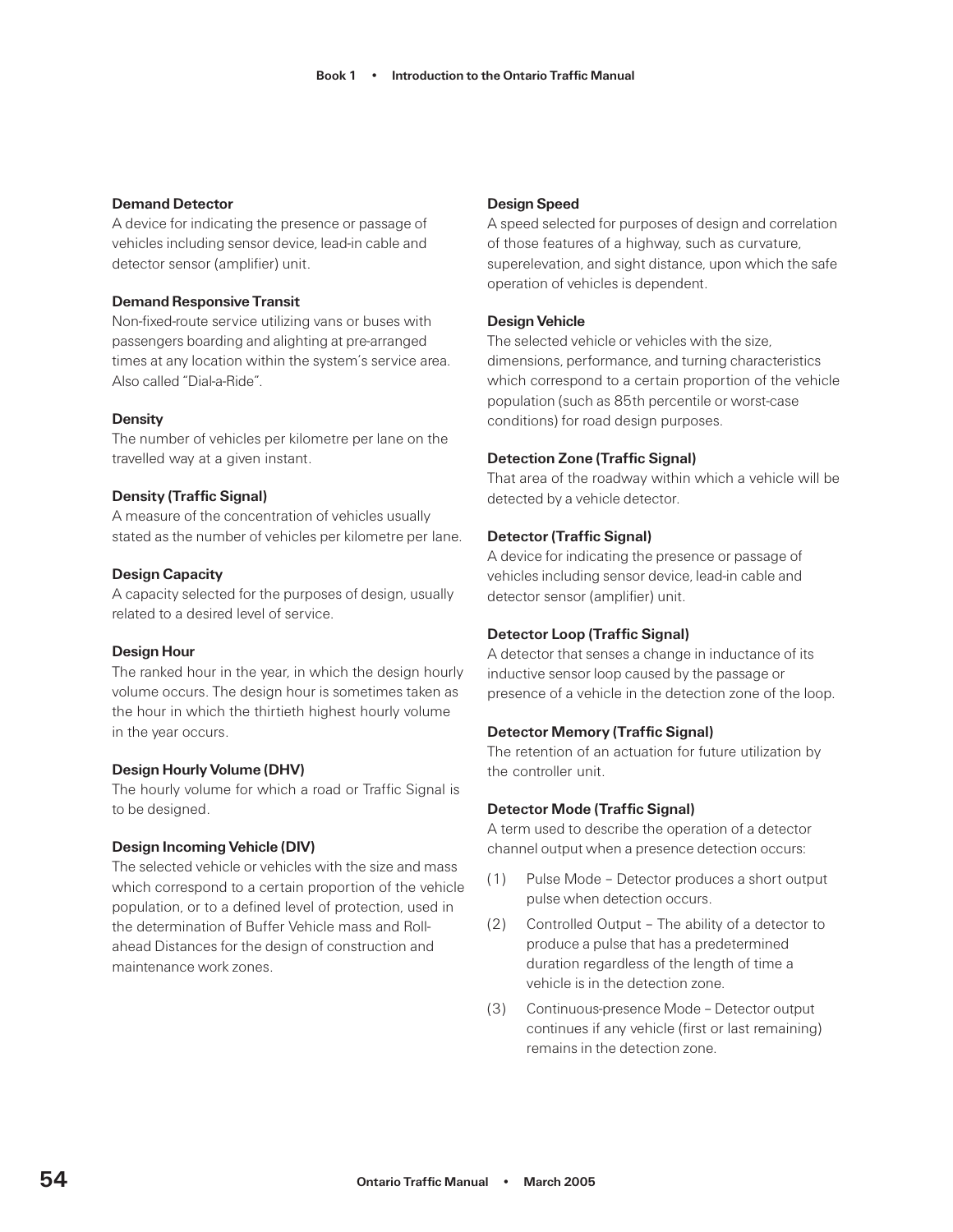**Demand Detector**
A device for indicating the presence or passage of vehicles including sensor device, lead-in cable and detector sensor (amplifier) unit.

**Demand Responsive Transit**
Non-fixed-route service utilizing vans or buses with passengers boarding and alighting at pre-arranged times at any location within the system's service area. Also called "Dial-a-Ride".

**Density**
The number of vehicles per kilometre per lane on the travelled way at a given instant.

**Density (Traffic Signal)**
A measure of the concentration of vehicles usually stated as the number of vehicles per kilometre per lane.

**Design Capacity**
A capacity selected for the purposes of design, usually related to a desired level of service.

**Design Hour**
The ranked hour in the year, in which the design hourly volume occurs. The design hour is sometimes taken as the hour in which the thirtieth highest hourly volume in the year occurs.

**Design Hourly Volume (DHV)**
The hourly volume for which a road or Traffic Signal is to be designed.

**Design Incoming Vehicle (DIV)**
The selected vehicle or vehicles with the size and mass which correspond to a certain proportion of the vehicle population, or to a defined level of protection, used in the determination of Buffer Vehicle mass and Roll-ahead Distances for the design of construction and maintenance work zones.

**Design Speed**
A speed selected for purposes of design and correlation of those features of a highway, such as curvature, superelevation, and sight distance, upon which the safe operation of vehicles is dependent.

**Design Vehicle**
The selected vehicle or vehicles with the size, dimensions, performance, and turning characteristics which correspond to a certain proportion of the vehicle population (such as 85th percentile or worst-case conditions) for road design purposes.

**Detection Zone (Traffic Signal)**
That area of the roadway within which a vehicle will be detected by a vehicle detector.

**Detector (Traffic Signal)**
A device for indicating the presence or passage of vehicles including sensor device, lead-in cable and detector sensor (amplifier) unit.

**Detector Loop (Traffic Signal)**
A detector that senses a change in inductance of its inductive sensor loop caused by the passage or presence of a vehicle in the detection zone of the loop.

**Detector Memory (Traffic Signal)**
The retention of an actuation for future utilization by the controller unit.

**Detector Mode (Traffic Signal)**
A term used to describe the operation of a detector channel output when a presence detection occurs:

(1) Pulse Mode – Detector produces a short output pulse when detection occurs.

(2) Controlled Output – The ability of a detector to produce a pulse that has a predetermined duration regardless of the length of time a vehicle is in the detection zone.

(3) Continuous-presence Mode – Detector output continues if any vehicle (first or last remaining) remains in the detection zone.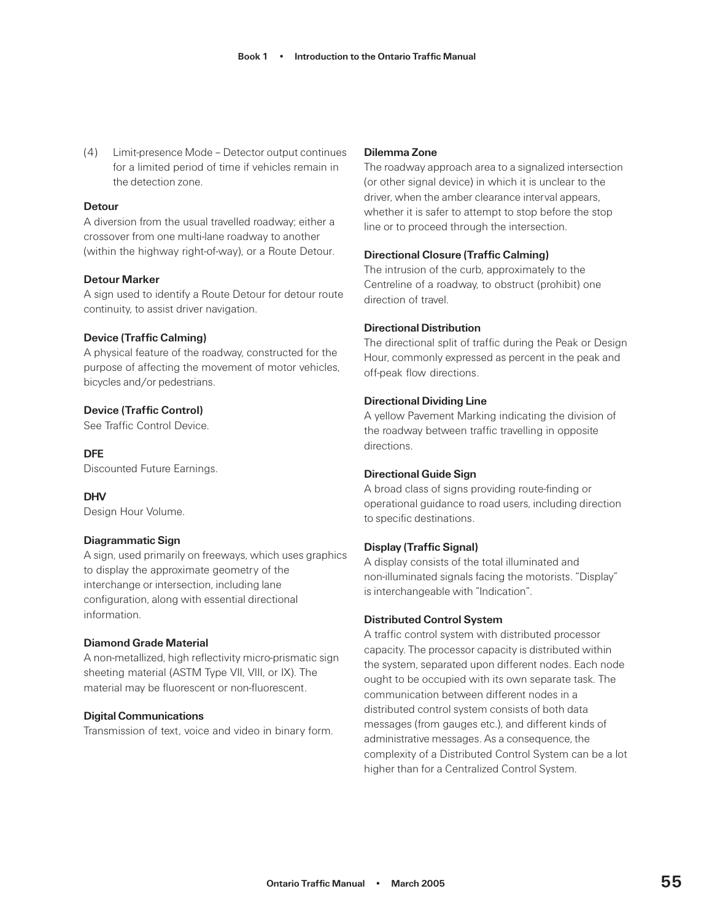(4) Limit-presence Mode – Detector output continues for a limited period of time if vehicles remain in the detection zone.

**Detour**
A diversion from the usual travelled roadway; either a crossover from one multi-lane roadway to another (within the highway right-of-way), or a Route Detour.

**Detour Marker**
A sign used to identify a Route Detour for detour route continuity, to assist driver navigation.

**Device (Traffic Calming)**
A physical feature of the roadway, constructed for the purpose of affecting the movement of motor vehicles, bicycles and/or pedestrians.

**Device (Traffic Control)**
See Traffic Control Device.

**DFE**
Discounted Future Earnings.

**DHV**
Design Hour Volume.

**Diagrammatic Sign**
A sign, used primarily on freeways, which uses graphics to display the approximate geometry of the interchange or intersection, including lane configuration, along with essential directional information.

**Diamond Grade Material**
A non-metallized, high reflectivity micro-prismatic sign sheeting material (ASTM Type VII, VIII, or IX). The material may be fluorescent or non-fluorescent.

**Digital Communications**
Transmission of text, voice and video in binary form.

**Dilemma Zone**
The roadway approach area to a signalized intersection (or other signal device) in which it is unclear to the driver, when the amber clearance interval appears, whether it is safer to attempt to stop before the stop line or to proceed through the intersection.

**Directional Closure (Traffic Calming)**
The intrusion of the curb, approximately to the Centreline of a roadway, to obstruct (prohibit) one direction of travel.

**Directional Distribution**
The directional split of traffic during the Peak or Design Hour, commonly expressed as percent in the peak and off-peak flow directions.

**Directional Dividing Line**
A yellow Pavement Marking indicating the division of the roadway between traffic travelling in opposite directions.

**Directional Guide Sign**
A broad class of signs providing route-finding or operational guidance to road users, including direction to specific destinations.

**Display (Traffic Signal)**
A display consists of the total illuminated and non-illuminated signals facing the motorists. "Display" is interchangeable with "Indication".

**Distributed Control System**
A traffic control system with distributed processor capacity. The processor capacity is distributed within the system, separated upon different nodes. Each node ought to be occupied with its own separate task. The communication between different nodes in a distributed control system consists of both data messages (from gauges etc.), and different kinds of administrative messages. As a consequence, the complexity of a Distributed Control System can be a lot higher than for a Centralized Control System.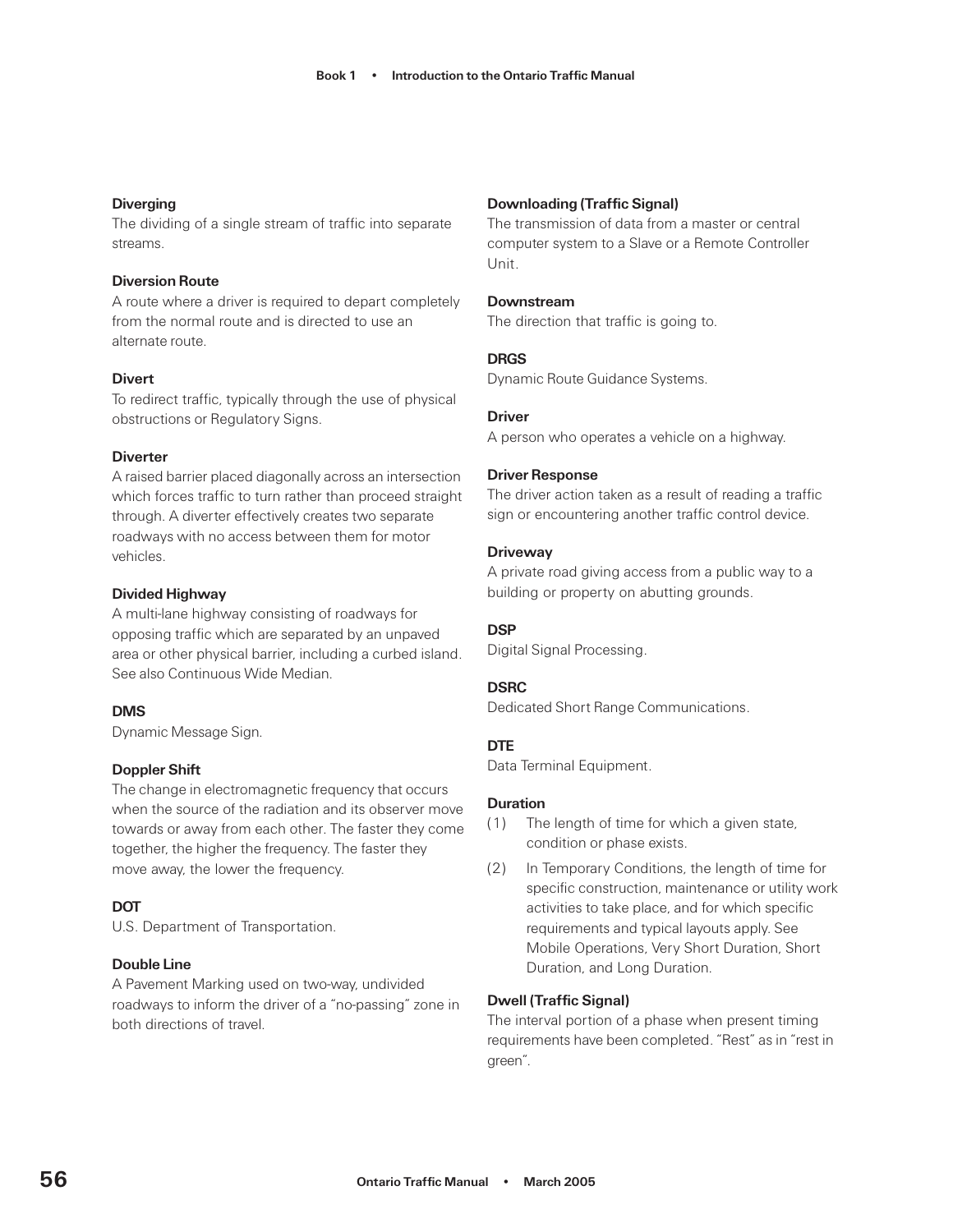**Diverging**
The dividing of a single stream of traffic into separate streams.

**Diversion Route**
A route where a driver is required to depart completely from the normal route and is directed to use an alternate route.

**Divert**
To redirect traffic, typically through the use of physical obstructions or Regulatory Signs.

**Diverter**
A raised barrier placed diagonally across an intersection which forces traffic to turn rather than proceed straight through. A diverter effectively creates two separate roadways with no access between them for motor vehicles.

**Divided Highway**
A multi-lane highway consisting of roadways for opposing traffic which are separated by an unpaved area or other physical barrier, including a curbed island. See also Continuous Wide Median.

**DMS**
Dynamic Message Sign.

**Doppler Shift**
The change in electromagnetic frequency that occurs when the source of the radiation and its observer move towards or away from each other. The faster they come together, the higher the frequency. The faster they move away, the lower the frequency.

**DOT**
U.S. Department of Transportation.

**Double Line**
A Pavement Marking used on two-way, undivided roadways to inform the driver of a "no-passing" zone in both directions of travel.

**Downloading (Traffic Signal)**
The transmission of data from a master or central computer system to a Slave or a Remote Controller Unit.

**Downstream**
The direction that traffic is going to.

**DRGS**
Dynamic Route Guidance Systems.

**Driver**
A person who operates a vehicle on a highway.

**Driver Response**
The driver action taken as a result of reading a traffic sign or encountering another traffic control device.

**Driveway**
A private road giving access from a public way to a building or property on abutting grounds.

**DSP**
Digital Signal Processing.

**DSRC**
Dedicated Short Range Communications.

**DTE**
Data Terminal Equipment.

**Duration**
(1) The length of time for which a given state, condition or phase exists.
(2) In Temporary Conditions, the length of time for specific construction, maintenance or utility work activities to take place, and for which specific requirements and typical layouts apply. See Mobile Operations, Very Short Duration, Short Duration, and Long Duration.

**Dwell (Traffic Signal)**
The interval portion of a phase when present timing requirements have been completed. "Rest" as in "rest in green".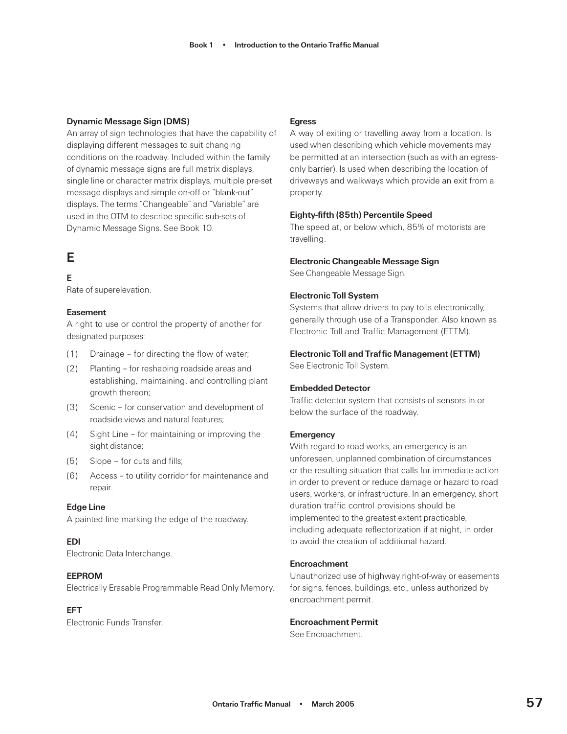**Dynamic Message Sign (DMS)**
An array of sign technologies that have the capability of displaying different messages to suit changing conditions on the roadway. Included within the family of dynamic message signs are full matrix displays, single line or character matrix displays, multiple pre-set message displays and simple on-off or "blank-out" displays. The terms "Changeable" and "Variable" are used in the OTM to describe specific sub-sets of Dynamic Message Signs. See Book 10.

## E

**E**
Rate of superelevation.

**Easement**
A right to use or control the property of another for designated purposes:

(1) Drainage – for directing the flow of water;
(2) Planting – for reshaping roadside areas and establishing, maintaining, and controlling plant growth thereon;
(3) Scenic – for conservation and development of roadside views and natural features;
(4) Sight Line – for maintaining or improving the sight distance;
(5) Slope – for cuts and fills;
(6) Access – to utility corridor for maintenance and repair.

**Edge Line**
A painted line marking the edge of the roadway.

**EDI**
Electronic Data Interchange.

**EEPROM**
Electrically Erasable Programmable Read Only Memory.

**EFT**
Electronic Funds Transfer.

**Egress**
A way of exiting or travelling away from a location. Is used when describing which vehicle movements may be permitted at an intersection (such as with an egress-only barrier). Is used when describing the location of driveways and walkways which provide an exit from a property.

**Eighty-fifth (85th) Percentile Speed**
The speed at, or below which, 85% of motorists are travelling.

**Electronic Changeable Message Sign**
See Changeable Message Sign.

**Electronic Toll System**
Systems that allow drivers to pay tolls electronically, generally through use of a Transponder. Also known as Electronic Toll and Traffic Management (ETTM).

**Electronic Toll and Traffic Management (ETTM)**
See Electronic Toll System.

**Embedded Detector**
Traffic detector system that consists of sensors in or below the surface of the roadway.

**Emergency**
With regard to road works, an emergency is an unforeseen, unplanned combination of circumstances or the resulting situation that calls for immediate action in order to prevent or reduce damage or hazard to road users, workers, or infrastructure. In an emergency, short duration traffic control provisions should be implemented to the greatest extent practicable, including adequate reflectorization if at night, in order to avoid the creation of additional hazard.

**Encroachment**
Unauthorized use of highway right-of-way or easements for signs, fences, buildings, etc., unless authorized by encroachment permit.

**Encroachment Permit**
See Encroachment.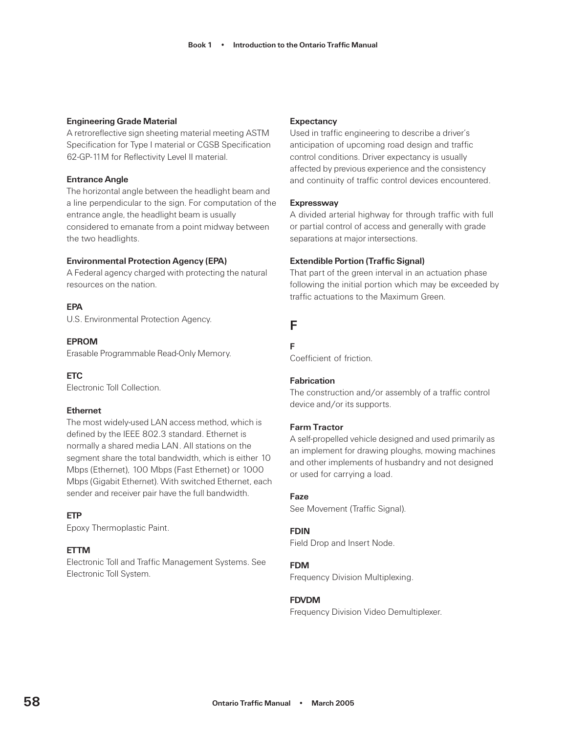**Engineering Grade Material**
A retroreflective sign sheeting material meeting ASTM Specification for Type I material or CGSB Specification 62-GP-11M for Reflectivity Level II material.

**Entrance Angle**
The horizontal angle between the headlight beam and a line perpendicular to the sign. For computation of the entrance angle, the headlight beam is usually considered to emanate from a point midway between the two headlights.

**Environmental Protection Agency (EPA)**
A Federal agency charged with protecting the natural resources on the nation.

**EPA**
U.S. Environmental Protection Agency.

**EPROM**
Erasable Programmable Read-Only Memory.

**ETC**
Electronic Toll Collection.

**Ethernet**
The most widely-used LAN access method, which is defined by the IEEE 802.3 standard. Ethernet is normally a shared media LAN. All stations on the segment share the total bandwidth, which is either 10 Mbps (Ethernet), 100 Mbps (Fast Ethernet) or 1000 Mbps (Gigabit Ethernet). With switched Ethernet, each sender and receiver pair have the full bandwidth.

**ETP**
Epoxy Thermoplastic Paint.

**ETTM**
Electronic Toll and Traffic Management Systems. See Electronic Toll System.

**Expectancy**
Used in traffic engineering to describe a driver's anticipation of upcoming road design and traffic control conditions. Driver expectancy is usually affected by previous experience and the consistency and continuity of traffic control devices encountered.

**Expressway**
A divided arterial highway for through traffic with full or partial control of access and generally with grade separations at major intersections.

**Extendible Portion (Traffic Signal)**
That part of the green interval in an actuation phase following the initial portion which may be exceeded by traffic actuations to the Maximum Green.

## F

**F**
Coefficient of friction.

**Fabrication**
The construction and/or assembly of a traffic control device and/or its supports.

**Farm Tractor**
A self-propelled vehicle designed and used primarily as an implement for drawing ploughs, mowing machines and other implements of husbandry and not designed or used for carrying a load.

**Faze**
See Movement (Traffic Signal).

**FDIN**
Field Drop and Insert Node.

**FDM**
Frequency Division Multiplexing.

**FDVDM**
Frequency Division Video Demultiplexer.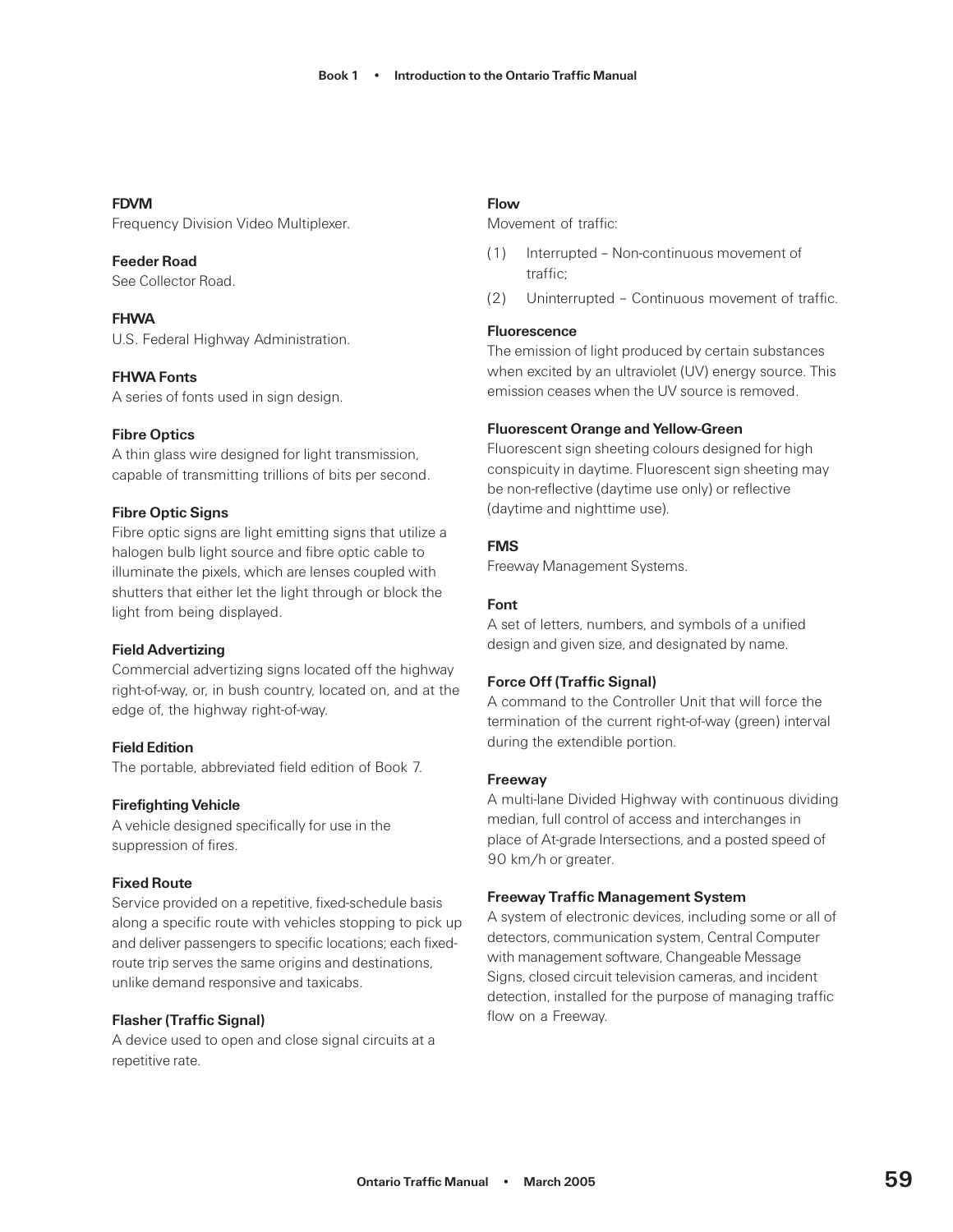**FDVM**
Frequency Division Video Multiplexer.

**Feeder Road**
See Collector Road.

**FHWA**
U.S. Federal Highway Administration.

**FHWA Fonts**
A series of fonts used in sign design.

**Fibre Optics**
A thin glass wire designed for light transmission, capable of transmitting trillions of bits per second.

**Fibre Optic Signs**
Fibre optic signs are light emitting signs that utilize a halogen bulb light source and fibre optic cable to illuminate the pixels, which are lenses coupled with shutters that either let the light through or block the light from being displayed.

**Field Advertizing**
Commercial advertizing signs located off the highway right-of-way, or, in bush country, located on, and at the edge of, the highway right-of-way.

**Field Edition**
The portable, abbreviated field edition of Book 7.

**Firefighting Vehicle**
A vehicle designed specifically for use in the suppression of fires.

**Fixed Route**
Service provided on a repetitive, fixed-schedule basis along a specific route with vehicles stopping to pick up and deliver passengers to specific locations; each fixed-route trip serves the same origins and destinations, unlike demand responsive and taxicabs.

**Flasher (Traffic Signal)**
A device used to open and close signal circuits at a repetitive rate.

**Flow**
Movement of traffic:

(1) Interrupted – Non-continuous movement of traffic;

(2) Uninterrupted – Continuous movement of traffic.

**Fluorescence**
The emission of light produced by certain substances when excited by an ultraviolet (UV) energy source. This emission ceases when the UV source is removed.

**Fluorescent Orange and Yellow-Green**
Fluorescent sign sheeting colours designed for high conspicuity in daytime. Fluorescent sign sheeting may be non-reflective (daytime use only) or reflective (daytime and nighttime use).

**FMS**
Freeway Management Systems.

**Font**
A set of letters, numbers, and symbols of a unified design and given size, and designated by name.

**Force Off (Traffic Signal)**
A command to the Controller Unit that will force the termination of the current right-of-way (green) interval during the extendible portion.

**Freeway**
A multi-lane Divided Highway with continuous dividing median, full control of access and interchanges in place of At-grade Intersections, and a posted speed of 90 km/h or greater.

**Freeway Traffic Management System**
A system of electronic devices, including some or all of detectors, communication system, Central Computer with management software, Changeable Message Signs, closed circuit television cameras, and incident detection, installed for the purpose of managing traffic flow on a Freeway.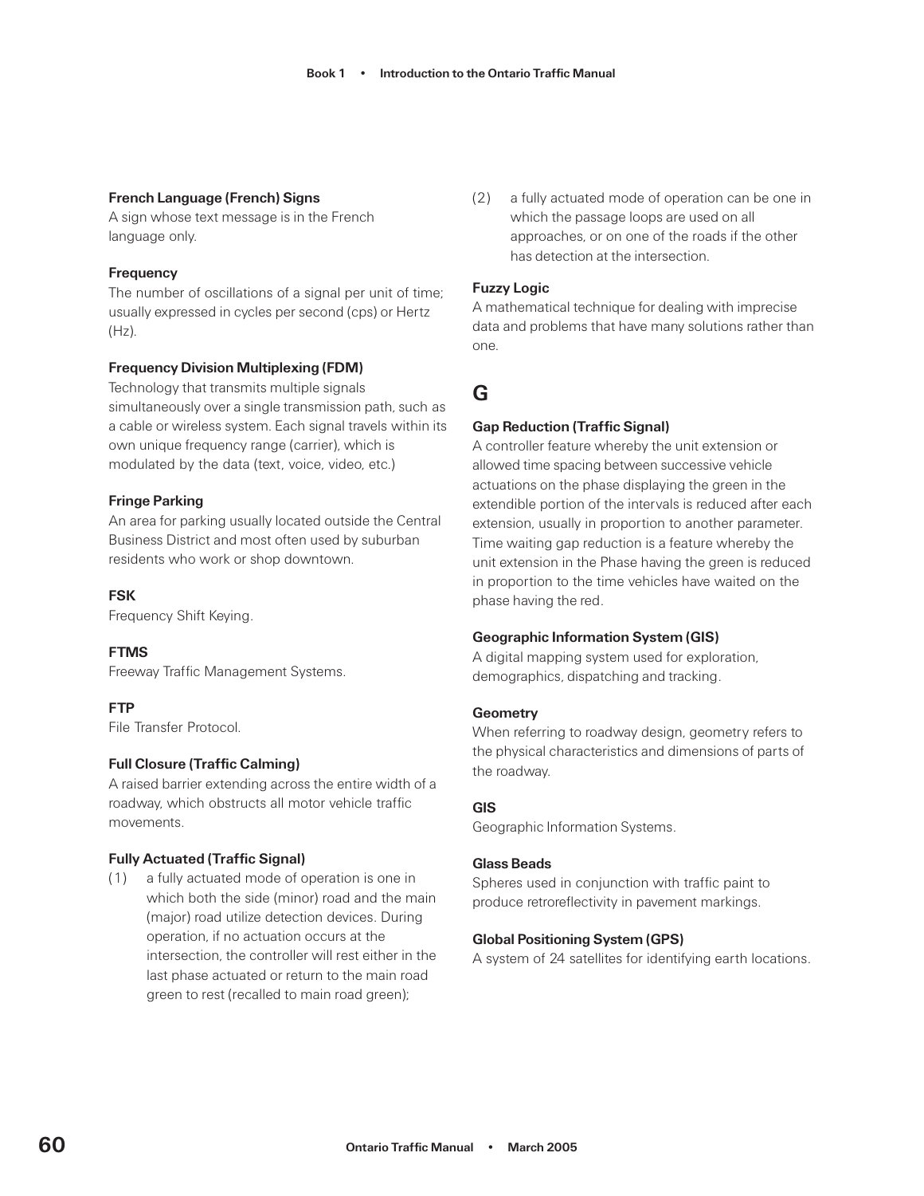**French Language (French) Signs**
A sign whose text message is in the French language only.

**Frequency**
The number of oscillations of a signal per unit of time; usually expressed in cycles per second (cps) or Hertz (Hz).

**Frequency Division Multiplexing (FDM)**
Technology that transmits multiple signals simultaneously over a single transmission path, such as a cable or wireless system. Each signal travels within its own unique frequency range (carrier), which is modulated by the data (text, voice, video, etc.)

**Fringe Parking**
An area for parking usually located outside the Central Business District and most often used by suburban residents who work or shop downtown.

**FSK**
Frequency Shift Keying.

**FTMS**
Freeway Traffic Management Systems.

**FTP**
File Transfer Protocol.

**Full Closure (Traffic Calming)**
A raised barrier extending across the entire width of a roadway, which obstructs all motor vehicle traffic movements.

**Fully Actuated (Traffic Signal)**

(1) a fully actuated mode of operation is one in which both the side (minor) road and the main (major) road utilize detection devices. During operation, if no actuation occurs at the intersection, the controller will rest either in the last phase actuated or return to the main road green to rest (recalled to main road green);

(2) a fully actuated mode of operation can be one in which the passage loops are used on all approaches, or on one of the roads if the other has detection at the intersection.

**Fuzzy Logic**
A mathematical technique for dealing with imprecise data and problems that have many solutions rather than one.

## G

**Gap Reduction (Traffic Signal)**
A controller feature whereby the unit extension or allowed time spacing between successive vehicle actuations on the phase displaying the green in the extendible portion of the intervals is reduced after each extension, usually in proportion to another parameter. Time waiting gap reduction is a feature whereby the unit extension in the Phase having the green is reduced in proportion to the time vehicles have waited on the phase having the red.

**Geographic Information System (GIS)**
A digital mapping system used for exploration, demographics, dispatching and tracking.

**Geometry**
When referring to roadway design, geometry refers to the physical characteristics and dimensions of parts of the roadway.

**GIS**
Geographic Information Systems.

**Glass Beads**
Spheres used in conjunction with traffic paint to produce retroreflectivity in pavement markings.

**Global Positioning System (GPS)**
A system of 24 satellites for identifying earth locations.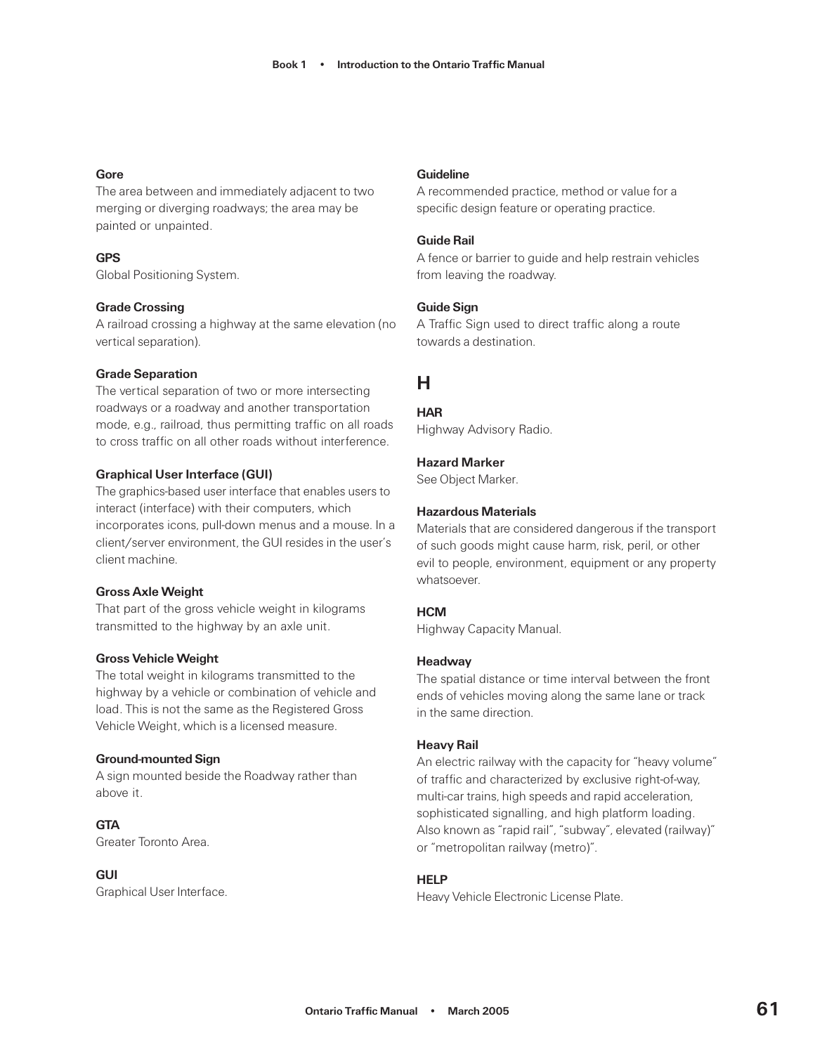**Gore**
The area between and immediately adjacent to two merging or diverging roadways; the area may be painted or unpainted.

**GPS**
Global Positioning System.

**Grade Crossing**
A railroad crossing a highway at the same elevation (no vertical separation).

**Grade Separation**
The vertical separation of two or more intersecting roadways or a roadway and another transportation mode, e.g., railroad, thus permitting traffic on all roads to cross traffic on all other roads without interference.

**Graphical User Interface (GUI)**
The graphics-based user interface that enables users to interact (interface) with their computers, which incorporates icons, pull-down menus and a mouse. In a client/server environment, the GUI resides in the user's client machine.

**Gross Axle Weight**
That part of the gross vehicle weight in kilograms transmitted to the highway by an axle unit.

**Gross Vehicle Weight**
The total weight in kilograms transmitted to the highway by a vehicle or combination of vehicle and load. This is not the same as the Registered Gross Vehicle Weight, which is a licensed measure.

**Ground-mounted Sign**
A sign mounted beside the Roadway rather than above it.

**GTA**
Greater Toronto Area.

**GUI**
Graphical User Interface.

**Guideline**
A recommended practice, method or value for a specific design feature or operating practice.

**Guide Rail**
A fence or barrier to guide and help restrain vehicles from leaving the roadway.

**Guide Sign**
A Traffic Sign used to direct traffic along a route towards a destination.

## H

**HAR**
Highway Advisory Radio.

**Hazard Marker**
See Object Marker.

**Hazardous Materials**
Materials that are considered dangerous if the transport of such goods might cause harm, risk, peril, or other evil to people, environment, equipment or any property whatsoever.

**HCM**
Highway Capacity Manual.

**Headway**
The spatial distance or time interval between the front ends of vehicles moving along the same lane or track in the same direction.

**Heavy Rail**
An electric railway with the capacity for "heavy volume" of traffic and characterized by exclusive right-of-way, multi-car trains, high speeds and rapid acceleration, sophisticated signalling, and high platform loading. Also known as "rapid rail", "subway", elevated (railway)" or "metropolitan railway (metro)".

**HELP**
Heavy Vehicle Electronic License Plate.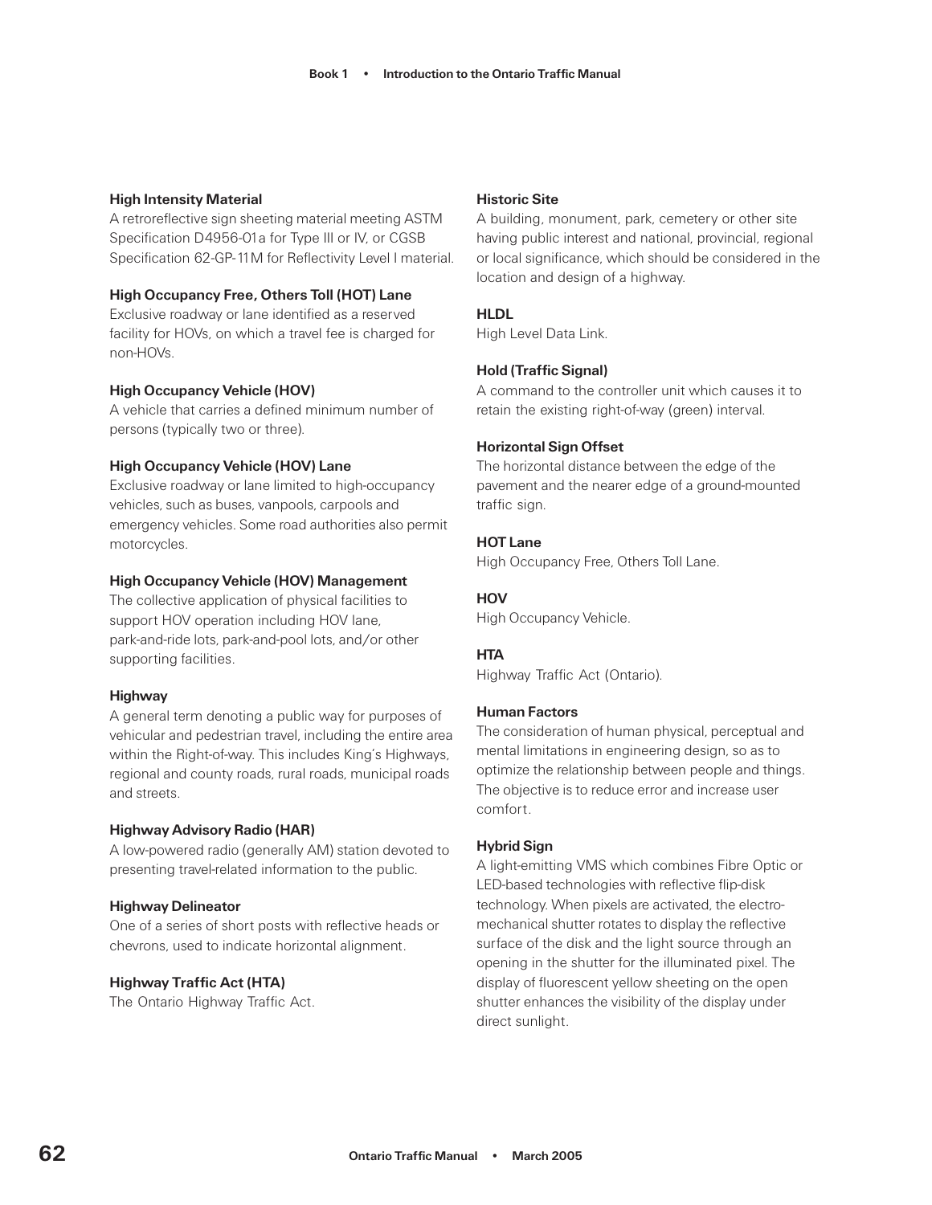**High Intensity Material**
A retroreflective sign sheeting material meeting ASTM Specification D4956-01a for Type III or IV, or CGSB Specification 62-GP-11M for Reflectivity Level I material.

**High Occupancy Free, Others Toll (HOT) Lane**
Exclusive roadway or lane identified as a reserved facility for HOVs, on which a travel fee is charged for non-HOVs.

**High Occupancy Vehicle (HOV)**
A vehicle that carries a defined minimum number of persons (typically two or three).

**High Occupancy Vehicle (HOV) Lane**
Exclusive roadway or lane limited to high-occupancy vehicles, such as buses, vanpools, carpools and emergency vehicles. Some road authorities also permit motorcycles.

**High Occupancy Vehicle (HOV) Management**
The collective application of physical facilities to support HOV operation including HOV lane, park-and-ride lots, park-and-pool lots, and/or other supporting facilities.

**Highway**
A general term denoting a public way for purposes of vehicular and pedestrian travel, including the entire area within the Right-of-way. This includes King's Highways, regional and county roads, rural roads, municipal roads and streets.

**Highway Advisory Radio (HAR)**
A low-powered radio (generally AM) station devoted to presenting travel-related information to the public.

**Highway Delineator**
One of a series of short posts with reflective heads or chevrons, used to indicate horizontal alignment.

**Highway Traffic Act (HTA)**
The Ontario Highway Traffic Act.

**Historic Site**
A building, monument, park, cemetery or other site having public interest and national, provincial, regional or local significance, which should be considered in the location and design of a highway.

**HLDL**
High Level Data Link.

**Hold (Traffic Signal)**
A command to the controller unit which causes it to retain the existing right-of-way (green) interval.

**Horizontal Sign Offset**
The horizontal distance between the edge of the pavement and the nearer edge of a ground-mounted traffic sign.

**HOT Lane**
High Occupancy Free, Others Toll Lane.

**HOV**
High Occupancy Vehicle.

**HTA**
Highway Traffic Act (Ontario).

**Human Factors**
The consideration of human physical, perceptual and mental limitations in engineering design, so as to optimize the relationship between people and things. The objective is to reduce error and increase user comfort.

**Hybrid Sign**
A light-emitting VMS which combines Fibre Optic or LED-based technologies with reflective flip-disk technology. When pixels are activated, the electro-mechanical shutter rotates to display the reflective surface of the disk and the light source through an opening in the shutter for the illuminated pixel. The display of fluorescent yellow sheeting on the open shutter enhances the visibility of the display under direct sunlight.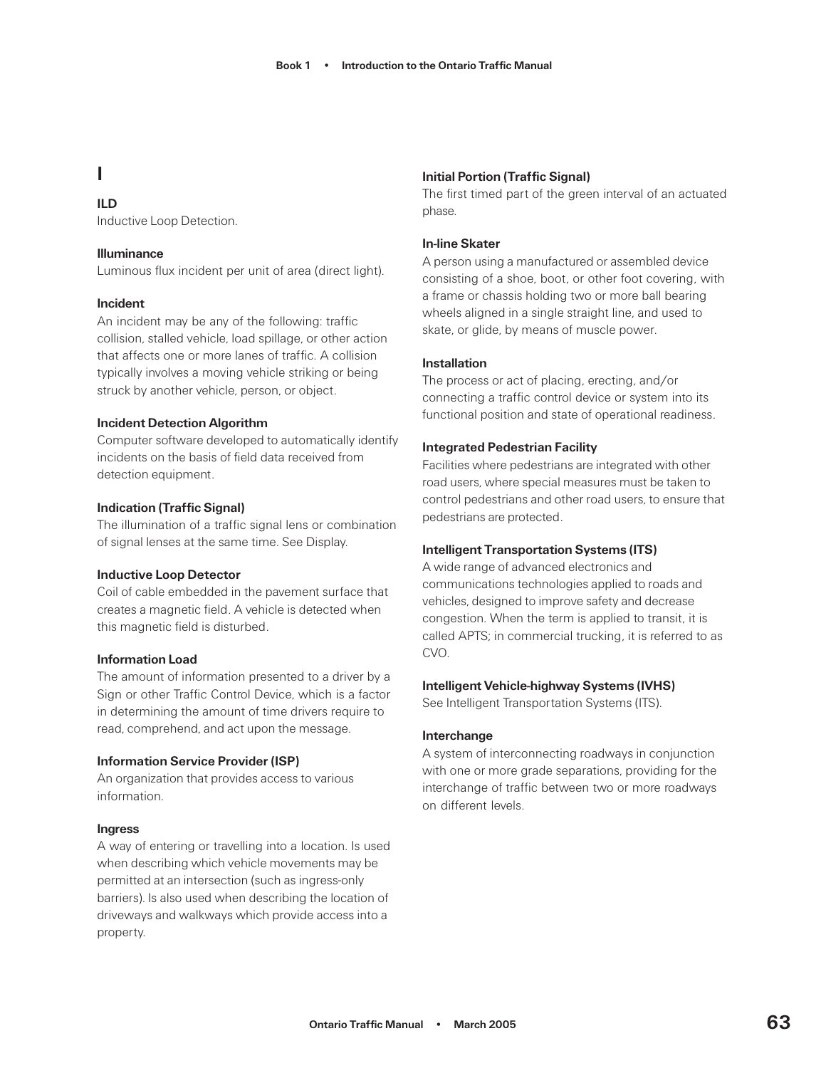# I

**ILD**
Inductive Loop Detection.

**Illuminance**
Luminous flux incident per unit of area (direct light).

**Incident**
An incident may be any of the following: traffic collision, stalled vehicle, load spillage, or other action that affects one or more lanes of traffic. A collision typically involves a moving vehicle striking or being struck by another vehicle, person, or object.

**Incident Detection Algorithm**
Computer software developed to automatically identify incidents on the basis of field data received from detection equipment.

**Indication (Traffic Signal)**
The illumination of a traffic signal lens or combination of signal lenses at the same time. See Display.

**Inductive Loop Detector**
Coil of cable embedded in the pavement surface that creates a magnetic field. A vehicle is detected when this magnetic field is disturbed.

**Information Load**
The amount of information presented to a driver by a Sign or other Traffic Control Device, which is a factor in determining the amount of time drivers require to read, comprehend, and act upon the message.

**Information Service Provider (ISP)**
An organization that provides access to various information.

**Ingress**
A way of entering or travelling into a location. Is used when describing which vehicle movements may be permitted at an intersection (such as ingress-only barriers). Is also used when describing the location of driveways and walkways which provide access into a property.

**Initial Portion (Traffic Signal)**
The first timed part of the green interval of an actuated phase.

**In-line Skater**
A person using a manufactured or assembled device consisting of a shoe, boot, or other foot covering, with a frame or chassis holding two or more ball bearing wheels aligned in a single straight line, and used to skate, or glide, by means of muscle power.

**Installation**
The process or act of placing, erecting, and/or connecting a traffic control device or system into its functional position and state of operational readiness.

**Integrated Pedestrian Facility**
Facilities where pedestrians are integrated with other road users, where special measures must be taken to control pedestrians and other road users, to ensure that pedestrians are protected.

**Intelligent Transportation Systems (ITS)**
A wide range of advanced electronics and communications technologies applied to roads and vehicles, designed to improve safety and decrease congestion. When the term is applied to transit, it is called APTS; in commercial trucking, it is referred to as CVO.

**Intelligent Vehicle-highway Systems (IVHS)**
See Intelligent Transportation Systems (ITS).

**Interchange**
A system of interconnecting roadways in conjunction with one or more grade separations, providing for the interchange of traffic between two or more roadways on different levels.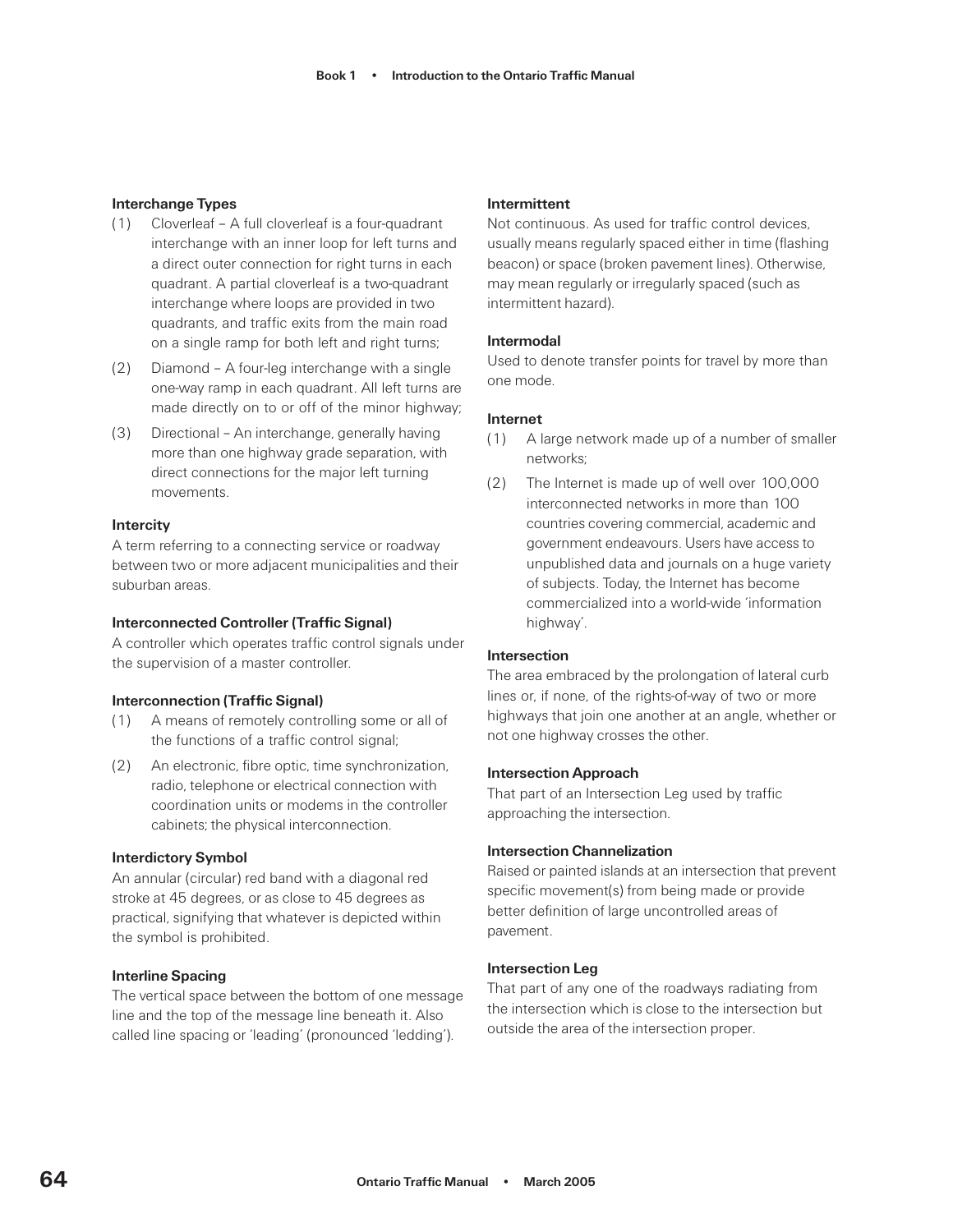**Interchange Types**

(1) Cloverleaf – A full cloverleaf is a four-quadrant interchange with an inner loop for left turns and a direct outer connection for right turns in each quadrant. A partial cloverleaf is a two-quadrant interchange where loops are provided in two quadrants, and traffic exits from the main road on a single ramp for both left and right turns;

(2) Diamond – A four-leg interchange with a single one-way ramp in each quadrant. All left turns are made directly on to or off of the minor highway;

(3) Directional – An interchange, generally having more than one highway grade separation, with direct connections for the major left turning movements.

**Intercity**

A term referring to a connecting service or roadway between two or more adjacent municipalities and their suburban areas.

**Interconnected Controller (Traffic Signal)**

A controller which operates traffic control signals under the supervision of a master controller.

**Interconnection (Traffic Signal)**

(1) A means of remotely controlling some or all of the functions of a traffic control signal;

(2) An electronic, fibre optic, time synchronization, radio, telephone or electrical connection with coordination units or modems in the controller cabinets; the physical interconnection.

**Interdictory Symbol**

An annular (circular) red band with a diagonal red stroke at 45 degrees, or as close to 45 degrees as practical, signifying that whatever is depicted within the symbol is prohibited.

**Interline Spacing**

The vertical space between the bottom of one message line and the top of the message line beneath it. Also called line spacing or 'leading' (pronounced 'ledding').

**Intermittent**

Not continuous. As used for traffic control devices, usually means regularly spaced either in time (flashing beacon) or space (broken pavement lines). Otherwise, may mean regularly or irregularly spaced (such as intermittent hazard).

**Intermodal**

Used to denote transfer points for travel by more than one mode.

**Internet**

(1) A large network made up of a number of smaller networks;

(2) The Internet is made up of well over 100,000 interconnected networks in more than 100 countries covering commercial, academic and government endeavours. Users have access to unpublished data and journals on a huge variety of subjects. Today, the Internet has become commercialized into a world-wide 'information highway'.

**Intersection**

The area embraced by the prolongation of lateral curb lines or, if none, of the rights-of-way of two or more highways that join one another at an angle, whether or not one highway crosses the other.

**Intersection Approach**

That part of an Intersection Leg used by traffic approaching the intersection.

**Intersection Channelization**

Raised or painted islands at an intersection that prevent specific movement(s) from being made or provide better definition of large uncontrolled areas of pavement.

**Intersection Leg**

That part of any one of the roadways radiating from the intersection which is close to the intersection but outside the area of the intersection proper.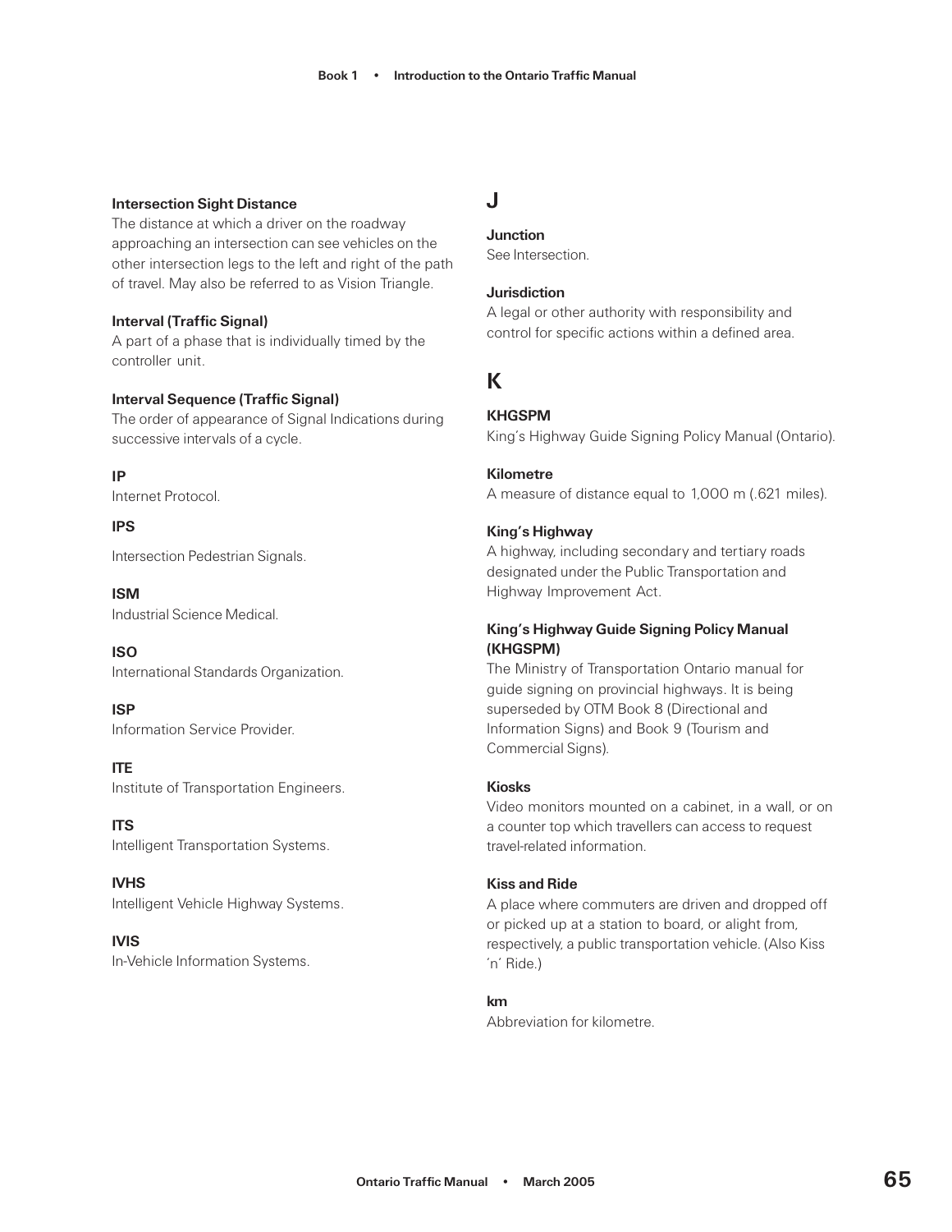**Intersection Sight Distance**
The distance at which a driver on the roadway approaching an intersection can see vehicles on the other intersection legs to the left and right of the path of travel. May also be referred to as Vision Triangle.

**Interval (Traffic Signal)**
A part of a phase that is individually timed by the controller unit.

**Interval Sequence (Traffic Signal)**
The order of appearance of Signal Indications during successive intervals of a cycle.

**IP**
Internet Protocol.

**IPS**
Intersection Pedestrian Signals.

**ISM**
Industrial Science Medical.

**ISO**
International Standards Organization.

**ISP**
Information Service Provider.

**ITE**
Institute of Transportation Engineers.

**ITS**
Intelligent Transportation Systems.

**IVHS**
Intelligent Vehicle Highway Systems.

**IVIS**
In-Vehicle Information Systems.

## J

**Junction**
See Intersection.

**Jurisdiction**
A legal or other authority with responsibility and control for specific actions within a defined area.

## K

**KHGSPM**
King's Highway Guide Signing Policy Manual (Ontario).

**Kilometre**
A measure of distance equal to 1,000 m (.621 miles).

**King's Highway**
A highway, including secondary and tertiary roads designated under the Public Transportation and Highway Improvement Act.

**King's Highway Guide Signing Policy Manual (KHGSPM)**
The Ministry of Transportation Ontario manual for guide signing on provincial highways. It is being superseded by OTM Book 8 (Directional and Information Signs) and Book 9 (Tourism and Commercial Signs).

**Kiosks**
Video monitors mounted on a cabinet, in a wall, or on a counter top which travellers can access to request travel-related information.

**Kiss and Ride**
A place where commuters are driven and dropped off or picked up at a station to board, or alight from, respectively, a public transportation vehicle. (Also Kiss 'n' Ride.)

**km**
Abbreviation for kilometre.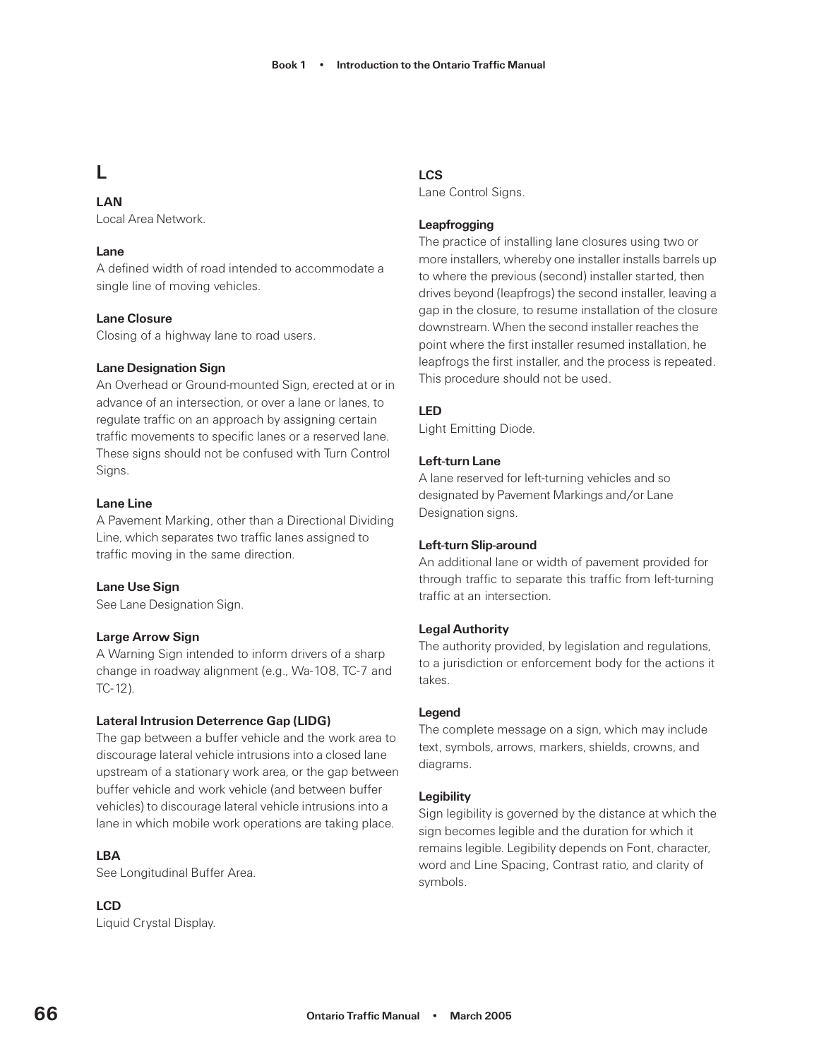## L

**LAN**
Local Area Network.

**Lane**
A defined width of road intended to accommodate a single line of moving vehicles.

**Lane Closure**
Closing of a highway lane to road users.

**Lane Designation Sign**
An Overhead or Ground-mounted Sign, erected at or in advance of an intersection, or over a lane or lanes, to regulate traffic on an approach by assigning certain traffic movements to specific lanes or a reserved lane. These signs should not be confused with Turn Control Signs.

**Lane Line**
A Pavement Marking, other than a Directional Dividing Line, which separates two traffic lanes assigned to traffic moving in the same direction.

**Lane Use Sign**
See Lane Designation Sign.

**Large Arrow Sign**
A Warning Sign intended to inform drivers of a sharp change in roadway alignment (e.g., Wa-108, TC-7 and TC-12).

**Lateral Intrusion Deterrence Gap (LIDG)**
The gap between a buffer vehicle and the work area to discourage lateral vehicle intrusions into a closed lane upstream of a stationary work area, or the gap between buffer vehicle and work vehicle (and between buffer vehicles) to discourage lateral vehicle intrusions into a lane in which mobile work operations are taking place.

**LBA**
See Longitudinal Buffer Area.

**LCD**
Liquid Crystal Display.

**LCS**
Lane Control Signs.

**Leapfrogging**
The practice of installing lane closures using two or more installers, whereby one installer installs barrels up to where the previous (second) installer started, then drives beyond (leapfrogs) the second installer, leaving a gap in the closure, to resume installation of the closure downstream. When the second installer reaches the point where the first installer resumed installation, he leapfrogs the first installer, and the process is repeated. This procedure should not be used.

**LED**
Light Emitting Diode.

**Left-turn Lane**
A lane reserved for left-turning vehicles and so designated by Pavement Markings and/or Lane Designation signs.

**Left-turn Slip-around**
An additional lane or width of pavement provided for through traffic to separate this traffic from left-turning traffic at an intersection.

**Legal Authority**
The authority provided, by legislation and regulations, to a jurisdiction or enforcement body for the actions it takes.

**Legend**
The complete message on a sign, which may include text, symbols, arrows, markers, shields, crowns, and diagrams.

**Legibility**
Sign legibility is governed by the distance at which the sign becomes legible and the duration for which it remains legible. Legibility depends on Font, character, word and Line Spacing, Contrast ratio, and clarity of symbols.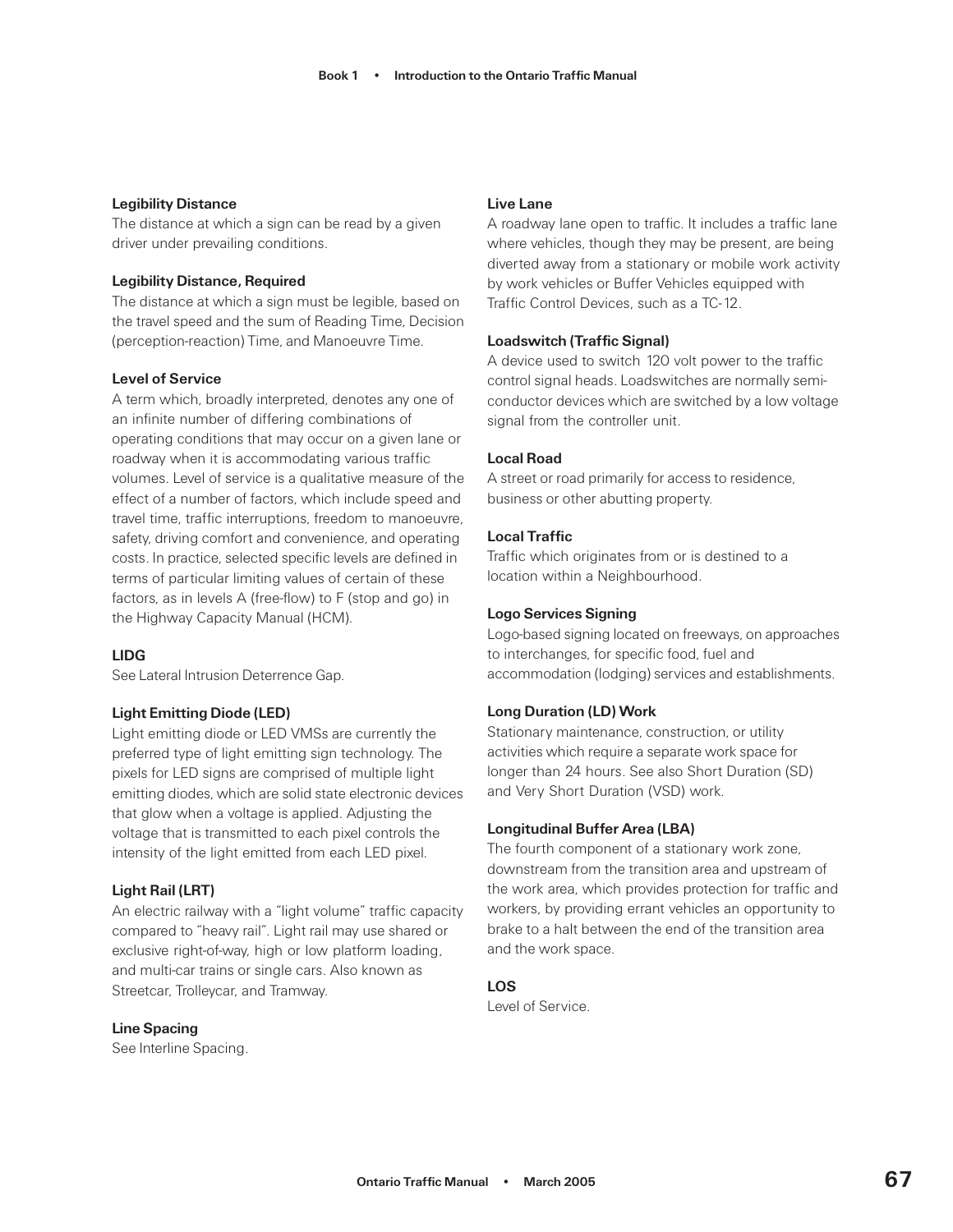**Legibility Distance**
The distance at which a sign can be read by a given driver under prevailing conditions.

**Legibility Distance, Required**
The distance at which a sign must be legible, based on the travel speed and the sum of Reading Time, Decision (perception-reaction) Time, and Manoeuvre Time.

**Level of Service**
A term which, broadly interpreted, denotes any one of an infinite number of differing combinations of operating conditions that may occur on a given lane or roadway when it is accommodating various traffic volumes. Level of service is a qualitative measure of the effect of a number of factors, which include speed and travel time, traffic interruptions, freedom to manoeuvre, safety, driving comfort and convenience, and operating costs. In practice, selected specific levels are defined in terms of particular limiting values of certain of these factors, as in levels A (free-flow) to F (stop and go) in the Highway Capacity Manual (HCM).

**LIDG**
See Lateral Intrusion Deterrence Gap.

**Light Emitting Diode (LED)**
Light emitting diode or LED VMSs are currently the preferred type of light emitting sign technology. The pixels for LED signs are comprised of multiple light emitting diodes, which are solid state electronic devices that glow when a voltage is applied. Adjusting the voltage that is transmitted to each pixel controls the intensity of the light emitted from each LED pixel.

**Light Rail (LRT)**
An electric railway with a "light volume" traffic capacity compared to "heavy rail". Light rail may use shared or exclusive right-of-way, high or low platform loading, and multi-car trains or single cars. Also known as Streetcar, Trolleycar, and Tramway.

**Line Spacing**
See Interline Spacing.

**Live Lane**
A roadway lane open to traffic. It includes a traffic lane where vehicles, though they may be present, are being diverted away from a stationary or mobile work activity by work vehicles or Buffer Vehicles equipped with Traffic Control Devices, such as a TC-12.

**Loadswitch (Traffic Signal)**
A device used to switch 120 volt power to the traffic control signal heads. Loadswitches are normally semi-conductor devices which are switched by a low voltage signal from the controller unit.

**Local Road**
A street or road primarily for access to residence, business or other abutting property.

**Local Traffic**
Traffic which originates from or is destined to a location within a Neighbourhood.

**Logo Services Signing**
Logo-based signing located on freeways, on approaches to interchanges, for specific food, fuel and accommodation (lodging) services and establishments.

**Long Duration (LD) Work**
Stationary maintenance, construction, or utility activities which require a separate work space for longer than 24 hours. See also Short Duration (SD) and Very Short Duration (VSD) work.

**Longitudinal Buffer Area (LBA)**
The fourth component of a stationary work zone, downstream from the transition area and upstream of the work area, which provides protection for traffic and workers, by providing errant vehicles an opportunity to brake to a halt between the end of the transition area and the work space.

**LOS**
Level of Service.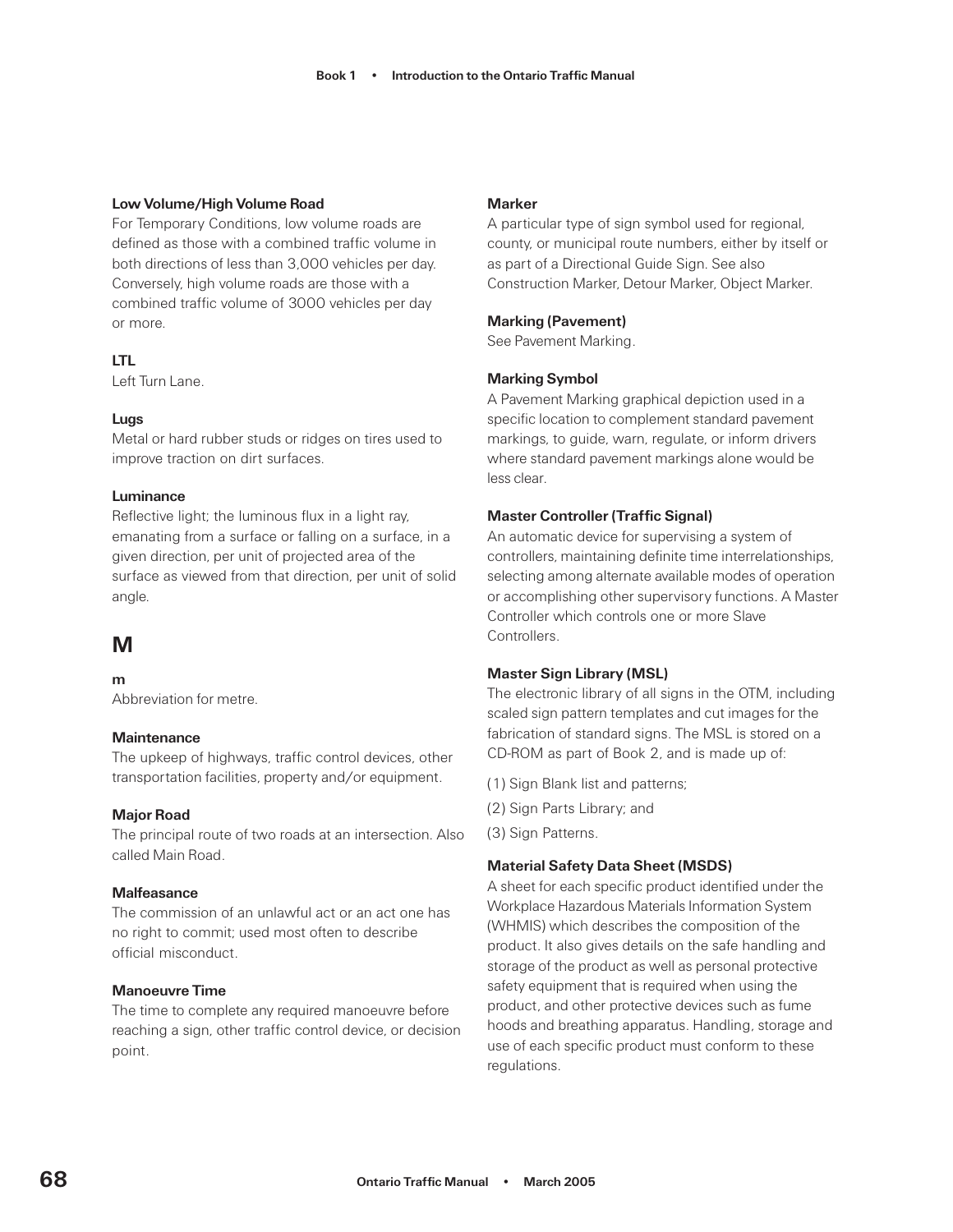**Low Volume/High Volume Road**
For Temporary Conditions, low volume roads are defined as those with a combined traffic volume in both directions of less than 3,000 vehicles per day. Conversely, high volume roads are those with a combined traffic volume of 3000 vehicles per day or more.

**LTL**
Left Turn Lane.

**Lugs**
Metal or hard rubber studs or ridges on tires used to improve traction on dirt surfaces.

**Luminance**
Reflective light; the luminous flux in a light ray, emanating from a surface or falling on a surface, in a given direction, per unit of projected area of the surface as viewed from that direction, per unit of solid angle.

## M

**m**
Abbreviation for metre.

**Maintenance**
The upkeep of highways, traffic control devices, other transportation facilities, property and/or equipment.

**Major Road**
The principal route of two roads at an intersection. Also called Main Road.

**Malfeasance**
The commission of an unlawful act or an act one has no right to commit; used most often to describe official misconduct.

**Manoeuvre Time**
The time to complete any required manoeuvre before reaching a sign, other traffic control device, or decision point.

**Marker**
A particular type of sign symbol used for regional, county, or municipal route numbers, either by itself or as part of a Directional Guide Sign. See also Construction Marker, Detour Marker, Object Marker.

**Marking (Pavement)**
See Pavement Marking.

**Marking Symbol**
A Pavement Marking graphical depiction used in a specific location to complement standard pavement markings, to guide, warn, regulate, or inform drivers where standard pavement markings alone would be less clear.

**Master Controller (Traffic Signal)**
An automatic device for supervising a system of controllers, maintaining definite time interrelationships, selecting among alternate available modes of operation or accomplishing other supervisory functions. A Master Controller which controls one or more Slave Controllers.

**Master Sign Library (MSL)**
The electronic library of all signs in the OTM, including scaled sign pattern templates and cut images for the fabrication of standard signs. The MSL is stored on a CD-ROM as part of Book 2, and is made up of:

(1) Sign Blank list and patterns;

(2) Sign Parts Library; and

(3) Sign Patterns.

**Material Safety Data Sheet (MSDS)**
A sheet for each specific product identified under the Workplace Hazardous Materials Information System (WHMIS) which describes the composition of the product. It also gives details on the safe handling and storage of the product as well as personal protective safety equipment that is required when using the product, and other protective devices such as fume hoods and breathing apparatus. Handling, storage and use of each specific product must conform to these regulations.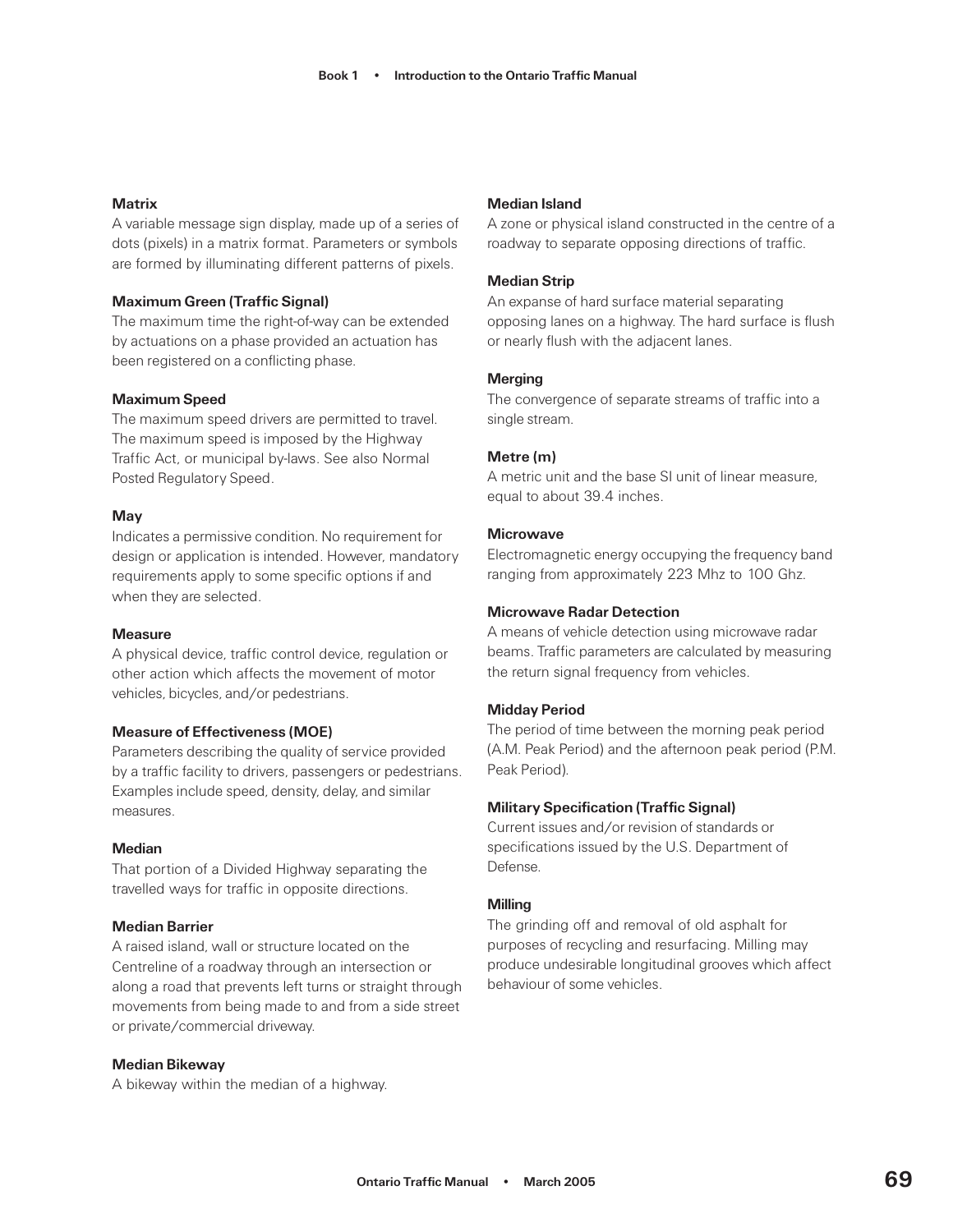**Matrix**

A variable message sign display, made up of a series of dots (pixels) in a matrix format. Parameters or symbols are formed by illuminating different patterns of pixels.

**Maximum Green (Traffic Signal)**

The maximum time the right-of-way can be extended by actuations on a phase provided an actuation has been registered on a conflicting phase.

**Maximum Speed**

The maximum speed drivers are permitted to travel. The maximum speed is imposed by the Highway Traffic Act, or municipal by-laws. See also Normal Posted Regulatory Speed.

**May**

Indicates a permissive condition. No requirement for design or application is intended. However, mandatory requirements apply to some specific options if and when they are selected.

**Measure**

A physical device, traffic control device, regulation or other action which affects the movement of motor vehicles, bicycles, and/or pedestrians.

**Measure of Effectiveness (MOE)**

Parameters describing the quality of service provided by a traffic facility to drivers, passengers or pedestrians. Examples include speed, density, delay, and similar measures.

**Median**

That portion of a Divided Highway separating the travelled ways for traffic in opposite directions.

**Median Barrier**

A raised island, wall or structure located on the Centreline of a roadway through an intersection or along a road that prevents left turns or straight through movements from being made to and from a side street or private/commercial driveway.

**Median Bikeway**

A bikeway within the median of a highway.

**Median Island**

A zone or physical island constructed in the centre of a roadway to separate opposing directions of traffic.

**Median Strip**

An expanse of hard surface material separating opposing lanes on a highway. The hard surface is flush or nearly flush with the adjacent lanes.

**Merging**

The convergence of separate streams of traffic into a single stream.

**Metre (m)**

A metric unit and the base SI unit of linear measure, equal to about 39.4 inches.

**Microwave**

Electromagnetic energy occupying the frequency band ranging from approximately 223 Mhz to 100 Ghz.

**Microwave Radar Detection**

A means of vehicle detection using microwave radar beams. Traffic parameters are calculated by measuring the return signal frequency from vehicles.

**Midday Period**

The period of time between the morning peak period (A.M. Peak Period) and the afternoon peak period (P.M. Peak Period).

**Military Specification (Traffic Signal)**

Current issues and/or revision of standards or specifications issued by the U.S. Department of Defense.

**Milling**

The grinding off and removal of old asphalt for purposes of recycling and resurfacing. Milling may produce undesirable longitudinal grooves which affect behaviour of some vehicles.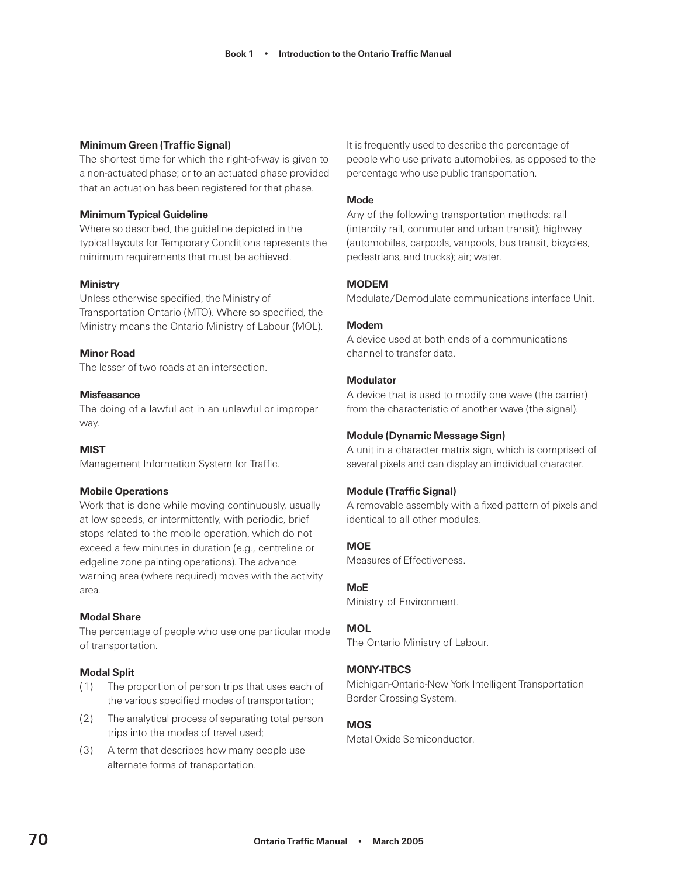**Minimum Green (Traffic Signal)**
The shortest time for which the right-of-way is given to a non-actuated phase; or to an actuated phase provided that an actuation has been registered for that phase.

**Minimum Typical Guideline**
Where so described, the guideline depicted in the typical layouts for Temporary Conditions represents the minimum requirements that must be achieved.

**Ministry**
Unless otherwise specified, the Ministry of Transportation Ontario (MTO). Where so specified, the Ministry means the Ontario Ministry of Labour (MOL).

**Minor Road**
The lesser of two roads at an intersection.

**Misfeasance**
The doing of a lawful act in an unlawful or improper way.

**MIST**
Management Information System for Traffic.

**Mobile Operations**
Work that is done while moving continuously, usually at low speeds, or intermittently, with periodic, brief stops related to the mobile operation, which do not exceed a few minutes in duration (e.g., centreline or edgeline zone painting operations). The advance warning area (where required) moves with the activity area.

**Modal Share**
The percentage of people who use one particular mode of transportation.

**Modal Split**

(1) The proportion of person trips that uses each of the various specified modes of transportation;

(2) The analytical process of separating total person trips into the modes of travel used;

(3) A term that describes how many people use alternate forms of transportation.

It is frequently used to describe the percentage of people who use private automobiles, as opposed to the percentage who use public transportation.

**Mode**
Any of the following transportation methods: rail (intercity rail, commuter and urban transit); highway (automobiles, carpools, vanpools, bus transit, bicycles, pedestrians, and trucks); air; water.

**MODEM**
Modulate/Demodulate communications interface Unit.

**Modem**
A device used at both ends of a communications channel to transfer data.

**Modulator**
A device that is used to modify one wave (the carrier) from the characteristic of another wave (the signal).

**Module (Dynamic Message Sign)**
A unit in a character matrix sign, which is comprised of several pixels and can display an individual character.

**Module (Traffic Signal)**
A removable assembly with a fixed pattern of pixels and identical to all other modules.

**MOE**
Measures of Effectiveness.

**MoE**
Ministry of Environment.

**MOL**
The Ontario Ministry of Labour.

**MONY-ITBCS**
Michigan-Ontario-New York Intelligent Transportation Border Crossing System.

**MOS**
Metal Oxide Semiconductor.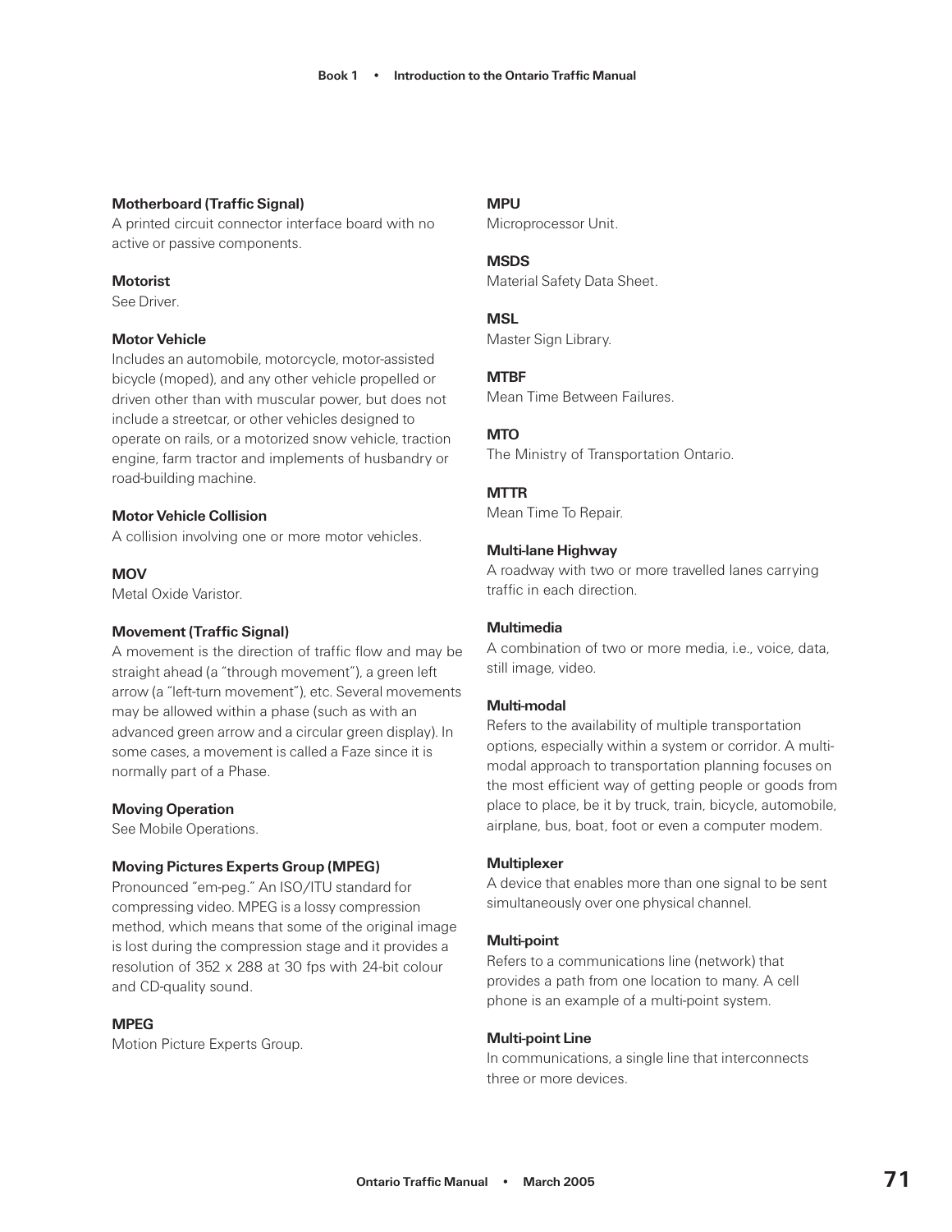**Motherboard (Traffic Signal)**
A printed circuit connector interface board with no active or passive components.

**Motorist**
See Driver.

**Motor Vehicle**
Includes an automobile, motorcycle, motor-assisted bicycle (moped), and any other vehicle propelled or driven other than with muscular power, but does not include a streetcar, or other vehicles designed to operate on rails, or a motorized snow vehicle, traction engine, farm tractor and implements of husbandry or road-building machine.

**Motor Vehicle Collision**
A collision involving one or more motor vehicles.

**MOV**
Metal Oxide Varistor.

**Movement (Traffic Signal)**
A movement is the direction of traffic flow and may be straight ahead (a "through movement"), a green left arrow (a "left-turn movement"), etc. Several movements may be allowed within a phase (such as with an advanced green arrow and a circular green display). In some cases, a movement is called a Faze since it is normally part of a Phase.

**Moving Operation**
See Mobile Operations.

**Moving Pictures Experts Group (MPEG)**
Pronounced "em-peg." An ISO/ITU standard for compressing video. MPEG is a lossy compression method, which means that some of the original image is lost during the compression stage and it provides a resolution of 352 x 288 at 30 fps with 24-bit colour and CD-quality sound.

**MPEG**
Motion Picture Experts Group.

**MPU**
Microprocessor Unit.

**MSDS**
Material Safety Data Sheet.

**MSL**
Master Sign Library.

**MTBF**
Mean Time Between Failures.

**MTO**
The Ministry of Transportation Ontario.

**MTTR**
Mean Time To Repair.

**Multi-lane Highway**
A roadway with two or more travelled lanes carrying traffic in each direction.

**Multimedia**
A combination of two or more media, i.e., voice, data, still image, video.

**Multi-modal**
Refers to the availability of multiple transportation options, especially within a system or corridor. A multi-modal approach to transportation planning focuses on the most efficient way of getting people or goods from place to place, be it by truck, train, bicycle, automobile, airplane, bus, boat, foot or even a computer modem.

**Multiplexer**
A device that enables more than one signal to be sent simultaneously over one physical channel.

**Multi-point**
Refers to a communications line (network) that provides a path from one location to many. A cell phone is an example of a multi-point system.

**Multi-point Line**
In communications, a single line that interconnects three or more devices.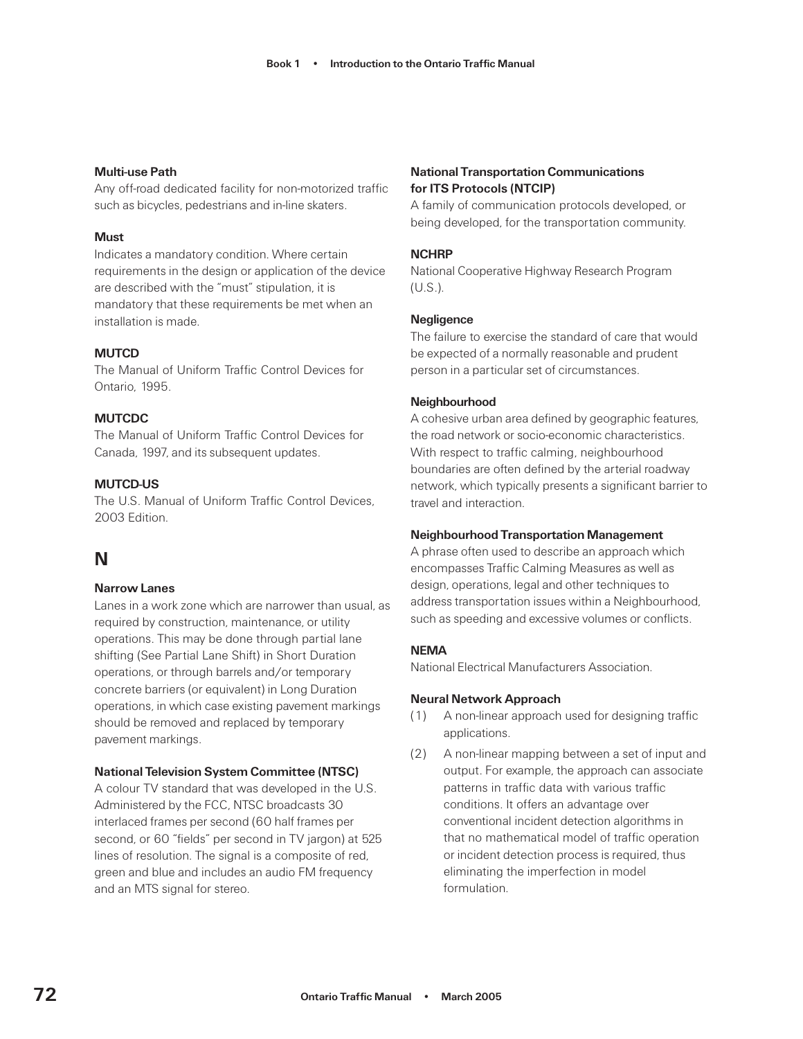**Multi-use Path**

Any off-road dedicated facility for non-motorized traffic such as bicycles, pedestrians and in-line skaters.

**Must**

Indicates a mandatory condition. Where certain requirements in the design or application of the device are described with the "must" stipulation, it is mandatory that these requirements be met when an installation is made.

**MUTCD**

The Manual of Uniform Traffic Control Devices for Ontario, 1995.

**MUTCDC**

The Manual of Uniform Traffic Control Devices for Canada, 1997, and its subsequent updates.

**MUTCD-US**

The U.S. Manual of Uniform Traffic Control Devices, 2003 Edition.

## N

**Narrow Lanes**

Lanes in a work zone which are narrower than usual, as required by construction, maintenance, or utility operations. This may be done through partial lane shifting (See Partial Lane Shift) in Short Duration operations, or through barrels and/or temporary concrete barriers (or equivalent) in Long Duration operations, in which case existing pavement markings should be removed and replaced by temporary pavement markings.

**National Television System Committee (NTSC)**

A colour TV standard that was developed in the U.S. Administered by the FCC, NTSC broadcasts 30 interlaced frames per second (60 half frames per second, or 60 "fields" per second in TV jargon) at 525 lines of resolution. The signal is a composite of red, green and blue and includes an audio FM frequency and an MTS signal for stereo.

**National Transportation Communications for ITS Protocols (NTCIP)**

A family of communication protocols developed, or being developed, for the transportation community.

**NCHRP**

National Cooperative Highway Research Program (U.S.).

**Negligence**

The failure to exercise the standard of care that would be expected of a normally reasonable and prudent person in a particular set of circumstances.

**Neighbourhood**

A cohesive urban area defined by geographic features, the road network or socio-economic characteristics. With respect to traffic calming, neighbourhood boundaries are often defined by the arterial roadway network, which typically presents a significant barrier to travel and interaction.

**Neighbourhood Transportation Management**

A phrase often used to describe an approach which encompasses Traffic Calming Measures as well as design, operations, legal and other techniques to address transportation issues within a Neighbourhood, such as speeding and excessive volumes or conflicts.

**NEMA**

National Electrical Manufacturers Association.

**Neural Network Approach**

(1) A non-linear approach used for designing traffic applications.

(2) A non-linear mapping between a set of input and output. For example, the approach can associate patterns in traffic data with various traffic conditions. It offers an advantage over conventional incident detection algorithms in that no mathematical model of traffic operation or incident detection process is required, thus eliminating the imperfection in model formulation.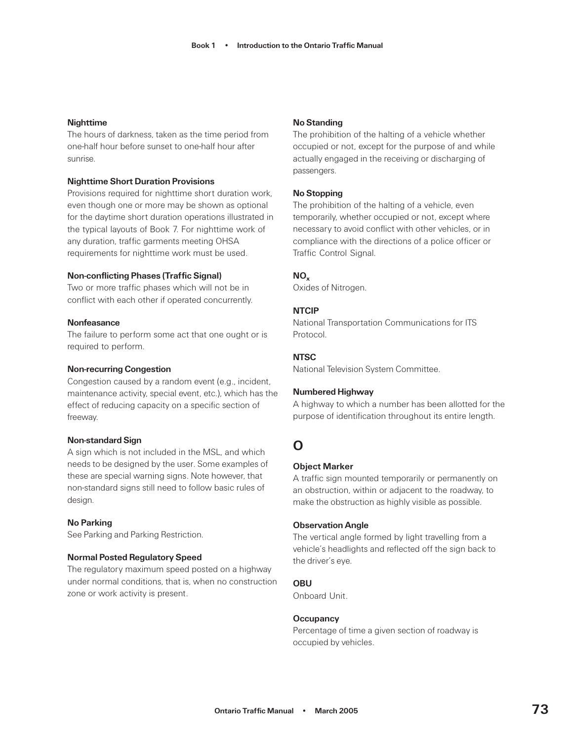**Nighttime**
The hours of darkness, taken as the time period from one-half hour before sunset to one-half hour after sunrise.

**Nighttime Short Duration Provisions**
Provisions required for nighttime short duration work, even though one or more may be shown as optional for the daytime short duration operations illustrated in the typical layouts of Book 7. For nighttime work of any duration, traffic garments meeting OHSA requirements for nighttime work must be used.

**Non-conflicting Phases (Traffic Signal)**
Two or more traffic phases which will not be in conflict with each other if operated concurrently.

**Nonfeasance**
The failure to perform some act that one ought or is required to perform.

**Non-recurring Congestion**
Congestion caused by a random event (e.g., incident, maintenance activity, special event, etc.), which has the effect of reducing capacity on a specific section of freeway.

**Non-standard Sign**
A sign which is not included in the MSL, and which needs to be designed by the user. Some examples of these are special warning signs. Note however, that non-standard signs still need to follow basic rules of design.

**No Parking**
See Parking and Parking Restriction.

**Normal Posted Regulatory Speed**
The regulatory maximum speed posted on a highway under normal conditions, that is, when no construction zone or work activity is present.

**No Standing**
The prohibition of the halting of a vehicle whether occupied or not, except for the purpose of and while actually engaged in the receiving or discharging of passengers.

**No Stopping**
The prohibition of the halting of a vehicle, even temporarily, whether occupied or not, except where necessary to avoid conflict with other vehicles, or in compliance with the directions of a police officer or Traffic Control Signal.

**$NO_x$**
Oxides of Nitrogen.

**NTCIP**
National Transportation Communications for ITS Protocol.

**NTSC**
National Television System Committee.

**Numbered Highway**
A highway to which a number has been allotted for the purpose of identification throughout its entire length.

## O

**Object Marker**
A traffic sign mounted temporarily or permanently on an obstruction, within or adjacent to the roadway, to make the obstruction as highly visible as possible.

**Observation Angle**
The vertical angle formed by light travelling from a vehicle's headlights and reflected off the sign back to the driver's eye.

**OBU**
Onboard Unit.

**Occupancy**
Percentage of time a given section of roadway is occupied by vehicles.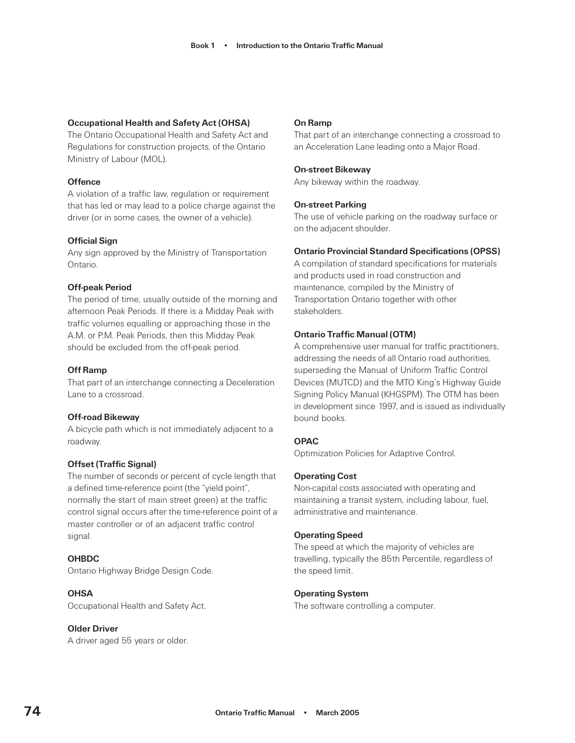**Occupational Health and Safety Act (OHSA)**
The Ontario Occupational Health and Safety Act and Regulations for construction projects, of the Ontario Ministry of Labour (MOL).

**Offence**
A violation of a traffic law, regulation or requirement that has led or may lead to a police charge against the driver (or in some cases, the owner of a vehicle).

**Official Sign**
Any sign approved by the Ministry of Transportation Ontario.

**Off-peak Period**
The period of time, usually outside of the morning and afternoon Peak Periods. If there is a Midday Peak with traffic volumes equalling or approaching those in the A.M. or P.M. Peak Periods, then this Midday Peak should be excluded from the off-peak period.

**Off Ramp**
That part of an interchange connecting a Deceleration Lane to a crossroad.

**Off-road Bikeway**
A bicycle path which is not immediately adjacent to a roadway.

**Offset (Traffic Signal)**
The number of seconds or percent of cycle length that a defined time-reference point (the "yield point", normally the start of main street green) at the traffic control signal occurs after the time-reference point of a master controller or of an adjacent traffic control signal.

**OHBDC**
Ontario Highway Bridge Design Code.

**OHSA**
Occupational Health and Safety Act.

**Older Driver**
A driver aged 55 years or older.

**On Ramp**
That part of an interchange connecting a crossroad to an Acceleration Lane leading onto a Major Road.

**On-street Bikeway**
Any bikeway within the roadway.

**On-street Parking**
The use of vehicle parking on the roadway surface or on the adjacent shoulder.

**Ontario Provincial Standard Specifications (OPSS)**
A compilation of standard specifications for materials and products used in road construction and maintenance, compiled by the Ministry of Transportation Ontario together with other stakeholders.

**Ontario Traffic Manual (OTM)**
A comprehensive user manual for traffic practitioners, addressing the needs of all Ontario road authorities, superseding the Manual of Uniform Traffic Control Devices (MUTCD) and the MTO King's Highway Guide Signing Policy Manual (KHGSPM). The OTM has been in development since 1997, and is issued as individually bound books.

**OPAC**
Optimization Policies for Adaptive Control.

**Operating Cost**
Non-capital costs associated with operating and maintaining a transit system, including labour, fuel, administrative and maintenance.

**Operating Speed**
The speed at which the majority of vehicles are travelling, typically the 85th Percentile, regardless of the speed limit.

**Operating System**
The software controlling a computer.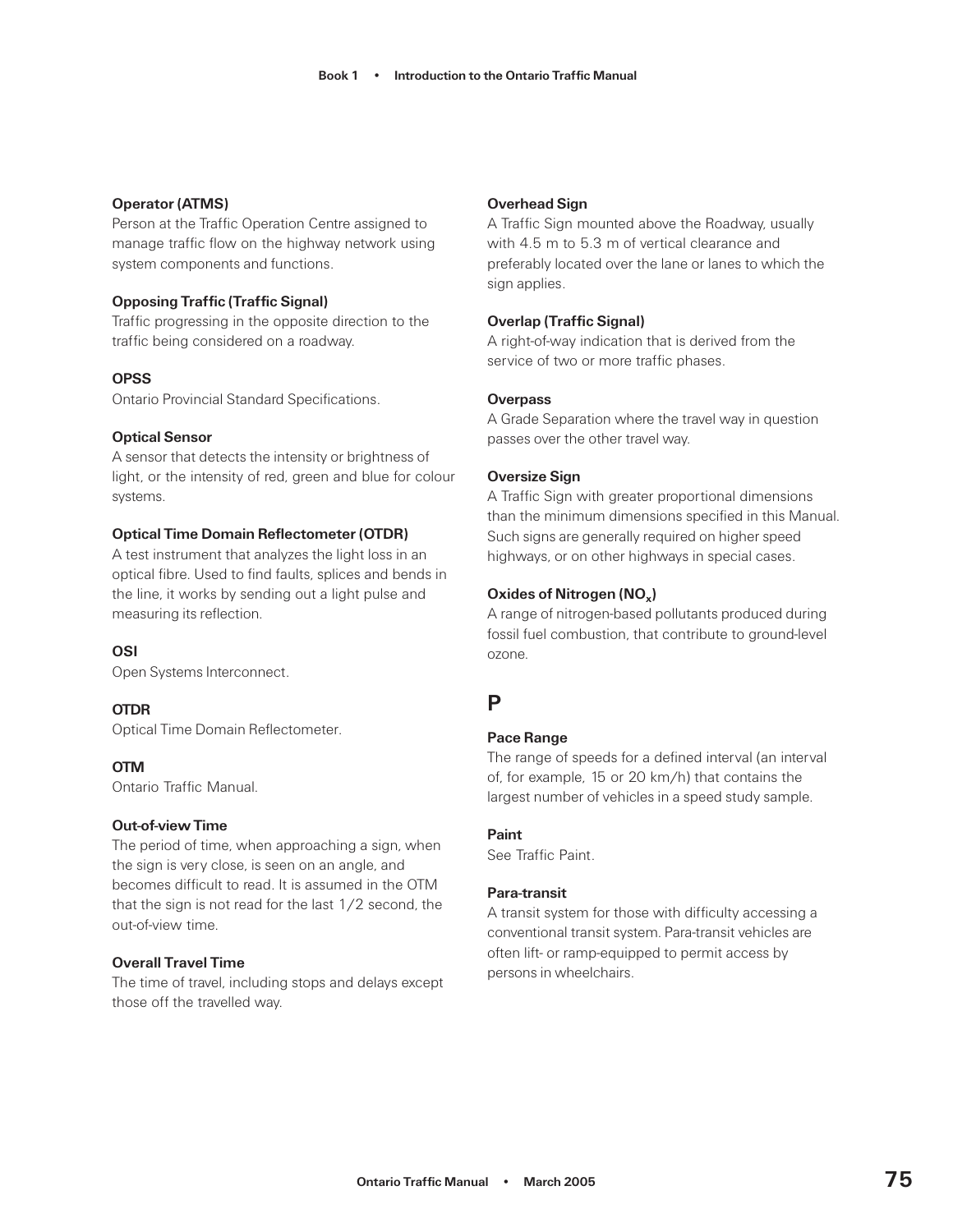**Operator (ATMS)**
Person at the Traffic Operation Centre assigned to manage traffic flow on the highway network using system components and functions.

**Opposing Traffic (Traffic Signal)**
Traffic progressing in the opposite direction to the traffic being considered on a roadway.

**OPSS**
Ontario Provincial Standard Specifications.

**Optical Sensor**
A sensor that detects the intensity or brightness of light, or the intensity of red, green and blue for colour systems.

**Optical Time Domain Reflectometer (OTDR)**
A test instrument that analyzes the light loss in an optical fibre. Used to find faults, splices and bends in the line, it works by sending out a light pulse and measuring its reflection.

**OSI**
Open Systems Interconnect.

**OTDR**
Optical Time Domain Reflectometer.

**OTM**
Ontario Traffic Manual.

**Out-of-view Time**
The period of time, when approaching a sign, when the sign is very close, is seen on an angle, and becomes difficult to read. It is assumed in the OTM that the sign is not read for the last 1/2 second, the out-of-view time.

**Overall Travel Time**
The time of travel, including stops and delays except those off the travelled way.

**Overhead Sign**
A Traffic Sign mounted above the Roadway, usually with 4.5 m to 5.3 m of vertical clearance and preferably located over the lane or lanes to which the sign applies.

**Overlap (Traffic Signal)**
A right-of-way indication that is derived from the service of two or more traffic phases.

**Overpass**
A Grade Separation where the travel way in question passes over the other travel way.

**Oversize Sign**
A Traffic Sign with greater proportional dimensions than the minimum dimensions specified in this Manual. Such signs are generally required on higher speed highways, or on other highways in special cases.

**Oxides of Nitrogen ($NO_x$)**
A range of nitrogen-based pollutants produced during fossil fuel combustion, that contribute to ground-level ozone.

## P

**Pace Range**
The range of speeds for a defined interval (an interval of, for example, 15 or 20 km/h) that contains the largest number of vehicles in a speed study sample.

**Paint**
See Traffic Paint.

**Para-transit**
A transit system for those with difficulty accessing a conventional transit system. Para-transit vehicles are often lift- or ramp-equipped to permit access by persons in wheelchairs.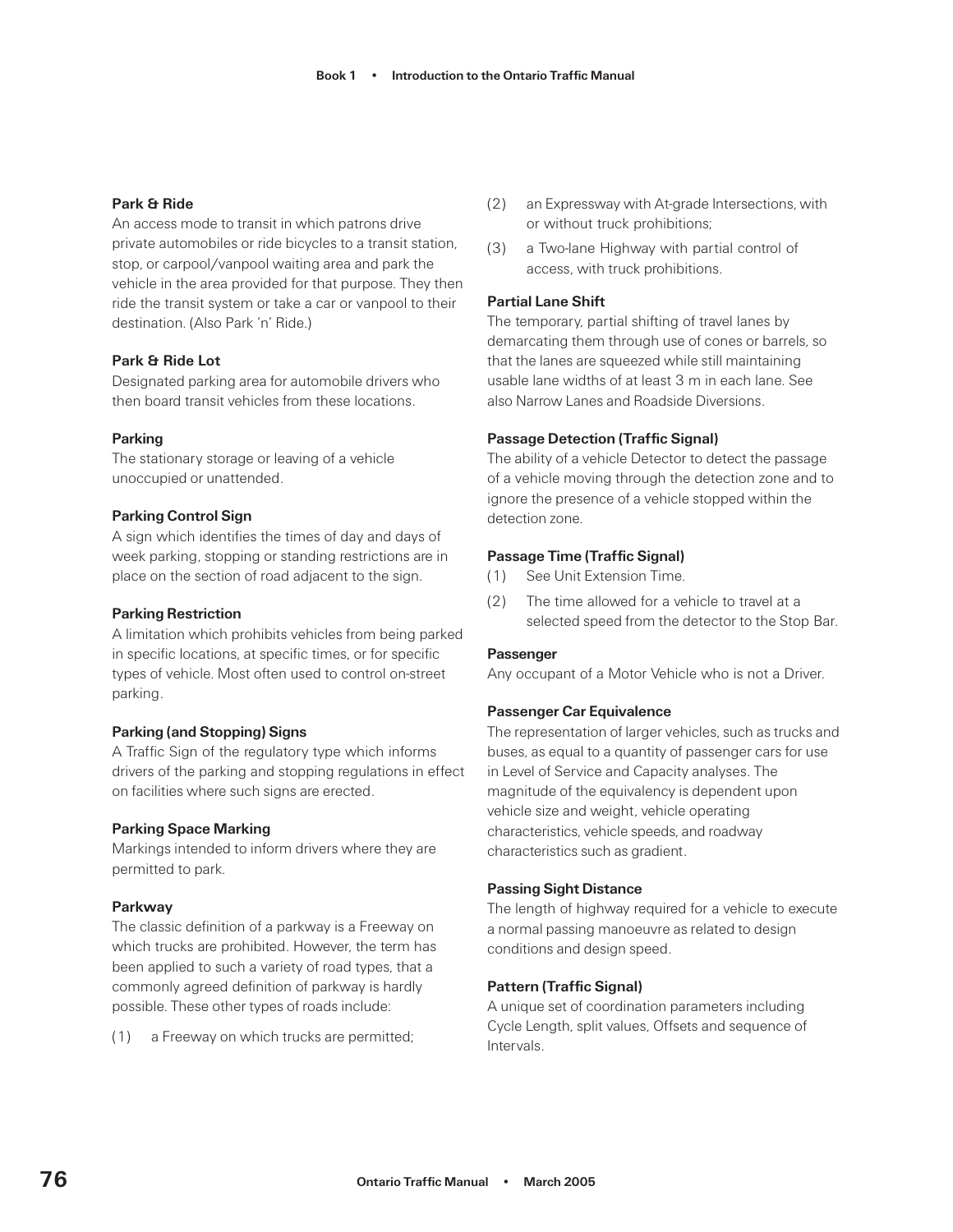**Park & Ride**

An access mode to transit in which patrons drive private automobiles or ride bicycles to a transit station, stop, or carpool/vanpool waiting area and park the vehicle in the area provided for that purpose. They then ride the transit system or take a car or vanpool to their destination. (Also Park 'n' Ride.)

**Park & Ride Lot**

Designated parking area for automobile drivers who then board transit vehicles from these locations.

**Parking**

The stationary storage or leaving of a vehicle unoccupied or unattended.

**Parking Control Sign**

A sign which identifies the times of day and days of week parking, stopping or standing restrictions are in place on the section of road adjacent to the sign.

**Parking Restriction**

A limitation which prohibits vehicles from being parked in specific locations, at specific times, or for specific types of vehicle. Most often used to control on-street parking.

**Parking (and Stopping) Signs**

A Traffic Sign of the regulatory type which informs drivers of the parking and stopping regulations in effect on facilities where such signs are erected.

**Parking Space Marking**

Markings intended to inform drivers where they are permitted to park.

**Parkway**

The classic definition of a parkway is a Freeway on which trucks are prohibited. However, the term has been applied to such a variety of road types, that a commonly agreed definition of parkway is hardly possible. These other types of roads include:

(1) a Freeway on which trucks are permitted;

(2) an Expressway with At-grade Intersections, with or without truck prohibitions;

(3) a Two-lane Highway with partial control of access, with truck prohibitions.

**Partial Lane Shift**

The temporary, partial shifting of travel lanes by demarcating them through use of cones or barrels, so that the lanes are squeezed while still maintaining usable lane widths of at least 3 m in each lane. See also Narrow Lanes and Roadside Diversions.

**Passage Detection (Traffic Signal)**

The ability of a vehicle Detector to detect the passage of a vehicle moving through the detection zone and to ignore the presence of a vehicle stopped within the detection zone.

**Passage Time (Traffic Signal)**

(1) See Unit Extension Time.

(2) The time allowed for a vehicle to travel at a selected speed from the detector to the Stop Bar.

**Passenger**

Any occupant of a Motor Vehicle who is not a Driver.

**Passenger Car Equivalence**

The representation of larger vehicles, such as trucks and buses, as equal to a quantity of passenger cars for use in Level of Service and Capacity analyses. The magnitude of the equivalency is dependent upon vehicle size and weight, vehicle operating characteristics, vehicle speeds, and roadway characteristics such as gradient.

**Passing Sight Distance**

The length of highway required for a vehicle to execute a normal passing manoeuvre as related to design conditions and design speed.

**Pattern (Traffic Signal)**

A unique set of coordination parameters including Cycle Length, split values, Offsets and sequence of Intervals.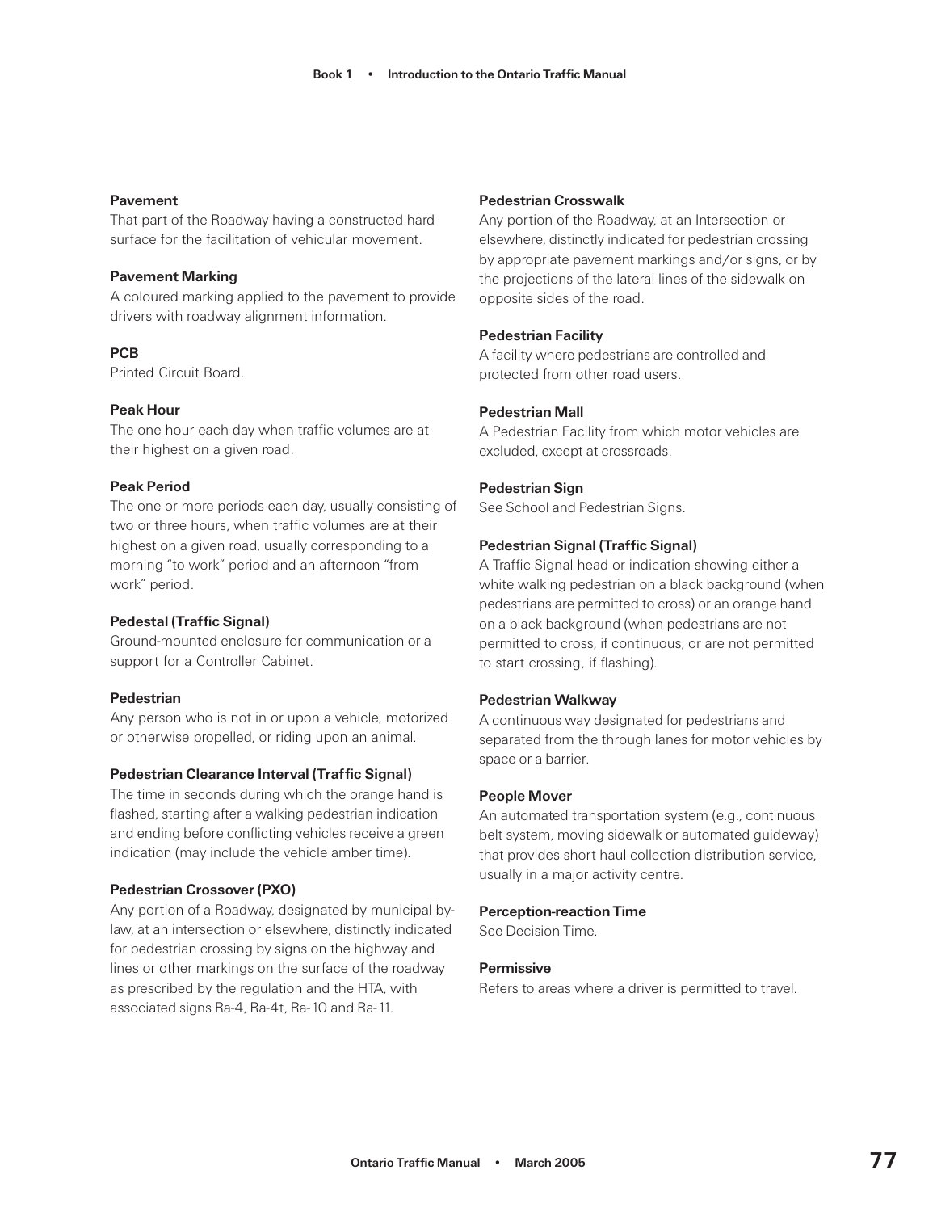**Pavement**
That part of the Roadway having a constructed hard surface for the facilitation of vehicular movement.

**Pavement Marking**
A coloured marking applied to the pavement to provide drivers with roadway alignment information.

**PCB**
Printed Circuit Board.

**Peak Hour**
The one hour each day when traffic volumes are at their highest on a given road.

**Peak Period**
The one or more periods each day, usually consisting of two or three hours, when traffic volumes are at their highest on a given road, usually corresponding to a morning "to work" period and an afternoon "from work" period.

**Pedestal (Traffic Signal)**
Ground-mounted enclosure for communication or a support for a Controller Cabinet.

**Pedestrian**
Any person who is not in or upon a vehicle, motorized or otherwise propelled, or riding upon an animal.

**Pedestrian Clearance Interval (Traffic Signal)**
The time in seconds during which the orange hand is flashed, starting after a walking pedestrian indication and ending before conflicting vehicles receive a green indication (may include the vehicle amber time).

**Pedestrian Crossover (PXO)**
Any portion of a Roadway, designated by municipal by-law, at an intersection or elsewhere, distinctly indicated for pedestrian crossing by signs on the highway and lines or other markings on the surface of the roadway as prescribed by the regulation and the HTA, with associated signs Ra-4, Ra-4t, Ra-10 and Ra-11.

**Pedestrian Crosswalk**
Any portion of the Roadway, at an Intersection or elsewhere, distinctly indicated for pedestrian crossing by appropriate pavement markings and/or signs, or by the projections of the lateral lines of the sidewalk on opposite sides of the road.

**Pedestrian Facility**
A facility where pedestrians are controlled and protected from other road users.

**Pedestrian Mall**
A Pedestrian Facility from which motor vehicles are excluded, except at crossroads.

**Pedestrian Sign**
See School and Pedestrian Signs.

**Pedestrian Signal (Traffic Signal)**
A Traffic Signal head or indication showing either a white walking pedestrian on a black background (when pedestrians are permitted to cross) or an orange hand on a black background (when pedestrians are not permitted to cross, if continuous, or are not permitted to start crossing, if flashing).

**Pedestrian Walkway**
A continuous way designated for pedestrians and separated from the through lanes for motor vehicles by space or a barrier.

**People Mover**
An automated transportation system (e.g., continuous belt system, moving sidewalk or automated guideway) that provides short haul collection distribution service, usually in a major activity centre.

**Perception-reaction Time**
See Decision Time.

**Permissive**
Refers to areas where a driver is permitted to travel.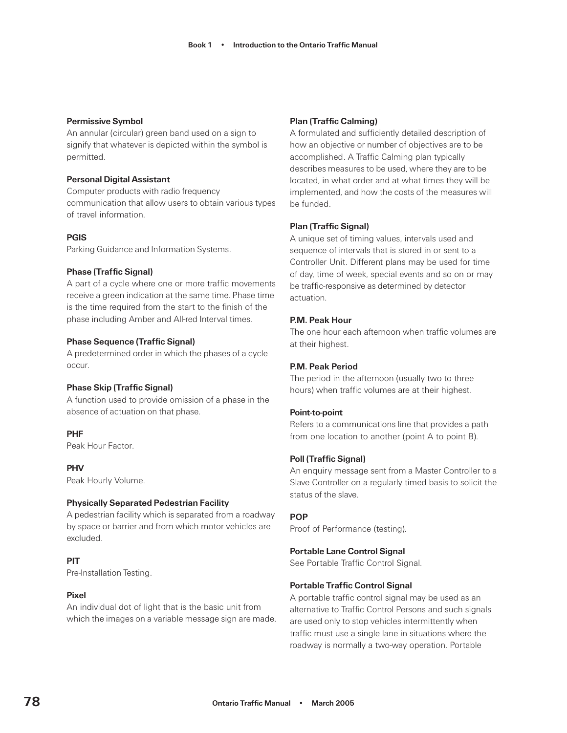**Permissive Symbol**
An annular (circular) green band used on a sign to signify that whatever is depicted within the symbol is permitted.

**Personal Digital Assistant**
Computer products with radio frequency communication that allow users to obtain various types of travel information.

**PGIS**
Parking Guidance and Information Systems.

**Phase (Traffic Signal)**
A part of a cycle where one or more traffic movements receive a green indication at the same time. Phase time is the time required from the start to the finish of the phase including Amber and All-red Interval times.

**Phase Sequence (Traffic Signal)**
A predetermined order in which the phases of a cycle occur.

**Phase Skip (Traffic Signal)**
A function used to provide omission of a phase in the absence of actuation on that phase.

**PHF**
Peak Hour Factor.

**PHV**
Peak Hourly Volume.

**Physically Separated Pedestrian Facility**
A pedestrian facility which is separated from a roadway by space or barrier and from which motor vehicles are excluded.

**PIT**
Pre-Installation Testing.

**Pixel**
An individual dot of light that is the basic unit from which the images on a variable message sign are made.

**Plan (Traffic Calming)**
A formulated and sufficiently detailed description of how an objective or number of objectives are to be accomplished. A Traffic Calming plan typically describes measures to be used, where they are to be located, in what order and at what times they will be implemented, and how the costs of the measures will be funded.

**Plan (Traffic Signal)**
A unique set of timing values, intervals used and sequence of intervals that is stored in or sent to a Controller Unit. Different plans may be used for time of day, time of week, special events and so on or may be traffic-responsive as determined by detector actuation.

**P.M. Peak Hour**
The one hour each afternoon when traffic volumes are at their highest.

**P.M. Peak Period**
The period in the afternoon (usually two to three hours) when traffic volumes are at their highest.

**Point-to-point**
Refers to a communications line that provides a path from one location to another (point A to point B).

**Poll (Traffic Signal)**
An enquiry message sent from a Master Controller to a Slave Controller on a regularly timed basis to solicit the status of the slave.

**POP**
Proof of Performance (testing).

**Portable Lane Control Signal**
See Portable Traffic Control Signal.

**Portable Traffic Control Signal**
A portable traffic control signal may be used as an alternative to Traffic Control Persons and such signals are used only to stop vehicles intermittently when traffic must use a single lane in situations where the roadway is normally a two-way operation. Portable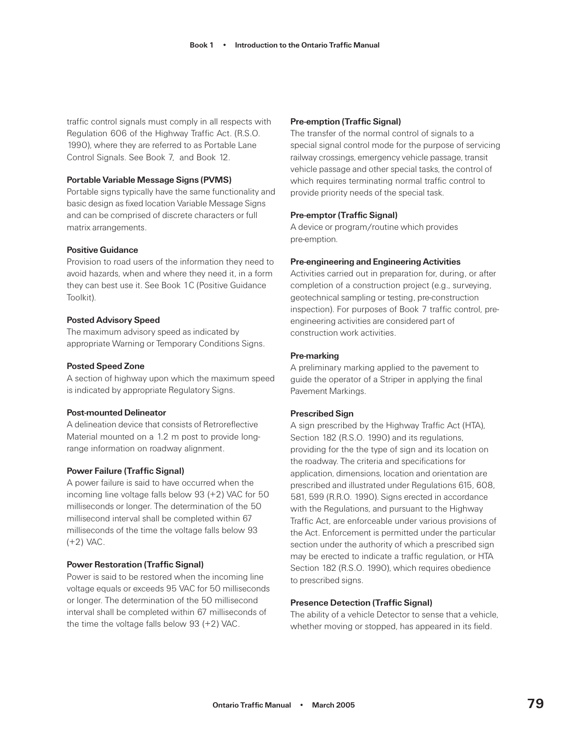traffic control signals must comply in all respects with Regulation 606 of the Highway Traffic Act. (R.S.O. 1990), where they are referred to as Portable Lane Control Signals. See Book 7, and Book 12.

**Portable Variable Message Signs (PVMS)**
Portable signs typically have the same functionality and basic design as fixed location Variable Message Signs and can be comprised of discrete characters or full matrix arrangements.

**Positive Guidance**
Provision to road users of the information they need to avoid hazards, when and where they need it, in a form they can best use it. See Book 1C (Positive Guidance Toolkit).

**Posted Advisory Speed**
The maximum advisory speed as indicated by appropriate Warning or Temporary Conditions Signs.

**Posted Speed Zone**
A section of highway upon which the maximum speed is indicated by appropriate Regulatory Signs.

**Post-mounted Delineator**
A delineation device that consists of Retroreflective Material mounted on a 1.2 m post to provide long-range information on roadway alignment.

**Power Failure (Traffic Signal)**
A power failure is said to have occurred when the incoming line voltage falls below 93 (+2) VAC for 50 milliseconds or longer. The determination of the 50 millisecond interval shall be completed within 67 milliseconds of the time the voltage falls below 93 (+2) VAC.

**Power Restoration (Traffic Signal)**
Power is said to be restored when the incoming line voltage equals or exceeds 95 VAC for 50 milliseconds or longer. The determination of the 50 millisecond interval shall be completed within 67 milliseconds of the time the voltage falls below 93 (+2) VAC.

**Pre-emption (Traffic Signal)**
The transfer of the normal control of signals to a special signal control mode for the purpose of servicing railway crossings, emergency vehicle passage, transit vehicle passage and other special tasks, the control of which requires terminating normal traffic control to provide priority needs of the special task.

**Pre-emptor (Traffic Signal)**
A device or program/routine which provides pre-emption.

**Pre-engineering and Engineering Activities**
Activities carried out in preparation for, during, or after completion of a construction project (e.g., surveying, geotechnical sampling or testing, pre-construction inspection). For purposes of Book 7 traffic control, pre-engineering activities are considered part of construction work activities.

**Pre-marking**
A preliminary marking applied to the pavement to guide the operator of a Striper in applying the final Pavement Markings.

**Prescribed Sign**
A sign prescribed by the Highway Traffic Act (HTA), Section 182 (R.S.O. 1990) and its regulations, providing for the the type of sign and its location on the roadway. The criteria and specifications for application, dimensions, location and orientation are prescribed and illustrated under Regulations 615, 608, 581, 599 (R.R.O. 1990). Signs erected in accordance with the Regulations, and pursuant to the Highway Traffic Act, are enforceable under various provisions of the Act. Enforcement is permitted under the particular section under the authority of which a prescribed sign may be erected to indicate a traffic regulation, or HTA Section 182 (R.S.O. 1990), which requires obedience to prescribed signs.

**Presence Detection (Traffic Signal)**
The ability of a vehicle Detector to sense that a vehicle, whether moving or stopped, has appeared in its field.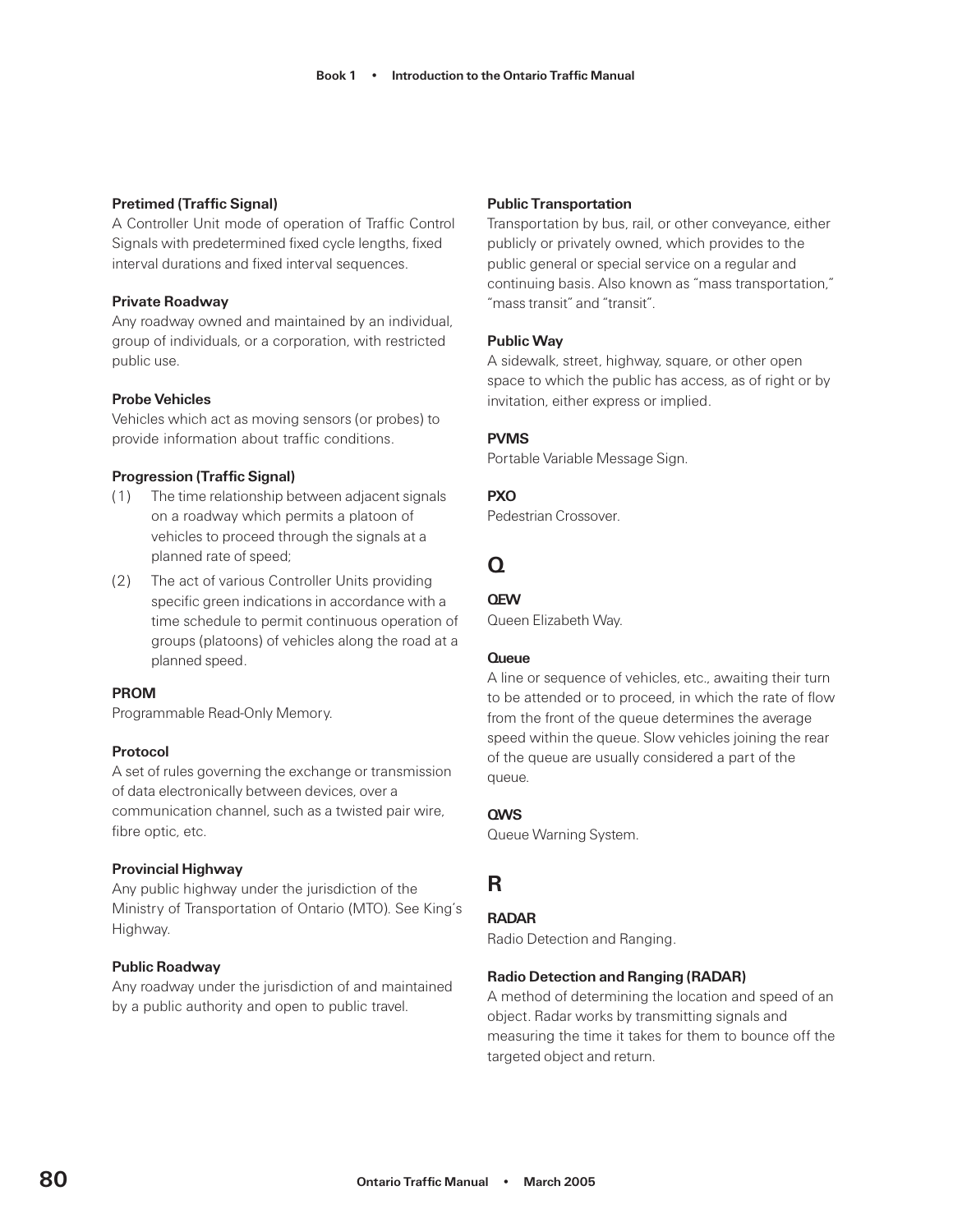**Pretimed (Traffic Signal)**
A Controller Unit mode of operation of Traffic Control Signals with predetermined fixed cycle lengths, fixed interval durations and fixed interval sequences.

**Private Roadway**
Any roadway owned and maintained by an individual, group of individuals, or a corporation, with restricted public use.

**Probe Vehicles**
Vehicles which act as moving sensors (or probes) to provide information about traffic conditions.

**Progression (Traffic Signal)**

(1) The time relationship between adjacent signals on a roadway which permits a platoon of vehicles to proceed through the signals at a planned rate of speed;

(2) The act of various Controller Units providing specific green indications in accordance with a time schedule to permit continuous operation of groups (platoons) of vehicles along the road at a planned speed.

**PROM**
Programmable Read-Only Memory.

**Protocol**
A set of rules governing the exchange or transmission of data electronically between devices, over a communication channel, such as a twisted pair wire, fibre optic, etc.

**Provincial Highway**
Any public highway under the jurisdiction of the Ministry of Transportation of Ontario (MTO). See King's Highway.

**Public Roadway**
Any roadway under the jurisdiction of and maintained by a public authority and open to public travel.

**Public Transportation**
Transportation by bus, rail, or other conveyance, either publicly or privately owned, which provides to the public general or special service on a regular and continuing basis. Also known as "mass transportation," "mass transit" and "transit".

**Public Way**
A sidewalk, street, highway, square, or other open space to which the public has access, as of right or by invitation, either express or implied.

**PVMS**
Portable Variable Message Sign.

**PXO**
Pedestrian Crossover.

## Q

**QEW**
Queen Elizabeth Way.

**Queue**
A line or sequence of vehicles, etc., awaiting their turn to be attended or to proceed, in which the rate of flow from the front of the queue determines the average speed within the queue. Slow vehicles joining the rear of the queue are usually considered a part of the queue.

**QWS**
Queue Warning System.

## R

**RADAR**
Radio Detection and Ranging.

**Radio Detection and Ranging (RADAR)**
A method of determining the location and speed of an object. Radar works by transmitting signals and measuring the time it takes for them to bounce off the targeted object and return.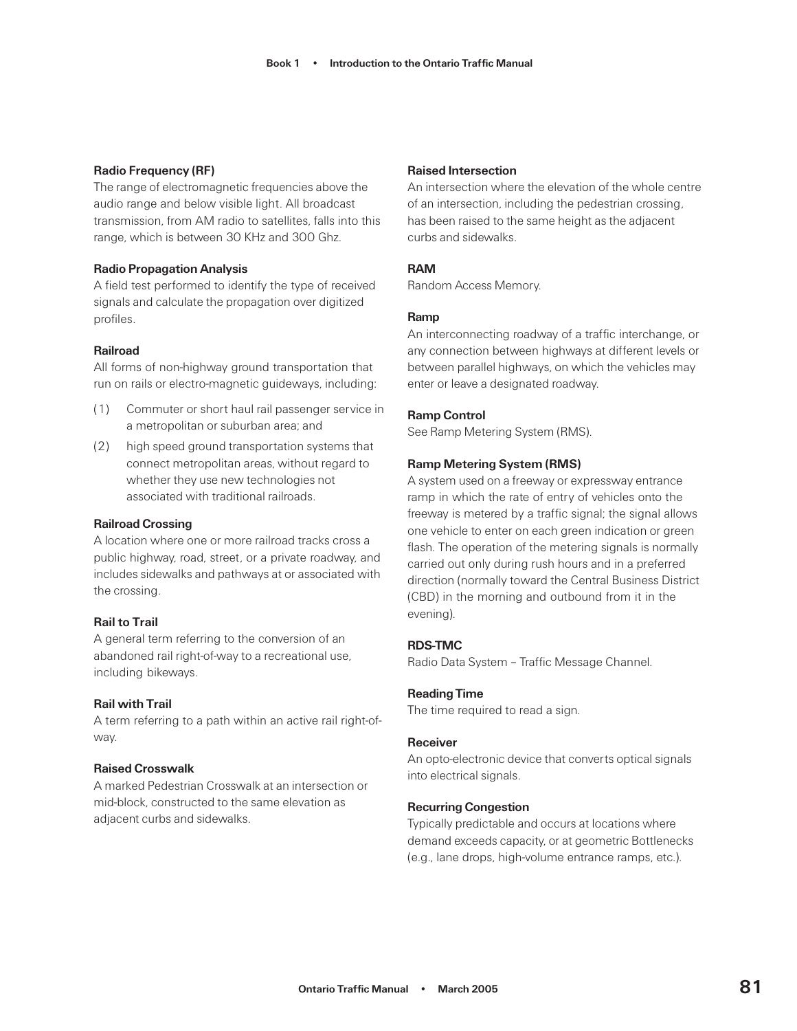**Radio Frequency (RF)**
The range of electromagnetic frequencies above the audio range and below visible light. All broadcast transmission, from AM radio to satellites, falls into this range, which is between 30 KHz and 300 Ghz.

**Radio Propagation Analysis**
A field test performed to identify the type of received signals and calculate the propagation over digitized profiles.

**Railroad**
All forms of non-highway ground transportation that run on rails or electro-magnetic guideways, including:

(1) Commuter or short haul rail passenger service in a metropolitan or suburban area; and

(2) high speed ground transportation systems that connect metropolitan areas, without regard to whether they use new technologies not associated with traditional railroads.

**Railroad Crossing**
A location where one or more railroad tracks cross a public highway, road, street, or a private roadway, and includes sidewalks and pathways at or associated with the crossing.

**Rail to Trail**
A general term referring to the conversion of an abandoned rail right-of-way to a recreational use, including bikeways.

**Rail with Trail**
A term referring to a path within an active rail right-of-way.

**Raised Crosswalk**
A marked Pedestrian Crosswalk at an intersection or mid-block, constructed to the same elevation as adjacent curbs and sidewalks.

**Raised Intersection**
An intersection where the elevation of the whole centre of an intersection, including the pedestrian crossing, has been raised to the same height as the adjacent curbs and sidewalks.

**RAM**
Random Access Memory.

**Ramp**
An interconnecting roadway of a traffic interchange, or any connection between highways at different levels or between parallel highways, on which the vehicles may enter or leave a designated roadway.

**Ramp Control**
See Ramp Metering System (RMS).

**Ramp Metering System (RMS)**
A system used on a freeway or expressway entrance ramp in which the rate of entry of vehicles onto the freeway is metered by a traffic signal; the signal allows one vehicle to enter on each green indication or green flash. The operation of the metering signals is normally carried out only during rush hours and in a preferred direction (normally toward the Central Business District (CBD) in the morning and outbound from it in the evening).

**RDS-TMC**
Radio Data System – Traffic Message Channel.

**Reading Time**
The time required to read a sign.

**Receiver**
An opto-electronic device that converts optical signals into electrical signals.

**Recurring Congestion**
Typically predictable and occurs at locations where demand exceeds capacity, or at geometric Bottlenecks (e.g., lane drops, high-volume entrance ramps, etc.).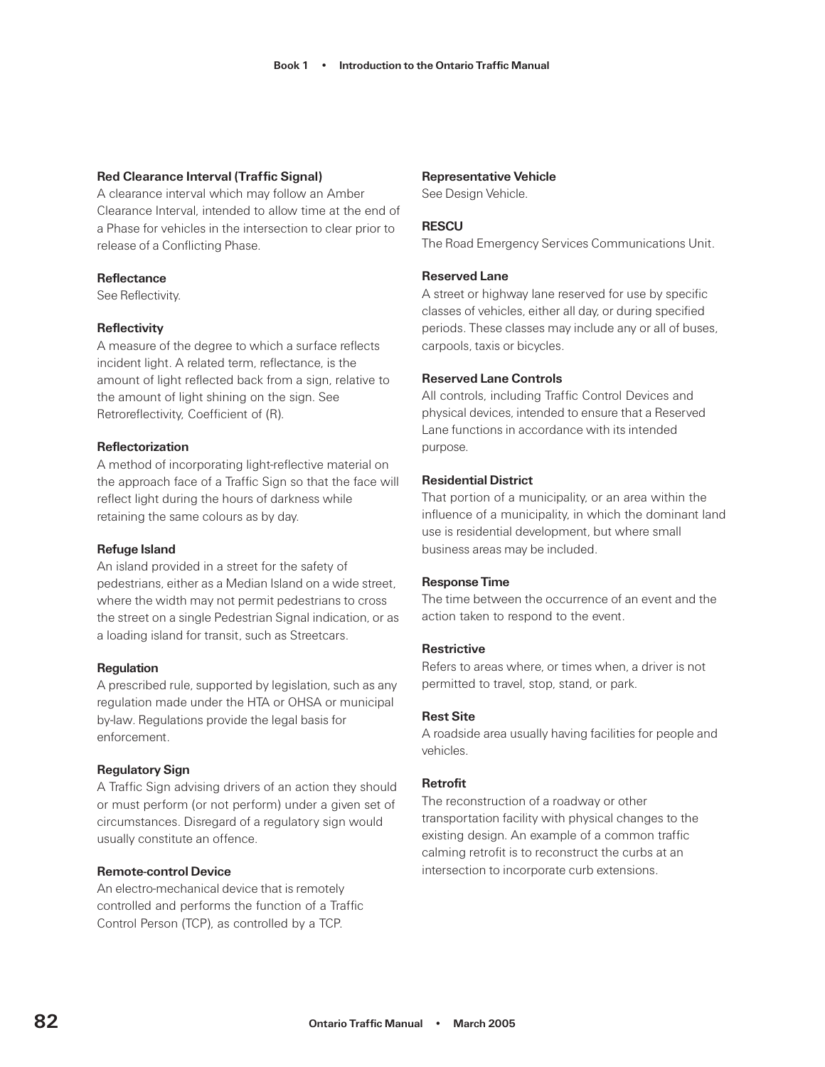**Red Clearance Interval (Traffic Signal)**
A clearance interval which may follow an Amber Clearance Interval, intended to allow time at the end of a Phase for vehicles in the intersection to clear prior to release of a Conflicting Phase.

**Reflectance**
See Reflectivity.

**Reflectivity**
A measure of the degree to which a surface reflects incident light. A related term, reflectance, is the amount of light reflected back from a sign, relative to the amount of light shining on the sign. See Retroreflectivity, Coefficient of (R).

**Reflectorization**
A method of incorporating light-reflective material on the approach face of a Traffic Sign so that the face will reflect light during the hours of darkness while retaining the same colours as by day.

**Refuge Island**
An island provided in a street for the safety of pedestrians, either as a Median Island on a wide street, where the width may not permit pedestrians to cross the street on a single Pedestrian Signal indication, or as a loading island for transit, such as Streetcars.

**Regulation**
A prescribed rule, supported by legislation, such as any regulation made under the HTA or OHSA or municipal by-law. Regulations provide the legal basis for enforcement.

**Regulatory Sign**
A Traffic Sign advising drivers of an action they should or must perform (or not perform) under a given set of circumstances. Disregard of a regulatory sign would usually constitute an offence.

**Remote-control Device**
An electro-mechanical device that is remotely controlled and performs the function of a Traffic Control Person (TCP), as controlled by a TCP.

**Representative Vehicle**
See Design Vehicle.

**RESCU**
The Road Emergency Services Communications Unit.

**Reserved Lane**
A street or highway lane reserved for use by specific classes of vehicles, either all day, or during specified periods. These classes may include any or all of buses, carpools, taxis or bicycles.

**Reserved Lane Controls**
All controls, including Traffic Control Devices and physical devices, intended to ensure that a Reserved Lane functions in accordance with its intended purpose.

**Residential District**
That portion of a municipality, or an area within the influence of a municipality, in which the dominant land use is residential development, but where small business areas may be included.

**Response Time**
The time between the occurrence of an event and the action taken to respond to the event.

**Restrictive**
Refers to areas where, or times when, a driver is not permitted to travel, stop, stand, or park.

**Rest Site**
A roadside area usually having facilities for people and vehicles.

**Retrofit**
The reconstruction of a roadway or other transportation facility with physical changes to the existing design. An example of a common traffic calming retrofit is to reconstruct the curbs at an intersection to incorporate curb extensions.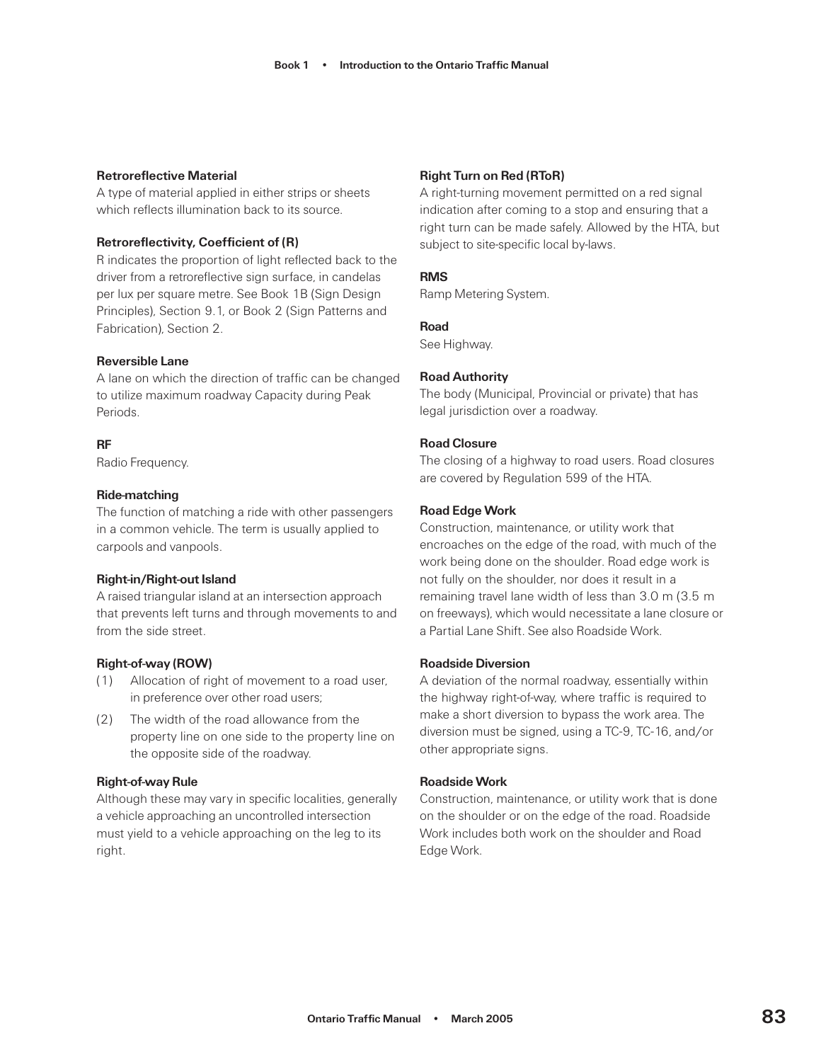**Retroreflective Material**
A type of material applied in either strips or sheets which reflects illumination back to its source.

**Retroreflectivity, Coefficient of (R)**
R indicates the proportion of light reflected back to the driver from a retroreflective sign surface, in candelas per lux per square metre. See Book 1B (Sign Design Principles), Section 9.1, or Book 2 (Sign Patterns and Fabrication), Section 2.

**Reversible Lane**
A lane on which the direction of traffic can be changed to utilize maximum roadway Capacity during Peak Periods.

**RF**
Radio Frequency.

**Ride-matching**
The function of matching a ride with other passengers in a common vehicle. The term is usually applied to carpools and vanpools.

**Right-in/Right-out Island**
A raised triangular island at an intersection approach that prevents left turns and through movements to and from the side street.

**Right-of-way (ROW)**

(1) Allocation of right of movement to a road user, in preference over other road users;

(2) The width of the road allowance from the property line on one side to the property line on the opposite side of the roadway.

**Right-of-way Rule**
Although these may vary in specific localities, generally a vehicle approaching an uncontrolled intersection must yield to a vehicle approaching on the leg to its right.

**Right Turn on Red (RToR)**
A right-turning movement permitted on a red signal indication after coming to a stop and ensuring that a right turn can be made safely. Allowed by the HTA, but subject to site-specific local by-laws.

**RMS**
Ramp Metering System.

**Road**
See Highway.

**Road Authority**
The body (Municipal, Provincial or private) that has legal jurisdiction over a roadway.

**Road Closure**
The closing of a highway to road users. Road closures are covered by Regulation 599 of the HTA.

**Road Edge Work**
Construction, maintenance, or utility work that encroaches on the edge of the road, with much of the work being done on the shoulder. Road edge work is not fully on the shoulder, nor does it result in a remaining travel lane width of less than 3.0 m (3.5 m on freeways), which would necessitate a lane closure or a Partial Lane Shift. See also Roadside Work.

**Roadside Diversion**
A deviation of the normal roadway, essentially within the highway right-of-way, where traffic is required to make a short diversion to bypass the work area. The diversion must be signed, using a TC-9, TC-16, and/or other appropriate signs.

**Roadside Work**
Construction, maintenance, or utility work that is done on the shoulder or on the edge of the road. Roadside Work includes both work on the shoulder and Road Edge Work.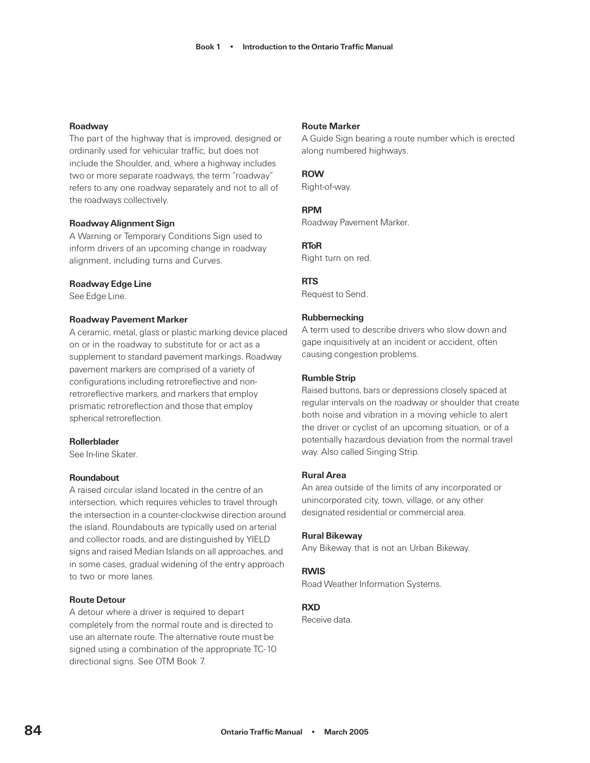**Roadway**
The part of the highway that is improved, designed or ordinarily used for vehicular traffic, but does not include the Shoulder, and, where a highway includes two or more separate roadways, the term "roadway" refers to any one roadway separately and not to all of the roadways collectively.

**Roadway Alignment Sign**
A Warning or Temporary Conditions Sign used to inform drivers of an upcoming change in roadway alignment, including turns and Curves.

**Roadway Edge Line**
See Edge Line.

**Roadway Pavement Marker**
A ceramic, metal, glass or plastic marking device placed on or in the roadway to substitute for or act as a supplement to standard pavement markings. Roadway pavement markers are comprised of a variety of configurations including retroreflective and non-retroreflective markers, and markers that employ prismatic retroreflection and those that employ spherical retroreflection.

**Rollerblader**
See In-line Skater.

**Roundabout**
A raised circular island located in the centre of an intersection, which requires vehicles to travel through the intersection in a counter-clockwise direction around the island. Roundabouts are typically used on arterial and collector roads, and are distinguished by YIELD signs and raised Median Islands on all approaches, and in some cases, gradual widening of the entry approach to two or more lanes.

**Route Detour**
A detour where a driver is required to depart completely from the normal route and is directed to use an alternate route. The alternative route must be signed using a combination of the appropriate TC-10 directional signs. See OTM Book 7.

**Route Marker**
A Guide Sign bearing a route number which is erected along numbered highways.

**ROW**
Right-of-way.

**RPM**
Roadway Pavement Marker.

**RToR**
Right turn on red.

**RTS**
Request to Send.

**Rubbernecking**
A term used to describe drivers who slow down and gape inquisitively at an incident or accident, often causing congestion problems.

**Rumble Strip**
Raised buttons, bars or depressions closely spaced at regular intervals on the roadway or shoulder that create both noise and vibration in a moving vehicle to alert the driver or cyclist of an upcoming situation, or of a potentially hazardous deviation from the normal travel way. Also called Singing Strip.

**Rural Area**
An area outside of the limits of any incorporated or unincorporated city, town, village, or any other designated residential or commercial area.

**Rural Bikeway**
Any Bikeway that is not an Urban Bikeway.

**RWIS**
Road Weather Information Systems.

**RXD**
Receive data.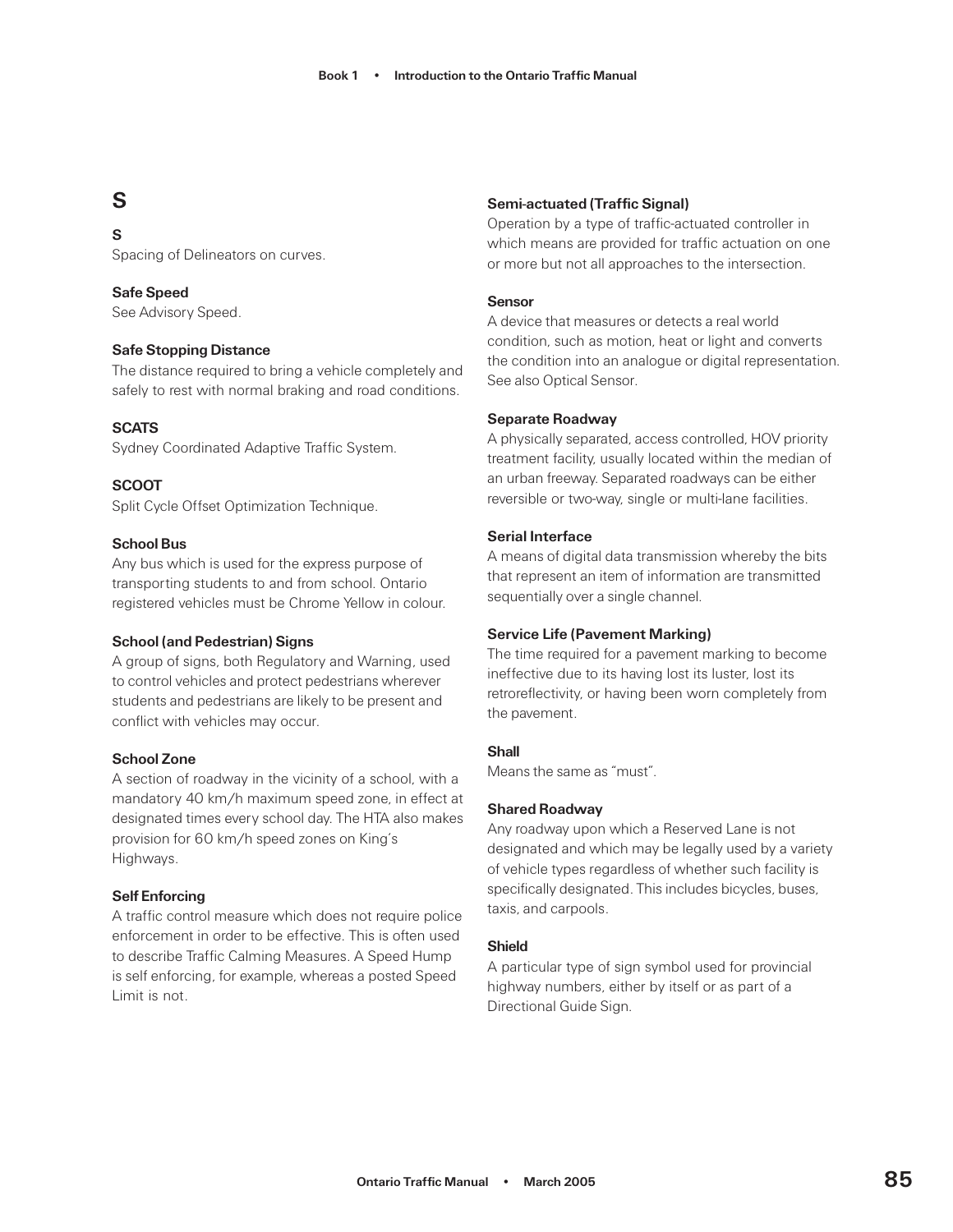## S

**S**
Spacing of Delineators on curves.

**Safe Speed**
See Advisory Speed.

**Safe Stopping Distance**
The distance required to bring a vehicle completely and safely to rest with normal braking and road conditions.

**SCATS**
Sydney Coordinated Adaptive Traffic System.

**SCOOT**
Split Cycle Offset Optimization Technique.

**School Bus**
Any bus which is used for the express purpose of transporting students to and from school. Ontario registered vehicles must be Chrome Yellow in colour.

**School (and Pedestrian) Signs**
A group of signs, both Regulatory and Warning, used to control vehicles and protect pedestrians wherever students and pedestrians are likely to be present and conflict with vehicles may occur.

**School Zone**
A section of roadway in the vicinity of a school, with a mandatory 40 km/h maximum speed zone, in effect at designated times every school day. The HTA also makes provision for 60 km/h speed zones on King's Highways.

**Self Enforcing**
A traffic control measure which does not require police enforcement in order to be effective. This is often used to describe Traffic Calming Measures. A Speed Hump is self enforcing, for example, whereas a posted Speed Limit is not.

**Semi-actuated (Traffic Signal)**
Operation by a type of traffic-actuated controller in which means are provided for traffic actuation on one or more but not all approaches to the intersection.

**Sensor**
A device that measures or detects a real world condition, such as motion, heat or light and converts the condition into an analogue or digital representation. See also Optical Sensor.

**Separate Roadway**
A physically separated, access controlled, HOV priority treatment facility, usually located within the median of an urban freeway. Separated roadways can be either reversible or two-way, single or multi-lane facilities.

**Serial Interface**
A means of digital data transmission whereby the bits that represent an item of information are transmitted sequentially over a single channel.

**Service Life (Pavement Marking)**
The time required for a pavement marking to become ineffective due to its having lost its luster, lost its retroreflectivity, or having been worn completely from the pavement.

**Shall**
Means the same as "must".

**Shared Roadway**
Any roadway upon which a Reserved Lane is not designated and which may be legally used by a variety of vehicle types regardless of whether such facility is specifically designated. This includes bicycles, buses, taxis, and carpools.

**Shield**
A particular type of sign symbol used for provincial highway numbers, either by itself or as part of a Directional Guide Sign.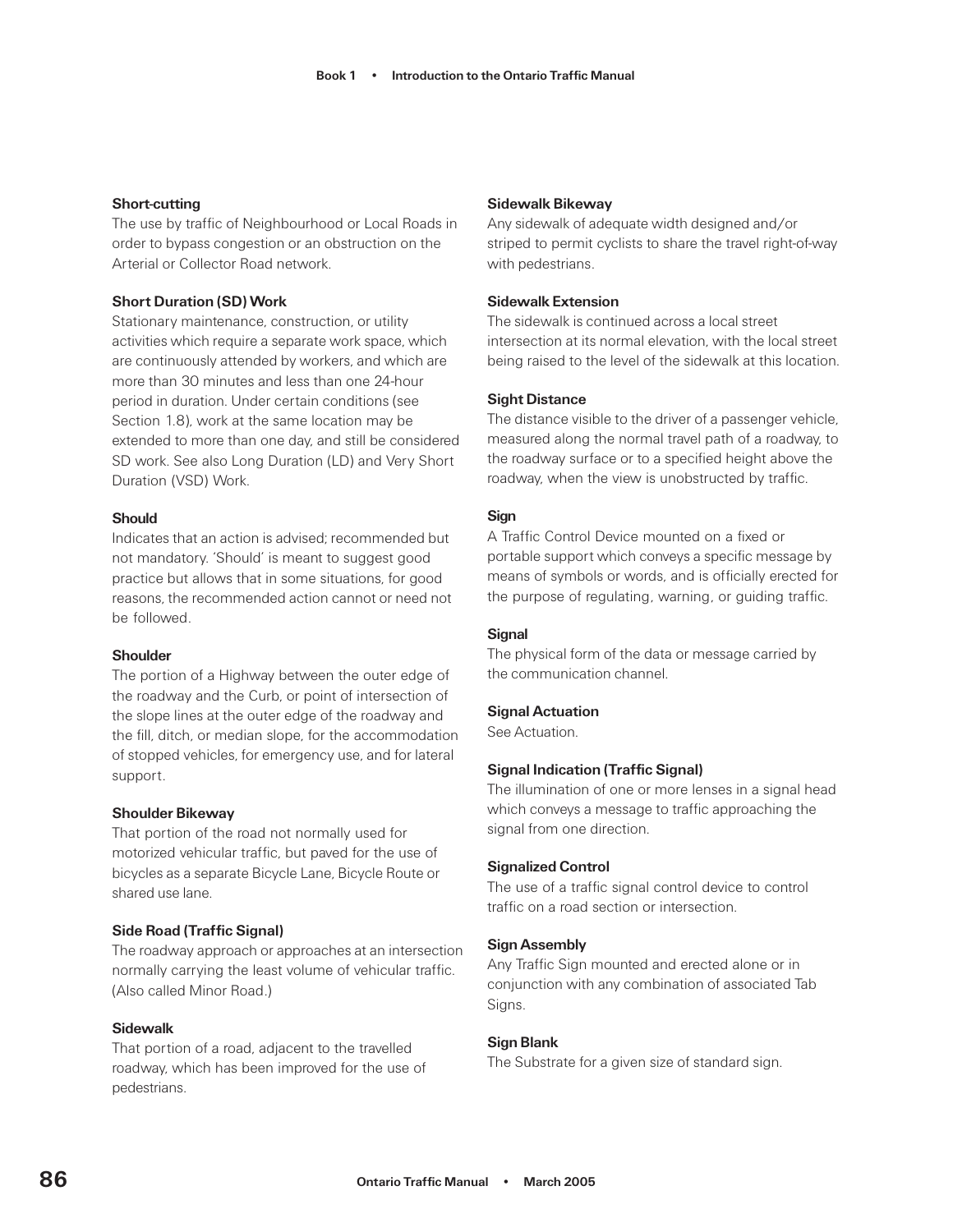**Short-cutting**
The use by traffic of Neighbourhood or Local Roads in order to bypass congestion or an obstruction on the Arterial or Collector Road network.

**Short Duration (SD) Work**
Stationary maintenance, construction, or utility activities which require a separate work space, which are continuously attended by workers, and which are more than 30 minutes and less than one 24-hour period in duration. Under certain conditions (see Section 1.8), work at the same location may be extended to more than one day, and still be considered SD work. See also Long Duration (LD) and Very Short Duration (VSD) Work.

**Should**
Indicates that an action is advised; recommended but not mandatory. 'Should' is meant to suggest good practice but allows that in some situations, for good reasons, the recommended action cannot or need not be followed.

**Shoulder**
The portion of a Highway between the outer edge of the roadway and the Curb, or point of intersection of the slope lines at the outer edge of the roadway and the fill, ditch, or median slope, for the accommodation of stopped vehicles, for emergency use, and for lateral support.

**Shoulder Bikeway**
That portion of the road not normally used for motorized vehicular traffic, but paved for the use of bicycles as a separate Bicycle Lane, Bicycle Route or shared use lane.

**Side Road (Traffic Signal)**
The roadway approach or approaches at an intersection normally carrying the least volume of vehicular traffic. (Also called Minor Road.)

**Sidewalk**
That portion of a road, adjacent to the travelled roadway, which has been improved for the use of pedestrians.

**Sidewalk Bikeway**
Any sidewalk of adequate width designed and/or striped to permit cyclists to share the travel right-of-way with pedestrians.

**Sidewalk Extension**
The sidewalk is continued across a local street intersection at its normal elevation, with the local street being raised to the level of the sidewalk at this location.

**Sight Distance**
The distance visible to the driver of a passenger vehicle, measured along the normal travel path of a roadway, to the roadway surface or to a specified height above the roadway, when the view is unobstructed by traffic.

**Sign**
A Traffic Control Device mounted on a fixed or portable support which conveys a specific message by means of symbols or words, and is officially erected for the purpose of regulating, warning, or guiding traffic.

**Signal**
The physical form of the data or message carried by the communication channel.

**Signal Actuation**
See Actuation.

**Signal Indication (Traffic Signal)**
The illumination of one or more lenses in a signal head which conveys a message to traffic approaching the signal from one direction.

**Signalized Control**
The use of a traffic signal control device to control traffic on a road section or intersection.

**Sign Assembly**
Any Traffic Sign mounted and erected alone or in conjunction with any combination of associated Tab Signs.

**Sign Blank**
The Substrate for a given size of standard sign.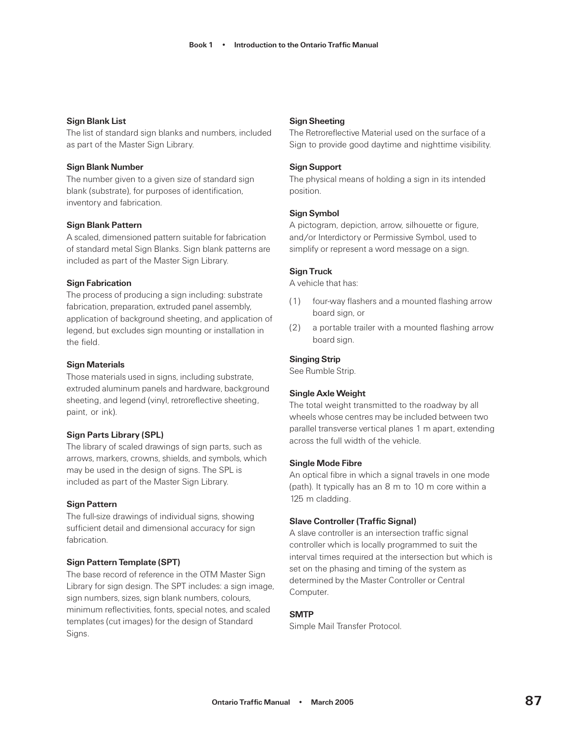**Sign Blank List**

The list of standard sign blanks and numbers, included as part of the Master Sign Library.

**Sign Blank Number**

The number given to a given size of standard sign blank (substrate), for purposes of identification, inventory and fabrication.

**Sign Blank Pattern**

A scaled, dimensioned pattern suitable for fabrication of standard metal Sign Blanks. Sign blank patterns are included as part of the Master Sign Library.

**Sign Fabrication**

The process of producing a sign including: substrate fabrication, preparation, extruded panel assembly, application of background sheeting, and application of legend, but excludes sign mounting or installation in the field.

**Sign Materials**

Those materials used in signs, including substrate, extruded aluminum panels and hardware, background sheeting, and legend (vinyl, retroreflective sheeting, paint, or ink).

**Sign Parts Library (SPL)**

The library of scaled drawings of sign parts, such as arrows, markers, crowns, shields, and symbols, which may be used in the design of signs. The SPL is included as part of the Master Sign Library.

**Sign Pattern**

The full-size drawings of individual signs, showing sufficient detail and dimensional accuracy for sign fabrication.

**Sign Pattern Template (SPT)**

The base record of reference in the OTM Master Sign Library for sign design. The SPT includes: a sign image, sign numbers, sizes, sign blank numbers, colours, minimum reflectivities, fonts, special notes, and scaled templates (cut images) for the design of Standard Signs.

**Sign Sheeting**

The Retroreflective Material used on the surface of a Sign to provide good daytime and nighttime visibility.

**Sign Support**

The physical means of holding a sign in its intended position.

**Sign Symbol**

A pictogram, depiction, arrow, silhouette or figure, and/or Interdictory or Permissive Symbol, used to simplify or represent a word message on a sign.

**Sign Truck**

A vehicle that has:

(1) four-way flashers and a mounted flashing arrow board sign, or

(2) a portable trailer with a mounted flashing arrow board sign.

**Singing Strip**

See Rumble Strip.

**Single Axle Weight**

The total weight transmitted to the roadway by all wheels whose centres may be included between two parallel transverse vertical planes 1 m apart, extending across the full width of the vehicle.

**Single Mode Fibre**

An optical fibre in which a signal travels in one mode (path). It typically has an 8 m to 10 m core within a 125 m cladding.

**Slave Controller (Traffic Signal)**

A slave controller is an intersection traffic signal controller which is locally programmed to suit the interval times required at the intersection but which is set on the phasing and timing of the system as determined by the Master Controller or Central Computer.

**SMTP**

Simple Mail Transfer Protocol.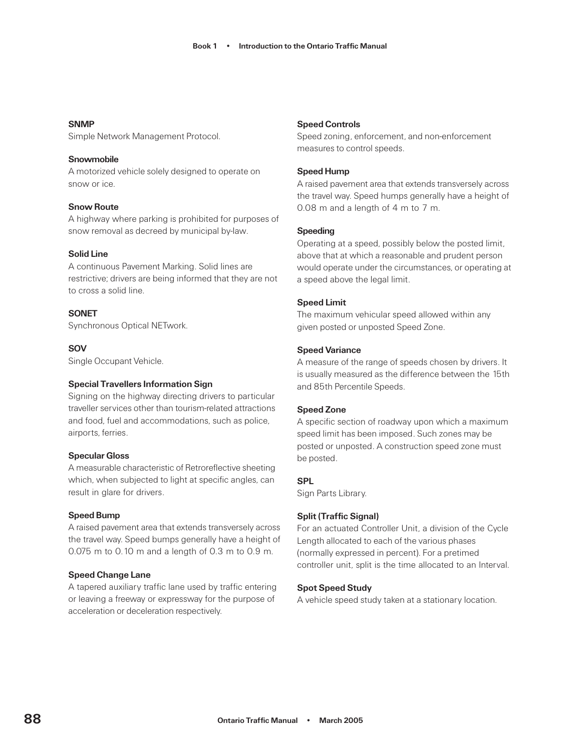**SNMP**
Simple Network Management Protocol.

**Snowmobile**
A motorized vehicle solely designed to operate on snow or ice.

**Snow Route**
A highway where parking is prohibited for purposes of snow removal as decreed by municipal by-law.

**Solid Line**
A continuous Pavement Marking. Solid lines are restrictive; drivers are being informed that they are not to cross a solid line.

**SONET**
Synchronous Optical NETwork.

**SOV**
Single Occupant Vehicle.

**Special Travellers Information Sign**
Signing on the highway directing drivers to particular traveller services other than tourism-related attractions and food, fuel and accommodations, such as police, airports, ferries.

**Specular Gloss**
A measurable characteristic of Retroreflective sheeting which, when subjected to light at specific angles, can result in glare for drivers.

**Speed Bump**
A raised pavement area that extends transversely across the travel way. Speed bumps generally have a height of 0.075 m to 0.10 m and a length of 0.3 m to 0.9 m.

**Speed Change Lane**
A tapered auxiliary traffic lane used by traffic entering or leaving a freeway or expressway for the purpose of acceleration or deceleration respectively.

**Speed Controls**
Speed zoning, enforcement, and non-enforcement measures to control speeds.

**Speed Hump**
A raised pavement area that extends transversely across the travel way. Speed humps generally have a height of 0.08 m and a length of 4 m to 7 m.

**Speeding**
Operating at a speed, possibly below the posted limit, above that at which a reasonable and prudent person would operate under the circumstances, or operating at a speed above the legal limit.

**Speed Limit**
The maximum vehicular speed allowed within any given posted or unposted Speed Zone.

**Speed Variance**
A measure of the range of speeds chosen by drivers. It is usually measured as the difference between the 15th and 85th Percentile Speeds.

**Speed Zone**
A specific section of roadway upon which a maximum speed limit has been imposed. Such zones may be posted or unposted. A construction speed zone must be posted.

**SPL**
Sign Parts Library.

**Split (Traffic Signal)**
For an actuated Controller Unit, a division of the Cycle Length allocated to each of the various phases (normally expressed in percent). For a pretimed controller unit, split is the time allocated to an Interval.

**Spot Speed Study**
A vehicle speed study taken at a stationary location.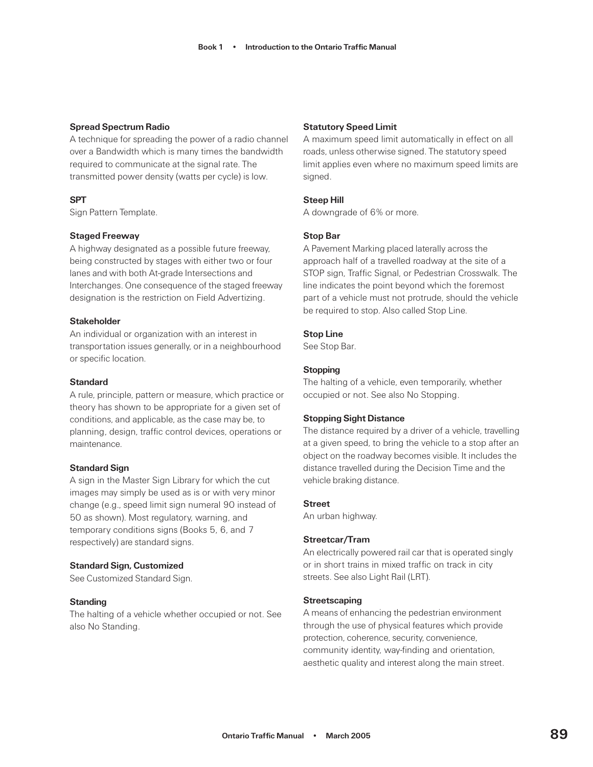**Spread Spectrum Radio**
A technique for spreading the power of a radio channel over a Bandwidth which is many times the bandwidth required to communicate at the signal rate. The transmitted power density (watts per cycle) is low.

**SPT**
Sign Pattern Template.

**Staged Freeway**
A highway designated as a possible future freeway, being constructed by stages with either two or four lanes and with both At-grade Intersections and Interchanges. One consequence of the staged freeway designation is the restriction on Field Advertizing.

**Stakeholder**
An individual or organization with an interest in transportation issues generally, or in a neighbourhood or specific location.

**Standard**
A rule, principle, pattern or measure, which practice or theory has shown to be appropriate for a given set of conditions, and applicable, as the case may be, to planning, design, traffic control devices, operations or maintenance.

**Standard Sign**
A sign in the Master Sign Library for which the cut images may simply be used as is or with very minor change (e.g., speed limit sign numeral 90 instead of 50 as shown). Most regulatory, warning, and temporary conditions signs (Books 5, 6, and 7 respectively) are standard signs.

**Standard Sign, Customized**
See Customized Standard Sign.

**Standing**
The halting of a vehicle whether occupied or not. See also No Standing.

**Statutory Speed Limit**
A maximum speed limit automatically in effect on all roads, unless otherwise signed. The statutory speed limit applies even where no maximum speed limits are signed.

**Steep Hill**
A downgrade of 6% or more.

**Stop Bar**
A Pavement Marking placed laterally across the approach half of a travelled roadway at the site of a STOP sign, Traffic Signal, or Pedestrian Crosswalk. The line indicates the point beyond which the foremost part of a vehicle must not protrude, should the vehicle be required to stop. Also called Stop Line.

**Stop Line**
See Stop Bar.

**Stopping**
The halting of a vehicle, even temporarily, whether occupied or not. See also No Stopping.

**Stopping Sight Distance**
The distance required by a driver of a vehicle, travelling at a given speed, to bring the vehicle to a stop after an object on the roadway becomes visible. It includes the distance travelled during the Decision Time and the vehicle braking distance.

**Street**
An urban highway.

**Streetcar/Tram**
An electrically powered rail car that is operated singly or in short trains in mixed traffic on track in city streets. See also Light Rail (LRT).

**Streetscaping**
A means of enhancing the pedestrian environment through the use of physical features which provide protection, coherence, security, convenience, community identity, way-finding and orientation, aesthetic quality and interest along the main street.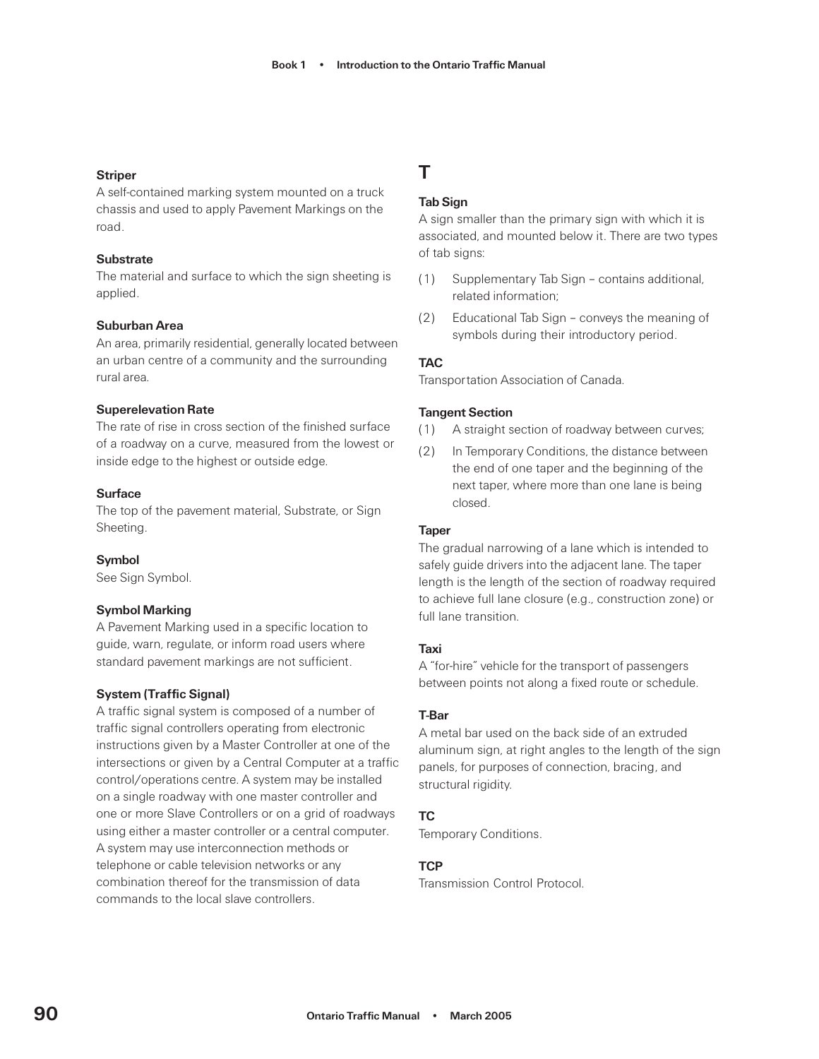**Striper**
A self-contained marking system mounted on a truck chassis and used to apply Pavement Markings on the road.

**Substrate**
The material and surface to which the sign sheeting is applied.

**Suburban Area**
An area, primarily residential, generally located between an urban centre of a community and the surrounding rural area.

**Superelevation Rate**
The rate of rise in cross section of the finished surface of a roadway on a curve, measured from the lowest or inside edge to the highest or outside edge.

**Surface**
The top of the pavement material, Substrate, or Sign Sheeting.

**Symbol**
See Sign Symbol.

**Symbol Marking**
A Pavement Marking used in a specific location to guide, warn, regulate, or inform road users where standard pavement markings are not sufficient.

**System (Traffic Signal)**
A traffic signal system is composed of a number of traffic signal controllers operating from electronic instructions given by a Master Controller at one of the intersections or given by a Central Computer at a traffic control/operations centre. A system may be installed on a single roadway with one master controller and one or more Slave Controllers or on a grid of roadways using either a master controller or a central computer. A system may use interconnection methods or telephone or cable television networks or any combination thereof for the transmission of data commands to the local slave controllers.

# T

**Tab Sign**
A sign smaller than the primary sign with which it is associated, and mounted below it. There are two types of tab signs:

(1) Supplementary Tab Sign – contains additional, related information;

(2) Educational Tab Sign – conveys the meaning of symbols during their introductory period.

**TAC**
Transportation Association of Canada.

**Tangent Section**

(1) A straight section of roadway between curves;

(2) In Temporary Conditions, the distance between the end of one taper and the beginning of the next taper, where more than one lane is being closed.

**Taper**
The gradual narrowing of a lane which is intended to safely guide drivers into the adjacent lane. The taper length is the length of the section of roadway required to achieve full lane closure (e.g., construction zone) or full lane transition.

**Taxi**
A "for-hire" vehicle for the transport of passengers between points not along a fixed route or schedule.

**T-Bar**
A metal bar used on the back side of an extruded aluminum sign, at right angles to the length of the sign panels, for purposes of connection, bracing, and structural rigidity.

**TC**
Temporary Conditions.

**TCP**
Transmission Control Protocol.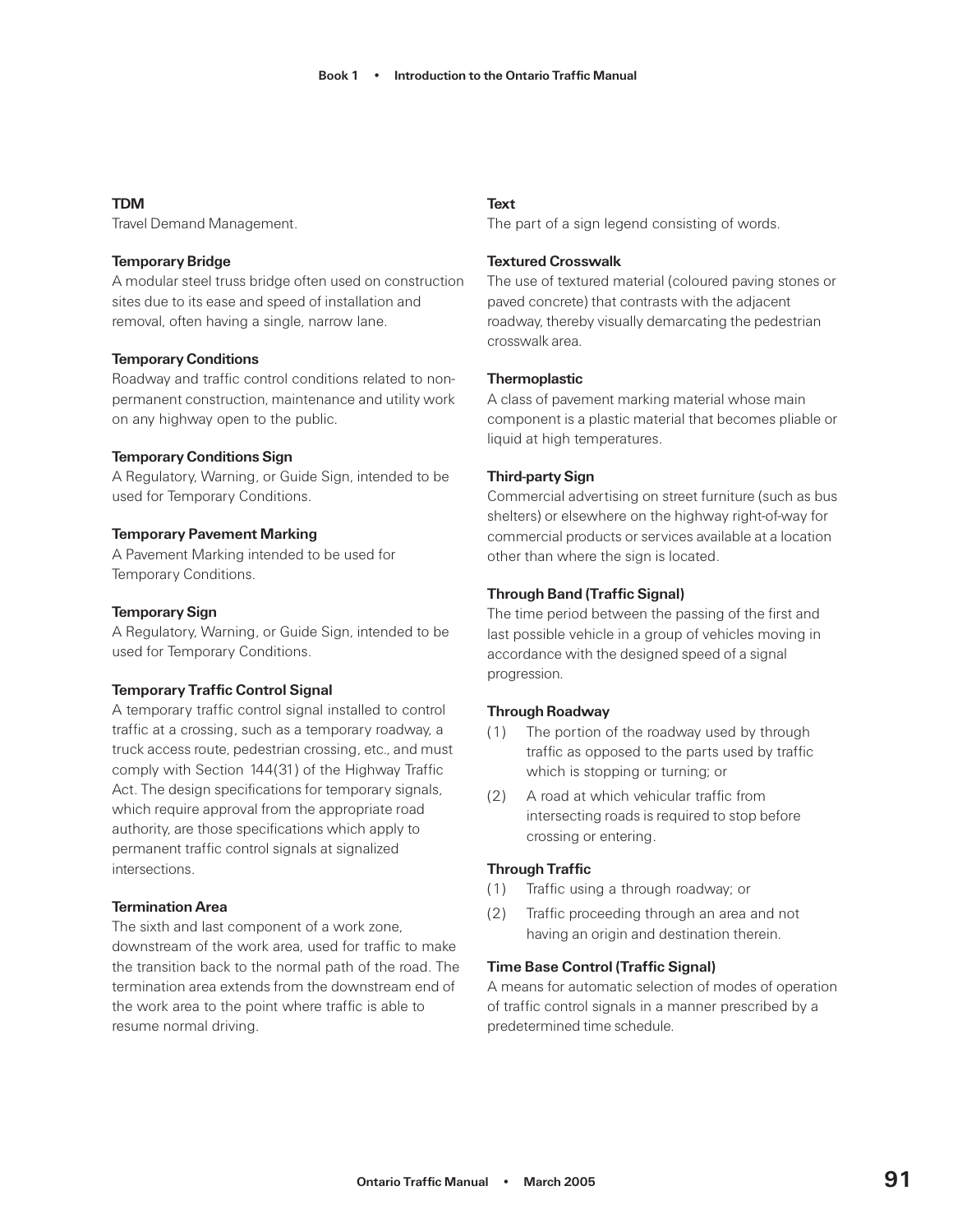**TDM**
Travel Demand Management.

**Temporary Bridge**
A modular steel truss bridge often used on construction sites due to its ease and speed of installation and removal, often having a single, narrow lane.

**Temporary Conditions**
Roadway and traffic control conditions related to non-permanent construction, maintenance and utility work on any highway open to the public.

**Temporary Conditions Sign**
A Regulatory, Warning, or Guide Sign, intended to be used for Temporary Conditions.

**Temporary Pavement Marking**
A Pavement Marking intended to be used for Temporary Conditions.

**Temporary Sign**
A Regulatory, Warning, or Guide Sign, intended to be used for Temporary Conditions.

**Temporary Traffic Control Signal**
A temporary traffic control signal installed to control traffic at a crossing, such as a temporary roadway, a truck access route, pedestrian crossing, etc., and must comply with Section 144(31) of the Highway Traffic Act. The design specifications for temporary signals, which require approval from the appropriate road authority, are those specifications which apply to permanent traffic control signals at signalized intersections.

**Termination Area**
The sixth and last component of a work zone, downstream of the work area, used for traffic to make the transition back to the normal path of the road. The termination area extends from the downstream end of the work area to the point where traffic is able to resume normal driving.

**Text**
The part of a sign legend consisting of words.

**Textured Crosswalk**
The use of textured material (coloured paving stones or paved concrete) that contrasts with the adjacent roadway, thereby visually demarcating the pedestrian crosswalk area.

**Thermoplastic**
A class of pavement marking material whose main component is a plastic material that becomes pliable or liquid at high temperatures.

**Third-party Sign**
Commercial advertising on street furniture (such as bus shelters) or elsewhere on the highway right-of-way for commercial products or services available at a location other than where the sign is located.

**Through Band (Traffic Signal)**
The time period between the passing of the first and last possible vehicle in a group of vehicles moving in accordance with the designed speed of a signal progression.

**Through Roadway**

(1) The portion of the roadway used by through traffic as opposed to the parts used by traffic which is stopping or turning; or

(2) A road at which vehicular traffic from intersecting roads is required to stop before crossing or entering.

**Through Traffic**

(1) Traffic using a through roadway; or

(2) Traffic proceeding through an area and not having an origin and destination therein.

**Time Base Control (Traffic Signal)**
A means for automatic selection of modes of operation of traffic control signals in a manner prescribed by a predetermined time schedule.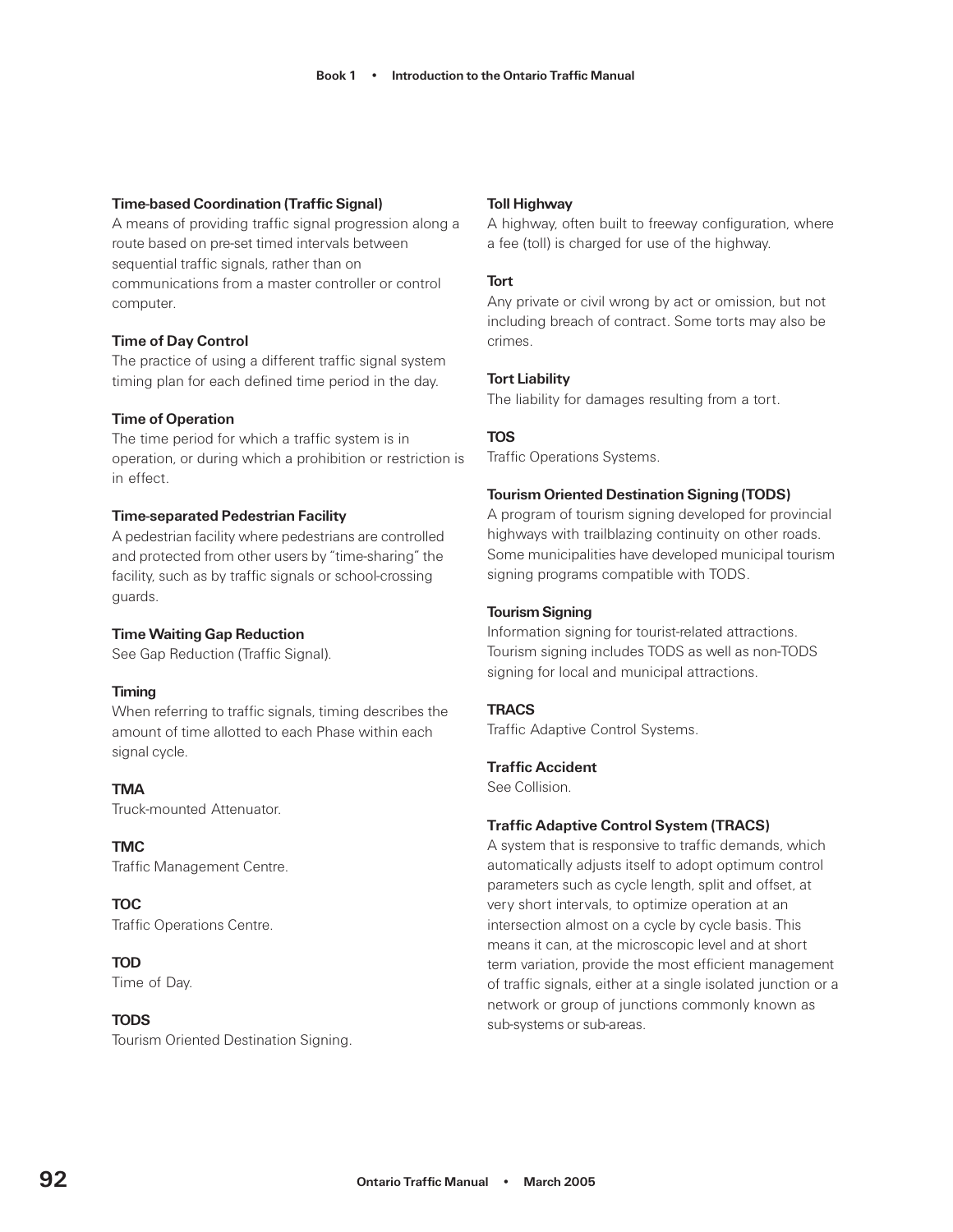**Time-based Coordination (Traffic Signal)**
A means of providing traffic signal progression along a route based on pre-set timed intervals between sequential traffic signals, rather than on communications from a master controller or control computer.

**Time of Day Control**
The practice of using a different traffic signal system timing plan for each defined time period in the day.

**Time of Operation**
The time period for which a traffic system is in operation, or during which a prohibition or restriction is in effect.

**Time-separated Pedestrian Facility**
A pedestrian facility where pedestrians are controlled and protected from other users by "time-sharing" the facility, such as by traffic signals or school-crossing guards.

**Time Waiting Gap Reduction**
See Gap Reduction (Traffic Signal).

**Timing**
When referring to traffic signals, timing describes the amount of time allotted to each Phase within each signal cycle.

**TMA**
Truck-mounted Attenuator.

**TMC**
Traffic Management Centre.

**TOC**
Traffic Operations Centre.

**TOD**
Time of Day.

**TODS**
Tourism Oriented Destination Signing.

**Toll Highway**
A highway, often built to freeway configuration, where a fee (toll) is charged for use of the highway.

**Tort**
Any private or civil wrong by act or omission, but not including breach of contract. Some torts may also be crimes.

**Tort Liability**
The liability for damages resulting from a tort.

**TOS**
Traffic Operations Systems.

**Tourism Oriented Destination Signing (TODS)**
A program of tourism signing developed for provincial highways with trailblazing continuity on other roads. Some municipalities have developed municipal tourism signing programs compatible with TODS.

**Tourism Signing**
Information signing for tourist-related attractions. Tourism signing includes TODS as well as non-TODS signing for local and municipal attractions.

**TRACS**
Traffic Adaptive Control Systems.

**Traffic Accident**
See Collision.

**Traffic Adaptive Control System (TRACS)**
A system that is responsive to traffic demands, which automatically adjusts itself to adopt optimum control parameters such as cycle length, split and offset, at very short intervals, to optimize operation at an intersection almost on a cycle by cycle basis. This means it can, at the microscopic level and at short term variation, provide the most efficient management of traffic signals, either at a single isolated junction or a network or group of junctions commonly known as sub-systems or sub-areas.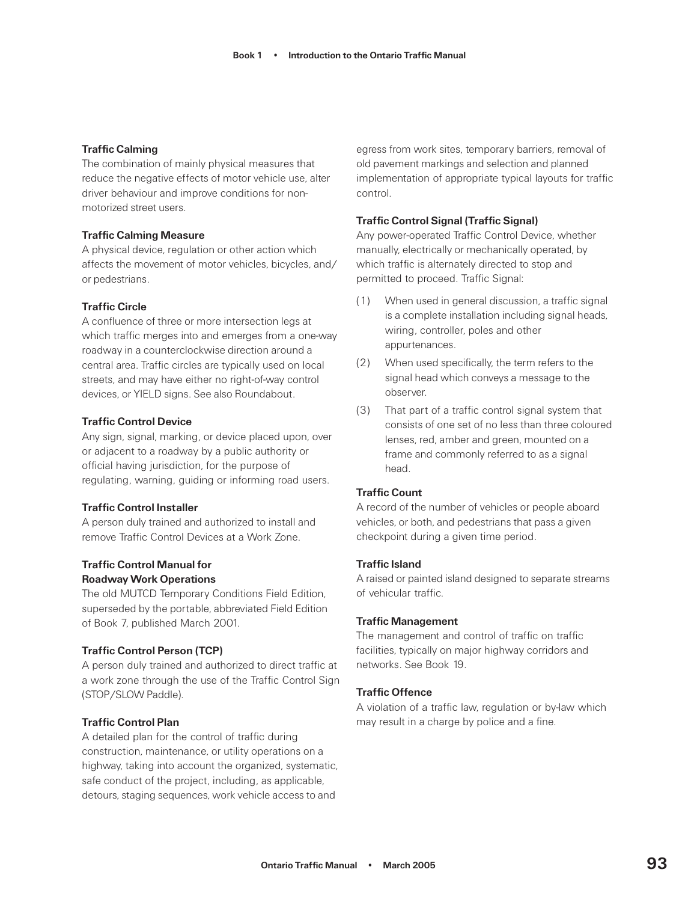**Traffic Calming**

The combination of mainly physical measures that reduce the negative effects of motor vehicle use, alter driver behaviour and improve conditions for non-motorized street users.

**Traffic Calming Measure**

A physical device, regulation or other action which affects the movement of motor vehicles, bicycles, and/or pedestrians.

**Traffic Circle**

A confluence of three or more intersection legs at which traffic merges into and emerges from a one-way roadway in a counterclockwise direction around a central area. Traffic circles are typically used on local streets, and may have either no right-of-way control devices, or YIELD signs. See also Roundabout.

**Traffic Control Device**

Any sign, signal, marking, or device placed upon, over or adjacent to a roadway by a public authority or official having jurisdiction, for the purpose of regulating, warning, guiding or informing road users.

**Traffic Control Installer**

A person duly trained and authorized to install and remove Traffic Control Devices at a Work Zone.

**Traffic Control Manual for Roadway Work Operations**

The old MUTCD Temporary Conditions Field Edition, superseded by the portable, abbreviated Field Edition of Book 7, published March 2001.

**Traffic Control Person (TCP)**

A person duly trained and authorized to direct traffic at a work zone through the use of the Traffic Control Sign (STOP/SLOW Paddle).

**Traffic Control Plan**

A detailed plan for the control of traffic during construction, maintenance, or utility operations on a highway, taking into account the organized, systematic, safe conduct of the project, including, as applicable, detours, staging sequences, work vehicle access to and egress from work sites, temporary barriers, removal of old pavement markings and selection and planned implementation of appropriate typical layouts for traffic control.

**Traffic Control Signal (Traffic Signal)**

Any power-operated Traffic Control Device, whether manually, electrically or mechanically operated, by which traffic is alternately directed to stop and permitted to proceed. Traffic Signal:

(1) When used in general discussion, a traffic signal is a complete installation including signal heads, wiring, controller, poles and other appurtenances.

(2) When used specifically, the term refers to the signal head which conveys a message to the observer.

(3) That part of a traffic control signal system that consists of one set of no less than three coloured lenses, red, amber and green, mounted on a frame and commonly referred to as a signal head.

**Traffic Count**

A record of the number of vehicles or people aboard vehicles, or both, and pedestrians that pass a given checkpoint during a given time period.

**Traffic Island**

A raised or painted island designed to separate streams of vehicular traffic.

**Traffic Management**

The management and control of traffic on traffic facilities, typically on major highway corridors and networks. See Book 19.

**Traffic Offence**

A violation of a traffic law, regulation or by-law which may result in a charge by police and a fine.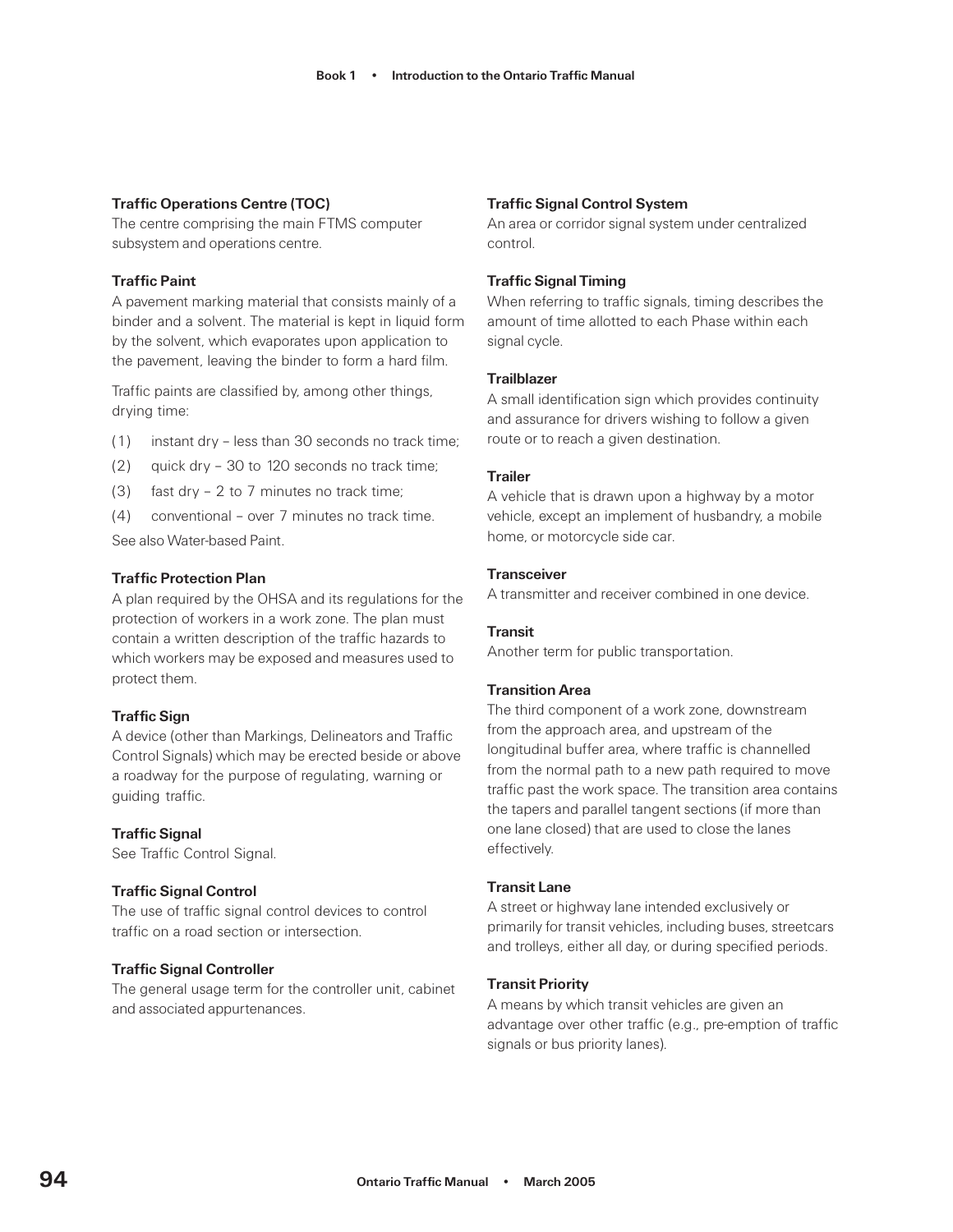**Traffic Operations Centre (TOC)**
The centre comprising the main FTMS computer subsystem and operations centre.

**Traffic Paint**
A pavement marking material that consists mainly of a binder and a solvent. The material is kept in liquid form by the solvent, which evaporates upon application to the pavement, leaving the binder to form a hard film.

Traffic paints are classified by, among other things, drying time:

(1) instant dry – less than 30 seconds no track time;

(2) quick dry – 30 to 120 seconds no track time;

(3) fast dry – 2 to 7 minutes no track time;

(4) conventional – over 7 minutes no track time.

See also Water-based Paint.

**Traffic Protection Plan**
A plan required by the OHSA and its regulations for the protection of workers in a work zone. The plan must contain a written description of the traffic hazards to which workers may be exposed and measures used to protect them.

**Traffic Sign**
A device (other than Markings, Delineators and Traffic Control Signals) which may be erected beside or above a roadway for the purpose of regulating, warning or guiding traffic.

**Traffic Signal**
See Traffic Control Signal.

**Traffic Signal Control**
The use of traffic signal control devices to control traffic on a road section or intersection.

**Traffic Signal Controller**
The general usage term for the controller unit, cabinet and associated appurtenances.

**Traffic Signal Control System**
An area or corridor signal system under centralized control.

**Traffic Signal Timing**
When referring to traffic signals, timing describes the amount of time allotted to each Phase within each signal cycle.

**Trailblazer**
A small identification sign which provides continuity and assurance for drivers wishing to follow a given route or to reach a given destination.

**Trailer**
A vehicle that is drawn upon a highway by a motor vehicle, except an implement of husbandry, a mobile home, or motorcycle side car.

**Transceiver**
A transmitter and receiver combined in one device.

**Transit**
Another term for public transportation.

**Transition Area**
The third component of a work zone, downstream from the approach area, and upstream of the longitudinal buffer area, where traffic is channelled from the normal path to a new path required to move traffic past the work space. The transition area contains the tapers and parallel tangent sections (if more than one lane closed) that are used to close the lanes effectively.

**Transit Lane**
A street or highway lane intended exclusively or primarily for transit vehicles, including buses, streetcars and trolleys, either all day, or during specified periods.

**Transit Priority**
A means by which transit vehicles are given an advantage over other traffic (e.g., pre-emption of traffic signals or bus priority lanes).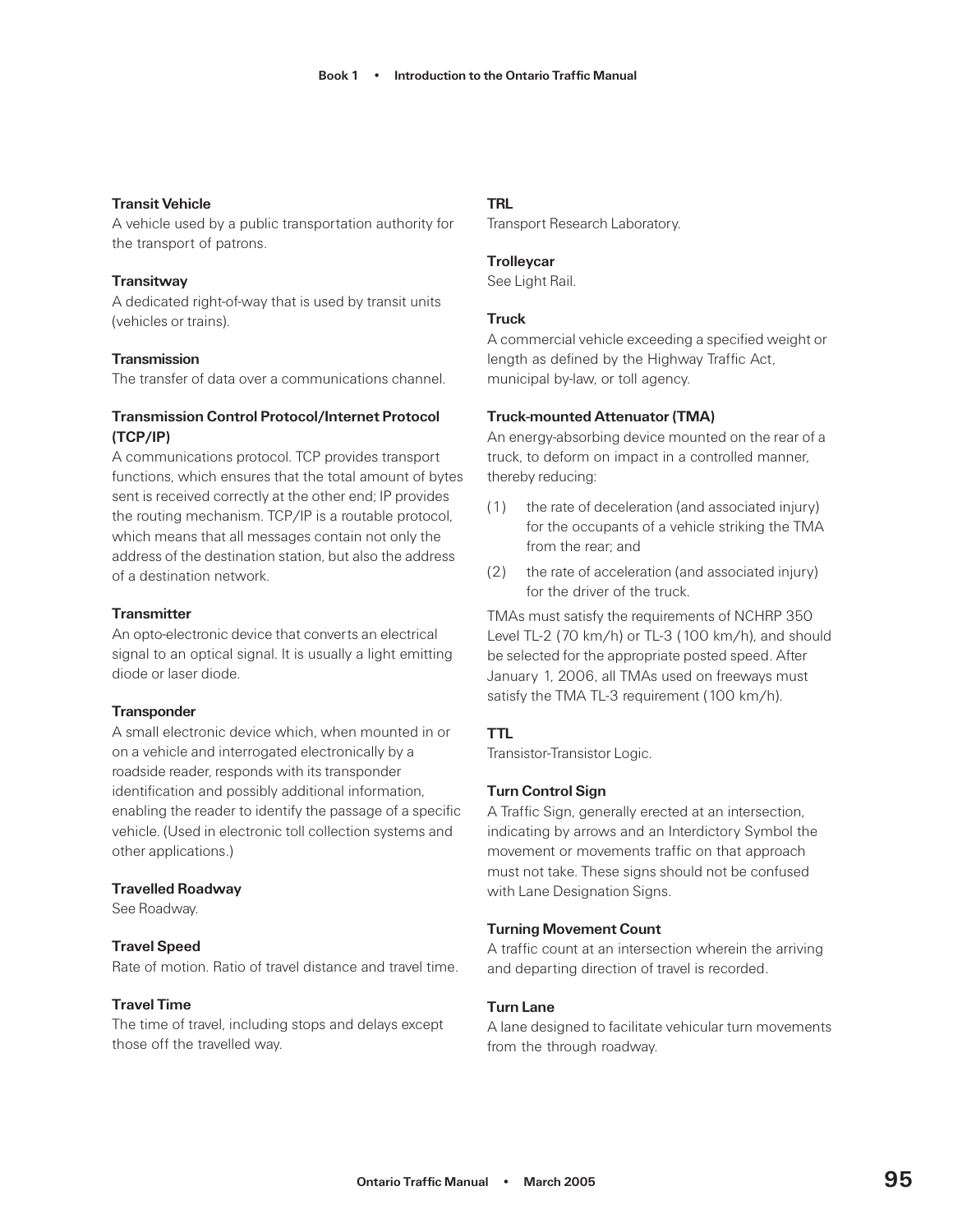**Transit Vehicle**
A vehicle used by a public transportation authority for the transport of patrons.

**Transitway**
A dedicated right-of-way that is used by transit units (vehicles or trains).

**Transmission**
The transfer of data over a communications channel.

**Transmission Control Protocol/Internet Protocol (TCP/IP)**
A communications protocol. TCP provides transport functions, which ensures that the total amount of bytes sent is received correctly at the other end; IP provides the routing mechanism. TCP/IP is a routable protocol, which means that all messages contain not only the address of the destination station, but also the address of a destination network.

**Transmitter**
An opto-electronic device that converts an electrical signal to an optical signal. It is usually a light emitting diode or laser diode.

**Transponder**
A small electronic device which, when mounted in or on a vehicle and interrogated electronically by a roadside reader, responds with its transponder identification and possibly additional information, enabling the reader to identify the passage of a specific vehicle. (Used in electronic toll collection systems and other applications.)

**Travelled Roadway**
See Roadway.

**Travel Speed**
Rate of motion. Ratio of travel distance and travel time.

**Travel Time**
The time of travel, including stops and delays except those off the travelled way.

**TRL**
Transport Research Laboratory.

**Trolleycar**
See Light Rail.

**Truck**
A commercial vehicle exceeding a specified weight or length as defined by the Highway Traffic Act, municipal by-law, or toll agency.

**Truck-mounted Attenuator (TMA)**
An energy-absorbing device mounted on the rear of a truck, to deform on impact in a controlled manner, thereby reducing:

(1) the rate of deceleration (and associated injury) for the occupants of a vehicle striking the TMA from the rear; and

(2) the rate of acceleration (and associated injury) for the driver of the truck.

TMAs must satisfy the requirements of NCHRP 350 Level TL-2 (70 km/h) or TL-3 (100 km/h), and should be selected for the appropriate posted speed. After January 1, 2006, all TMAs used on freeways must satisfy the TMA TL-3 requirement (100 km/h).

**TTL**
Transistor-Transistor Logic.

**Turn Control Sign**
A Traffic Sign, generally erected at an intersection, indicating by arrows and an Interdictory Symbol the movement or movements traffic on that approach must not take. These signs should not be confused with Lane Designation Signs.

**Turning Movement Count**
A traffic count at an intersection wherein the arriving and departing direction of travel is recorded.

**Turn Lane**
A lane designed to facilitate vehicular turn movements from the through roadway.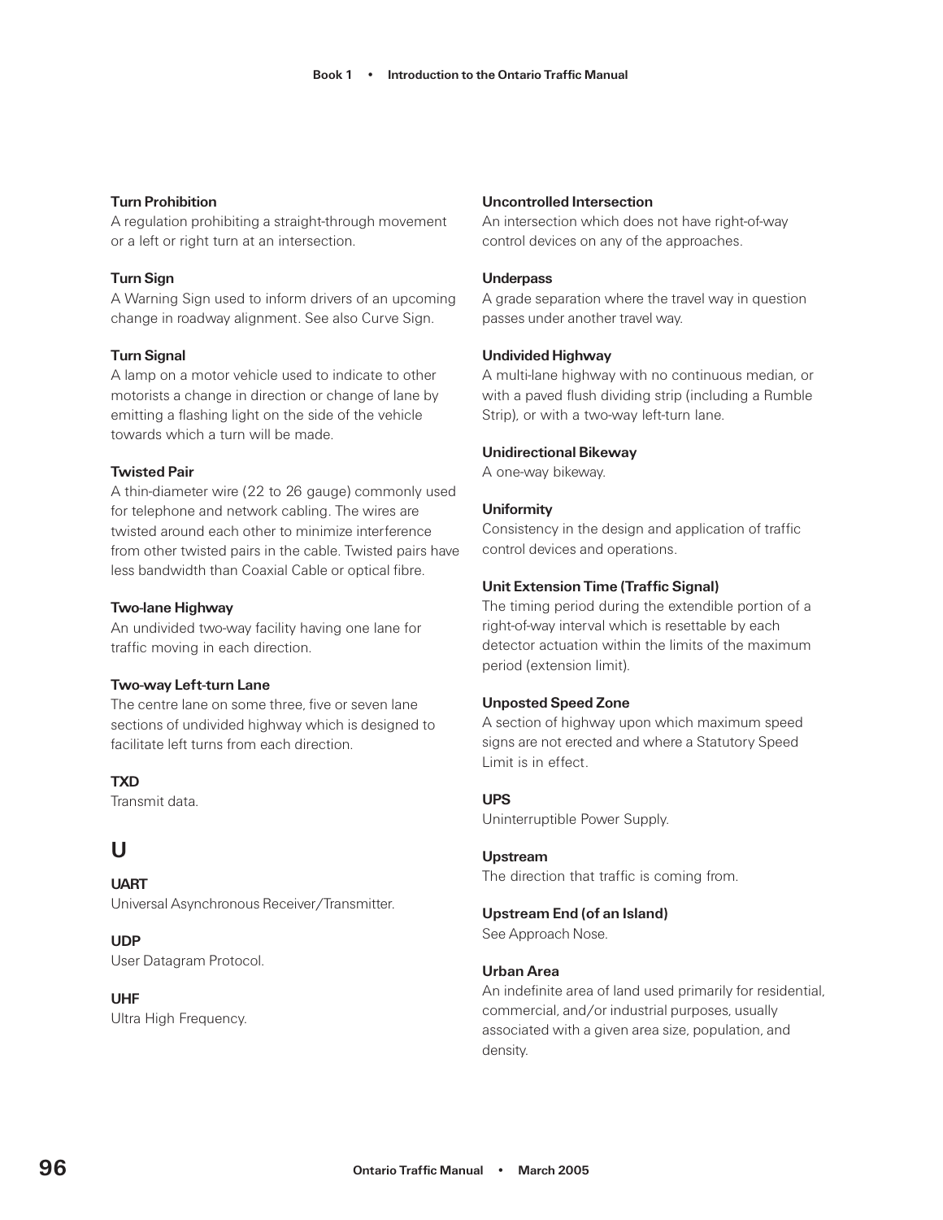**Turn Prohibition**
A regulation prohibiting a straight-through movement or a left or right turn at an intersection.

**Turn Sign**
A Warning Sign used to inform drivers of an upcoming change in roadway alignment. See also Curve Sign.

**Turn Signal**
A lamp on a motor vehicle used to indicate to other motorists a change in direction or change of lane by emitting a flashing light on the side of the vehicle towards which a turn will be made.

**Twisted Pair**
A thin-diameter wire (22 to 26 gauge) commonly used for telephone and network cabling. The wires are twisted around each other to minimize interference from other twisted pairs in the cable. Twisted pairs have less bandwidth than Coaxial Cable or optical fibre.

**Two-lane Highway**
An undivided two-way facility having one lane for traffic moving in each direction.

**Two-way Left-turn Lane**
The centre lane on some three, five or seven lane sections of undivided highway which is designed to facilitate left turns from each direction.

**TXD**
Transmit data.

## U

**UART**
Universal Asynchronous Receiver/Transmitter.

**UDP**
User Datagram Protocol.

**UHF**
Ultra High Frequency.

**Uncontrolled Intersection**
An intersection which does not have right-of-way control devices on any of the approaches.

**Underpass**
A grade separation where the travel way in question passes under another travel way.

**Undivided Highway**
A multi-lane highway with no continuous median, or with a paved flush dividing strip (including a Rumble Strip), or with a two-way left-turn lane.

**Unidirectional Bikeway**
A one-way bikeway.

**Uniformity**
Consistency in the design and application of traffic control devices and operations.

**Unit Extension Time (Traffic Signal)**
The timing period during the extendible portion of a right-of-way interval which is resettable by each detector actuation within the limits of the maximum period (extension limit).

**Unposted Speed Zone**
A section of highway upon which maximum speed signs are not erected and where a Statutory Speed Limit is in effect.

**UPS**
Uninterruptible Power Supply.

**Upstream**
The direction that traffic is coming from.

**Upstream End (of an Island)**
See Approach Nose.

**Urban Area**
An indefinite area of land used primarily for residential, commercial, and/or industrial purposes, usually associated with a given area size, population, and density.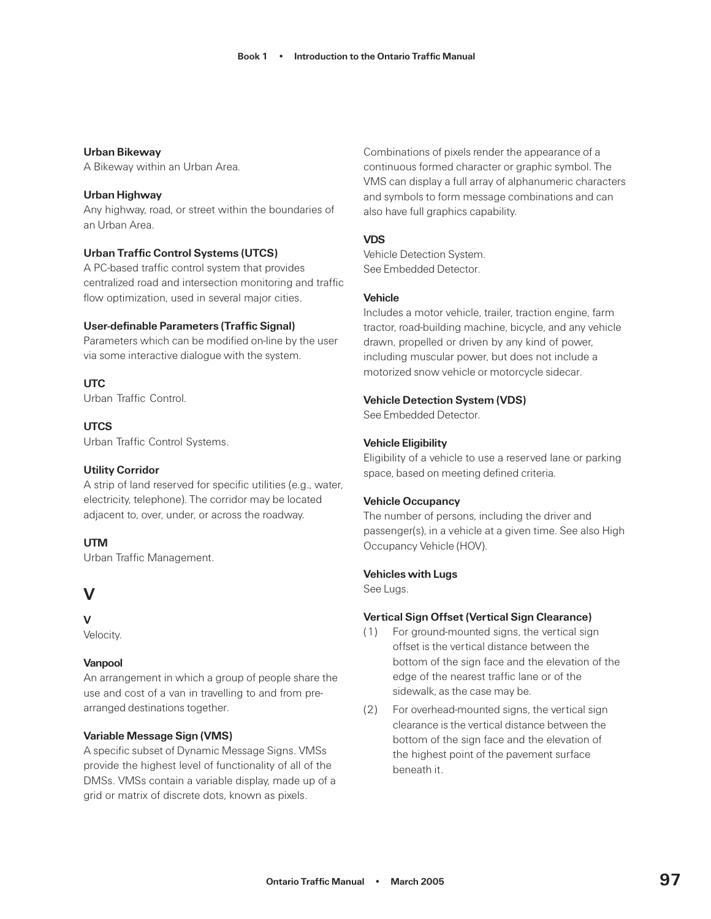**Urban Bikeway**
A Bikeway within an Urban Area.

**Urban Highway**
Any highway, road, or street within the boundaries of an Urban Area.

**Urban Traffic Control Systems (UTCS)**
A PC-based traffic control system that provides centralized road and intersection monitoring and traffic flow optimization, used in several major cities.

**User-definable Parameters (Traffic Signal)**
Parameters which can be modified on-line by the user via some interactive dialogue with the system.

**UTC**
Urban Traffic Control.

**UTCS**
Urban Traffic Control Systems.

**Utility Corridor**
A strip of land reserved for specific utilities (e.g., water, electricity, telephone). The corridor may be located adjacent to, over, under, or across the roadway.

**UTM**
Urban Traffic Management.

## V

**V**
Velocity.

**Vanpool**
An arrangement in which a group of people share the use and cost of a van in travelling to and from pre-arranged destinations together.

**Variable Message Sign (VMS)**
A specific subset of Dynamic Message Signs. VMSs provide the highest level of functionality of all of the DMSs. VMSs contain a variable display, made up of a grid or matrix of discrete dots, known as pixels. Combinations of pixels render the appearance of a continuous formed character or graphic symbol. The VMS can display a full array of alphanumeric characters and symbols to form message combinations and can also have full graphics capability.

**VDS**
Vehicle Detection System.
See Embedded Detector.

**Vehicle**
Includes a motor vehicle, trailer, traction engine, farm tractor, road-building machine, bicycle, and any vehicle drawn, propelled or driven by any kind of power, including muscular power, but does not include a motorized snow vehicle or motorcycle sidecar.

**Vehicle Detection System (VDS)**
See Embedded Detector.

**Vehicle Eligibility**
Eligibility of a vehicle to use a reserved lane or parking space, based on meeting defined criteria.

**Vehicle Occupancy**
The number of persons, including the driver and passenger(s), in a vehicle at a given time. See also High Occupancy Vehicle (HOV).

**Vehicles with Lugs**
See Lugs.

**Vertical Sign Offset (Vertical Sign Clearance)**

(1) For ground-mounted signs, the vertical sign offset is the vertical distance between the bottom of the sign face and the elevation of the edge of the nearest traffic lane or of the sidewalk, as the case may be.

(2) For overhead-mounted signs, the vertical sign clearance is the vertical distance between the bottom of the sign face and the elevation of the highest point of the pavement surface beneath it.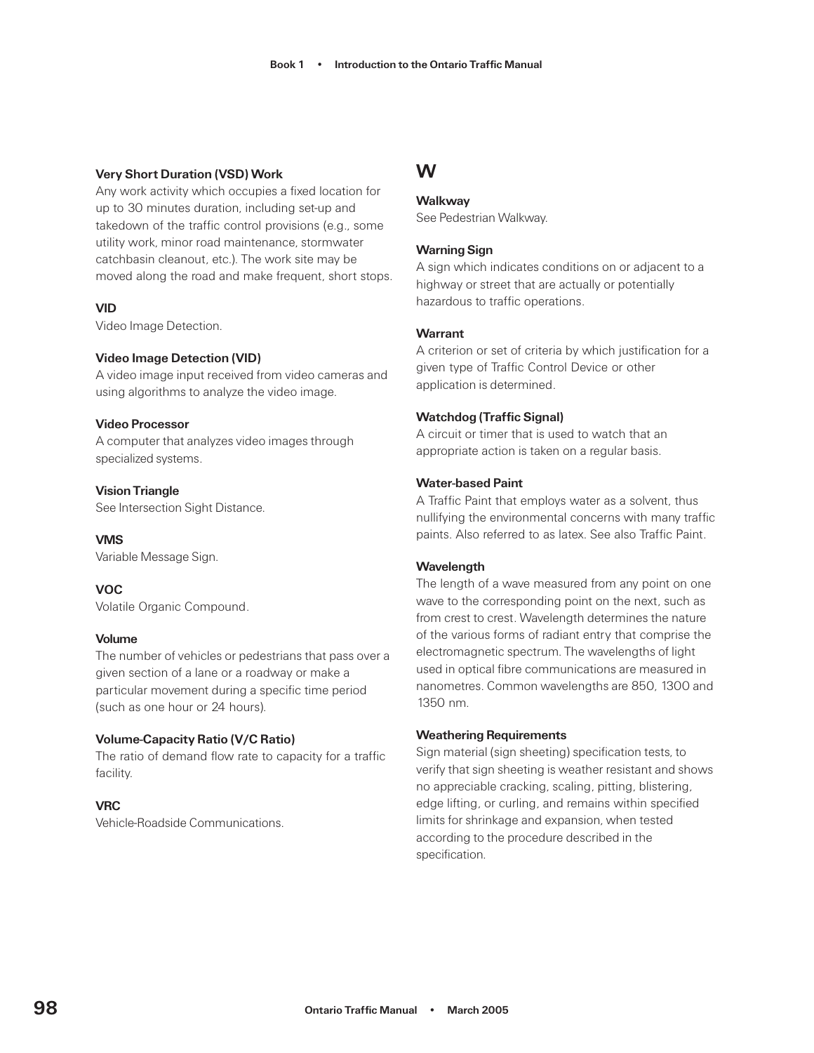**Very Short Duration (VSD) Work**
Any work activity which occupies a fixed location for up to 30 minutes duration, including set-up and takedown of the traffic control provisions (e.g., some utility work, minor road maintenance, stormwater catchbasin cleanout, etc.). The work site may be moved along the road and make frequent, short stops.

**VID**
Video Image Detection.

**Video Image Detection (VID)**
A video image input received from video cameras and using algorithms to analyze the video image.

**Video Processor**
A computer that analyzes video images through specialized systems.

**Vision Triangle**
See Intersection Sight Distance.

**VMS**
Variable Message Sign.

**VOC**
Volatile Organic Compound.

**Volume**
The number of vehicles or pedestrians that pass over a given section of a lane or a roadway or make a particular movement during a specific time period (such as one hour or 24 hours).

**Volume-Capacity Ratio (V/C Ratio)**
The ratio of demand flow rate to capacity for a traffic facility.

**VRC**
Vehicle-Roadside Communications.

# W

**Walkway**
See Pedestrian Walkway.

**Warning Sign**
A sign which indicates conditions on or adjacent to a highway or street that are actually or potentially hazardous to traffic operations.

**Warrant**
A criterion or set of criteria by which justification for a given type of Traffic Control Device or other application is determined.

**Watchdog (Traffic Signal)**
A circuit or timer that is used to watch that an appropriate action is taken on a regular basis.

**Water-based Paint**
A Traffic Paint that employs water as a solvent, thus nullifying the environmental concerns with many traffic paints. Also referred to as latex. See also Traffic Paint.

**Wavelength**
The length of a wave measured from any point on one wave to the corresponding point on the next, such as from crest to crest. Wavelength determines the nature of the various forms of radiant entry that comprise the electromagnetic spectrum. The wavelengths of light used in optical fibre communications are measured in nanometres. Common wavelengths are 850, 1300 and 1350 nm.

**Weathering Requirements**
Sign material (sign sheeting) specification tests, to verify that sign sheeting is weather resistant and shows no appreciable cracking, scaling, pitting, blistering, edge lifting, or curling, and remains within specified limits for shrinkage and expansion, when tested according to the procedure described in the specification.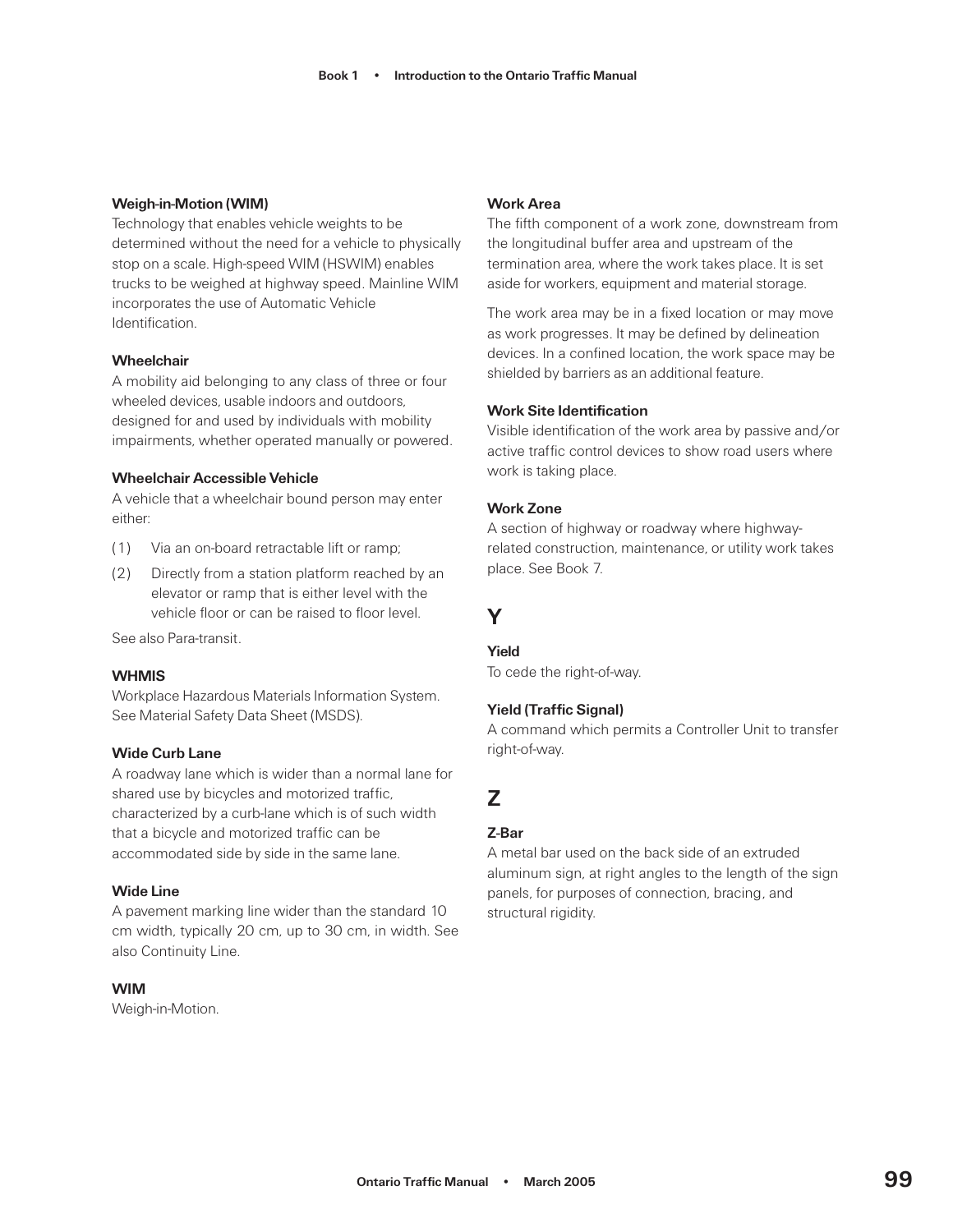**Weigh-in-Motion (WIM)**

Technology that enables vehicle weights to be determined without the need for a vehicle to physically stop on a scale. High-speed WIM (HSWIM) enables trucks to be weighed at highway speed. Mainline WIM incorporates the use of Automatic Vehicle Identification.

**Wheelchair**

A mobility aid belonging to any class of three or four wheeled devices, usable indoors and outdoors, designed for and used by individuals with mobility impairments, whether operated manually or powered.

**Wheelchair Accessible Vehicle**

A vehicle that a wheelchair bound person may enter either:

(1) Via an on-board retractable lift or ramp;

(2) Directly from a station platform reached by an elevator or ramp that is either level with the vehicle floor or can be raised to floor level.

See also Para-transit.

**WHMIS**

Workplace Hazardous Materials Information System. See Material Safety Data Sheet (MSDS).

**Wide Curb Lane**

A roadway lane which is wider than a normal lane for shared use by bicycles and motorized traffic, characterized by a curb-lane which is of such width that a bicycle and motorized traffic can be accommodated side by side in the same lane.

**Wide Line**

A pavement marking line wider than the standard 10 cm width, typically 20 cm, up to 30 cm, in width. See also Continuity Line.

**WIM**

Weigh-in-Motion.

**Work Area**

The fifth component of a work zone, downstream from the longitudinal buffer area and upstream of the termination area, where the work takes place. It is set aside for workers, equipment and material storage.

The work area may be in a fixed location or may move as work progresses. It may be defined by delineation devices. In a confined location, the work space may be shielded by barriers as an additional feature.

**Work Site Identification**

Visible identification of the work area by passive and/or active traffic control devices to show road users where work is taking place.

**Work Zone**

A section of highway or roadway where highway-related construction, maintenance, or utility work takes place. See Book 7.

## Y

**Yield**

To cede the right-of-way.

**Yield (Traffic Signal)**

A command which permits a Controller Unit to transfer right-of-way.

## Z

**Z-Bar**

A metal bar used on the back side of an extruded aluminum sign, at right angles to the length of the sign panels, for purposes of connection, bracing, and structural rigidity.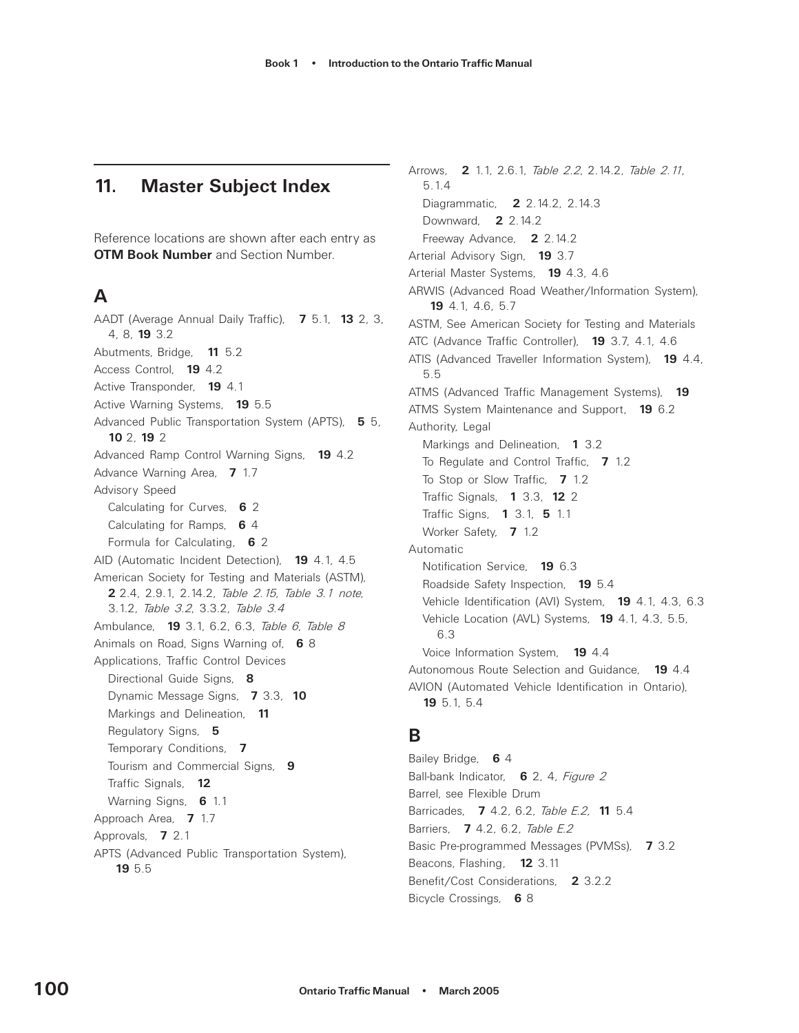## 11. Master Subject Index

Reference locations are shown after each entry as **OTM Book Number** and Section Number.

### A

AADT (Average Annual Daily Traffic), **7** 5.1, **13** 2, 3, 4, 8, **19** 3.2
Abutments, Bridge, **11** 5.2
Access Control, **19** 4.2
Active Transponder, **19** 4.1
Active Warning Systems, **19** 5.5
Advanced Public Transportation System (APTS), **5** 5, **10** 2, **19** 2
Advanced Ramp Control Warning Signs, **19** 4.2
Advance Warning Area, **7** 1.7
Advisory Speed
  Calculating for Curves, **6** 2
  Calculating for Ramps, **6** 4
  Formula for Calculating, **6** 2
AID (Automatic Incident Detection), **19** 4.1, 4.5
American Society for Testing and Materials (ASTM), **2** 2.4, 2.9.1, 2.14.2, *Table 2.15*, *Table 3.1 note*, 3.1.2, *Table 3.2*, 3.3.2, *Table 3.4*
Ambulance, **19** 3.1, 6.2, 6.3, *Table 6*, *Table 8*
Animals on Road, Signs Warning of, **6** 8
Applications, Traffic Control Devices
  Directional Guide Signs, **8**
  Dynamic Message Signs, **7** 3.3, **10**
  Markings and Delineation, **11**
  Regulatory Signs, **5**
  Temporary Conditions, **7**
  Tourism and Commercial Signs, **9**
  Traffic Signals, **12**
  Warning Signs, **6** 1.1
Approach Area, **7** 1.7
Approvals, **7** 2.1
APTS (Advanced Public Transportation System), **19** 5.5

Arrows, **2** 1.1, 2.6.1, *Table 2.2*, 2.14.2, *Table 2.11*, 5.1.4
  Diagrammatic, **2** 2.14.2, 2.14.3
  Downward, **2** 2.14.2
  Freeway Advance, **2** 2.14.2
Arterial Advisory Sign, **19** 3.7
Arterial Master Systems, **19** 4.3, 4.6
ARWIS (Advanced Road Weather/Information System), **19** 4.1, 4.6, 5.7
ASTM, See American Society for Testing and Materials
ATC (Advance Traffic Controller), **19** 3.7, 4.1, 4.6
ATIS (Advanced Traveller Information System), **19** 4.4, 5.5
ATMS (Advanced Traffic Management Systems), **19**
ATMS System Maintenance and Support, **19** 6.2
Authority, Legal
  Markings and Delineation, **1** 3.2
  To Regulate and Control Traffic, **7** 1.2
  To Stop or Slow Traffic, **7** 1.2
  Traffic Signals, **1** 3.3, **12** 2
  Traffic Signs, **1** 3.1, **5** 1.1
  Worker Safety, **7** 1.2
Automatic
  Notification Service, **19** 6.3
  Roadside Safety Inspection, **19** 5.4
  Vehicle Identification (AVI) System, **19** 4.1, 4.3, 6.3
  Vehicle Location (AVL) Systems, **19** 4.1, 4.3, 5.5, 6.3
  Voice Information System, **19** 4.4
Autonomous Route Selection and Guidance, **19** 4.4
AVION (Automated Vehicle Identification in Ontario), **19** 5.1, 5.4

### B

Bailey Bridge, **6** 4
Ball-bank Indicator, **6** 2, 4, *Figure 2*
Barrel, see Flexible Drum
Barricades, **7** 4.2, 6.2, *Table E.2*, **11** 5.4
Barriers, **7** 4.2, 6.2, *Table E.2*
Basic Pre-programmed Messages (PVMSs), **7** 3.2
Beacons, Flashing, **12** 3.11
Benefit/Cost Considerations, **2** 3.2.2
Bicycle Crossings, **6** 8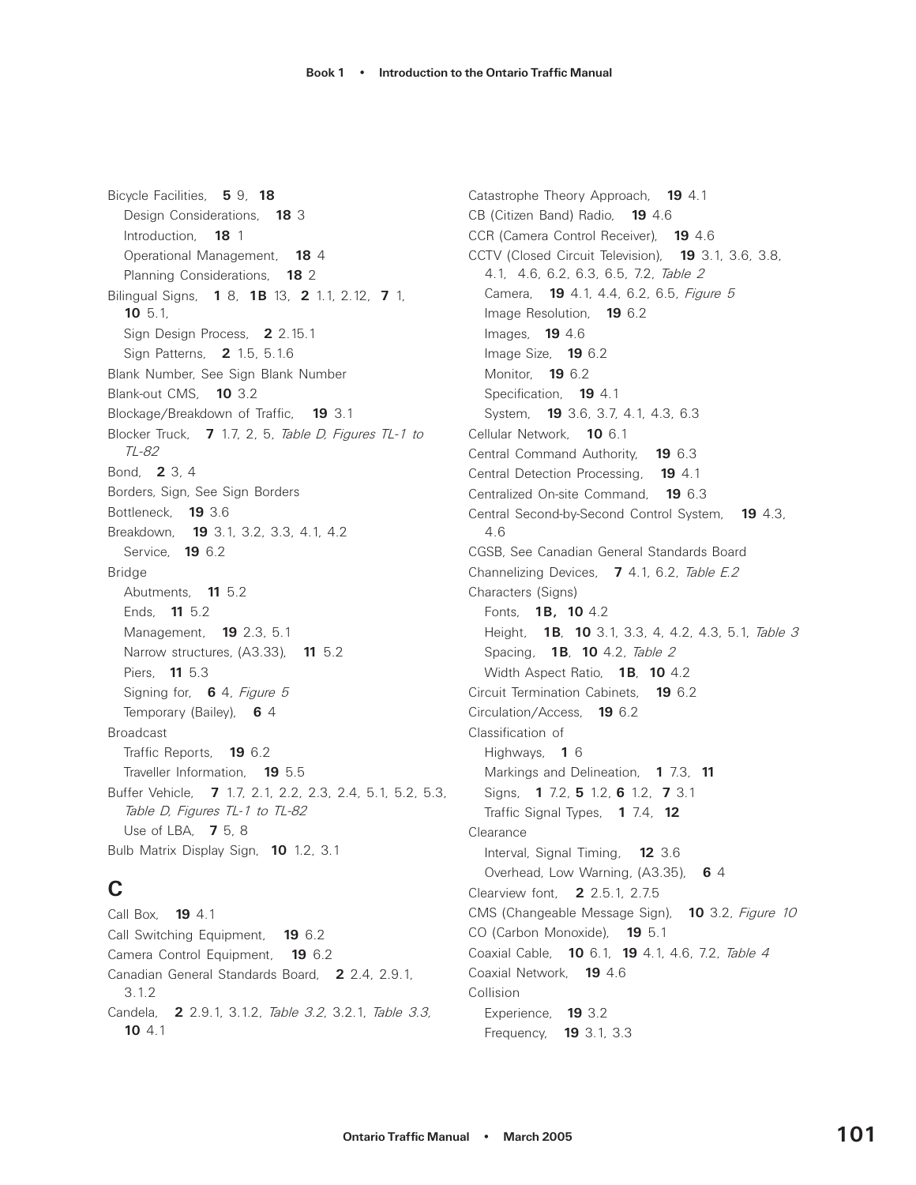Bicycle Facilities, **5** 9, **18**
- Design Considerations, **18** 3
- Introduction, **18** 1
- Operational Management, **18** 4
- Planning Considerations, **18** 2

Bilingual Signs, **1** 8, **1B** 13, **2** 1.1, 2.12, **7** 1, **10** 5.1,
- Sign Design Process, **2** 2.15.1
- Sign Patterns, **2** 1.5, 5.1.6

Blank Number, See Sign Blank Number

Blank-out CMS, **10** 3.2

Blockage/Breakdown of Traffic, **19** 3.1

Blocker Truck, **7** 1.7, 2, 5, *Table D, Figures TL-1 to TL-82*

Bond, **2** 3, 4

Borders, Sign, See Sign Borders

Bottleneck, **19** 3.6

Breakdown, **19** 3.1, 3.2, 3.3, 4.1, 4.2
- Service, **19** 6.2

Bridge
- Abutments, **11** 5.2
- Ends, **11** 5.2
- Management, **19** 2.3, 5.1
- Narrow structures, (A3.33), **11** 5.2
- Piers, **11** 5.3
- Signing for, **6** 4, *Figure 5*
- Temporary (Bailey), **6** 4

Broadcast
- Traffic Reports, **19** 6.2
- Traveller Information, **19** 5.5

Buffer Vehicle, **7** 1.7, 2.1, 2.2, 2.3, 2.4, 5.1, 5.2, 5.3, *Table D, Figures TL-1 to TL-82*
- Use of LBA, **7** 5, 8

Bulb Matrix Display Sign, **10** 1.2, 3.1

## C

Call Box, **19** 4.1

Call Switching Equipment, **19** 6.2

Camera Control Equipment, **19** 6.2

Canadian General Standards Board, **2** 2.4, 2.9.1, 3.1.2

Candela, **2** 2.9.1, 3.1.2, *Table 3.2*, 3.2.1, *Table 3.3,* **10** 4.1

Catastrophe Theory Approach, **19** 4.1

CB (Citizen Band) Radio, **19** 4.6

CCR (Camera Control Receiver), **19** 4.6

CCTV (Closed Circuit Television), **19** 3.1, 3.6, 3.8, 4.1, 4.6, 6.2, 6.3, 6.5, 7.2, *Table 2*
- Camera, **19** 4.1, 4.4, 6.2, 6.5, *Figure 5*
- Image Resolution, **19** 6.2
- Images, **19** 4.6
- Image Size, **19** 6.2
- Monitor, **19** 6.2
- Specification, **19** 4.1
- System, **19** 3.6, 3.7, 4.1, 4.3, 6.3

Cellular Network, **10** 6.1

Central Command Authority, **19** 6.3

Central Detection Processing, **19** 4.1

Centralized On-site Command, **19** 6.3

Central Second-by-Second Control System, **19** 4.3, 4.6

CGSB, See Canadian General Standards Board

Channelizing Devices, **7** 4.1, 6.2, *Table E.2*

Characters (Signs)
- Fonts, **1B, 10** 4.2
- Height, **1B**, **10** 3.1, 3.3, 4, 4.2, 4.3, 5.1, *Table 3*
- Spacing, **1B**, **10** 4.2, *Table 2*
- Width Aspect Ratio, **1B**, **10** 4.2

Circuit Termination Cabinets, **19** 6.2

Circulation/Access, **19** 6.2

Classification of
- Highways, **1** 6
- Markings and Delineation, **1** 7.3, **11**
- Signs, **1** 7.2, **5** 1.2, **6** 1.2, **7** 3.1
- Traffic Signal Types, **1** 7.4, **12**

Clearance
- Interval, Signal Timing, **12** 3.6
- Overhead, Low Warning, (A3.35), **6** 4

Clearview font, **2** 2.5.1, 2.7.5

CMS (Changeable Message Sign), **10** 3.2, *Figure 10*

CO (Carbon Monoxide), **19** 5.1

Coaxial Cable, **10** 6.1, **19** 4.1, 4.6, 7.2, *Table 4*

Coaxial Network, **19** 4.6

Collision
- Experience, **19** 3.2
- Frequency, **19** 3.1, 3.3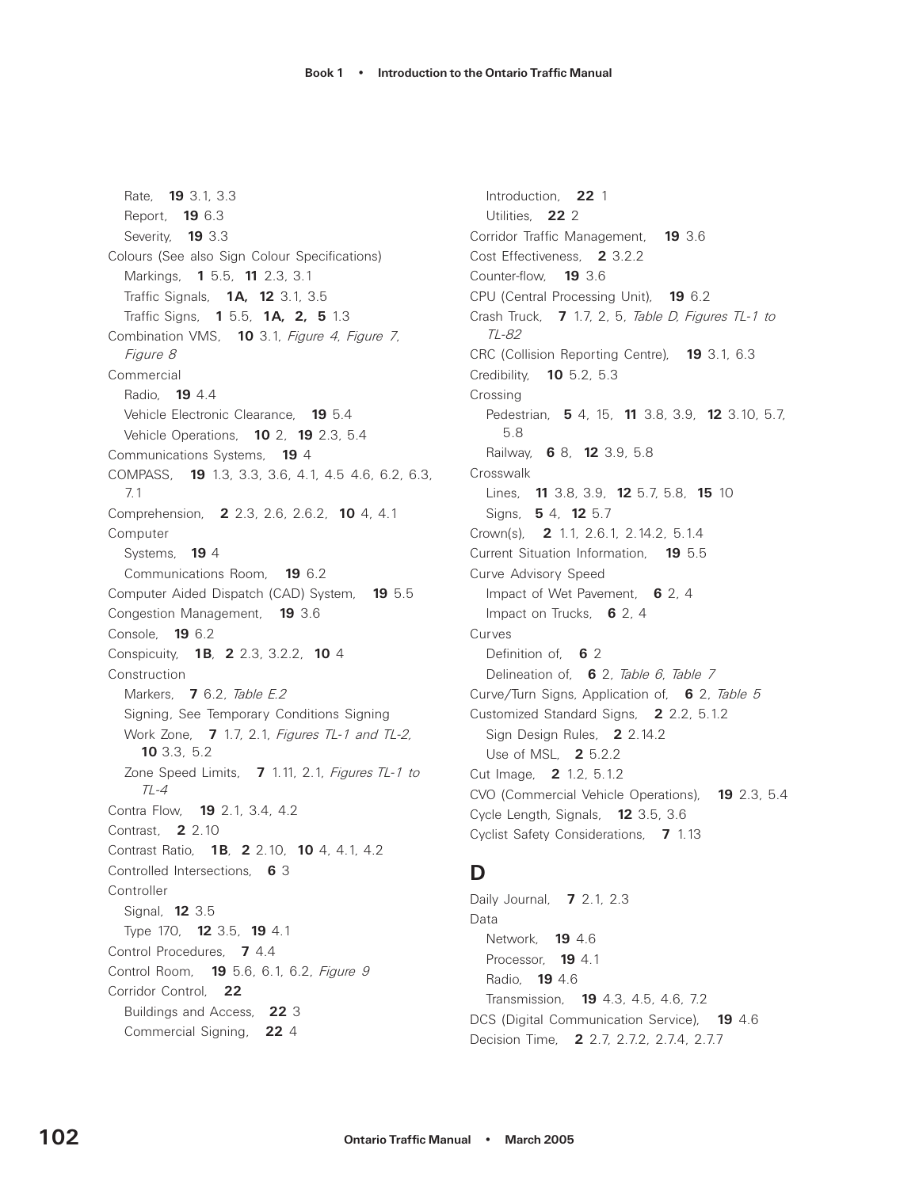Rate, **19** 3.1, 3.3
Report, **19** 6.3
Severity, **19** 3.3

Colours (See also Sign Colour Specifications)
Markings, **1** 5.5, **11** 2.3, 3.1
Traffic Signals, **1A, 12** 3.1, 3.5
Traffic Signs, **1** 5.5, **1A, 2, 5** 1.3

Combination VMS, **10** 3.1, *Figure 4, Figure 7, Figure 8*

Commercial
Radio, **19** 4.4
Vehicle Electronic Clearance, **19** 5.4
Vehicle Operations, **10** 2, **19** 2.3, 5.4

Communications Systems, **19** 4

COMPASS, **19** 1.3, 3.3, 3.6, 4.1, 4.5 4.6, 6.2, 6.3, 7.1

Comprehension, **2** 2.3, 2.6, 2.6.2, **10** 4, 4.1

Computer
Systems, **19** 4
Communications Room, **19** 6.2

Computer Aided Dispatch (CAD) System, **19** 5.5

Congestion Management, **19** 3.6

Console, **19** 6.2

Conspicuity, **1B**, **2** 2.3, 3.2.2, **10** 4

Construction
Markers, **7** 6.2, *Table E.2*
Signing, See Temporary Conditions Signing
Work Zone, **7** 1.7, 2.1, *Figures TL-1 and TL-2*, **10** 3.3, 5.2
Zone Speed Limits, **7** 1.11, 2.1, *Figures TL-1 to TL-4*

Contra Flow, **19** 2.1, 3.4, 4.2

Contrast, **2** 2.10

Contrast Ratio, **1B**, **2** 2.10, **10** 4, 4.1, 4.2

Controlled Intersections, **6** 3

Controller
Signal, **12** 3.5
Type 170, **12** 3.5, **19** 4.1

Control Procedures, **7** 4.4

Control Room, **19** 5.6, 6.1, 6.2, *Figure 9*

Corridor Control, **22**
Buildings and Access, **22** 3
Commercial Signing, **22** 4
Introduction, **22** 1
Utilities, **22** 2

Corridor Traffic Management, **19** 3.6

Cost Effectiveness, **2** 3.2.2

Counter-flow, **19** 3.6

CPU (Central Processing Unit), **19** 6.2

Crash Truck, **7** 1.7, 2, 5, *Table D, Figures TL-1 to TL-82*

CRC (Collision Reporting Centre), **19** 3.1, 6.3

Credibility, **10** 5.2, 5.3

Crossing
Pedestrian, **5** 4, 15, **11** 3.8, 3.9, **12** 3.10, 5.7, 5.8
Railway, **6** 8, **12** 3.9, 5.8

Crosswalk
Lines, **11** 3.8, 3.9, **12** 5.7, 5.8, **15** 10
Signs, **5** 4, **12** 5.7

Crown(s), **2** 1.1, 2.6.1, 2.14.2, 5.1.4

Current Situation Information, **19** 5.5

Curve Advisory Speed
Impact of Wet Pavement, **6** 2, 4
Impact on Trucks, **6** 2, 4

Curves
Definition of, **6** 2
Delineation of, **6** 2, *Table 6, Table 7*

Curve/Turn Signs, Application of, **6** 2, *Table 5*

Customized Standard Signs, **2** 2.2, 5.1.2
Sign Design Rules, **2** 2.14.2
Use of MSL, **2** 5.2.2

Cut Image, **2** 1.2, 5.1.2

CVO (Commercial Vehicle Operations), **19** 2.3, 5.4

Cycle Length, Signals, **12** 3.5, 3.6

Cyclist Safety Considerations, **7** 1.13

## D

Daily Journal, **7** 2.1, 2.3

Data
Network, **19** 4.6
Processor, **19** 4.1
Radio, **19** 4.6
Transmission, **19** 4.3, 4.5, 4.6, 7.2

DCS (Digital Communication Service), **19** 4.6

Decision Time, **2** 2.7, 2.7.2, 2.7.4, 2.7.7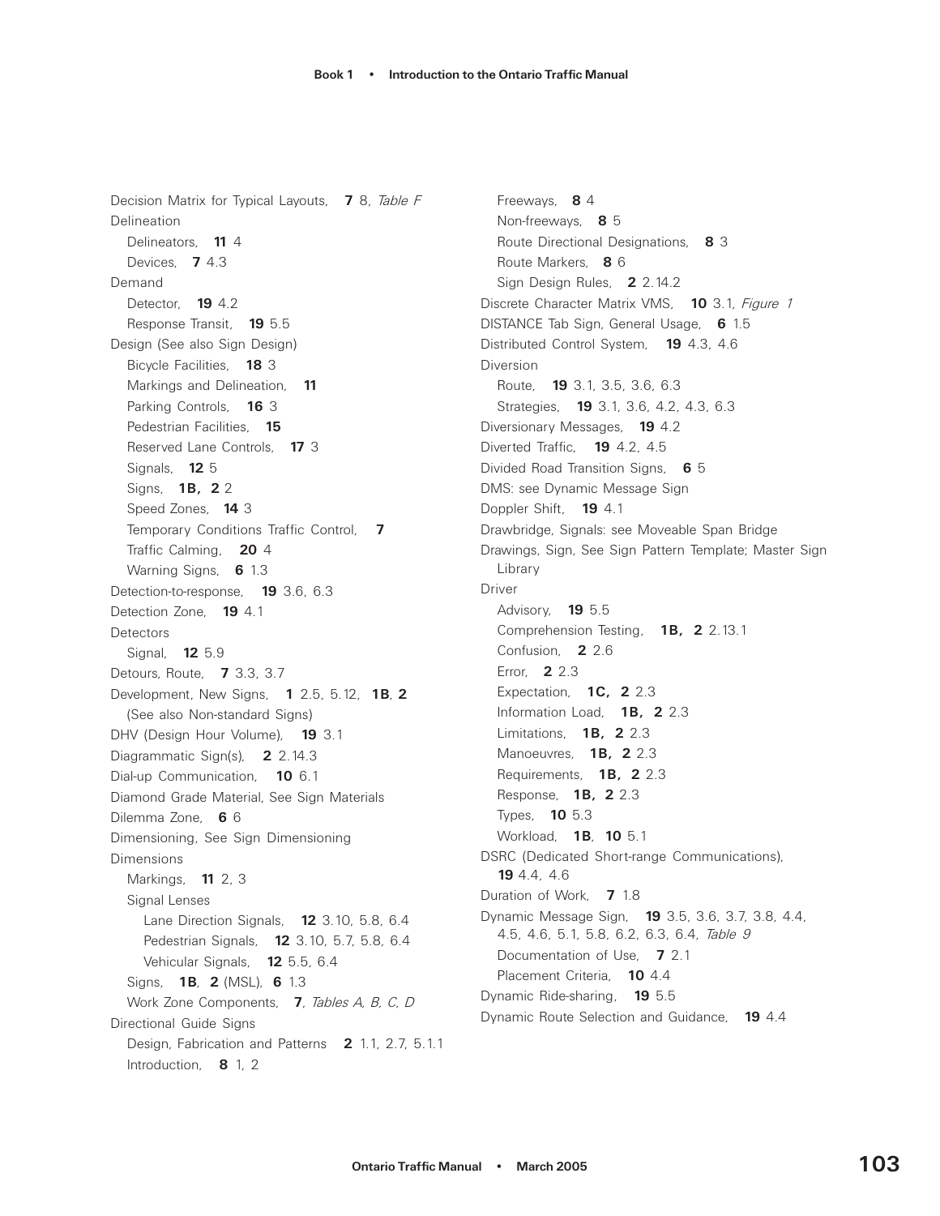Decision Matrix for Typical Layouts, **7** 8, *Table F*

Delineation

- Delineators, **11** 4
- Devices, **7** 4.3

Demand

- Detector, **19** 4.2
- Response Transit, **19** 5.5

Design (See also Sign Design)

- Bicycle Facilities, **18** 3
- Markings and Delineation, **11**
- Parking Controls, **16** 3
- Pedestrian Facilities, **15**
- Reserved Lane Controls, **17** 3
- Signals, **12** 5
- Signs, **1B, 2** 2
- Speed Zones, **14** 3
- Temporary Conditions Traffic Control, **7**
- Traffic Calming, **20** 4
- Warning Signs, **6** 1.3

Detection-to-response, **19** 3.6, 6.3

Detection Zone, **19** 4.1

Detectors

- Signal, **12** 5.9

Detours, Route, **7** 3.3, 3.7

Development, New Signs, **1** 2.5, 5.12, **1B**, **2** (See also Non-standard Signs)

DHV (Design Hour Volume), **19** 3.1

Diagrammatic Sign(s), **2** 2.14.3

Dial-up Communication, **10** 6.1

Diamond Grade Material, See Sign Materials

Dilemma Zone, **6** 6

Dimensioning, See Sign Dimensioning

Dimensions

- Markings, **11** 2, 3
- Signal Lenses
  - Lane Direction Signals, **12** 3.10, 5.8, 6.4
  - Pedestrian Signals, **12** 3.10, 5.7, 5.8, 6.4
  - Vehicular Signals, **12** 5.5, 6.4
- Signs, **1B**, **2** (MSL), **6** 1.3
- Work Zone Components, **7**, *Tables A, B, C, D*

Directional Guide Signs

- Design, Fabrication and Patterns **2** 1.1, 2.7, 5.1.1
- Introduction, **8** 1, 2
- Freeways, **8** 4
- Non-freeways, **8** 5
- Route Directional Designations, **8** 3
- Route Markers, **8** 6
- Sign Design Rules, **2** 2.14.2

Discrete Character Matrix VMS, **10** 3.1, *Figure 1*

DISTANCE Tab Sign, General Usage, **6** 1.5

Distributed Control System, **19** 4.3, 4.6

Diversion

- Route, **19** 3.1, 3.5, 3.6, 6.3
- Strategies, **19** 3.1, 3.6, 4.2, 4.3, 6.3

Diversionary Messages, **19** 4.2

Diverted Traffic, **19** 4.2, 4.5

Divided Road Transition Signs, **6** 5

DMS: see Dynamic Message Sign

Doppler Shift, **19** 4.1

Drawbridge, Signals: see Moveable Span Bridge

Drawings, Sign, See Sign Pattern Template; Master Sign Library

Driver

- Advisory, **19** 5.5
- Comprehension Testing, **1B, 2** 2.13.1
- Confusion, **2** 2.6
- Error, **2** 2.3
- Expectation, **1C, 2** 2.3
- Information Load, **1B, 2** 2.3
- Limitations, **1B, 2** 2.3
- Manoeuvres, **1B, 2** 2.3
- Requirements, **1B, 2** 2.3
- Response, **1B, 2** 2.3
- Types, **10** 5.3
- Workload, **1B**, **10** 5.1

DSRC (Dedicated Short-range Communications), **19** 4.4, 4.6

Duration of Work, **7** 1.8

Dynamic Message Sign, **19** 3.5, 3.6, 3.7, 3.8, 4.4, 4.5, 4.6, 5.1, 5.8, 6.2, 6.3, 6.4, *Table 9*

- Documentation of Use, **7** 2.1
- Placement Criteria, **10** 4.4

Dynamic Ride-sharing, **19** 5.5

Dynamic Route Selection and Guidance, **19** 4.4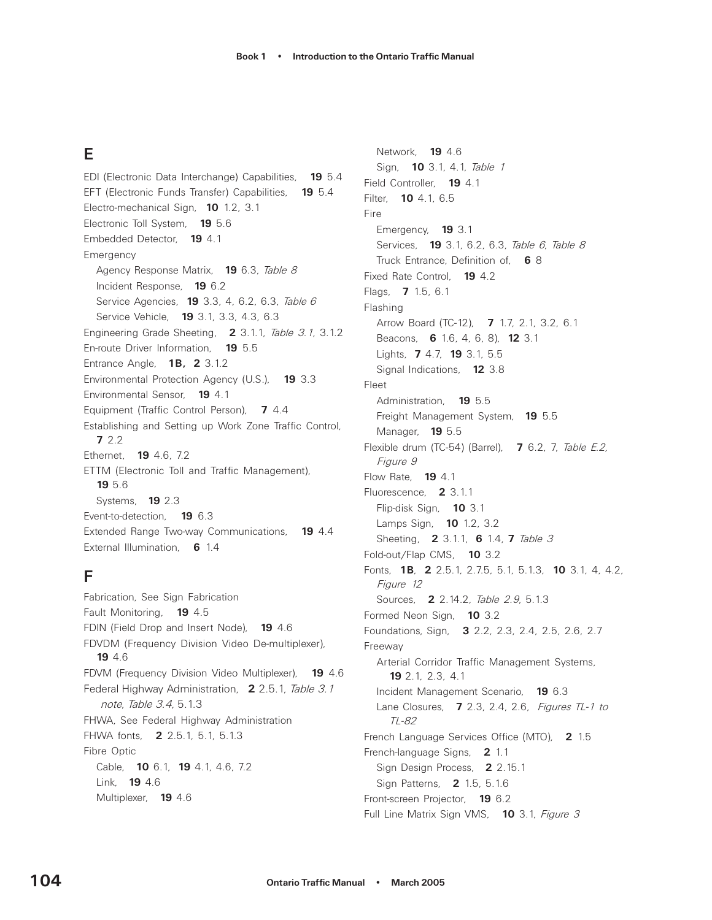## E

EDI (Electronic Data Interchange) Capabilities, **19** 5.4
EFT (Electronic Funds Transfer) Capabilities, **19** 5.4
Electro-mechanical Sign, **10** 1.2, 3.1
Electronic Toll System, **19** 5.6
Embedded Detector, **19** 4.1
Emergency
  Agency Response Matrix, **19** 6.3, *Table 8*
  Incident Response, **19** 6.2
  Service Agencies, **19** 3.3, 4, 6.2, 6.3, *Table 6*
  Service Vehicle, **19** 3.1, 3.3, 4.3, 6.3
Engineering Grade Sheeting, **2** 3.1.1, *Table 3.1*, 3.1.2
En-route Driver Information, **19** 5.5
Entrance Angle, **1B, 2** 3.1.2
Environmental Protection Agency (U.S.), **19** 3.3
Environmental Sensor, **19** 4.1
Equipment (Traffic Control Person), **7** 4.4
Establishing and Setting up Work Zone Traffic Control, **7** 2.2
Ethernet, **19** 4.6, 7.2
ETTM (Electronic Toll and Traffic Management), **19** 5.6
  Systems, **19** 2.3
Event-to-detection, **19** 6.3
Extended Range Two-way Communications, **19** 4.4
External Illumination, **6** 1.4

## F

Fabrication, See Sign Fabrication
Fault Monitoring, **19** 4.5
FDIN (Field Drop and Insert Node), **19** 4.6
FDVDM (Frequency Division Video De-multiplexer), **19** 4.6
FDVM (Frequency Division Video Multiplexer), **19** 4.6
Federal Highway Administration, **2** 2.5.1, *Table 3.1 note*, *Table 3.4*, 5.1.3
FHWA, See Federal Highway Administration
FHWA fonts, **2** 2.5.1, 5.1, 5.1.3
Fibre Optic
  Cable, **10** 6.1, **19** 4.1, 4.6, 7.2
  Link, **19** 4.6
  Multiplexer, **19** 4.6
  Network, **19** 4.6
  Sign, **10** 3.1, 4.1, *Table 1*
Field Controller, **19** 4.1
Filter, **10** 4.1, 6.5
Fire
  Emergency, **19** 3.1
  Services, **19** 3.1, 6.2, 6.3, *Table 6*, *Table 8*
  Truck Entrance, Definition of, **6** 8
Fixed Rate Control, **19** 4.2
Flags, **7** 1.5, 6.1
Flashing
  Arrow Board (TC-12), **7** 1.7, 2.1, 3.2, 6.1
  Beacons, **6** 1.6, 4, 6, 8), **12** 3.1
  Lights, **7** 4.7, **19** 3.1, 5.5
  Signal Indications, **12** 3.8
Fleet
  Administration, **19** 5.5
  Freight Management System, **19** 5.5
  Manager, **19** 5.5
Flexible drum (TC-54) (Barrel), **7** 6.2, 7, *Table E.2, Figure 9*
Flow Rate, **19** 4.1
Fluorescence, **2** 3.1.1
  Flip-disk Sign, **10** 3.1
  Lamps Sign, **10** 1.2, 3.2
  Sheeting, **2** 3.1.1, **6** 1.4, **7** *Table 3*
Fold-out/Flap CMS, **10** 3.2
Fonts, **1B**, **2** 2.5.1, 2.7.5, 5.1, 5.1.3, **10** 3.1, 4, 4.2, *Figure 12*
  Sources, **2** 2.14.2, *Table 2.9*, 5.1.3
Formed Neon Sign, **10** 3.2
Foundations, Sign, **3** 2.2, 2.3, 2.4, 2.5, 2.6, 2.7
Freeway
  Arterial Corridor Traffic Management Systems, **19** 2.1, 2.3, 4.1
  Incident Management Scenario, **19** 6.3
  Lane Closures, **7** 2.3, 2.4, 2.6, *Figures TL-1 to TL-82*
French Language Services Office (MTO), **2** 1.5
French-language Signs, **2** 1.1
  Sign Design Process, **2** 2.15.1
  Sign Patterns, **2** 1.5, 5.1.6
Front-screen Projector, **19** 6.2
Full Line Matrix Sign VMS, **10** 3.1, *Figure 3*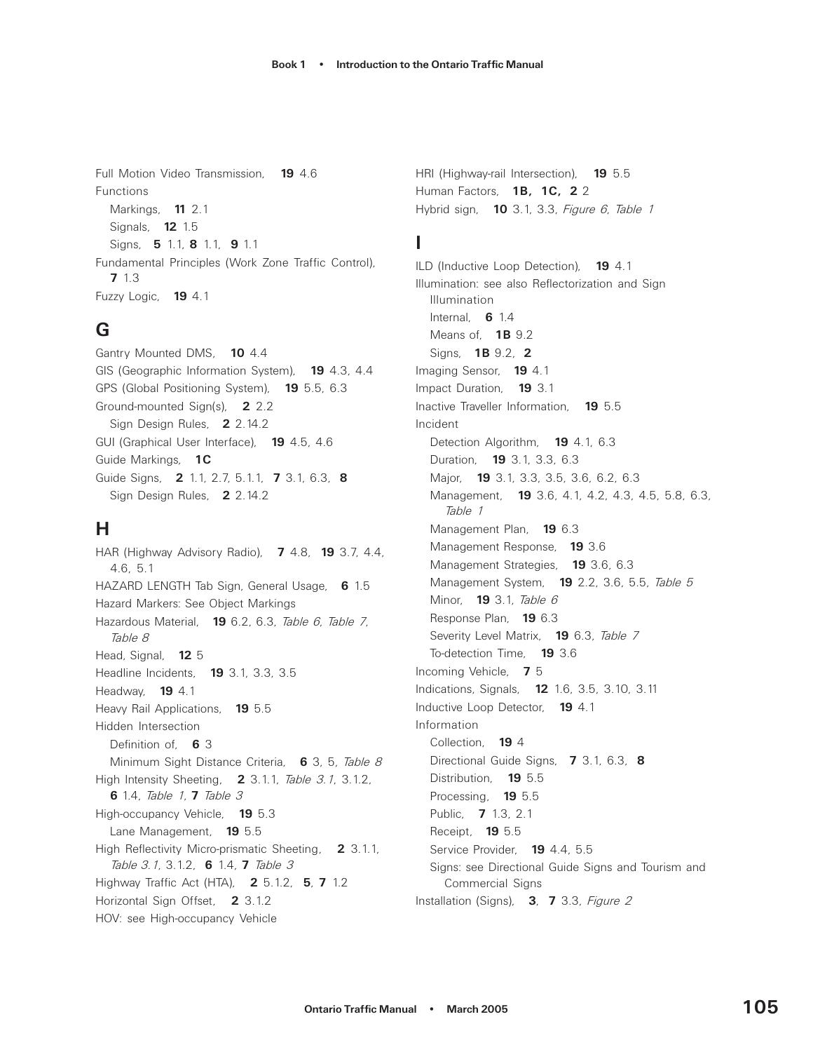Full Motion Video Transmission, **19** 4.6

Functions

- Markings, **11** 2.1
- Signals, **12** 1.5
- Signs, **5** 1.1, **8** 1.1, **9** 1.1

Fundamental Principles (Work Zone Traffic Control), **7** 1.3

Fuzzy Logic, **19** 4.1

## G

Gantry Mounted DMS, **10** 4.4

GIS (Geographic Information System), **19** 4.3, 4.4

GPS (Global Positioning System), **19** 5.5, 6.3

Ground-mounted Sign(s), **2** 2.2

- Sign Design Rules, **2** 2.14.2

GUI (Graphical User Interface), **19** 4.5, 4.6

Guide Markings, **1C**

Guide Signs, **2** 1.1, 2.7, 5.1.1, **7** 3.1, 6.3, **8**

- Sign Design Rules, **2** 2.14.2

## H

HAR (Highway Advisory Radio), **7** 4.8, **19** 3.7, 4.4, 4.6, 5.1

HAZARD LENGTH Tab Sign, General Usage, **6** 1.5

Hazard Markers: See Object Markings

Hazardous Material, **19** 6.2, 6.3, *Table 6*, *Table 7*, *Table 8*

Head, Signal, **12** 5

Headline Incidents, **19** 3.1, 3.3, 3.5

Headway, **19** 4.1

Heavy Rail Applications, **19** 5.5

Hidden Intersection

- Definition of, **6** 3
- Minimum Sight Distance Criteria, **6** 3, 5, *Table 8*

High Intensity Sheeting, **2** 3.1.1, *Table 3.1*, 3.1.2, **6** 1.4, *Table 1*, **7** *Table 3*

High-occupancy Vehicle, **19** 5.3

- Lane Management, **19** 5.5

High Reflectivity Micro-prismatic Sheeting, **2** 3.1.1, *Table 3.1*, 3.1.2, **6** 1.4, **7** *Table 3*

Highway Traffic Act (HTA), **2** 5.1.2, **5**, **7** 1.2

Horizontal Sign Offset, **2** 3.1.2

HOV: see High-occupancy Vehicle

HRI (Highway-rail Intersection), **19** 5.5

Human Factors, **1B, 1C, 2** 2

Hybrid sign, **10** 3.1, 3.3, *Figure 6*, *Table 1*

## I

ILD (Inductive Loop Detection), **19** 4.1

Illumination: see also Reflectorization and Sign Illumination

- Internal, **6** 1.4
- Means of, **1B** 9.2
- Signs, **1B** 9.2, **2**

Imaging Sensor, **19** 4.1

Impact Duration, **19** 3.1

Inactive Traveller Information, **19** 5.5

Incident

- Detection Algorithm, **19** 4.1, 6.3
- Duration, **19** 3.1, 3.3, 6.3
- Major, **19** 3.1, 3.3, 3.5, 3.6, 6.2, 6.3
- Management, **19** 3.6, 4.1, 4.2, 4.3, 4.5, 5.8, 6.3, *Table 1*
- Management Plan, **19** 6.3
- Management Response, **19** 3.6
- Management Strategies, **19** 3.6, 6.3
- Management System, **19** 2.2, 3.6, 5.5, *Table 5*
- Minor, **19** 3.1, *Table 6*
- Response Plan, **19** 6.3
- Severity Level Matrix, **19** 6.3, *Table 7*
- To-detection Time, **19** 3.6

Incoming Vehicle, **7** 5

Indications, Signals, **12** 1.6, 3.5, 3.10, 3.11

Inductive Loop Detector, **19** 4.1

Information

- Collection, **19** 4
- Directional Guide Signs, **7** 3.1, 6.3, **8**
- Distribution, **19** 5.5
- Processing, **19** 5.5
- Public, **7** 1.3, 2.1
- Receipt, **19** 5.5
- Service Provider, **19** 4.4, 5.5
- Signs: see Directional Guide Signs and Tourism and Commercial Signs

Installation (Signs), **3**, **7** 3.3, *Figure 2*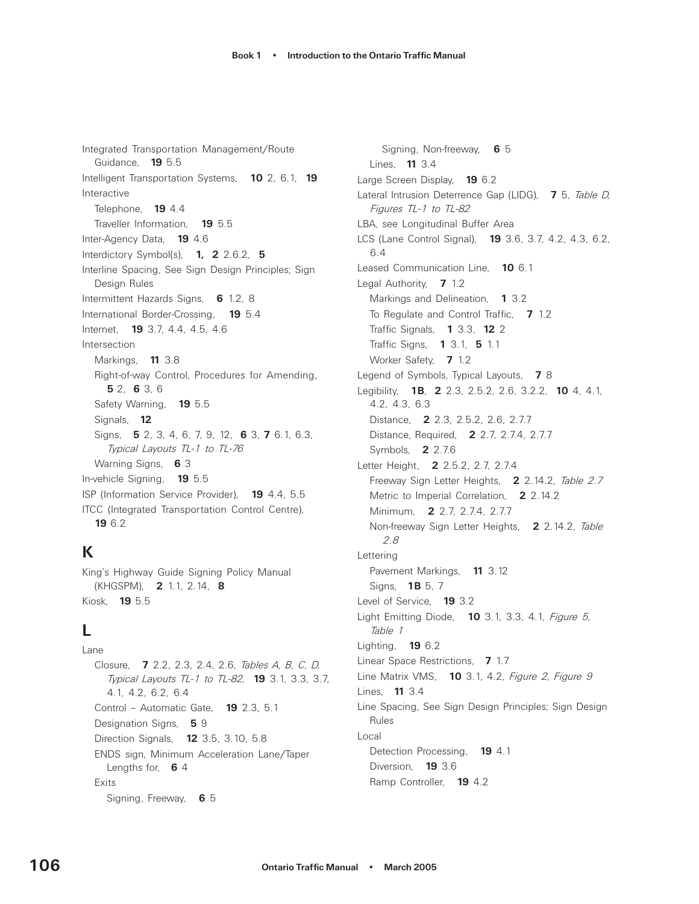Integrated Transportation Management/Route Guidance, **19** 5.5

Intelligent Transportation Systems, **10** 2, 6.1, **19**

Interactive

- Telephone, **19** 4.4
- Traveller Information, **19** 5.5

Inter-Agency Data, **19** 4.6

Interdictory Symbol(s), **1, 2** 2.6.2, **5**

Interline Spacing, See Sign Design Principles; Sign Design Rules

Intermittent Hazards Signs, **6** 1.2, 8

International Border-Crossing, **19** 5.4

Internet, **19** 3.7, 4.4, 4.5, 4.6

Intersection

- Markings, **11** 3.8
- Right-of-way Control, Procedures for Amending, **5** 2, **6** 3, 6
- Safety Warning, **19** 5.5
- Signals, **12**
- Signs, **5** 2, 3, 4, 6, 7, 9, 12, **6** 3, **7** 6.1, 6.3, *Typical Layouts TL-1 to TL-76*
- Warning Signs, **6** 3

In-vehicle Signing, **19** 5.5

ISP (Information Service Provider), **19** 4.4, 5.5

ITCC (Integrated Transportation Control Centre), **19** 6.2

## K

King's Highway Guide Signing Policy Manual (KHGSPM), **2** 1.1, 2.14, **8**

Kiosk, **19** 5.5

## L

Lane

- Closure, **7** 2.2, 2.3, 2.4, 2.6, *Tables A, B, C, D, Typical Layouts TL-1 to TL-82,* **19** 3.1, 3.3, 3.7, 4.1, 4.2, 6.2, 6.4
- Control – Automatic Gate, **19** 2.3, 5.1
- Designation Signs, **5** 9
- Direction Signals, **12** 3.5, 3.10, 5.8
- ENDS sign, Minimum Acceleration Lane/Taper Lengths for, **6** 4
- Exits
  - Signing, Freeway, **6** 5
  - Signing, Non-freeway, **6** 5
- Lines, **11** 3.4

Large Screen Display, **19** 6.2

Lateral Intrusion Deterrence Gap (LIDG), **7** 5, *Table D, Figures TL-1 to TL-82*

LBA, see Longitudinal Buffer Area

LCS (Lane Control Signal), **19** 3.6, 3.7, 4.2, 4.3, 6.2, 6.4

Leased Communication Line, **10** 6.1

Legal Authority, **7** 1.2

- Markings and Delineation, **1** 3.2
- To Regulate and Control Traffic, **7** 1.2
- Traffic Signals, **1** 3.3, **12** 2
- Traffic Signs, **1** 3.1, **5** 1.1
- Worker Safety, **7** 1.2

Legend of Symbols, Typical Layouts, **7** 8

Legibility, **1B**, **2** 2.3, 2.5.2, 2.6, 3.2.2, **10** 4, 4.1, 4.2, 4.3, 6.3

- Distance, **2** 2.3, 2.5.2, 2.6, 2.7.7
- Distance, Required, **2** 2.7, 2.7.4, 2.7.7
- Symbols, **2** 2.7.6

Letter Height, **2** 2.5.2, 2.7, 2.7.4

- Freeway Sign Letter Heights, **2** 2.14.2, *Table 2.7*
- Metric to Imperial Correlation, **2** 2.14.2
- Minimum, **2** 2.7, 2.7.4, 2.7.7
- Non-freeway Sign Letter Heights, **2** 2.14.2, *Table 2.8*

Lettering

- Pavement Markings, **11** 3.12
- Signs, **1B** 5, 7

Level of Service, **19** 3.2

Light Emitting Diode, **10** 3.1, 3.3, 4.1, *Figure 5, Table 1*

Lighting, **19** 6.2

Linear Space Restrictions, **7** 1.7

Line Matrix VMS, **10** 3.1, 4.2, *Figure 2, Figure 9*

Lines, **11** 3.4

Line Spacing, See Sign Design Principles; Sign Design Rules

Local

- Detection Processing, **19** 4.1
- Diversion, **19** 3.6
- Ramp Controller, **19** 4.2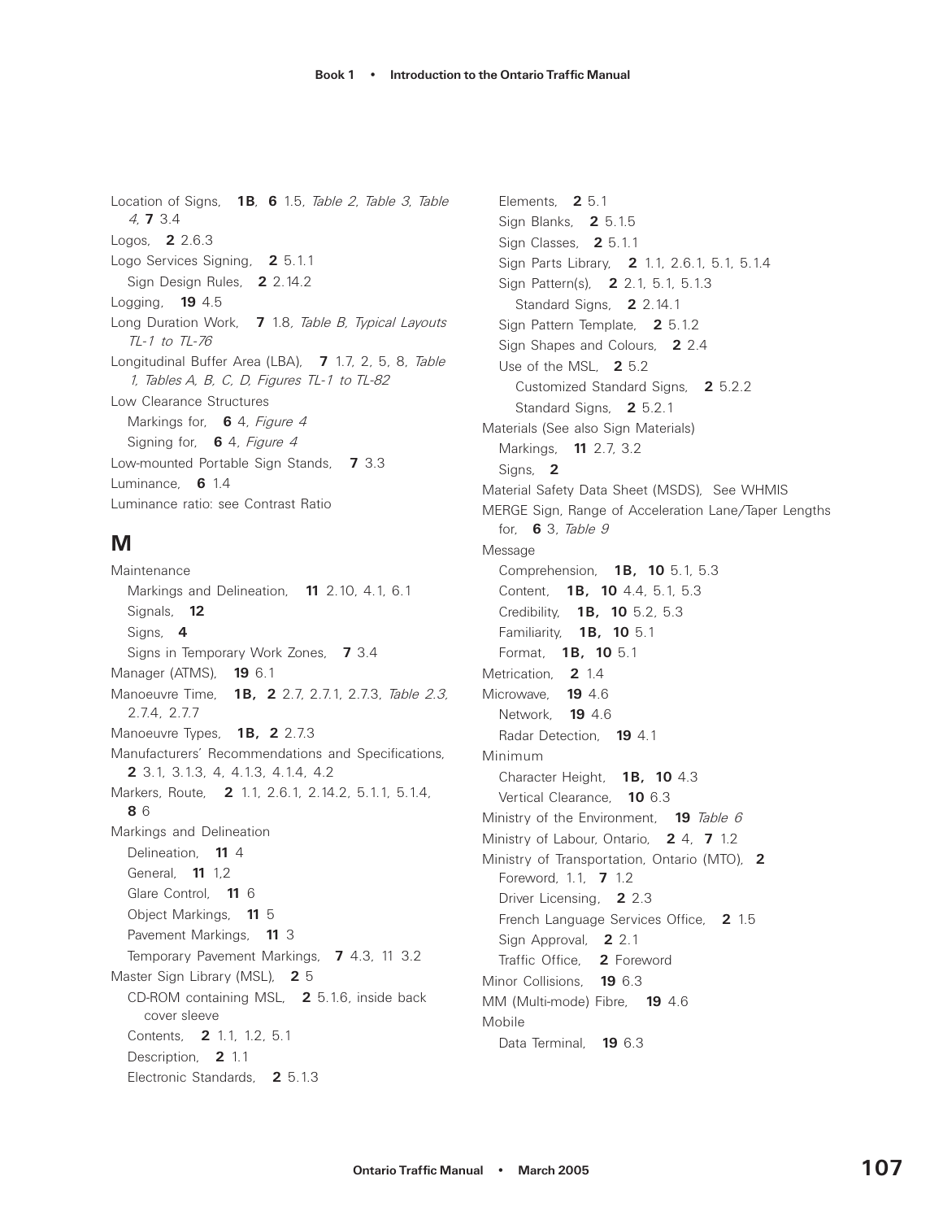Location of Signs, **1B**, **6** 1.5, *Table 2, Table 3, Table 4*, **7** 3.4

Logos, **2** 2.6.3

Logo Services Signing, **2** 5.1.1

- Sign Design Rules, **2** 2.14.2

Logging, **19** 4.5

Long Duration Work, **7** 1.8, *Table B, Typical Layouts TL-1 to TL-76*

Longitudinal Buffer Area (LBA), **7** 1.7, 2, 5, 8, *Table 1, Tables A, B, C, D, Figures TL-1 to TL-82*

Low Clearance Structures

- Markings for, **6** 4, *Figure 4*
- Signing for, **6** 4, *Figure 4*

Low-mounted Portable Sign Stands, **7** 3.3

Luminance, **6** 1.4

Luminance ratio: see Contrast Ratio

## M

Maintenance

- Markings and Delineation, **11** 2.10, 4.1, 6.1
- Signals, **12**
- Signs, **4**
- Signs in Temporary Work Zones, **7** 3.4

Manager (ATMS), **19** 6.1

Manoeuvre Time, **1B, 2** 2.7, 2.7.1, 2.7.3, *Table 2.3,* 2.7.4, 2.7.7

Manoeuvre Types, **1B, 2** 2.7.3

Manufacturers' Recommendations and Specifications, **2** 3.1, 3.1.3, 4, 4.1.3, 4.1.4, 4.2

Markers, Route, **2** 1.1, 2.6.1, 2.14.2, 5.1.1, 5.1.4, **8** 6

Markings and Delineation

- Delineation, **11** 4
- General, **11** 1,2
- Glare Control, **11** 6
- Object Markings, **11** 5
- Pavement Markings, **11** 3
- Temporary Pavement Markings, **7** 4.3, 11 3.2

Master Sign Library (MSL), **2** 5

- CD-ROM containing MSL, **2** 5.1.6, inside back cover sleeve
- Contents, **2** 1.1, 1.2, 5.1
- Description, **2** 1.1
- Electronic Standards, **2** 5.1.3
- Elements, **2** 5.1
- Sign Blanks, **2** 5.1.5
- Sign Classes, **2** 5.1.1
- Sign Parts Library, **2** 1.1, 2.6.1, 5.1, 5.1.4
- Sign Pattern(s), **2** 2.1, 5.1, 5.1.3
  - Standard Signs, **2** 2.14.1
- Sign Pattern Template, **2** 5.1.2
- Sign Shapes and Colours, **2** 2.4
- Use of the MSL, **2** 5.2
  - Customized Standard Signs, **2** 5.2.2
  - Standard Signs, **2** 5.2.1

Materials (See also Sign Materials)

- Markings, **11** 2.7, 3.2
- Signs, **2**

Material Safety Data Sheet (MSDS), See WHMIS

MERGE Sign, Range of Acceleration Lane/Taper Lengths for, **6** 3, *Table 9*

Message

- Comprehension, **1B, 10** 5.1, 5.3
- Content, **1B, 10** 4.4, 5.1, 5.3
- Credibility, **1B, 10** 5.2, 5.3
- Familiarity, **1B, 10** 5.1
- Format, **1B, 10** 5.1

Metrication, **2** 1.4

Microwave, **19** 4.6

- Network, **19** 4.6
- Radar Detection, **19** 4.1

Minimum

- Character Height, **1B, 10** 4.3
- Vertical Clearance, **10** 6.3

Ministry of the Environment, **19** *Table 6*

Ministry of Labour, Ontario, **2** 4, **7** 1.2

Ministry of Transportation, Ontario (MTO), **2**

- Foreword, 1.1, **7** 1.2
- Driver Licensing, **2** 2.3
- French Language Services Office, **2** 1.5
- Sign Approval, **2** 2.1
- Traffic Office, **2** Foreword

Minor Collisions, **19** 6.3

MM (Multi-mode) Fibre, **19** 4.6

Mobile

- Data Terminal, **19** 6.3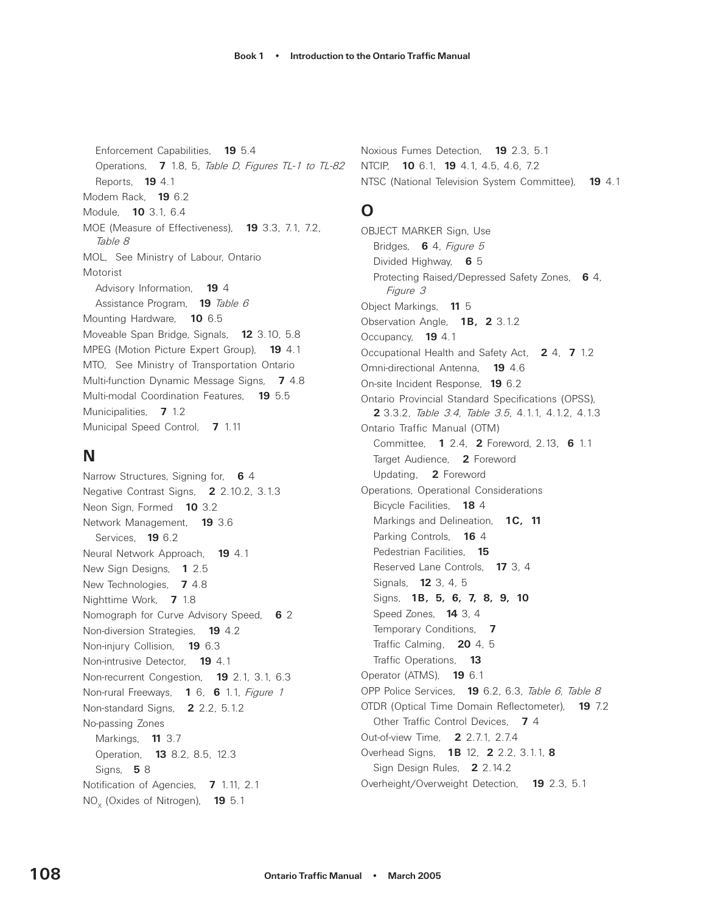Enforcement Capabilities, **19** 5.4
Operations, **7** 1.8, 5, *Table D, Figures TL-1 to TL-82*
Reports, **19** 4.1

Modem Rack, **19** 6.2
Module, **10** 3.1, 6.4
MOE (Measure of Effectiveness), **19** 3.3, 7.1, 7.2, *Table 8*
MOL, See Ministry of Labour, Ontario
Motorist
Advisory Information, **19** 4
Assistance Program, **19** *Table 6*

Mounting Hardware, **10** 6.5
Moveable Span Bridge, Signals, **12** 3.10, 5.8
MPEG (Motion Picture Expert Group), **19** 4.1
MTO, See Ministry of Transportation Ontario
Multi-function Dynamic Message Signs, **7** 4.8
Multi-modal Coordination Features, **19** 5.5
Municipalities, **7** 1.2
Municipal Speed Control, **7** 1.11

## N

Narrow Structures, Signing for, **6** 4
Negative Contrast Signs, **2** 2.10.2, 3.1.3
Neon Sign, Formed **10** 3.2
Network Management, **19** 3.6
Services, **19** 6.2

Neural Network Approach, **19** 4.1
New Sign Designs, **1** 2.5
New Technologies, **7** 4.8
Nighttime Work, **7** 1.8
Nomograph for Curve Advisory Speed, **6** 2
Non-diversion Strategies, **19** 4.2
Non-injury Collision, **19** 6.3
Non-intrusive Detector, **19** 4.1
Non-recurrent Congestion, **19** 2.1, 3.1, 6.3
Non-rural Freeways, **1** 6, **6** 1.1, *Figure 1*
Non-standard Signs, **2** 2.2, 5.1.2
No-passing Zones
Markings, **11** 3.7
Operation, **13** 8.2, 8.5, 12.3
Signs, **5** 8

Notification of Agencies, **7** 1.11, 2.1
$NO_x$ (Oxides of Nitrogen), **19** 5.1

Noxious Fumes Detection, **19** 2.3, 5.1
NTCIP, **10** 6.1, **19** 4.1, 4.5, 4.6, 7.2
NTSC (National Television System Committee), **19** 4.1

## O

OBJECT MARKER Sign, Use
Bridges, **6** 4, *Figure 5*
Divided Highway, **6** 5
Protecting Raised/Depressed Safety Zones, **6** 4, *Figure 3*

Object Markings, **11** 5
Observation Angle, **1B, 2** 3.1.2
Occupancy, **19** 4.1
Occupational Health and Safety Act, **2** 4, **7** 1.2
Omni-directional Antenna, **19** 4.6
On-site Incident Response, **19** 6.2
Ontario Provincial Standard Specifications (OPSS), **2** 3.3.2, *Table 3.4*, *Table 3.5*, 4.1.1, 4.1.2, 4.1.3
Ontario Traffic Manual (OTM)
Committee, **1** 2.4, **2** Foreword, 2.13, **6** 1.1
Target Audience, **2** Foreword
Updating, **2** Foreword

Operations, Operational Considerations
Bicycle Facilities, **18** 4
Markings and Delineation, **1C, 11**
Parking Controls, **16** 4
Pedestrian Facilities, **15**
Reserved Lane Controls, **17** 3, 4
Signals, **12** 3, 4, 5
Signs, **1B, 5, 6, 7, 8, 9, 10**
Speed Zones, **14** 3, 4
Temporary Conditions, **7**
Traffic Calming, **20** 4, 5
Traffic Operations, **13**

Operator (ATMS), **19** 6.1
OPP Police Services, **19** 6.2, 6.3, *Table 6*, *Table 8*
OTDR (Optical Time Domain Reflectometer), **19** 7.2
Other Traffic Control Devices, **7** 4

Out-of-view Time, **2** 2.7.1, 2.7.4
Overhead Signs, **1B** 12, **2** 2.2, 3.1.1, **8**
Sign Design Rules, **2** 2.14.2

Overheight/Overweight Detection, **19** 2.3, 5.1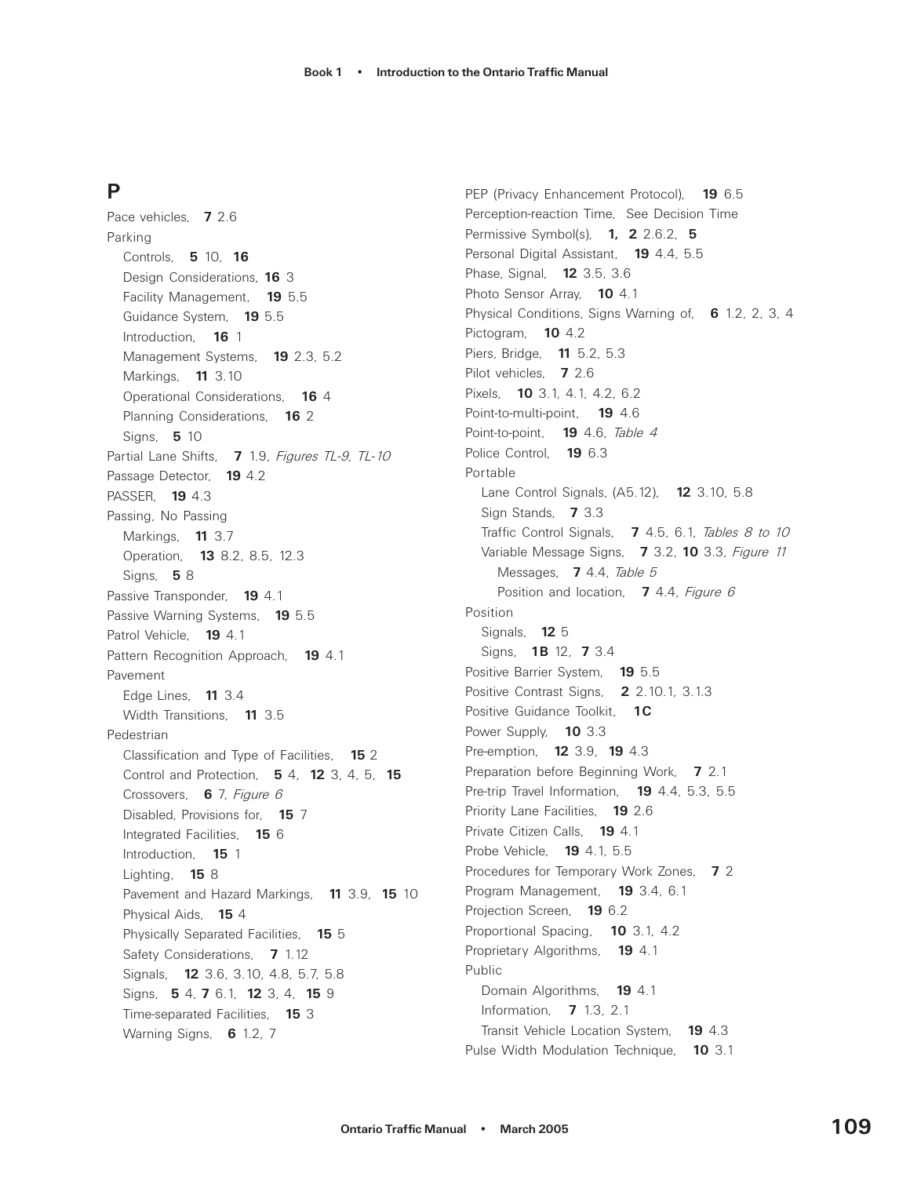## P

Pace vehicles, **7** 2.6

Parking
- Controls, **5** 10, **16**
- Design Considerations, **16** 3
- Facility Management, **19** 5.5
- Guidance System, **19** 5.5
- Introduction, **16** 1
- Management Systems, **19** 2.3, 5.2
- Markings, **11** 3.10
- Operational Considerations, **16** 4
- Planning Considerations, **16** 2
- Signs, **5** 10

Partial Lane Shifts, **7** 1.9, *Figures TL-9, TL-10*

Passage Detector, **19** 4.2

PASSER, **19** 4.3

Passing, No Passing
- Markings, **11** 3.7
- Operation, **13** 8.2, 8.5, 12.3
- Signs, **5** 8

Passive Transponder, **19** 4.1

Passive Warning Systems, **19** 5.5

Patrol Vehicle, **19** 4.1

Pattern Recognition Approach, **19** 4.1

Pavement
- Edge Lines, **11** 3.4
- Width Transitions, **11** 3.5

Pedestrian
- Classification and Type of Facilities, **15** 2
- Control and Protection, **5** 4, **12** 3, 4, 5, **15**
- Crossovers, **6** 7, *Figure 6*
- Disabled, Provisions for, **15** 7
- Integrated Facilities, **15** 6
- Introduction, **15** 1
- Lighting, **15** 8
- Pavement and Hazard Markings, **11** 3.9, **15** 10
- Physical Aids, **15** 4
- Physically Separated Facilities, **15** 5
- Safety Considerations, **7** 1.12
- Signals, **12** 3.6, 3.10, 4.8, 5.7, 5.8
- Signs, **5** 4, **7** 6.1, **12** 3, 4, **15** 9
- Time-separated Facilities, **15** 3
- Warning Signs, **6** 1.2, 7

PEP (Privacy Enhancement Protocol), **19** 6.5

Perception-reaction Time, See Decision Time

Permissive Symbol(s), **1, 2** 2.6.2, **5**

Personal Digital Assistant, **19** 4.4, 5.5

Phase, Signal, **12** 3.5, 3.6

Photo Sensor Array, **10** 4.1

Physical Conditions, Signs Warning of, **6** 1.2, 2, 3, 4

Pictogram, **10** 4.2

Piers, Bridge, **11** 5.2, 5.3

Pilot vehicles, **7** 2.6

Pixels, **10** 3.1, 4.1, 4.2, 6.2

Point-to-multi-point, **19** 4.6

Point-to-point, **19** 4.6, *Table 4*

Police Control, **19** 6.3

Portable
- Lane Control Signals, (A5.12), **12** 3.10, 5.8
- Sign Stands, **7** 3.3
- Traffic Control Signals, **7** 4.5, 6.1, *Tables 8 to 10*
- Variable Message Signs, **7** 3.2, **10** 3.3, *Figure 11*
  - Messages, **7** 4.4, *Table 5*
  - Position and location, **7** 4.4, *Figure 6*

Position
- Signals, **12** 5
- Signs, **1B** 12, **7** 3.4

Positive Barrier System, **19** 5.5

Positive Contrast Signs, **2** 2.10.1, 3.1.3

Positive Guidance Toolkit, **1C**

Power Supply, **10** 3.3

Pre-emption, **12** 3.9, **19** 4.3

Preparation before Beginning Work, **7** 2.1

Pre-trip Travel Information, **19** 4.4, 5.3, 5.5

Priority Lane Facilities, **19** 2.6

Private Citizen Calls, **19** 4.1

Probe Vehicle, **19** 4.1, 5.5

Procedures for Temporary Work Zones, **7** 2

Program Management, **19** 3.4, 6.1

Projection Screen, **19** 6.2

Proportional Spacing, **10** 3.1, 4.2

Proprietary Algorithms, **19** 4.1

Public
- Domain Algorithms, **19** 4.1
- Information, **7** 1.3, 2.1
- Transit Vehicle Location System, **19** 4.3

Pulse Width Modulation Technique, **10** 3.1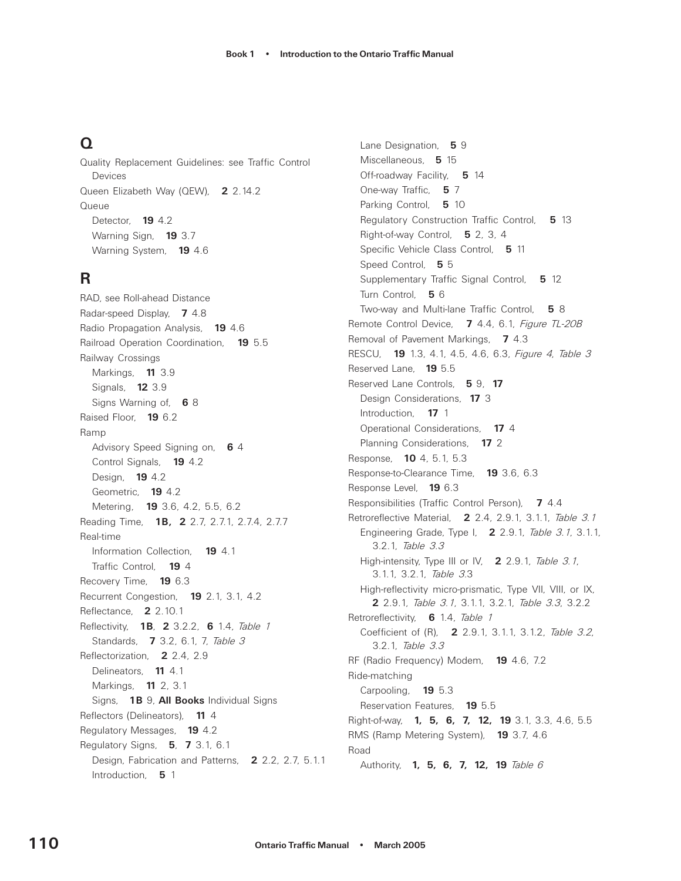## Q

Quality Replacement Guidelines: see Traffic Control Devices

Queen Elizabeth Way (QEW), **2** 2.14.2

Queue

- Detector, **19** 4.2
- Warning Sign, **19** 3.7
- Warning System, **19** 4.6

## R

RAD, see Roll-ahead Distance

Radar-speed Display, **7** 4.8

Radio Propagation Analysis, **19** 4.6

Railroad Operation Coordination, **19** 5.5

Railway Crossings

- Markings, **11** 3.9
- Signals, **12** 3.9
- Signs Warning of, **6** 8

Raised Floor, **19** 6.2

Ramp

- Advisory Speed Signing on, **6** 4
- Control Signals, **19** 4.2
- Design, **19** 4.2
- Geometric, **19** 4.2
- Metering, **19** 3.6, 4.2, 5.5, 6.2

Reading Time, **1B, 2** 2.7, 2.7.1, 2.7.4, 2.7.7

Real-time

- Information Collection, **19** 4.1
- Traffic Control, **19** 4

Recovery Time, **19** 6.3

Recurrent Congestion, **19** 2.1, 3.1, 4.2

Reflectance, **2** 2.10.1

Reflectivity, **1B**, **2** 3.2.2, **6** 1.4, *Table 1*

- Standards, **7** 3.2, 6.1, 7, *Table 3*

Reflectorization, **2** 2.4, 2.9

- Delineators, **11** 4.1
- Markings, **11** 2, 3.1
- Signs, **1B** 9, **All Books** Individual Signs

Reflectors (Delineators), **11** 4

Regulatory Messages, **19** 4.2

Regulatory Signs, **5**, **7** 3.1, 6.1

- Design, Fabrication and Patterns, **2** 2.2, 2.7, 5.1.1
- Introduction, **5** 1
- Lane Designation, **5** 9
- Miscellaneous, **5** 15
- Off-roadway Facility, **5** 14
- One-way Traffic, **5** 7
- Parking Control, **5** 10
- Regulatory Construction Traffic Control, **5** 13
- Right-of-way Control, **5** 2, 3, 4
- Specific Vehicle Class Control, **5** 11
- Speed Control, **5** 5
- Supplementary Traffic Signal Control, **5** 12
- Turn Control, **5** 6
- Two-way and Multi-lane Traffic Control, **5** 8

Remote Control Device, **7** 4.4, 6.1, *Figure TL-20B*

Removal of Pavement Markings, **7** 4.3

RESCU, **19** 1.3, 4.1, 4.5, 4.6, 6.3, *Figure 4*, *Table 3*

Reserved Lane, **19** 5.5

Reserved Lane Controls, **5** 9, **17**

- Design Considerations, **17** 3
- Introduction, **17** 1
- Operational Considerations, **17** 4
- Planning Considerations, **17** 2

Response, **10** 4, 5.1, 5.3

Response-to-Clearance Time, **19** 3.6, 6.3

Response Level, **19** 6.3

Responsibilities (Traffic Control Person), **7** 4.4

Retroreflective Material, **2** 2.4, 2.9.1, 3.1.1, *Table 3.1*

- Engineering Grade, Type I, **2** 2.9.1, *Table 3.1*, 3.1.1, 3.2.1, *Table 3.3*
- High-intensity, Type III or IV, **2** 2.9.1, *Table 3.1*, 3.1.1, 3.2.1, *Table 3.3*
- High-reflectivity micro-prismatic, Type VII, VIII, or IX, **2** 2.9.1, *Table 3.1*, 3.1.1, 3.2.1, *Table 3.3*, 3.2.2

Retroreflectivity, **6** 1.4, *Table 1*

- Coefficient of (R), **2** 2.9.1, 3.1.1, 3.1.2, *Table 3.2*, 3.2.1, *Table 3.3*

RF (Radio Frequency) Modem, **19** 4.6, 7.2

Ride-matching

- Carpooling, **19** 5.3
- Reservation Features, **19** 5.5

Right-of-way, **1, 5, 6, 7, 12, 19** 3.1, 3.3, 4.6, 5.5

RMS (Ramp Metering System), **19** 3.7, 4.6

Road

- Authority, **1, 5, 6, 7, 12, 19** *Table 6*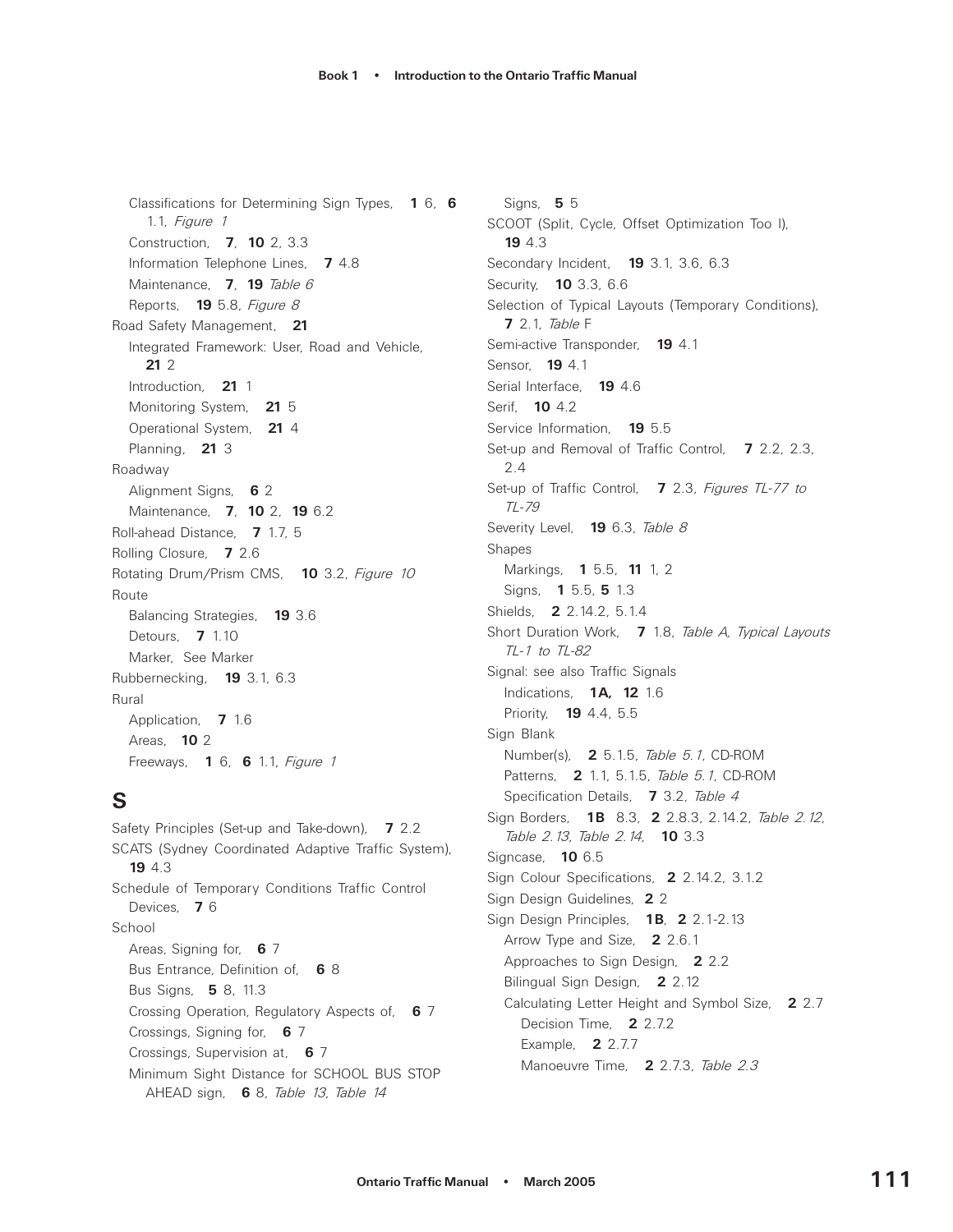Classifications for Determining Sign Types, **1** 6, **6** 1.1, *Figure 1*
Construction, **7**, **10** 2, 3.3
Information Telephone Lines, **7** 4.8
Maintenance, **7**, **19** *Table 6*
Reports, **19** 5.8, *Figure 8*

Road Safety Management, **21**
Integrated Framework: User, Road and Vehicle, **21** 2
Introduction, **21** 1
Monitoring System, **21** 5
Operational System, **21** 4
Planning, **21** 3

Roadway
Alignment Signs, **6** 2
Maintenance, **7**, **10** 2, **19** 6.2

Roll-ahead Distance, **7** 1.7, 5

Rolling Closure, **7** 2.6

Rotating Drum/Prism CMS, **10** 3.2, *Figure 10*

Route
Balancing Strategies, **19** 3.6
Detours, **7** 1.10
Marker, See Marker

Rubbernecking, **19** 3.1, 6.3

Rural
Application, **7** 1.6
Areas, **10** 2
Freeways, **1** 6, **6** 1.1, *Figure 1*

## S

Safety Principles (Set-up and Take-down), **7** 2.2

SCATS (Sydney Coordinated Adaptive Traffic System), **19** 4.3

Schedule of Temporary Conditions Traffic Control Devices, **7** 6

School
Areas, Signing for, **6** 7
Bus Entrance, Definition of, **6** 8
Bus Signs, **5** 8, 11.3
Crossing Operation, Regulatory Aspects of, **6** 7
Crossings, Signing for, **6** 7
Crossings, Supervision at, **6** 7
Minimum Sight Distance for SCHOOL BUS STOP AHEAD sign, **6** 8, *Table 13*, *Table 14*
Signs, **5** 5

SCOOT (Split, Cycle, Offset Optimization Too l), **19** 4.3

Secondary Incident, **19** 3.1, 3.6, 6.3

Security, **10** 3.3, 6.6

Selection of Typical Layouts (Temporary Conditions), **7** 2.1, *Table* F

Semi-active Transponder, **19** 4.1

Sensor, **19** 4.1

Serial Interface, **19** 4.6

Serif, **10** 4.2

Service Information, **19** 5.5

Set-up and Removal of Traffic Control, **7** 2.2, 2.3, 2.4

Set-up of Traffic Control, **7** 2.3, *Figures TL-77 to TL-79*

Severity Level, **19** 6.3, *Table 8*

Shapes
Markings, **1** 5.5, **11** 1, 2
Signs, **1** 5.5, **5** 1.3

Shields, **2** 2.14.2, 5.1.4

Short Duration Work, **7** 1.8, *Table A, Typical Layouts TL-1 to TL-82*

Signal: see also Traffic Signals
Indications, **1A, 12** 1.6
Priority, **19** 4.4, 5.5

Sign Blank
Number(s), **2** 5.1.5, *Table 5.1*, CD-ROM
Patterns, **2** 1.1, 5.1.5, *Table 5.1*, CD-ROM
Specification Details, **7** 3.2, *Table 4*

Sign Borders, **1B** 8.3, **2** 2.8.3, 2.14.2, *Table 2.12*, *Table 2.13*, *Table 2.14*, **10** 3.3

Signcase, **10** 6.5

Sign Colour Specifications, **2** 2.14.2, 3.1.2

Sign Design Guidelines, **2** 2

Sign Design Principles, **1B**, **2** 2.1-2.13
Arrow Type and Size, **2** 2.6.1
Approaches to Sign Design, **2** 2.2
Bilingual Sign Design, **2** 2.12
Calculating Letter Height and Symbol Size, **2** 2.7
Decision Time, **2** 2.7.2
Example, **2** 2.7.7
Manoeuvre Time, **2** 2.7.3, *Table 2.3*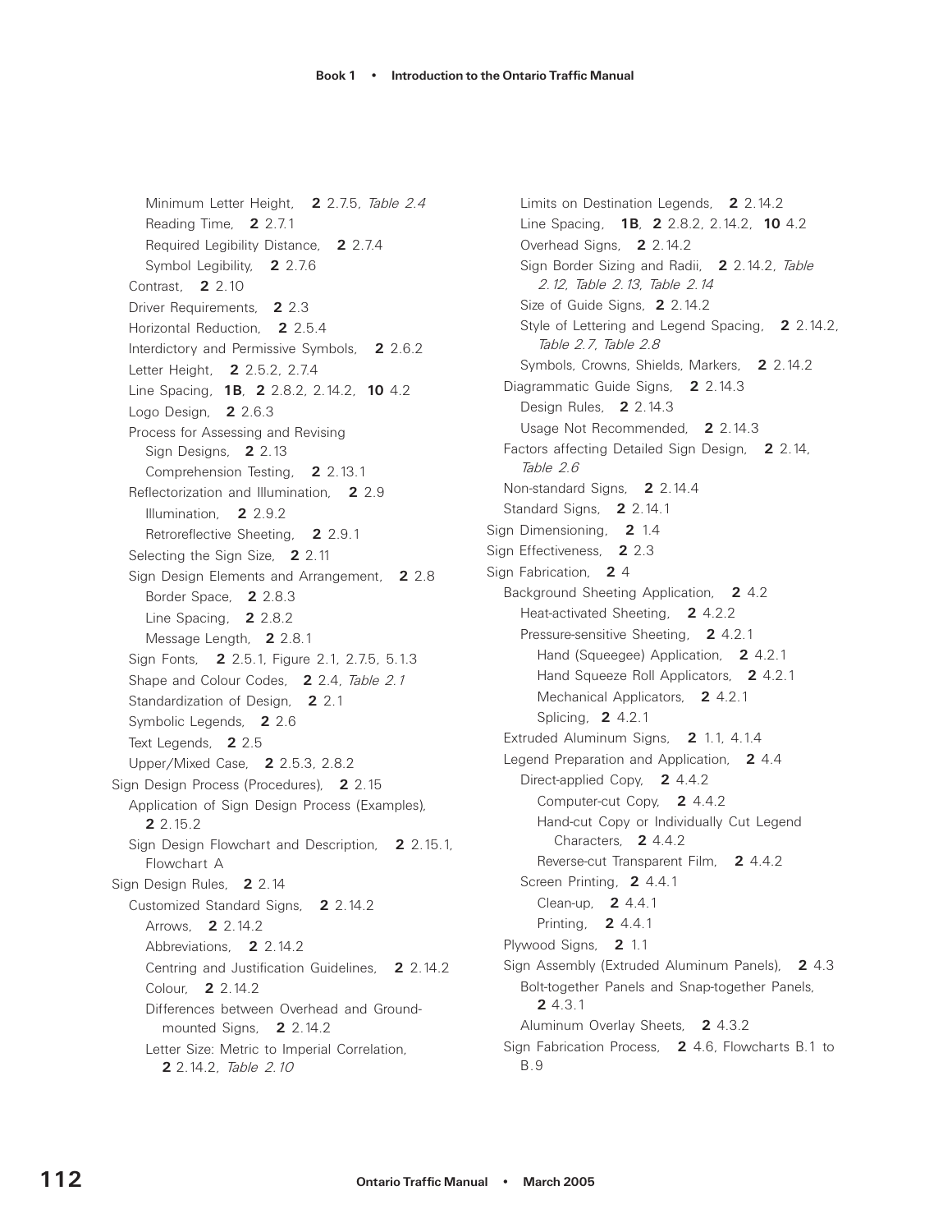Minimum Letter Height, **2** 2.7.5, *Table 2.4*
Reading Time, **2** 2.7.1
Required Legibility Distance, **2** 2.7.4
Symbol Legibility, **2** 2.7.6
Contrast, **2** 2.10
Driver Requirements, **2** 2.3
Horizontal Reduction, **2** 2.5.4
Interdictory and Permissive Symbols, **2** 2.6.2
Letter Height, **2** 2.5.2, 2.7.4
Line Spacing, **1B**, **2** 2.8.2, 2.14.2, **10** 4.2
Logo Design, **2** 2.6.3
Process for Assessing and Revising Sign Designs, **2** 2.13
Comprehension Testing, **2** 2.13.1
Reflectorization and Illumination, **2** 2.9
Illumination, **2** 2.9.2
Retroreflective Sheeting, **2** 2.9.1
Selecting the Sign Size, **2** 2.11
Sign Design Elements and Arrangement, **2** 2.8
Border Space, **2** 2.8.3
Line Spacing, **2** 2.8.2
Message Length, **2** 2.8.1
Sign Fonts, **2** 2.5.1, Figure 2.1, 2.7.5, 5.1.3
Shape and Colour Codes, **2** 2.4, *Table 2.1*
Standardization of Design, **2** 2.1
Symbolic Legends, **2** 2.6
Text Legends, **2** 2.5
Upper/Mixed Case, **2** 2.5.3, 2.8.2

Sign Design Process (Procedures), **2** 2.15
Application of Sign Design Process (Examples), **2** 2.15.2
Sign Design Flowchart and Description, **2** 2.15.1, Flowchart A

Sign Design Rules, **2** 2.14
Customized Standard Signs, **2** 2.14.2
Arrows, **2** 2.14.2
Abbreviations, **2** 2.14.2
Centring and Justification Guidelines, **2** 2.14.2
Colour, **2** 2.14.2
Differences between Overhead and Ground-mounted Signs, **2** 2.14.2
Letter Size: Metric to Imperial Correlation, **2** 2.14.2, *Table 2.10*
Limits on Destination Legends, **2** 2.14.2
Line Spacing, **1B**, **2** 2.8.2, 2.14.2, **10** 4.2
Overhead Signs, **2** 2.14.2
Sign Border Sizing and Radii, **2** 2.14.2, *Table 2.12*, *Table 2.13*, *Table 2.14*
Size of Guide Signs, **2** 2.14.2
Style of Lettering and Legend Spacing, **2** 2.14.2, *Table 2.7*, *Table 2.8*
Symbols, Crowns, Shields, Markers, **2** 2.14.2
Diagrammatic Guide Signs, **2** 2.14.3
Design Rules, **2** 2.14.3
Usage Not Recommended, **2** 2.14.3
Factors affecting Detailed Sign Design, **2** 2.14, *Table 2.6*
Non-standard Signs, **2** 2.14.4
Standard Signs, **2** 2.14.1

Sign Dimensioning, **2** 1.4

Sign Effectiveness, **2** 2.3

Sign Fabrication, **2** 4
Background Sheeting Application, **2** 4.2
Heat-activated Sheeting, **2** 4.2.2
Pressure-sensitive Sheeting, **2** 4.2.1
Hand (Squeegee) Application, **2** 4.2.1
Hand Squeeze Roll Applicators, **2** 4.2.1
Mechanical Applicators, **2** 4.2.1
Splicing, **2** 4.2.1
Extruded Aluminum Signs, **2** 1.1, 4.1.4
Legend Preparation and Application, **2** 4.4
Direct-applied Copy, **2** 4.4.2
Computer-cut Copy, **2** 4.4.2
Hand-cut Copy or Individually Cut Legend Characters, **2** 4.4.2
Reverse-cut Transparent Film, **2** 4.4.2
Screen Printing, **2** 4.4.1
Clean-up, **2** 4.4.1
Printing, **2** 4.4.1
Plywood Signs, **2** 1.1
Sign Assembly (Extruded Aluminum Panels), **2** 4.3
Bolt-together Panels and Snap-together Panels, **2** 4.3.1
Aluminum Overlay Sheets, **2** 4.3.2
Sign Fabrication Process, **2** 4.6, Flowcharts B.1 to B.9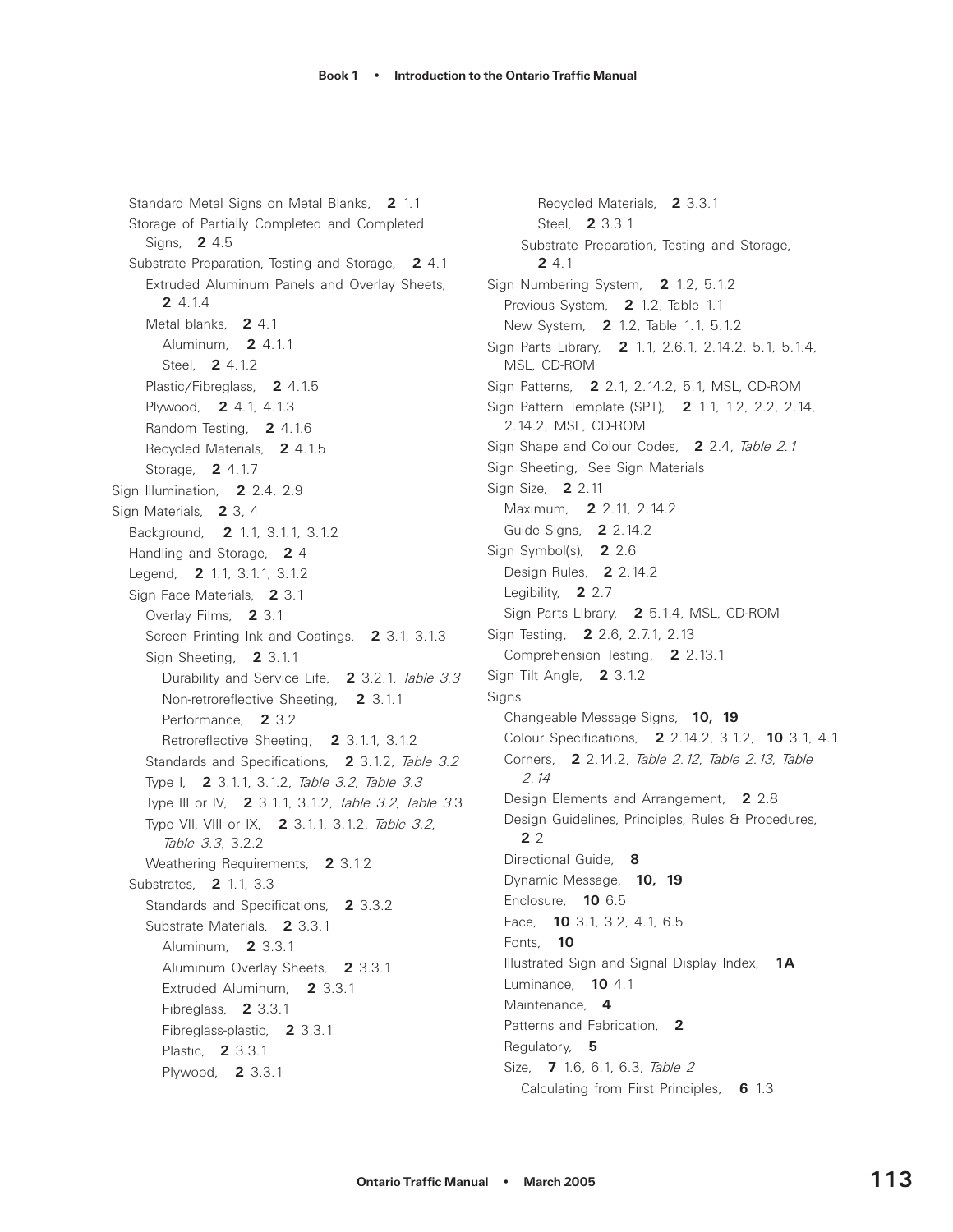Standard Metal Signs on Metal Blanks, **2** 1.1
Storage of Partially Completed and Completed Signs, **2** 4.5
Substrate Preparation, Testing and Storage, **2** 4.1
Extruded Aluminum Panels and Overlay Sheets, **2** 4.1.4
Metal blanks, **2** 4.1
Aluminum, **2** 4.1.1
Steel, **2** 4.1.2
Plastic/Fibreglass, **2** 4.1.5
Plywood, **2** 4.1, 4.1.3
Random Testing, **2** 4.1.6
Recycled Materials, **2** 4.1.5
Storage, **2** 4.1.7

Sign Illumination, **2** 2.4, 2.9

Sign Materials, **2** 3, 4
Background, **2** 1.1, 3.1.1, 3.1.2
Handling and Storage, **2** 4
Legend, **2** 1.1, 3.1.1, 3.1.2
Sign Face Materials, **2** 3.1
Overlay Films, **2** 3.1
Screen Printing Ink and Coatings, **2** 3.1, 3.1.3
Sign Sheeting, **2** 3.1.1
Durability and Service Life, **2** 3.2.1, *Table 3.3*
Non-retroreflective Sheeting, **2** 3.1.1
Performance, **2** 3.2
Retroreflective Sheeting, **2** 3.1.1, 3.1.2
Standards and Specifications, **2** 3.1.2, *Table 3.2*
Type I, **2** 3.1.1, 3.1.2, *Table 3.2*, *Table 3.3*
Type III or IV, **2** 3.1.1, 3.1.2, *Table 3.2*, *Table 3*.3
Type VII, VIII or IX, **2** 3.1.1, 3.1.2, *Table 3.2*, *Table 3.3*, 3.2.2
Weathering Requirements, **2** 3.1.2
Substrates, **2** 1.1, 3.3
Standards and Specifications, **2** 3.3.2
Substrate Materials, **2** 3.3.1
Aluminum, **2** 3.3.1
Aluminum Overlay Sheets, **2** 3.3.1
Extruded Aluminum, **2** 3.3.1
Fibreglass, **2** 3.3.1
Fibreglass-plastic, **2** 3.3.1
Plastic, **2** 3.3.1
Plywood, **2** 3.3.1
Recycled Materials, **2** 3.3.1
Steel, **2** 3.3.1
Substrate Preparation, Testing and Storage, **2** 4.1

Sign Numbering System, **2** 1.2, 5.1.2
Previous System, **2** 1.2, Table 1.1
New System, **2** 1.2, Table 1.1, 5.1.2

Sign Parts Library, **2** 1.1, 2.6.1, 2.14.2, 5.1, 5.1.4, MSL, CD-ROM

Sign Patterns, **2** 2.1, 2.14.2, 5.1, MSL, CD-ROM

Sign Pattern Template (SPT), **2** 1.1, 1.2, 2.2, 2.14, 2.14.2, MSL, CD-ROM

Sign Shape and Colour Codes, **2** 2.4, *Table 2.1*

Sign Sheeting, See Sign Materials

Sign Size, **2** 2.11
Maximum, **2** 2.11, 2.14.2
Guide Signs, **2** 2.14.2

Sign Symbol(s), **2** 2.6
Design Rules, **2** 2.14.2
Legibility, **2** 2.7
Sign Parts Library, **2** 5.1.4, MSL, CD-ROM

Sign Testing, **2** 2.6, 2.7.1, 2.13
Comprehension Testing, **2** 2.13.1

Sign Tilt Angle, **2** 3.1.2

Signs
Changeable Message Signs, **10, 19**
Colour Specifications, **2** 2.14.2, 3.1.2, **10** 3.1, 4.1
Corners, **2** 2.14.2, *Table 2.12*, *Table 2.13*, *Table 2.14*
Design Elements and Arrangement, **2** 2.8
Design Guidelines, Principles, Rules & Procedures, **2** 2
Directional Guide, **8**
Dynamic Message, **10, 19**
Enclosure, **10** 6.5
Face, **10** 3.1, 3.2, 4.1, 6.5
Fonts, **10**
Illustrated Sign and Signal Display Index, **1A**
Luminance, **10** 4.1
Maintenance, **4**
Patterns and Fabrication, **2**
Regulatory, **5**
Size, **7** 1.6, 6.1, 6.3, *Table 2*
Calculating from First Principles, **6** 1.3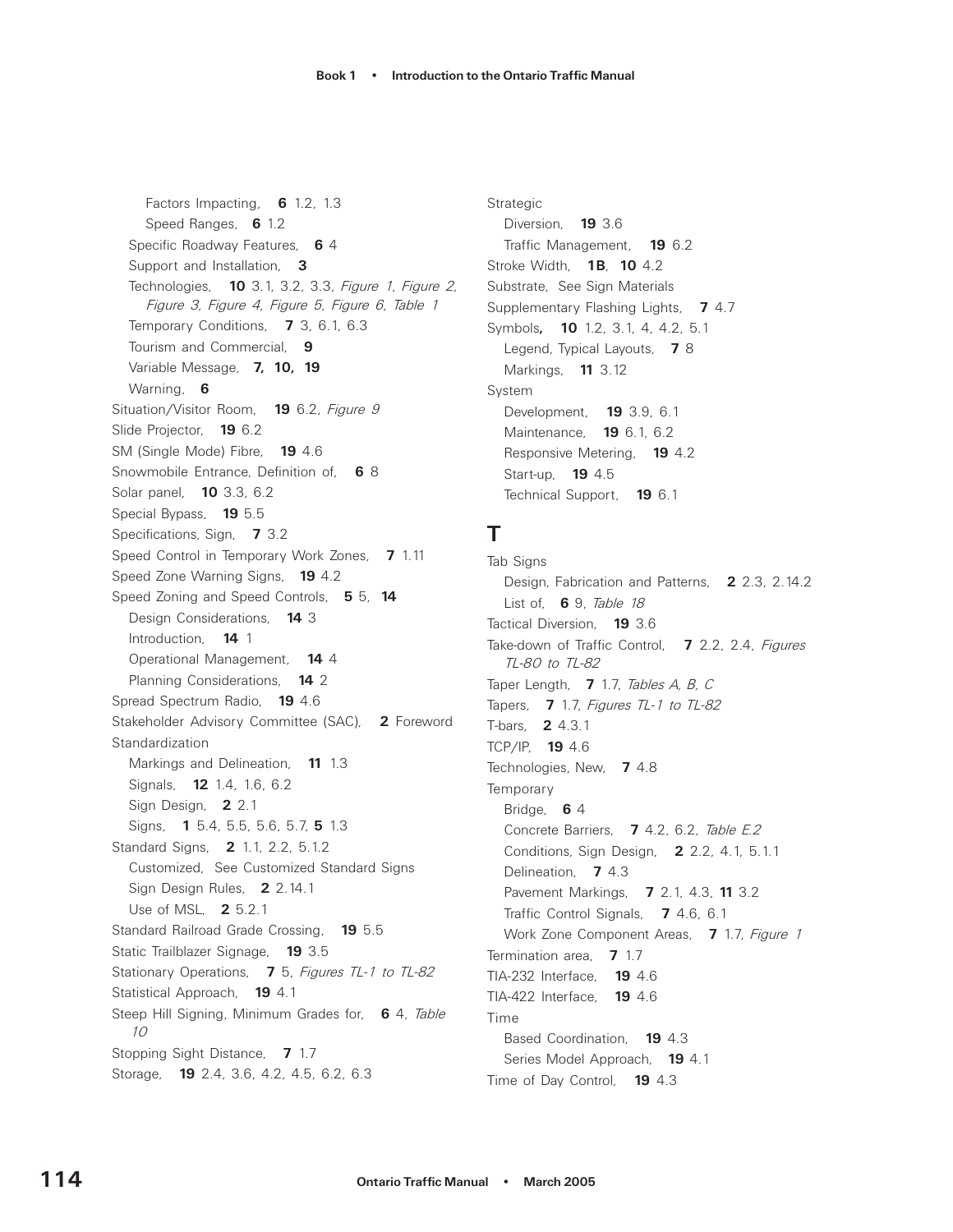Factors Impacting, **6** 1.2, 1.3
Speed Ranges, **6** 1.2
Specific Roadway Features, **6** 4
Support and Installation, **3**
Technologies, **10** 3.1, 3.2, 3.3, *Figure 1, Figure 2, Figure 3, Figure 4, Figure 5, Figure 6, Table 1*
Temporary Conditions, **7** 3, 6.1, 6.3
Tourism and Commercial, **9**
Variable Message, **7, 10, 19**
Warning, **6**

Situation/Visitor Room, **19** 6.2, *Figure 9*
Slide Projector, **19** 6.2
SM (Single Mode) Fibre, **19** 4.6
Snowmobile Entrance, Definition of, **6** 8
Solar panel, **10** 3.3, 6.2
Special Bypass, **19** 5.5
Specifications, Sign, **7** 3.2
Speed Control in Temporary Work Zones, **7** 1.11
Speed Zone Warning Signs, **19** 4.2
Speed Zoning and Speed Controls, **5** 5, **14**
Design Considerations, **14** 3
Introduction, **14** 1
Operational Management, **14** 4
Planning Considerations, **14** 2

Spread Spectrum Radio, **19** 4.6
Stakeholder Advisory Committee (SAC), **2** Foreword
Standardization
Markings and Delineation, **11** 1.3
Signals, **12** 1.4, 1.6, 6.2
Sign Design, **2** 2.1
Signs, **1** 5.4, 5.5, 5.6, 5.7, **5** 1.3

Standard Signs, **2** 1.1, 2.2, 5.1.2
Customized, See Customized Standard Signs
Sign Design Rules, **2** 2.14.1
Use of MSL, **2** 5.2.1

Standard Railroad Grade Crossing, **19** 5.5
Static Trailblazer Signage, **19** 3.5
Stationary Operations, **7** 5, *Figures TL-1 to TL-82*
Statistical Approach, **19** 4.1
Steep Hill Signing, Minimum Grades for, **6** 4, *Table 10*
Stopping Sight Distance, **7** 1.7
Storage, **19** 2.4, 3.6, 4.2, 4.5, 6.2, 6.3

Strategic
Diversion, **19** 3.6
Traffic Management, **19** 6.2

Stroke Width, **1B**, **10** 4.2
Substrate, See Sign Materials
Supplementary Flashing Lights, **7** 4.7
Symbols**,** **10** 1.2, 3.1, 4, 4.2, 5.1
Legend, Typical Layouts, **7** 8
Markings, **11** 3.12

System
Development, **19** 3.9, 6.1
Maintenance, **19** 6.1, 6.2
Responsive Metering, **19** 4.2
Start-up, **19** 4.5
Technical Support, **19** 6.1

## T

Tab Signs
Design, Fabrication and Patterns, **2** 2.3, 2.14.2
List of, **6** 9, *Table 18*

Tactical Diversion, **19** 3.6
Take-down of Traffic Control, **7** 2.2, 2.4, *Figures TL-80 to TL-82*
Taper Length, **7** 1.7, *Tables A, B, C*
Tapers, **7** 1.7, *Figures TL-1 to TL-82*
T-bars, **2** 4.3.1
TCP/IP, **19** 4.6
Technologies, New, **7** 4.8
Temporary
Bridge, **6** 4
Concrete Barriers, **7** 4.2, 6.2, *Table E.2*
Conditions, Sign Design, **2** 2.2, 4.1, 5.1.1
Delineation, **7** 4.3
Pavement Markings, **7** 2.1, 4.3, **11** 3.2
Traffic Control Signals, **7** 4.6, 6.1
Work Zone Component Areas, **7** 1.7, *Figure 1*

Termination area, **7** 1.7
TIA-232 Interface, **19** 4.6
TIA-422 Interface, **19** 4.6
Time
Based Coordination, **19** 4.3
Series Model Approach, **19** 4.1

Time of Day Control, **19** 4.3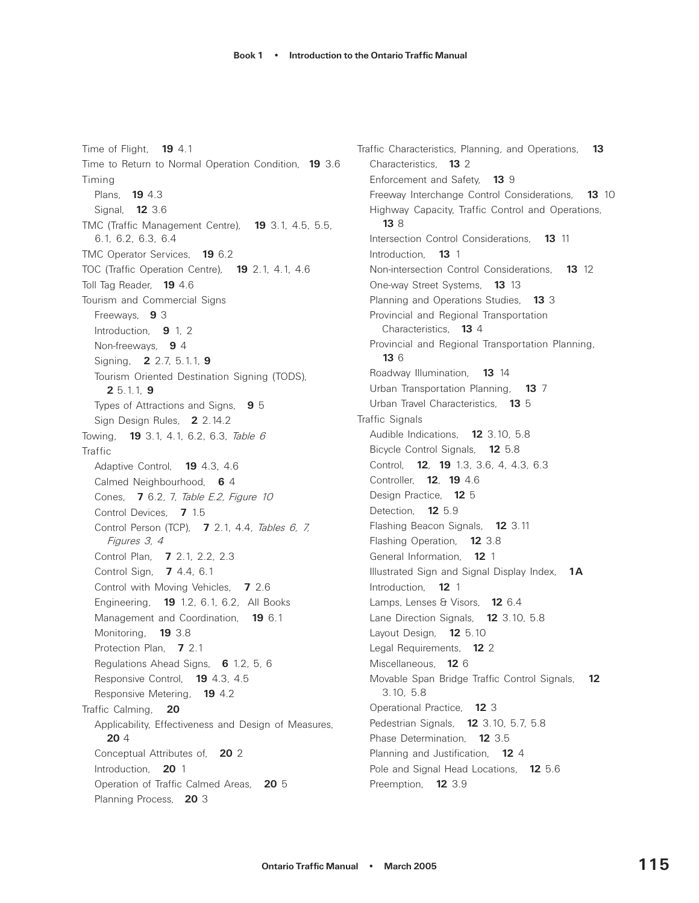Time of Flight, **19** 4.1
Time to Return to Normal Operation Condition, **19** 3.6
Timing
- Plans, **19** 4.3
- Signal, **12** 3.6

TMC (Traffic Management Centre), **19** 3.1, 4.5, 5.5, 6.1, 6.2, 6.3, 6.4
TMC Operator Services, **19** 6.2
TOC (Traffic Operation Centre), **19** 2.1, 4.1, 4.6
Toll Tag Reader, **19** 4.6
Tourism and Commercial Signs
- Freeways, **9** 3
- Introduction, **9** 1, 2
- Non-freeways, **9** 4
- Signing, **2** 2.7, 5.1.1, **9**
- Tourism Oriented Destination Signing (TODS), **2** 5.1.1, **9**
- Types of Attractions and Signs, **9** 5
- Sign Design Rules, **2** 2.14.2

Towing, **19** 3.1, 4.1, 6.2, 6.3, *Table 6*
Traffic
- Adaptive Control, **19** 4.3, 4.6
- Calmed Neighbourhood, **6** 4
- Cones, **7** 6.2, 7, *Table E.2, Figure 10*
- Control Devices, **7** 1.5
- Control Person (TCP), **7** 2.1, 4.4, *Tables 6, 7, Figures 3, 4*
- Control Plan, **7** 2.1, 2.2, 2.3
- Control Sign, **7** 4.4, 6.1
- Control with Moving Vehicles, **7** 2.6
- Engineering, **19** 1.2, 6.1, 6.2, All Books
- Management and Coordination, **19** 6.1
- Monitoring, **19** 3.8
- Protection Plan, **7** 2.1
- Regulations Ahead Signs, **6** 1.2, 5, 6
- Responsive Control, **19** 4.3, 4.5
- Responsive Metering, **19** 4.2

Traffic Calming, **20**
- Applicability, Effectiveness and Design of Measures, **20** 4
- Conceptual Attributes of, **20** 2
- Introduction, **20** 1
- Operation of Traffic Calmed Areas, **20** 5
- Planning Process, **20** 3

Traffic Characteristics, Planning, and Operations, **13**
- Characteristics, **13** 2
- Enforcement and Safety, **13** 9
- Freeway Interchange Control Considerations, **13** 10
- Highway Capacity, Traffic Control and Operations, **13** 8
- Intersection Control Considerations, **13** 11
- Introduction, **13** 1
- Non-intersection Control Considerations, **13** 12
- One-way Street Systems, **13** 13
- Planning and Operations Studies, **13** 3
- Provincial and Regional Transportation Characteristics, **13** 4
- Provincial and Regional Transportation Planning, **13** 6
- Roadway Illumination, **13** 14
- Urban Transportation Planning, **13** 7
- Urban Travel Characteristics, **13** 5

Traffic Signals
- Audible Indications, **12** 3.10, 5.8
- Bicycle Control Signals, **12** 5.8
- Control, **12**, **19** 1.3, 3.6, 4, 4.3, 6.3
- Controller, **12**, **19** 4.6
- Design Practice, **12** 5
- Detection, **12** 5.9
- Flashing Beacon Signals, **12** 3.11
- Flashing Operation, **12** 3.8
- General Information, **12** 1
- Illustrated Sign and Signal Display Index, **1A**
- Introduction, **12** 1
- Lamps, Lenses & Visors, **12** 6.4
- Lane Direction Signals, **12** 3.10, 5.8
- Layout Design, **12** 5.10
- Legal Requirements, **12** 2
- Miscellaneous, **12** 6
- Movable Span Bridge Traffic Control Signals, **12** 3.10, 5.8
- Operational Practice, **12** 3
- Pedestrian Signals, **12** 3.10, 5.7, 5.8
- Phase Determination, **12** 3.5
- Planning and Justification, **12** 4
- Pole and Signal Head Locations, **12** 5.6
- Preemption, **12** 3.9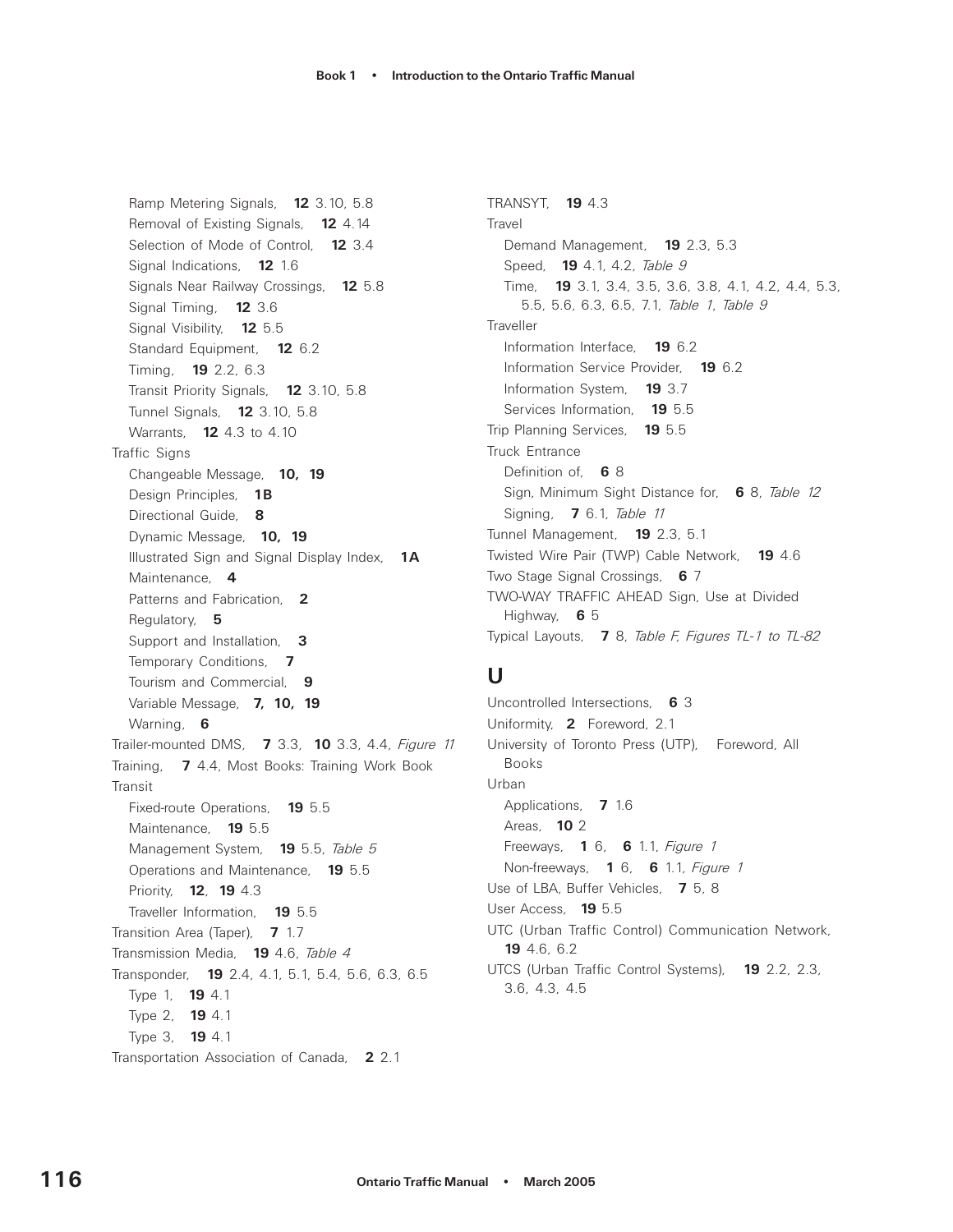Ramp Metering Signals, **12** 3.10, 5.8
Removal of Existing Signals, **12** 4.14
Selection of Mode of Control, **12** 3.4
Signal Indications, **12** 1.6
Signals Near Railway Crossings, **12** 5.8
Signal Timing, **12** 3.6
Signal Visibility, **12** 5.5
Standard Equipment, **12** 6.2
Timing, **19** 2.2, 6.3
Transit Priority Signals, **12** 3.10, 5.8
Tunnel Signals, **12** 3.10, 5.8
Warrants, **12** 4.3 to 4.10

Traffic Signs
Changeable Message, **10, 19**
Design Principles, **1B**
Directional Guide, **8**
Dynamic Message, **10, 19**
Illustrated Sign and Signal Display Index, **1A**
Maintenance, **4**
Patterns and Fabrication, **2**
Regulatory, **5**
Support and Installation, **3**
Temporary Conditions, **7**
Tourism and Commercial, **9**
Variable Message, **7, 10, 19**
Warning, **6**

Trailer-mounted DMS, **7** 3.3, **10** 3.3, 4.4, *Figure 11*
Training, **7** 4.4, Most Books: Training Work Book
Transit
Fixed-route Operations, **19** 5.5
Maintenance, **19** 5.5
Management System, **19** 5.5, *Table 5*
Operations and Maintenance, **19** 5.5
Priority, **12**, **19** 4.3
Traveller Information, **19** 5.5

Transition Area (Taper), **7** 1.7
Transmission Media, **19** 4.6, *Table 4*
Transponder, **19** 2.4, 4.1, 5.1, 5.4, 5.6, 6.3, 6.5
Type 1, **19** 4.1
Type 2, **19** 4.1
Type 3, **19** 4.1

Transportation Association of Canada, **2** 2.1

TRANSYT, **19** 4.3
Travel
Demand Management, **19** 2.3, 5.3
Speed, **19** 4.1, 4.2, *Table 9*
Time, **19** 3.1, 3.4, 3.5, 3.6, 3.8, 4.1, 4.2, 4.4, 5.3, 5.5, 5.6, 6.3, 6.5, 7.1, *Table 1*, *Table 9*

Traveller
Information Interface, **19** 6.2
Information Service Provider, **19** 6.2
Information System, **19** 3.7
Services Information, **19** 5.5

Trip Planning Services, **19** 5.5
Truck Entrance
Definition of, **6** 8
Sign, Minimum Sight Distance for, **6** 8, *Table 12*
Signing, **7** 6.1, *Table 11*

Tunnel Management, **19** 2.3, 5.1
Twisted Wire Pair (TWP) Cable Network, **19** 4.6
Two Stage Signal Crossings, **6** 7
TWO-WAY TRAFFIC AHEAD Sign, Use at Divided Highway, **6** 5
Typical Layouts, **7** 8, *Table F, Figures TL-1 to TL-82*

## U

Uncontrolled Intersections, **6** 3
Uniformity, **2** Foreword, 2.1
University of Toronto Press (UTP), Foreword, All Books
Urban
Applications, **7** 1.6
Areas, **10** 2
Freeways, **1** 6, **6** 1.1, *Figure 1*
Non-freeways, **1** 6, **6** 1.1, *Figure 1*

Use of LBA, Buffer Vehicles, **7** 5, 8
User Access, **19** 5.5
UTC (Urban Traffic Control) Communication Network, **19** 4.6, 6.2
UTCS (Urban Traffic Control Systems), **19** 2.2, 2.3, 3.6, 4.3, 4.5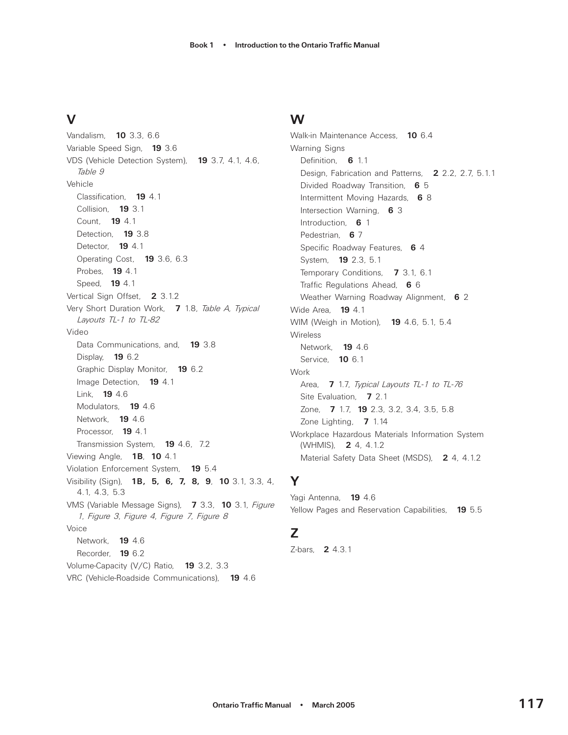## V

Vandalism, **10** 3.3, 6.6
Variable Speed Sign, **19** 3.6
VDS (Vehicle Detection System), **19** 3.7, 4.1, 4.6, *Table 9*
Vehicle
- Classification, **19** 4.1
- Collision, **19** 3.1
- Count, **19** 4.1
- Detection, **19** 3.8
- Detector, **19** 4.1
- Operating Cost, **19** 3.6, 6.3
- Probes, **19** 4.1
- Speed, **19** 4.1

Vertical Sign Offset, **2** 3.1.2
Very Short Duration Work, **7** 1.8, *Table A, Typical Layouts TL-1 to TL-82*
Video
- Data Communications, and, **19** 3.8
- Display, **19** 6.2
- Graphic Display Monitor, **19** 6.2
- Image Detection, **19** 4.1
- Link, **19** 4.6
- Modulators, **19** 4.6
- Network, **19** 4.6
- Processor, **19** 4.1
- Transmission System, **19** 4.6, 7.2

Viewing Angle, **1B**, **10** 4.1
Violation Enforcement System, **19** 5.4
Visibility (Sign), **1B, 5, 6, 7, 8, 9**, **10** 3.1, 3.3, 4, 4.1, 4.3, 5.3
VMS (Variable Message Signs), **7** 3.3, **10** 3.1, *Figure 1, Figure 3, Figure 4, Figure 7, Figure 8*
Voice
- Network, **19** 4.6
- Recorder, **19** 6.2

Volume-Capacity (V/C) Ratio, **19** 3.2, 3.3
VRC (Vehicle-Roadside Communications), **19** 4.6

## W

Walk-in Maintenance Access, **10** 6.4
Warning Signs
- Definition, **6** 1.1
- Design, Fabrication and Patterns, **2** 2.2, 2.7, 5.1.1
- Divided Roadway Transition, **6** 5
- Intermittent Moving Hazards, **6** 8
- Intersection Warning, **6** 3
- Introduction, **6** 1
- Pedestrian, **6** 7
- Specific Roadway Features, **6** 4
- System, **19** 2.3, 5.1
- Temporary Conditions, **7** 3.1, 6.1
- Traffic Regulations Ahead, **6** 6
- Weather Warning Roadway Alignment, **6** 2

Wide Area, **19** 4.1
WIM (Weigh in Motion), **19** 4.6, 5.1, 5.4
Wireless
- Network, **19** 4.6
- Service, **10** 6.1

Work
- Area, **7** 1.7, *Typical Layouts TL-1 to TL-76*
- Site Evaluation, **7** 2.1
- Zone, **7** 1.7, **19** 2.3, 3.2, 3.4, 3.5, 5.8
- Zone Lighting, **7** 1.14

Workplace Hazardous Materials Information System (WHMIS), **2** 4, 4.1.2
- Material Safety Data Sheet (MSDS), **2** 4, 4.1.2

## Y

Yagi Antenna, **19** 4.6
Yellow Pages and Reservation Capabilities, **19** 5.5

## Z

Z-bars, **2** 4.3.1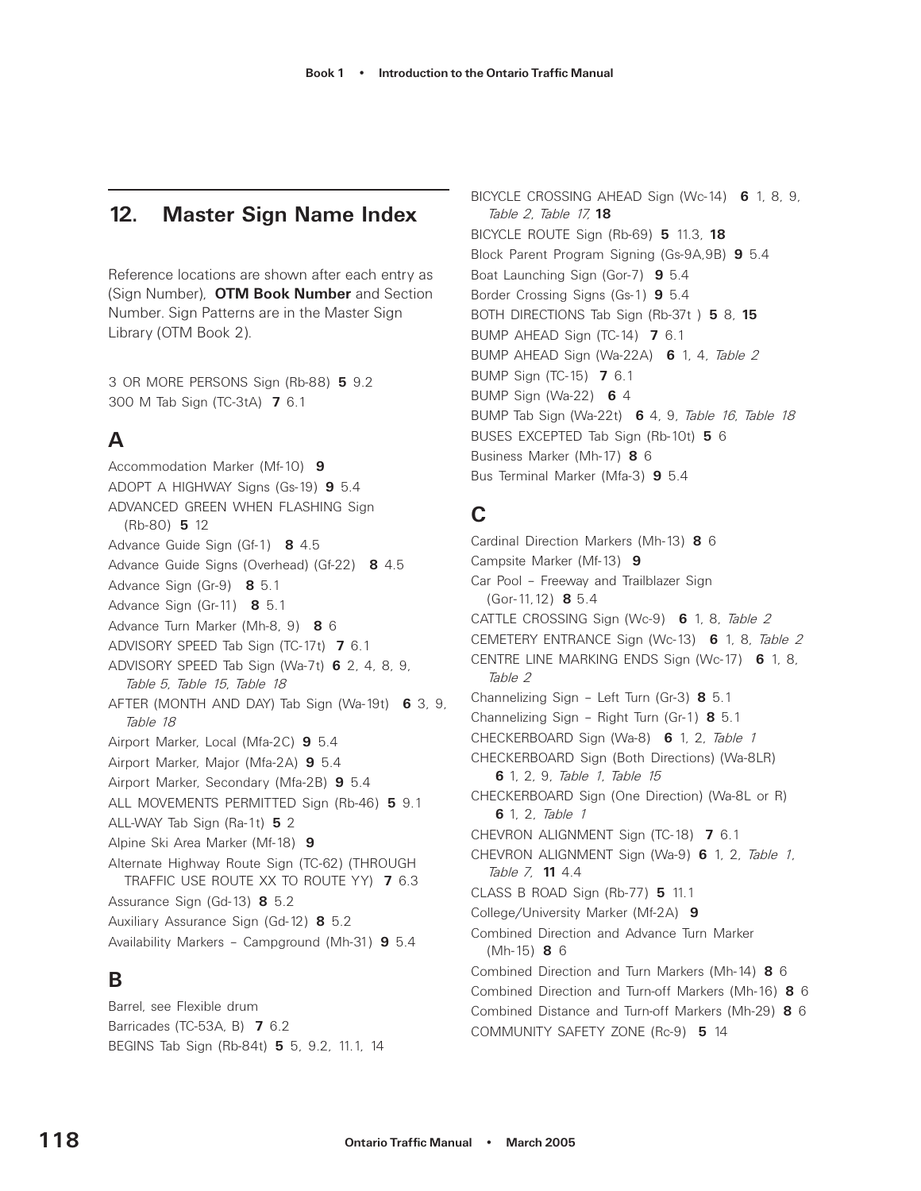## 12. Master Sign Name Index

Reference locations are shown after each entry as (Sign Number), **OTM Book Number** and Section Number. Sign Patterns are in the Master Sign Library (OTM Book 2).

3 OR MORE PERSONS Sign (Rb-88) **5** 9.2
300 M Tab Sign (TC-3tA) **7** 6.1

### A

Accommodation Marker (Mf-10) **9**
ADOPT A HIGHWAY Signs (Gs-19) **9** 5.4
ADVANCED GREEN WHEN FLASHING Sign (Rb-80) **5** 12
Advance Guide Sign (Gf-1) **8** 4.5
Advance Guide Signs (Overhead) (Gf-22) **8** 4.5
Advance Sign (Gr-9) **8** 5.1
Advance Sign (Gr-11) **8** 5.1
Advance Turn Marker (Mh-8, 9) **8** 6
ADVISORY SPEED Tab Sign (TC-17t) **7** 6.1
ADVISORY SPEED Tab Sign (Wa-7t) **6** 2, 4, 8, 9, *Table 5*, *Table 15*, *Table 18*
AFTER (MONTH AND DAY) Tab Sign (Wa-19t) **6** 3, 9, *Table 18*
Airport Marker, Local (Mfa-2C) **9** 5.4
Airport Marker, Major (Mfa-2A) **9** 5.4
Airport Marker, Secondary (Mfa-2B) **9** 5.4
ALL MOVEMENTS PERMITTED Sign (Rb-46) **5** 9.1
ALL-WAY Tab Sign (Ra-1t) **5** 2
Alpine Ski Area Marker (Mf-18) **9**
Alternate Highway Route Sign (TC-62) (THROUGH TRAFFIC USE ROUTE XX TO ROUTE YY) **7** 6.3
Assurance Sign (Gd-13) **8** 5.2
Auxiliary Assurance Sign (Gd-12) **8** 5.2
Availability Markers – Campground (Mh-31) **9** 5.4

### B

Barrel, see Flexible drum
Barricades (TC-53A, B) **7** 6.2
BEGINS Tab Sign (Rb-84t) **5** 5, 9.2, 11.1, 14
BICYCLE CROSSING AHEAD Sign (Wc-14) **6** 1, 8, 9, *Table 2*, *Table 17*, **18**
BICYCLE ROUTE Sign (Rb-69) **5** 11.3, **18**
Block Parent Program Signing (Gs-9A,9B) **9** 5.4
Boat Launching Sign (Gor-7) **9** 5.4
Border Crossing Signs (Gs-1) **9** 5.4
BOTH DIRECTIONS Tab Sign (Rb-37t ) **5** 8, **15**
BUMP AHEAD Sign (TC-14) **7** 6.1
BUMP AHEAD Sign (Wa-22A) **6** 1, 4, *Table 2*
BUMP Sign (TC-15) **7** 6.1
BUMP Sign (Wa-22) **6** 4
BUMP Tab Sign (Wa-22t) **6** 4, 9, *Table 16*, *Table 18*
BUSES EXCEPTED Tab Sign (Rb-10t) **5** 6
Business Marker (Mh-17) **8** 6
Bus Terminal Marker (Mfa-3) **9** 5.4

### C

Cardinal Direction Markers (Mh-13) **8** 6
Campsite Marker (Mf-13) **9**
Car Pool – Freeway and Trailblazer Sign (Gor-11,12) **8** 5.4
CATTLE CROSSING Sign (Wc-9) **6** 1, 8, *Table 2*
CEMETERY ENTRANCE Sign (Wc-13) **6** 1, 8, *Table 2*
CENTRE LINE MARKING ENDS Sign (Wc-17) **6** 1, 8, *Table 2*
Channelizing Sign – Left Turn (Gr-3) **8** 5.1
Channelizing Sign – Right Turn (Gr-1) **8** 5.1
CHECKERBOARD Sign (Wa-8) **6** 1, 2, *Table 1*
CHECKERBOARD Sign (Both Directions) (Wa-8LR) **6** 1, 2, 9, *Table 1*, *Table 15*
CHECKERBOARD Sign (One Direction) (Wa-8L or R) **6** 1, 2, *Table 1*
CHEVRON ALIGNMENT Sign (TC-18) **7** 6.1
CHEVRON ALIGNMENT Sign (Wa-9) **6** 1, 2, *Table 1*, *Table 7*, **11** 4.4
CLASS B ROAD Sign (Rb-77) **5** 11.1
College/University Marker (Mf-2A) **9**
Combined Direction and Advance Turn Marker (Mh-15) **8** 6
Combined Direction and Turn Markers (Mh-14) **8** 6
Combined Direction and Turn-off Markers (Mh-16) **8** 6
Combined Distance and Turn-off Markers (Mh-29) **8** 6
COMMUNITY SAFETY ZONE (Rc-9) **5** 14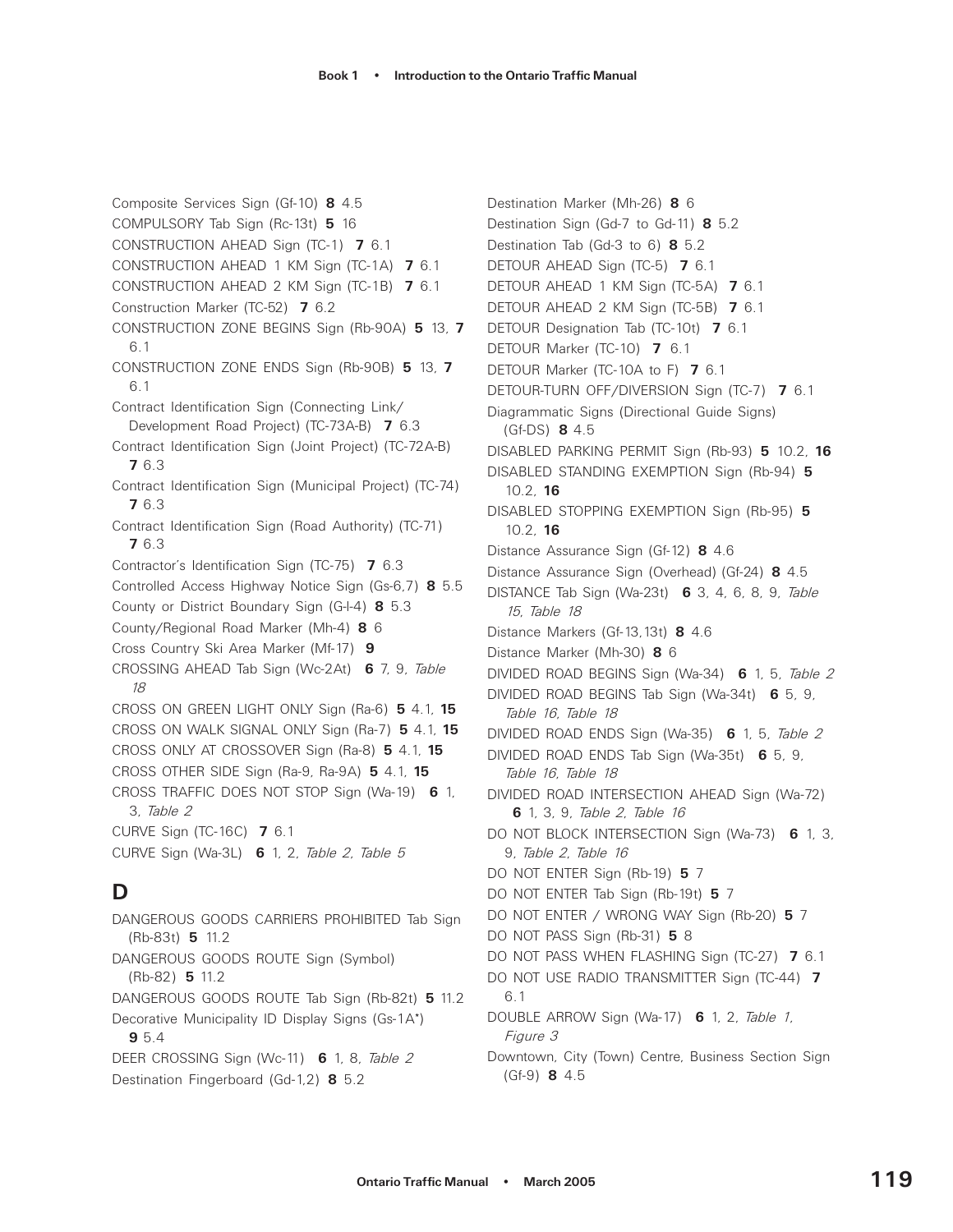Composite Services Sign (Gf-10) **8** 4.5

COMPULSORY Tab Sign (Rc-13t) **5** 16

CONSTRUCTION AHEAD Sign (TC-1) **7** 6.1

CONSTRUCTION AHEAD 1 KM Sign (TC-1A) **7** 6.1

CONSTRUCTION AHEAD 2 KM Sign (TC-1B) **7** 6.1

Construction Marker (TC-52) **7** 6.2

CONSTRUCTION ZONE BEGINS Sign (Rb-90A) **5** 13, **7** 6.1

CONSTRUCTION ZONE ENDS Sign (Rb-90B) **5** 13, **7** 6.1

Contract Identification Sign (Connecting Link/ Development Road Project) (TC-73A-B) **7** 6.3

Contract Identification Sign (Joint Project) (TC-72A-B) **7** 6.3

Contract Identification Sign (Municipal Project) (TC-74) **7** 6.3

Contract Identification Sign (Road Authority) (TC-71) **7** 6.3

Contractor's Identification Sign (TC-75) **7** 6.3

Controlled Access Highway Notice Sign (Gs-6,7) **8** 5.5

County or District Boundary Sign (G-I-4) **8** 5.3

County/Regional Road Marker (Mh-4) **8** 6

Cross Country Ski Area Marker (Mf-17) **9**

CROSSING AHEAD Tab Sign (Wc-2At) **6** 7, 9, *Table 18*

CROSS ON GREEN LIGHT ONLY Sign (Ra-6) **5** 4.1, **15**

CROSS ON WALK SIGNAL ONLY Sign (Ra-7) **5** 4.1, **15**

CROSS ONLY AT CROSSOVER Sign (Ra-8) **5** 4.1, **15**

CROSS OTHER SIDE Sign (Ra-9, Ra-9A) **5** 4.1, **15**

CROSS TRAFFIC DOES NOT STOP Sign (Wa-19) **6** 1, 3, *Table 2*

CURVE Sign (TC-16C) **7** 6.1

CURVE Sign (Wa-3L) **6** 1, 2, *Table 2, Table 5*

## D

DANGEROUS GOODS CARRIERS PROHIBITED Tab Sign (Rb-83t) **5** 11.2

DANGEROUS GOODS ROUTE Sign (Symbol) (Rb-82) **5** 11.2

DANGEROUS GOODS ROUTE Tab Sign (Rb-82t) **5** 11.2

Decorative Municipality ID Display Signs (Gs-1A*) **9** 5.4

DEER CROSSING Sign (Wc-11) **6** 1, 8, *Table 2*

Destination Fingerboard (Gd-1,2) **8** 5.2

Destination Marker (Mh-26) **8** 6

Destination Sign (Gd-7 to Gd-11) **8** 5.2

Destination Tab (Gd-3 to 6) **8** 5.2

DETOUR AHEAD Sign (TC-5) **7** 6.1

DETOUR AHEAD 1 KM Sign (TC-5A) **7** 6.1

DETOUR AHEAD 2 KM Sign (TC-5B) **7** 6.1

DETOUR Designation Tab (TC-10t) **7** 6.1

DETOUR Marker (TC-10) **7** 6.1

DETOUR Marker (TC-10A to F) **7** 6.1

DETOUR-TURN OFF/DIVERSION Sign (TC-7) **7** 6.1

Diagrammatic Signs (Directional Guide Signs) (Gf-DS) **8** 4.5

DISABLED PARKING PERMIT Sign (Rb-93) **5** 10.2, **16**

DISABLED STANDING EXEMPTION Sign (Rb-94) **5** 10.2, **16**

DISABLED STOPPING EXEMPTION Sign (Rb-95) **5** 10.2, **16**

Distance Assurance Sign (Gf-12) **8** 4.6

Distance Assurance Sign (Overhead) (Gf-24) **8** 4.5

DISTANCE Tab Sign (Wa-23t) **6** 3, 4, 6, 8, 9, *Table 15*, *Table 18*

Distance Markers (Gf-13,13t) **8** 4.6

Distance Marker (Mh-30) **8** 6

DIVIDED ROAD BEGINS Sign (Wa-34) **6** 1, 5, *Table 2*

DIVIDED ROAD BEGINS Tab Sign (Wa-34t) **6** 5, 9, *Table 16*, *Table 18*

DIVIDED ROAD ENDS Sign (Wa-35) **6** 1, 5, *Table 2*

DIVIDED ROAD ENDS Tab Sign (Wa-35t) **6** 5, 9, *Table 16*, *Table 18*

DIVIDED ROAD INTERSECTION AHEAD Sign (Wa-72) **6** 1, 3, 9, *Table 2*, *Table 16*

DO NOT BLOCK INTERSECTION Sign (Wa-73) **6** 1, 3, 9, *Table 2*, *Table 16*

DO NOT ENTER Sign (Rb-19) **5** 7

DO NOT ENTER Tab Sign (Rb-19t) **5** 7

DO NOT ENTER / WRONG WAY Sign (Rb-20) **5** 7

DO NOT PASS Sign (Rb-31) **5** 8

DO NOT PASS WHEN FLASHING Sign (TC-27) **7** 6.1

DO NOT USE RADIO TRANSMITTER Sign (TC-44) **7** 6.1

DOUBLE ARROW Sign (Wa-17) **6** 1, 2, *Table 1, Figure 3*

Downtown, City (Town) Centre, Business Section Sign (Gf-9) **8** 4.5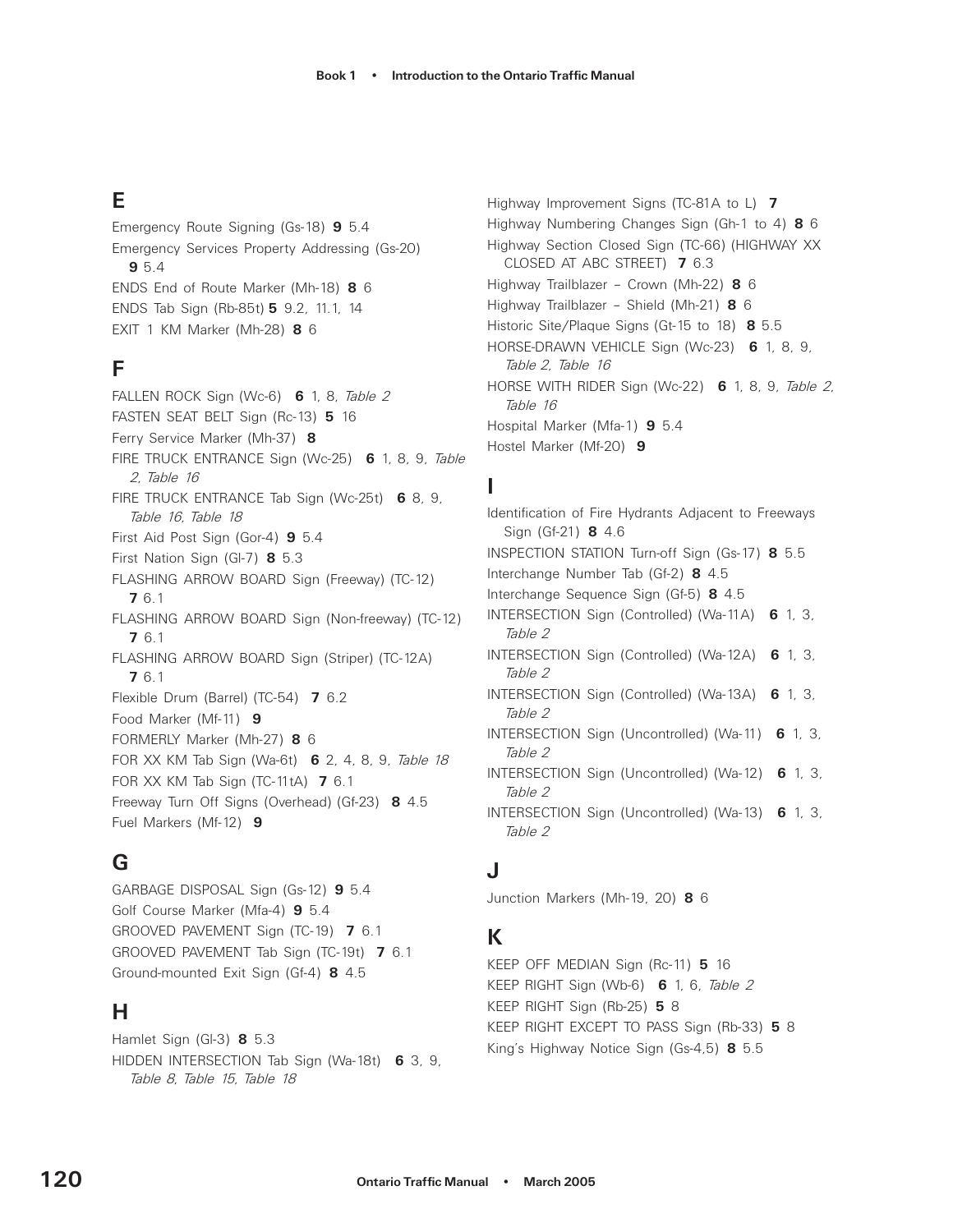## E

Emergency Route Signing (Gs-18) **9** 5.4

Emergency Services Property Addressing (Gs-20) **9** 5.4

ENDS End of Route Marker (Mh-18) **8** 6

ENDS Tab Sign (Rb-85t) **5** 9.2, 11.1, 14

EXIT 1 KM Marker (Mh-28) **8** 6

## F

FALLEN ROCK Sign (Wc-6) **6** 1, 8, *Table 2*

FASTEN SEAT BELT Sign (Rc-13) **5** 16

Ferry Service Marker (Mh-37) **8**

FIRE TRUCK ENTRANCE Sign (Wc-25) **6** 1, 8, 9, *Table 2*, *Table 16*

FIRE TRUCK ENTRANCE Tab Sign (Wc-25t) **6** 8, 9, *Table 16*, *Table 18*

First Aid Post Sign (Gor-4) **9** 5.4

First Nation Sign (Gl-7) **8** 5.3

FLASHING ARROW BOARD Sign (Freeway) (TC-12) **7** 6.1

FLASHING ARROW BOARD Sign (Non-freeway) (TC-12) **7** 6.1

FLASHING ARROW BOARD Sign (Striper) (TC-12A) **7** 6.1

Flexible Drum (Barrel) (TC-54) **7** 6.2

Food Marker (Mf-11) **9**

FORMERLY Marker (Mh-27) **8** 6

FOR XX KM Tab Sign (Wa-6t) **6** 2, 4, 8, 9, *Table 18*

FOR XX KM Tab Sign (TC-11tA) **7** 6.1

Freeway Turn Off Signs (Overhead) (Gf-23) **8** 4.5

Fuel Markers (Mf-12) **9**

## G

GARBAGE DISPOSAL Sign (Gs-12) **9** 5.4

Golf Course Marker (Mfa-4) **9** 5.4

GROOVED PAVEMENT Sign (TC-19) **7** 6.1

GROOVED PAVEMENT Tab Sign (TC-19t) **7** 6.1

Ground-mounted Exit Sign (Gf-4) **8** 4.5

## H

Hamlet Sign (Gl-3) **8** 5.3

HIDDEN INTERSECTION Tab Sign (Wa-18t) **6** 3, 9, *Table 8*, *Table 15*, *Table 18*

Highway Improvement Signs (TC-81A to L) **7**

Highway Numbering Changes Sign (Gh-1 to 4) **8** 6

Highway Section Closed Sign (TC-66) (HIGHWAY XX CLOSED AT ABC STREET) **7** 6.3

Highway Trailblazer – Crown (Mh-22) **8** 6

Highway Trailblazer – Shield (Mh-21) **8** 6

Historic Site/Plaque Signs (Gt-15 to 18) **8** 5.5

HORSE-DRAWN VEHICLE Sign (Wc-23) **6** 1, 8, 9, *Table 2*, *Table 16*

HORSE WITH RIDER Sign (Wc-22) **6** 1, 8, 9, *Table 2*, *Table 16*

Hospital Marker (Mfa-1) **9** 5.4

Hostel Marker (Mf-20) **9**

## I

Identification of Fire Hydrants Adjacent to Freeways Sign (Gf-21) **8** 4.6

INSPECTION STATION Turn-off Sign (Gs-17) **8** 5.5

Interchange Number Tab (Gf-2) **8** 4.5

Interchange Sequence Sign (Gf-5) **8** 4.5

INTERSECTION Sign (Controlled) (Wa-11A) **6** 1, 3, *Table 2*

INTERSECTION Sign (Controlled) (Wa-12A) **6** 1, 3, *Table 2*

INTERSECTION Sign (Controlled) (Wa-13A) **6** 1, 3, *Table 2*

INTERSECTION Sign (Uncontrolled) (Wa-11) **6** 1, 3, *Table 2*

INTERSECTION Sign (Uncontrolled) (Wa-12) **6** 1, 3, *Table 2*

INTERSECTION Sign (Uncontrolled) (Wa-13) **6** 1, 3, *Table 2*

## J

Junction Markers (Mh-19, 20) **8** 6

## K

KEEP OFF MEDIAN Sign (Rc-11) **5** 16

KEEP RIGHT Sign (Wb-6) **6** 1, 6, *Table 2*

KEEP RIGHT Sign (Rb-25) **5** 8

KEEP RIGHT EXCEPT TO PASS Sign (Rb-33) **5** 8

King's Highway Notice Sign (Gs-4,5) **8** 5.5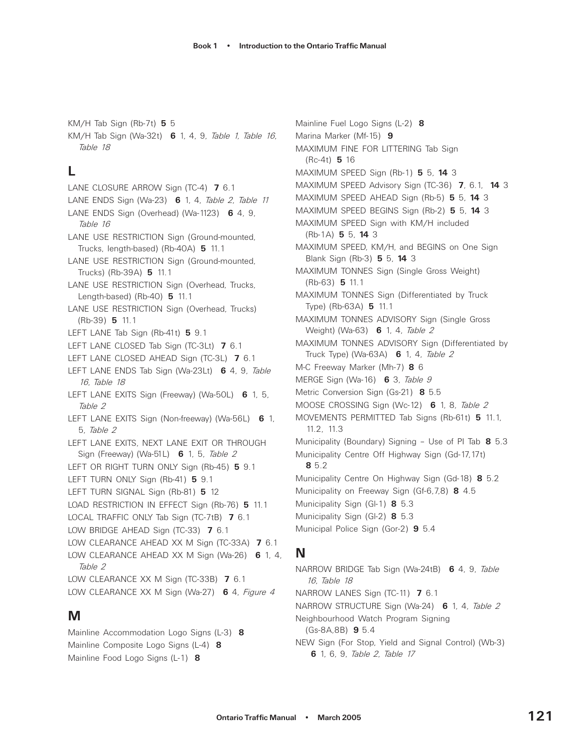KM/H Tab Sign (Rb-7t) **5** 5

KM/H Tab Sign (Wa-32t) **6** 1, 4, 9, *Table 1, Table 16, Table 18*

## L

LANE CLOSURE ARROW Sign (TC-4) **7** 6.1

LANE ENDS Sign (Wa-23) **6** 1, 4, *Table 2, Table 11*

LANE ENDS Sign (Overhead) (Wa-1123) **6** 4, 9, *Table 16*

LANE USE RESTRICTION Sign (Ground-mounted, Trucks, length-based) (Rb-40A) **5** 11.1

LANE USE RESTRICTION Sign (Ground-mounted, Trucks) (Rb-39A) **5** 11.1

LANE USE RESTRICTION Sign (Overhead, Trucks, Length-based) (Rb-40) **5** 11.1

LANE USE RESTRICTION Sign (Overhead, Trucks) (Rb-39) **5** 11.1

LEFT LANE Tab Sign (Rb-41t) **5** 9.1

LEFT LANE CLOSED Tab Sign (TC-3Lt) **7** 6.1

LEFT LANE CLOSED AHEAD Sign (TC-3L) **7** 6.1

LEFT LANE ENDS Tab Sign (Wa-23Lt) **6** 4, 9, *Table 16, Table 18*

LEFT LANE EXITS Sign (Freeway) (Wa-50L) **6** 1, 5, *Table 2*

LEFT LANE EXITS Sign (Non-freeway) (Wa-56L) **6** 1, 5, *Table 2*

LEFT LANE EXITS, NEXT LANE EXIT OR THROUGH Sign (Freeway) (Wa-51L) **6** 1, 5, *Table 2*

LEFT OR RIGHT TURN ONLY Sign (Rb-45) **5** 9.1

LEFT TURN ONLY Sign (Rb-41) **5** 9.1

LEFT TURN SIGNAL Sign (Rb-81) **5** 12

LOAD RESTRICTION IN EFFECT Sign (Rb-76) **5** 11.1

LOCAL TRAFFIC ONLY Tab Sign (TC-7tB) **7** 6.1

LOW BRIDGE AHEAD Sign (TC-33) **7** 6.1

LOW CLEARANCE AHEAD XX M Sign (TC-33A) **7** 6.1

LOW CLEARANCE AHEAD XX M Sign (Wa-26) **6** 1, 4, *Table 2*

LOW CLEARANCE XX M Sign (TC-33B) **7** 6.1

LOW CLEARANCE XX M Sign (Wa-27) **6** 4, *Figure 4*

## M

Mainline Accommodation Logo Signs (L-3) **8**

Mainline Composite Logo Signs (L-4) **8**

Mainline Food Logo Signs (L-1) **8**

Mainline Fuel Logo Signs (L-2) **8**

Marina Marker (Mf-15) **9**

MAXIMUM FINE FOR LITTERING Tab Sign (Rc-4t) **5** 16

MAXIMUM SPEED Sign (Rb-1) **5** 5, **14** 3

MAXIMUM SPEED Advisory Sign (TC-36) **7**, 6.1, **14** 3

MAXIMUM SPEED AHEAD Sign (Rb-5) **5** 5, **14** 3

MAXIMUM SPEED BEGINS Sign (Rb-2) **5** 5, **14** 3

MAXIMUM SPEED Sign with KM/H included (Rb-1A) **5** 5, **14** 3

MAXIMUM SPEED, KM/H, and BEGINS on One Sign Blank Sign (Rb-3) **5** 5, **14** 3

MAXIMUM TONNES Sign (Single Gross Weight) (Rb-63) **5** 11.1

MAXIMUM TONNES Sign (Differentiated by Truck Type) (Rb-63A) **5** 11.1

MAXIMUM TONNES ADVISORY Sign (Single Gross Weight) (Wa-63) **6** 1, 4, *Table 2*

MAXIMUM TONNES ADVISORY Sign (Differentiated by Truck Type) (Wa-63A) **6** 1, 4, *Table 2*

M-C Freeway Marker (Mh-7) **8** 6

MERGE Sign (Wa-16) **6** 3, *Table 9*

Metric Conversion Sign (Gs-21) **8** 5.5

MOOSE CROSSING Sign (Wc-12) **6** 1, 8, *Table 2*

MOVEMENTS PERMITTED Tab Signs (Rb-61t) **5** 11.1, 11.2, 11.3

Municipality (Boundary) Signing – Use of Pl Tab **8** 5.3

Municipality Centre Off Highway Sign (Gd-17,17t) **8** 5.2

Municipality Centre On Highway Sign (Gd-18) **8** 5.2

Municipality on Freeway Sign (Gf-6,7,8) **8** 4.5

Municipality Sign (Gl-1) **8** 5.3

Municipality Sign (Gl-2) **8** 5.3

Municipal Police Sign (Gor-2) **9** 5.4

## N

NARROW BRIDGE Tab Sign (Wa-24tB) **6** 4, 9, *Table 16, Table 18*

NARROW LANES Sign (TC-11) **7** 6.1

NARROW STRUCTURE Sign (Wa-24) **6** 1, 4, *Table 2*

Neighbourhood Watch Program Signing (Gs-8A,8B) **9** 5.4

NEW Sign (For Stop, Yield and Signal Control) (Wb-3) **6** 1, 6, 9, *Table 2, Table 17*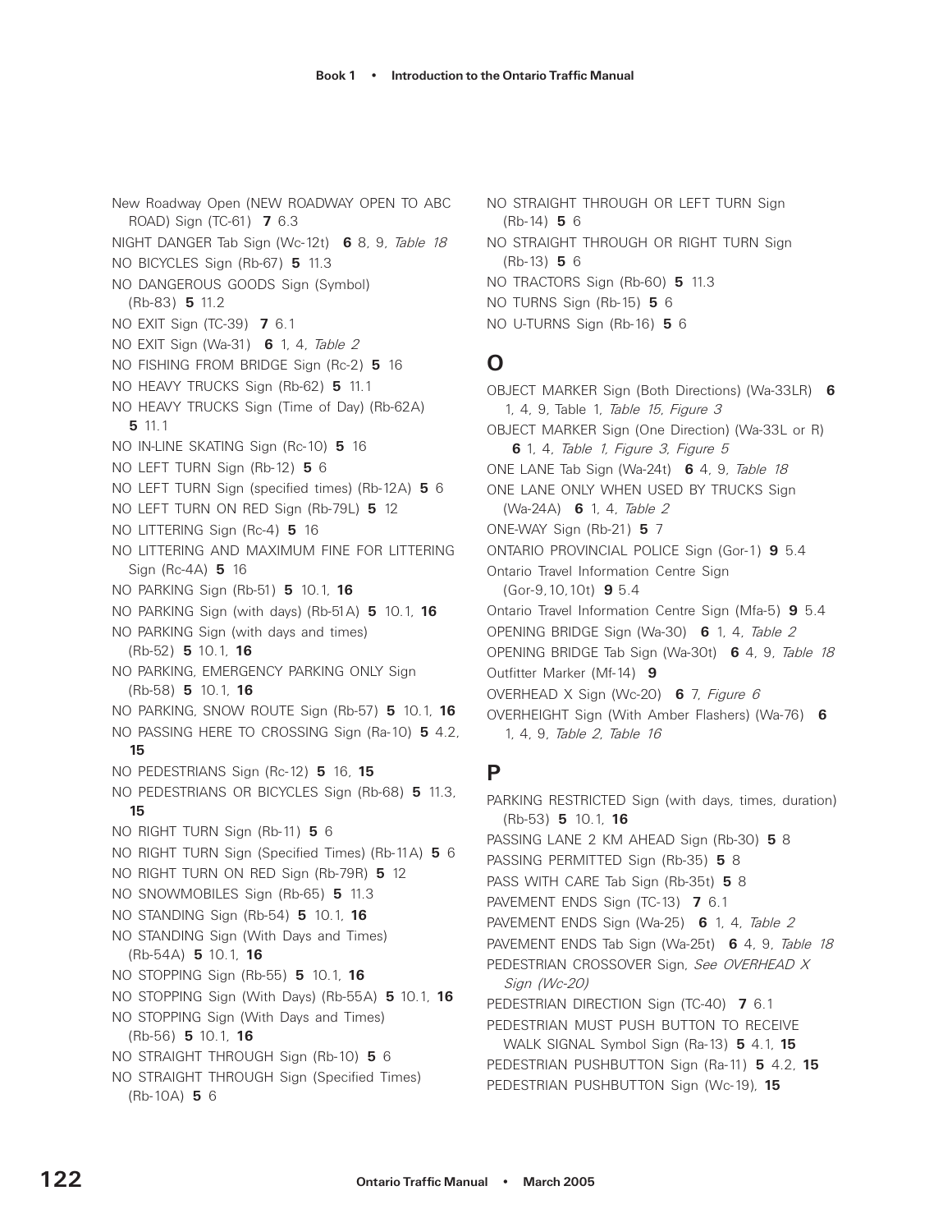New Roadway Open (NEW ROADWAY OPEN TO ABC ROAD) Sign (TC-61) **7** 6.3

NIGHT DANGER Tab Sign (Wc-12t) **6** 8, 9, *Table 18*

NO BICYCLES Sign (Rb-67) **5** 11.3

NO DANGEROUS GOODS Sign (Symbol) (Rb-83) **5** 11.2

NO EXIT Sign (TC-39) **7** 6.1

NO EXIT Sign (Wa-31) **6** 1, 4, *Table 2*

NO FISHING FROM BRIDGE Sign (Rc-2) **5** 16

NO HEAVY TRUCKS Sign (Rb-62) **5** 11.1

NO HEAVY TRUCKS Sign (Time of Day) (Rb-62A) **5** 11.1

NO IN-LINE SKATING Sign (Rc-10) **5** 16

NO LEFT TURN Sign (Rb-12) **5** 6

NO LEFT TURN Sign (specified times) (Rb-12A) **5** 6

NO LEFT TURN ON RED Sign (Rb-79L) **5** 12

NO LITTERING Sign (Rc-4) **5** 16

NO LITTERING AND MAXIMUM FINE FOR LITTERING Sign (Rc-4A) **5** 16

NO PARKING Sign (Rb-51) **5** 10.1, **16**

NO PARKING Sign (with days) (Rb-51A) **5** 10.1, **16**

NO PARKING Sign (with days and times) (Rb-52) **5** 10.1, **16**

NO PARKING, EMERGENCY PARKING ONLY Sign (Rb-58) **5** 10.1, **16**

NO PARKING, SNOW ROUTE Sign (Rb-57) **5** 10.1, **16**

NO PASSING HERE TO CROSSING Sign (Ra-10) **5** 4.2, **15**

NO PEDESTRIANS Sign (Rc-12) **5** 16, **15**

NO PEDESTRIANS OR BICYCLES Sign (Rb-68) **5** 11.3, **15**

NO RIGHT TURN Sign (Rb-11) **5** 6

NO RIGHT TURN Sign (Specified Times) (Rb-11A) **5** 6

NO RIGHT TURN ON RED Sign (Rb-79R) **5** 12

NO SNOWMOBILES Sign (Rb-65) **5** 11.3

NO STANDING Sign (Rb-54) **5** 10.1, **16**

NO STANDING Sign (With Days and Times) (Rb-54A) **5** 10.1, **16**

NO STOPPING Sign (Rb-55) **5** 10.1, **16**

NO STOPPING Sign (With Days) (Rb-55A) **5** 10.1, **16**

NO STOPPING Sign (With Days and Times) (Rb-56) **5** 10.1, **16**

NO STRAIGHT THROUGH Sign (Rb-10) **5** 6

NO STRAIGHT THROUGH Sign (Specified Times) (Rb-10A) **5** 6

NO STRAIGHT THROUGH OR LEFT TURN Sign (Rb-14) **5** 6

NO STRAIGHT THROUGH OR RIGHT TURN Sign (Rb-13) **5** 6

NO TRACTORS Sign (Rb-60) **5** 11.3

NO TURNS Sign (Rb-15) **5** 6

NO U-TURNS Sign (Rb-16) **5** 6

## O

OBJECT MARKER Sign (Both Directions) (Wa-33LR) **6** 1, 4, 9, Table 1, *Table 15*, *Figure 3*

OBJECT MARKER Sign (One Direction) (Wa-33L or R) **6** 1, 4, *Table 1*, *Figure 3*, *Figure 5*

ONE LANE Tab Sign (Wa-24t) **6** 4, 9, *Table 18*

ONE LANE ONLY WHEN USED BY TRUCKS Sign (Wa-24A) **6** 1, 4, *Table 2*

ONE-WAY Sign (Rb-21) **5** 7

ONTARIO PROVINCIAL POLICE Sign (Gor-1) **9** 5.4

Ontario Travel Information Centre Sign (Gor-9,10,10t) **9** 5.4

Ontario Travel Information Centre Sign (Mfa-5) **9** 5.4

OPENING BRIDGE Sign (Wa-30) **6** 1, 4, *Table 2*

OPENING BRIDGE Tab Sign (Wa-30t) **6** 4, 9, *Table 18*

Outfitter Marker (Mf-14) **9**

OVERHEAD X Sign (Wc-20) **6** 7, *Figure 6*

OVERHEIGHT Sign (With Amber Flashers) (Wa-76) **6** 1, 4, 9, *Table 2*, *Table 16*

## P

PARKING RESTRICTED Sign (with days, times, duration) (Rb-53) **5** 10.1, **16**

PASSING LANE 2 KM AHEAD Sign (Rb-30) **5** 8

PASSING PERMITTED Sign (Rb-35) **5** 8

PASS WITH CARE Tab Sign (Rb-35t) **5** 8

PAVEMENT ENDS Sign (TC-13) **7** 6.1

PAVEMENT ENDS Sign (Wa-25) **6** 1, 4, *Table 2*

PAVEMENT ENDS Tab Sign (Wa-25t) **6** 4, 9, *Table 18*

PEDESTRIAN CROSSOVER Sign, *See OVERHEAD X Sign (Wc-20)*

PEDESTRIAN DIRECTION Sign (TC-40) **7** 6.1

PEDESTRIAN MUST PUSH BUTTON TO RECEIVE WALK SIGNAL Symbol Sign (Ra-13) **5** 4.1, **15**

PEDESTRIAN PUSHBUTTON Sign (Ra-11) **5** 4.2, **15**

PEDESTRIAN PUSHBUTTON Sign (Wc-19), **15**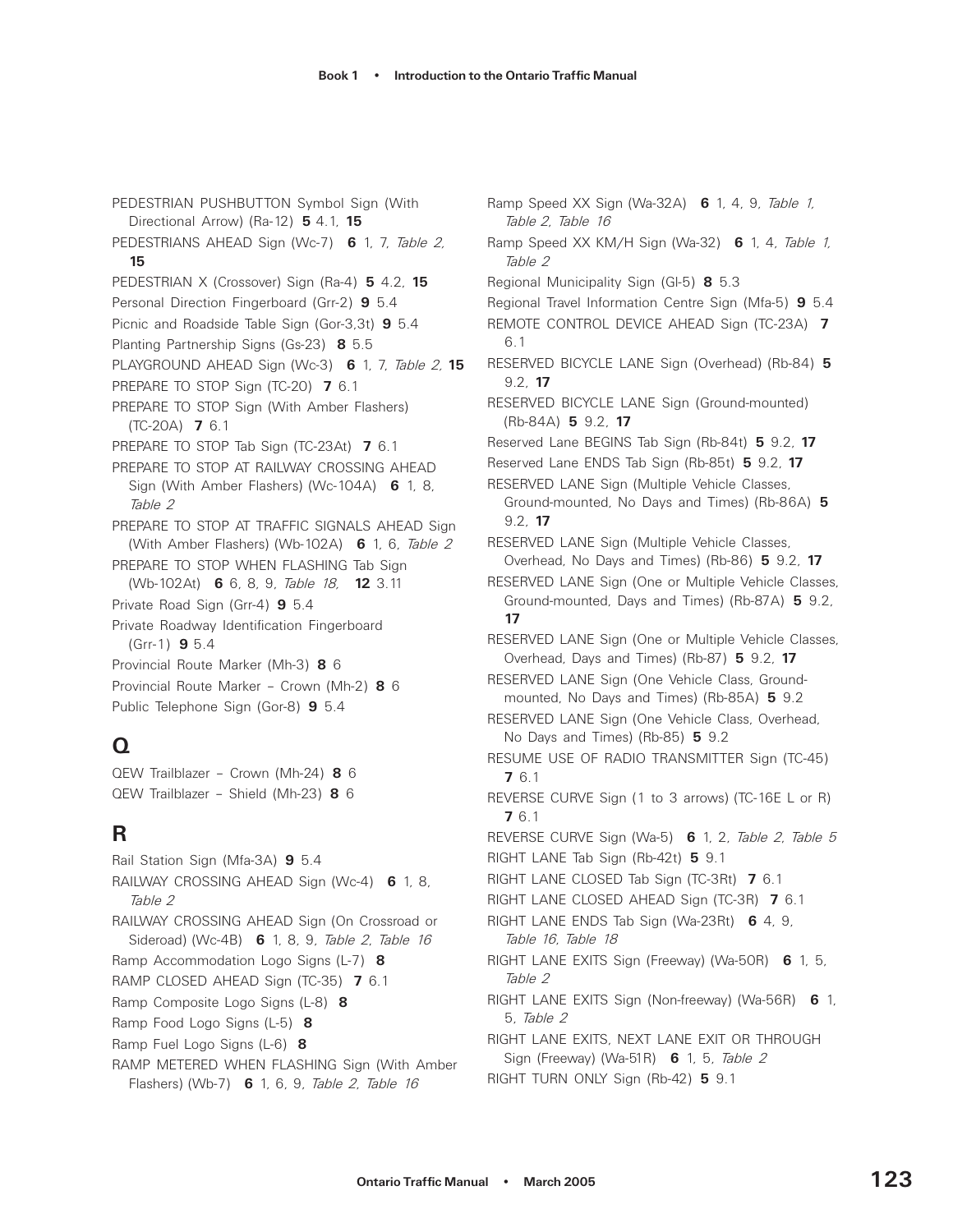PEDESTRIAN PUSHBUTTON Symbol Sign (With Directional Arrow) (Ra-12) **5** 4.1, **15**

PEDESTRIANS AHEAD Sign (Wc-7) **6** 1, 7, *Table 2,* **15**

PEDESTRIAN X (Crossover) Sign (Ra-4) **5** 4.2, **15**

Personal Direction Fingerboard (Grr-2) **9** 5.4

Picnic and Roadside Table Sign (Gor-3,3t) **9** 5.4

Planting Partnership Signs (Gs-23) **8** 5.5

PLAYGROUND AHEAD Sign (Wc-3) **6** 1, 7, *Table 2,* **15**

PREPARE TO STOP Sign (TC-20) **7** 6.1

PREPARE TO STOP Sign (With Amber Flashers) (TC-20A) **7** 6.1

PREPARE TO STOP Tab Sign (TC-23At) **7** 6.1

PREPARE TO STOP AT RAILWAY CROSSING AHEAD Sign (With Amber Flashers) (Wc-104A) **6** 1, 8, *Table 2*

PREPARE TO STOP AT TRAFFIC SIGNALS AHEAD Sign (With Amber Flashers) (Wb-102A) **6** 1, 6, *Table 2*

PREPARE TO STOP WHEN FLASHING Tab Sign (Wb-102At) **6** 6, 8, 9, *Table 18,* **12** 3.11

Private Road Sign (Grr-4) **9** 5.4

Private Roadway Identification Fingerboard (Grr-1) **9** 5.4

Provincial Route Marker (Mh-3) **8** 6

Provincial Route Marker – Crown (Mh-2) **8** 6

Public Telephone Sign (Gor-8) **9** 5.4

## Q

QEW Trailblazer – Crown (Mh-24) **8** 6

QEW Trailblazer – Shield (Mh-23) **8** 6

## R

Rail Station Sign (Mfa-3A) **9** 5.4

RAILWAY CROSSING AHEAD Sign (Wc-4) **6** 1, 8, *Table 2*

RAILWAY CROSSING AHEAD Sign (On Crossroad or Sideroad) (Wc-4B) **6** 1, 8, 9, *Table 2, Table 16*

Ramp Accommodation Logo Signs (L-7) **8**

RAMP CLOSED AHEAD Sign (TC-35) **7** 6.1

Ramp Composite Logo Signs (L-8) **8**

Ramp Food Logo Signs (L-5) **8**

Ramp Fuel Logo Signs (L-6) **8**

RAMP METERED WHEN FLASHING Sign (With Amber Flashers) (Wb-7) **6** 1, 6, 9, *Table 2, Table 16*

Ramp Speed XX Sign (Wa-32A) **6** 1, 4, 9, *Table 1, Table 2, Table 16*

Ramp Speed XX KM/H Sign (Wa-32) **6** 1, 4, *Table 1, Table 2*

Regional Municipality Sign (Gl-5) **8** 5.3

Regional Travel Information Centre Sign (Mfa-5) **9** 5.4

REMOTE CONTROL DEVICE AHEAD Sign (TC-23A) **7** 6.1

RESERVED BICYCLE LANE Sign (Overhead) (Rb-84) **5** 9.2, **17**

RESERVED BICYCLE LANE Sign (Ground-mounted) (Rb-84A) **5** 9.2, **17**

Reserved Lane BEGINS Tab Sign (Rb-84t) **5** 9.2, **17**

Reserved Lane ENDS Tab Sign (Rb-85t) **5** 9.2, **17**

RESERVED LANE Sign (Multiple Vehicle Classes, Ground-mounted, No Days and Times) (Rb-86A) **5** 9.2, **17**

RESERVED LANE Sign (Multiple Vehicle Classes, Overhead, No Days and Times) (Rb-86) **5** 9.2, **17**

RESERVED LANE Sign (One or Multiple Vehicle Classes, Ground-mounted, Days and Times) (Rb-87A) **5** 9.2, **17**

RESERVED LANE Sign (One or Multiple Vehicle Classes, Overhead, Days and Times) (Rb-87) **5** 9.2, **17**

RESERVED LANE Sign (One Vehicle Class, Ground-mounted, No Days and Times) (Rb-85A) **5** 9.2

RESERVED LANE Sign (One Vehicle Class, Overhead, No Days and Times) (Rb-85) **5** 9.2

RESUME USE OF RADIO TRANSMITTER Sign (TC-45) **7** 6.1

REVERSE CURVE Sign (1 to 3 arrows) (TC-16E L or R) **7** 6.1

REVERSE CURVE Sign (Wa-5) **6** 1, 2, *Table 2, Table 5*

RIGHT LANE Tab Sign (Rb-42t) **5** 9.1

RIGHT LANE CLOSED Tab Sign (TC-3Rt) **7** 6.1

RIGHT LANE CLOSED AHEAD Sign (TC-3R) **7** 6.1

RIGHT LANE ENDS Tab Sign (Wa-23Rt) **6** 4, 9, *Table 16, Table 18*

RIGHT LANE EXITS Sign (Freeway) (Wa-50R) **6** 1, 5, *Table 2*

RIGHT LANE EXITS Sign (Non-freeway) (Wa-56R) **6** 1, 5, *Table 2*

RIGHT LANE EXITS, NEXT LANE EXIT OR THROUGH Sign (Freeway) (Wa-51R) **6** 1, 5, *Table 2*

RIGHT TURN ONLY Sign (Rb-42) **5** 9.1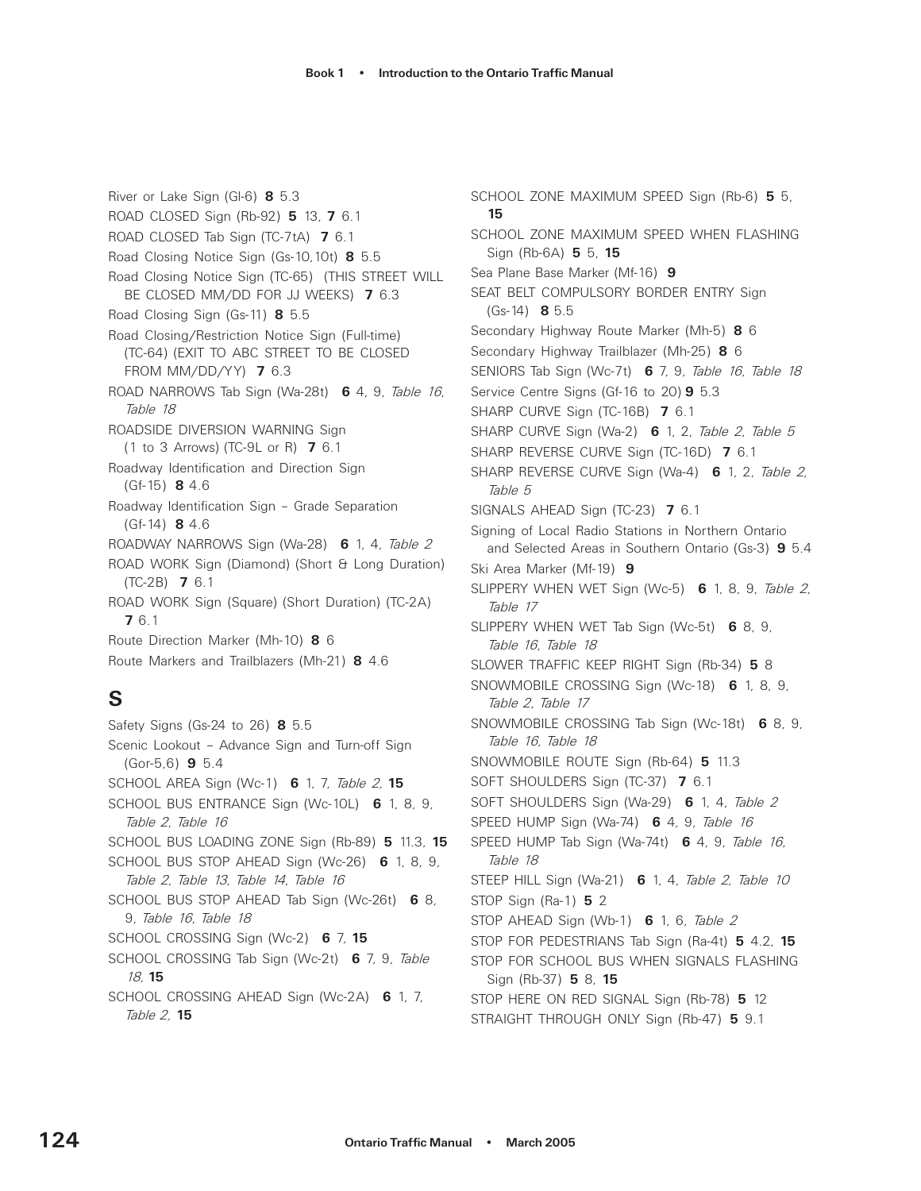River or Lake Sign (Gl-6) **8** 5.3

ROAD CLOSED Sign (Rb-92) **5** 13, **7** 6.1

ROAD CLOSED Tab Sign (TC-7tA) **7** 6.1

Road Closing Notice Sign (Gs-10,10t) **8** 5.5

Road Closing Notice Sign (TC-65) (THIS STREET WILL BE CLOSED MM/DD FOR JJ WEEKS) **7** 6.3

Road Closing Sign (Gs-11) **8** 5.5

Road Closing/Restriction Notice Sign (Full-time) (TC-64) (EXIT TO ABC STREET TO BE CLOSED FROM MM/DD/YY) **7** 6.3

ROAD NARROWS Tab Sign (Wa-28t) **6** 4, 9, *Table 16*, *Table 18*

ROADSIDE DIVERSION WARNING Sign (1 to 3 Arrows) (TC-9L or R) **7** 6.1

Roadway Identification and Direction Sign (Gf-15) **8** 4.6

Roadway Identification Sign – Grade Separation (Gf-14) **8** 4.6

ROADWAY NARROWS Sign (Wa-28) **6** 1, 4, *Table 2*

ROAD WORK Sign (Diamond) (Short & Long Duration) (TC-2B) **7** 6.1

ROAD WORK Sign (Square) (Short Duration) (TC-2A) **7** 6.1

Route Direction Marker (Mh-10) **8** 6

Route Markers and Trailblazers (Mh-21) **8** 4.6

## S

Safety Signs (Gs-24 to 26) **8** 5.5

Scenic Lookout – Advance Sign and Turn-off Sign (Gor-5,6) **9** 5.4

SCHOOL AREA Sign (Wc-1) **6** 1, 7, *Table 2*, **15**

SCHOOL BUS ENTRANCE Sign (Wc-10L) **6** 1, 8, 9, *Table 2*, *Table 16*

SCHOOL BUS LOADING ZONE Sign (Rb-89) **5** 11.3, **15**

SCHOOL BUS STOP AHEAD Sign (Wc-26) **6** 1, 8, 9, *Table 2*, *Table 13*, *Table 14*, *Table 16*

SCHOOL BUS STOP AHEAD Tab Sign (Wc-26t) **6** 8, 9, *Table 16*, *Table 18*

SCHOOL CROSSING Sign (Wc-2) **6** 7, **15**

SCHOOL CROSSING Tab Sign (Wc-2t) **6** 7, 9, *Table 18*, **15**

SCHOOL CROSSING AHEAD Sign (Wc-2A) **6** 1, 7, *Table 2*, **15**

SCHOOL ZONE MAXIMUM SPEED Sign (Rb-6) **5** 5, **15**

SCHOOL ZONE MAXIMUM SPEED WHEN FLASHING Sign (Rb-6A) **5** 5, **15**

Sea Plane Base Marker (Mf-16) **9**

SEAT BELT COMPULSORY BORDER ENTRY Sign (Gs-14) **8** 5.5

Secondary Highway Route Marker (Mh-5) **8** 6

Secondary Highway Trailblazer (Mh-25) **8** 6

SENIORS Tab Sign (Wc-7t) **6** 7, 9, *Table 16*, *Table 18*

Service Centre Signs (Gf-16 to 20) **9** 5.3

SHARP CURVE Sign (TC-16B) **7** 6.1

SHARP CURVE Sign (Wa-2) **6** 1, 2, *Table 2*, *Table 5*

SHARP REVERSE CURVE Sign (TC-16D) **7** 6.1

SHARP REVERSE CURVE Sign (Wa-4) **6** 1, 2, *Table 2*, *Table 5*

SIGNALS AHEAD Sign (TC-23) **7** 6.1

Signing of Local Radio Stations in Northern Ontario and Selected Areas in Southern Ontario (Gs-3) **9** 5.4

Ski Area Marker (Mf-19) **9**

SLIPPERY WHEN WET Sign (Wc-5) **6** 1, 8, 9, *Table 2*, *Table 17*

SLIPPERY WHEN WET Tab Sign (Wc-5t) **6** 8, 9, *Table 16*, *Table 18*

SLOWER TRAFFIC KEEP RIGHT Sign (Rb-34) **5** 8

SNOWMOBILE CROSSING Sign (Wc-18) **6** 1, 8, 9, *Table 2*, *Table 17*

SNOWMOBILE CROSSING Tab Sign (Wc-18t) **6** 8, 9, *Table 16*, *Table 18*

SNOWMOBILE ROUTE Sign (Rb-64) **5** 11.3

SOFT SHOULDERS Sign (TC-37) **7** 6.1

SOFT SHOULDERS Sign (Wa-29) **6** 1, 4, *Table 2*

SPEED HUMP Sign (Wa-74) **6** 4, 9, *Table 16*

SPEED HUMP Tab Sign (Wa-74t) **6** 4, 9, *Table 16*, *Table 18*

STEEP HILL Sign (Wa-21) **6** 1, 4, *Table 2*, *Table 10*

STOP Sign (Ra-1) **5** 2

STOP AHEAD Sign (Wb-1) **6** 1, 6, *Table 2*

STOP FOR PEDESTRIANS Tab Sign (Ra-4t) **5** 4.2, **15**

STOP FOR SCHOOL BUS WHEN SIGNALS FLASHING Sign (Rb-37) **5** 8, **15**

STOP HERE ON RED SIGNAL Sign (Rb-78) **5** 12

STRAIGHT THROUGH ONLY Sign (Rb-47) **5** 9.1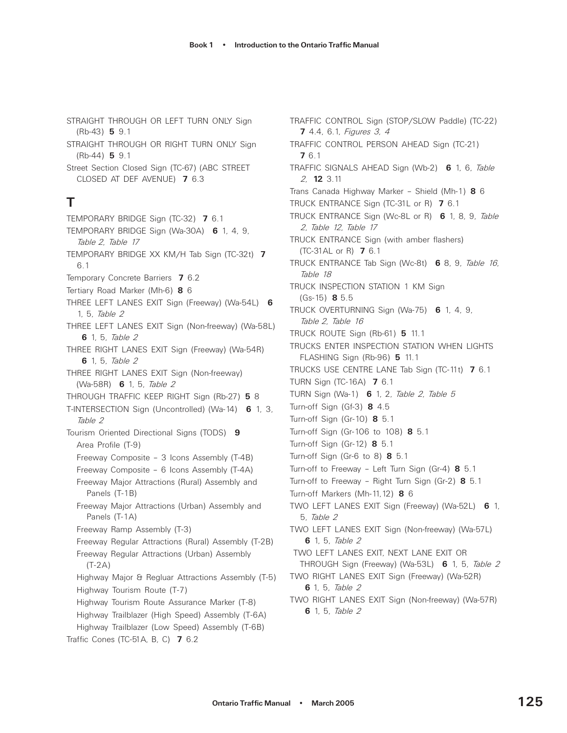STRAIGHT THROUGH OR LEFT TURN ONLY Sign (Rb-43) **5** 9.1

STRAIGHT THROUGH OR RIGHT TURN ONLY Sign (Rb-44) **5** 9.1

Street Section Closed Sign (TC-67) (ABC STREET CLOSED AT DEF AVENUE) **7** 6.3

## T

TEMPORARY BRIDGE Sign (TC-32) **7** 6.1

TEMPORARY BRIDGE Sign (Wa-30A) **6** 1, 4, 9, *Table 2*, *Table 17*

TEMPORARY BRIDGE XX KM/H Tab Sign (TC-32t) **7** 6.1

Temporary Concrete Barriers **7** 6.2

Tertiary Road Marker (Mh-6) **8** 6

THREE LEFT LANES EXIT Sign (Freeway) (Wa-54L) **6** 1, 5, *Table 2*

THREE LEFT LANES EXIT Sign (Non-freeway) (Wa-58L) **6** 1, 5, *Table 2*

THREE RIGHT LANES EXIT Sign (Freeway) (Wa-54R) **6** 1, 5, *Table 2*

THREE RIGHT LANES EXIT Sign (Non-freeway) (Wa-58R) **6** 1, 5, *Table 2*

THROUGH TRAFFIC KEEP RIGHT Sign (Rb-27) **5** 8

T-INTERSECTION Sign (Uncontrolled) (Wa-14) **6** 1, 3, *Table 2*

Tourism Oriented Directional Signs (TODS) **9**

- Area Profile (T-9)
- Freeway Composite – 3 Icons Assembly (T-4B)
- Freeway Composite – 6 Icons Assembly (T-4A)
- Freeway Major Attractions (Rural) Assembly and Panels (T-1B)
- Freeway Major Attractions (Urban) Assembly and Panels (T-1A)
- Freeway Ramp Assembly (T-3)
- Freeway Regular Attractions (Rural) Assembly (T-2B)
- Freeway Regular Attractions (Urban) Assembly (T-2A)
- Highway Major & Regluar Attractions Assembly (T-5)
- Highway Tourism Route (T-7)
- Highway Tourism Route Assurance Marker (T-8)
- Highway Trailblazer (High Speed) Assembly (T-6A)
- Highway Trailblazer (Low Speed) Assembly (T-6B)

Traffic Cones (TC-51A, B, C) **7** 6.2

TRAFFIC CONTROL Sign (STOP/SLOW Paddle) (TC-22) **7** 4.4, 6.1, *Figures 3, 4*

TRAFFIC CONTROL PERSON AHEAD Sign (TC-21) **7** 6.1

TRAFFIC SIGNALS AHEAD Sign (Wb-2) **6** 1, 6, *Table 2*, **12** 3.11

Trans Canada Highway Marker – Shield (Mh-1) **8** 6

TRUCK ENTRANCE Sign (TC-31L or R) **7** 6.1

TRUCK ENTRANCE Sign (Wc-8L or R) **6** 1, 8, 9, *Table 2*, *Table 12*, *Table 17*

TRUCK ENTRANCE Sign (with amber flashers) (TC-31AL or R) **7** 6.1

TRUCK ENTRANCE Tab Sign (Wc-8t) **6** 8, 9, *Table 16*, *Table 18*

TRUCK INSPECTION STATION 1 KM Sign (Gs-15) **8** 5.5

TRUCK OVERTURNING Sign (Wa-75) **6** 1, 4, 9, *Table 2*, *Table 16*

TRUCK ROUTE Sign (Rb-61) **5** 11.1

TRUCKS ENTER INSPECTION STATION WHEN LIGHTS FLASHING Sign (Rb-96) **5** 11.1

TRUCKS USE CENTRE LANE Tab Sign (TC-11t) **7** 6.1

TURN Sign (TC-16A) **7** 6.1

TURN Sign (Wa-1) **6** 1, 2, *Table 2*, *Table 5*

Turn-off Sign (Gf-3) **8** 4.5

Turn-off Sign (Gr-10) **8** 5.1

Turn-off Sign (Gr-106 to 108) **8** 5.1

Turn-off Sign (Gr-12) **8** 5.1

Turn-off Sign (Gr-6 to 8) **8** 5.1

Turn-off to Freeway – Left Turn Sign (Gr-4) **8** 5.1

Turn-off to Freeway – Right Turn Sign (Gr-2) **8** 5.1

Turn-off Markers (Mh-11,12) **8** 6

TWO LEFT LANES EXIT Sign (Freeway) (Wa-52L) **6** 1, 5, *Table 2*

TWO LEFT LANES EXIT Sign (Non-freeway) (Wa-57L) **6** 1, 5, *Table 2*

TWO LEFT LANES EXIT, NEXT LANE EXIT OR THROUGH Sign (Freeway) (Wa-53L) **6** 1, 5, *Table 2*

TWO RIGHT LANES EXIT Sign (Freeway) (Wa-52R) **6** 1, 5, *Table 2*

TWO RIGHT LANES EXIT Sign (Non-freeway) (Wa-57R) **6** 1, 5, *Table 2*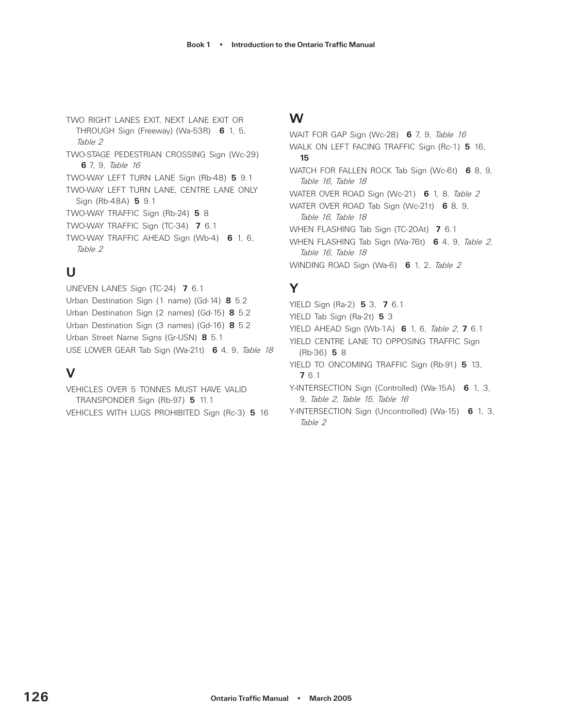TWO RIGHT LANES EXIT, NEXT LANE EXIT OR THROUGH Sign (Freeway) (Wa-53R) **6** 1, 5, *Table 2*

TWO-STAGE PEDESTRIAN CROSSING Sign (Wc-29) **6** 7, 9, *Table 16*

TWO-WAY LEFT TURN LANE Sign (Rb-48) **5** 9.1

TWO-WAY LEFT TURN LANE, CENTRE LANE ONLY Sign (Rb-48A) **5** 9.1

TWO-WAY TRAFFIC Sign (Rb-24) **5** 8

TWO-WAY TRAFFIC Sign (TC-34) **7** 6.1

TWO-WAY TRAFFIC AHEAD Sign (Wb-4) **6** 1, 6, *Table 2*

## U

UNEVEN LANES Sign (TC-24) **7** 6.1

Urban Destination Sign (1 name) (Gd-14) **8** 5.2

Urban Destination Sign (2 names) (Gd-15) **8** 5.2

Urban Destination Sign (3 names) (Gd-16) **8** 5.2

Urban Street Name Signs (Gr-USN) **8** 5.1

USE LOWER GEAR Tab Sign (Wa-21t) **6** 4, 9, *Table 18*

## V

VEHICLES OVER 5 TONNES MUST HAVE VALID TRANSPONDER Sign (Rb-97) **5** 11.1

VEHICLES WITH LUGS PROHIBITED Sign (Rc-3) **5** 16

## W

WAIT FOR GAP Sign (Wc-28) **6** 7, 9, *Table 16*

WALK ON LEFT FACING TRAFFIC Sign (Rc-1) **5** 16, **15**

WATCH FOR FALLEN ROCK Tab Sign (Wc-6t) **6** 8, 9, *Table 16*, *Table 18*

WATER OVER ROAD Sign (Wc-21) **6** 1, 8, *Table 2*

WATER OVER ROAD Tab Sign (Wc-21t) **6** 8, 9, *Table 16*, *Table 18*

WHEN FLASHING Tab Sign (TC-20At) **7** 6.1

WHEN FLASHING Tab Sign (Wa-76t) **6** 4, 9, *Table 2*, *Table 16*, *Table 18*

WINDING ROAD Sign (Wa-6) **6** 1, 2, *Table 2*

## Y

YIELD Sign (Ra-2) **5** 3, **7** 6.1

YIELD Tab Sign (Ra-2t) **5** 3

YIELD AHEAD Sign (Wb-1A) **6** 1, 6, *Table 2*, **7** 6.1

YIELD CENTRE LANE TO OPPOSING TRAFFIC Sign (Rb-36) **5** 8

YIELD TO ONCOMING TRAFFIC Sign (Rb-91) **5** 13, **7** 6.1

Y-INTERSECTION Sign (Controlled) (Wa-15A) **6** 1, 3, 9, *Table 2*, *Table 15*, *Table 16*

Y-INTERSECTION Sign (Uncontrolled) (Wa-15) **6** 1, 3, *Table 2*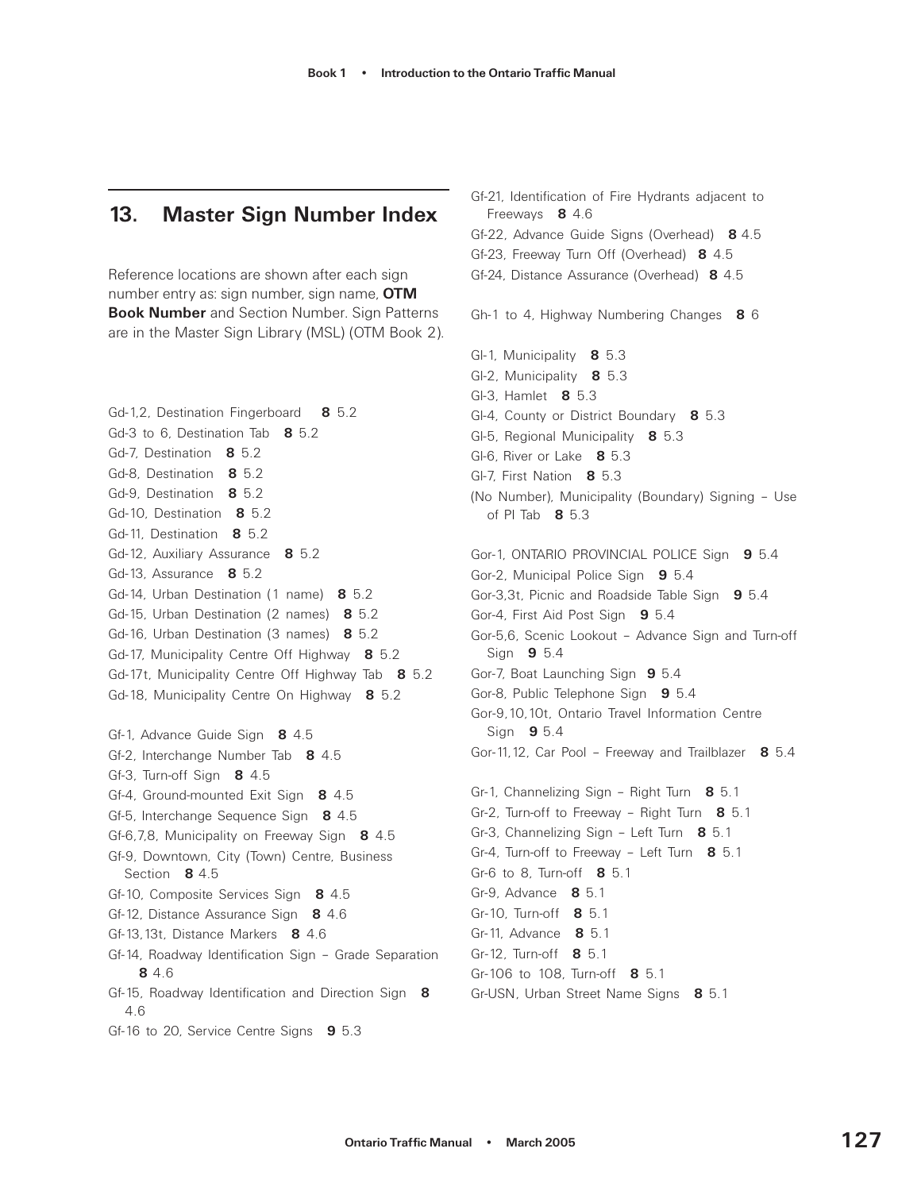## 13. Master Sign Number Index

Reference locations are shown after each sign number entry as: sign number, sign name, **OTM Book Number** and Section Number. Sign Patterns are in the Master Sign Library (MSL) (OTM Book 2).

Gd-1,2, Destination Fingerboard **8** 5.2
Gd-3 to 6, Destination Tab **8** 5.2
Gd-7, Destination **8** 5.2
Gd-8, Destination **8** 5.2
Gd-9, Destination **8** 5.2
Gd-10, Destination **8** 5.2
Gd-11, Destination **8** 5.2
Gd-12, Auxiliary Assurance **8** 5.2
Gd-13, Assurance **8** 5.2
Gd-14, Urban Destination (1 name) **8** 5.2
Gd-15, Urban Destination (2 names) **8** 5.2
Gd-16, Urban Destination (3 names) **8** 5.2
Gd-17, Municipality Centre Off Highway **8** 5.2
Gd-17t, Municipality Centre Off Highway Tab **8** 5.2
Gd-18, Municipality Centre On Highway **8** 5.2

Gf-1, Advance Guide Sign **8** 4.5
Gf-2, Interchange Number Tab **8** 4.5
Gf-3, Turn-off Sign **8** 4.5
Gf-4, Ground-mounted Exit Sign **8** 4.5
Gf-5, Interchange Sequence Sign **8** 4.5
Gf-6,7,8, Municipality on Freeway Sign **8** 4.5
Gf-9, Downtown, City (Town) Centre, Business Section **8** 4.5
Gf-10, Composite Services Sign **8** 4.5
Gf-12, Distance Assurance Sign **8** 4.6
Gf-13,13t, Distance Markers **8** 4.6
Gf-14, Roadway Identification Sign – Grade Separation **8** 4.6
Gf-15, Roadway Identification and Direction Sign **8** 4.6
Gf-16 to 20, Service Centre Signs **9** 5.3
Gf-21, Identification of Fire Hydrants adjacent to Freeways **8** 4.6
Gf-22, Advance Guide Signs (Overhead) **8** 4.5
Gf-23, Freeway Turn Off (Overhead) **8** 4.5
Gf-24, Distance Assurance (Overhead) **8** 4.5

Gh-1 to 4, Highway Numbering Changes **8** 6

Gl-1, Municipality **8** 5.3
Gl-2, Municipality **8** 5.3
Gl-3, Hamlet **8** 5.3
Gl-4, County or District Boundary **8** 5.3
Gl-5, Regional Municipality **8** 5.3
Gl-6, River or Lake **8** 5.3
Gl-7, First Nation **8** 5.3
(No Number), Municipality (Boundary) Signing – Use of Pl Tab **8** 5.3

Gor-1, ONTARIO PROVINCIAL POLICE Sign **9** 5.4
Gor-2, Municipal Police Sign **9** 5.4
Gor-3,3t, Picnic and Roadside Table Sign **9** 5.4
Gor-4, First Aid Post Sign **9** 5.4
Gor-5,6, Scenic Lookout – Advance Sign and Turn-off Sign **9** 5.4
Gor-7, Boat Launching Sign **9** 5.4
Gor-8, Public Telephone Sign **9** 5.4
Gor-9,10,10t, Ontario Travel Information Centre Sign **9** 5.4
Gor-11,12, Car Pool – Freeway and Trailblazer **8** 5.4

Gr-1, Channelizing Sign – Right Turn **8** 5.1
Gr-2, Turn-off to Freeway – Right Turn **8** 5.1
Gr-3, Channelizing Sign – Left Turn **8** 5.1
Gr-4, Turn-off to Freeway – Left Turn **8** 5.1
Gr-6 to 8, Turn-off **8** 5.1
Gr-9, Advance **8** 5.1
Gr-10, Turn-off **8** 5.1
Gr-11, Advance **8** 5.1
Gr-12, Turn-off **8** 5.1
Gr-106 to 108, Turn-off **8** 5.1
Gr-USN, Urban Street Name Signs **8** 5.1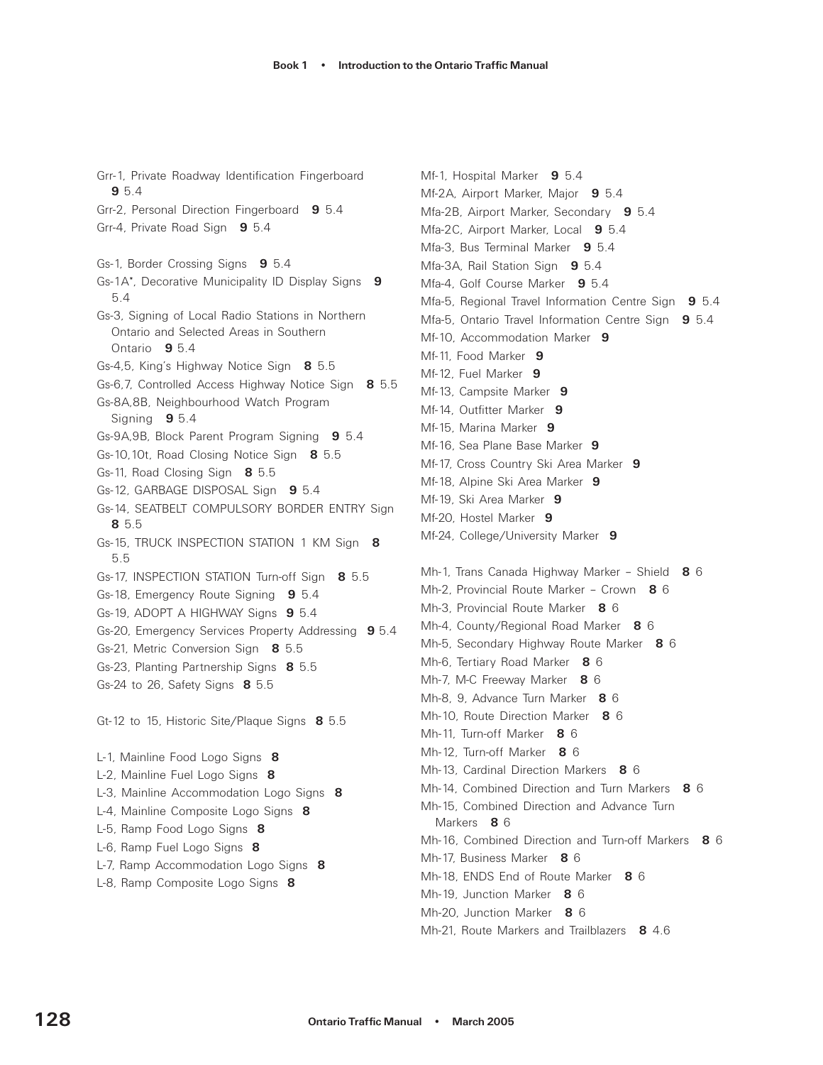Grr-1, Private Roadway Identification Fingerboard **9** 5.4
Grr-2, Personal Direction Fingerboard **9** 5.4
Grr-4, Private Road Sign **9** 5.4

Gs-1, Border Crossing Signs **9** 5.4
Gs-1A*, Decorative Municipality ID Display Signs **9** 5.4
Gs-3, Signing of Local Radio Stations in Northern Ontario and Selected Areas in Southern Ontario **9** 5.4
Gs-4,5, King's Highway Notice Sign **8** 5.5
Gs-6,7, Controlled Access Highway Notice Sign **8** 5.5
Gs-8A,8B, Neighbourhood Watch Program Signing **9** 5.4
Gs-9A,9B, Block Parent Program Signing **9** 5.4
Gs-10,10t, Road Closing Notice Sign **8** 5.5
Gs-11, Road Closing Sign **8** 5.5
Gs-12, GARBAGE DISPOSAL Sign **9** 5.4
Gs-14, SEATBELT COMPULSORY BORDER ENTRY Sign **8** 5.5
Gs-15, TRUCK INSPECTION STATION 1 KM Sign **8** 5.5
Gs-17, INSPECTION STATION Turn-off Sign **8** 5.5
Gs-18, Emergency Route Signing **9** 5.4
Gs-19, ADOPT A HIGHWAY Signs **9** 5.4
Gs-20, Emergency Services Property Addressing **9** 5.4
Gs-21, Metric Conversion Sign **8** 5.5
Gs-23, Planting Partnership Signs **8** 5.5
Gs-24 to 26, Safety Signs **8** 5.5

Gt-12 to 15, Historic Site/Plaque Signs **8** 5.5

L-1, Mainline Food Logo Signs **8**
L-2, Mainline Fuel Logo Signs **8**
L-3, Mainline Accommodation Logo Signs **8**
L-4, Mainline Composite Logo Signs **8**
L-5, Ramp Food Logo Signs **8**
L-6, Ramp Fuel Logo Signs **8**
L-7, Ramp Accommodation Logo Signs **8**
L-8, Ramp Composite Logo Signs **8**

Mf-1, Hospital Marker **9** 5.4
Mf-2A, Airport Marker, Major **9** 5.4
Mfa-2B, Airport Marker, Secondary **9** 5.4
Mfa-2C, Airport Marker, Local **9** 5.4
Mfa-3, Bus Terminal Marker **9** 5.4
Mfa-3A, Rail Station Sign **9** 5.4
Mfa-4, Golf Course Marker **9** 5.4
Mfa-5, Regional Travel Information Centre Sign **9** 5.4
Mfa-5, Ontario Travel Information Centre Sign **9** 5.4
Mf-10, Accommodation Marker **9**
Mf-11, Food Marker **9**
Mf-12, Fuel Marker **9**
Mf-13, Campsite Marker **9**
Mf-14, Outfitter Marker **9**
Mf-15, Marina Marker **9**
Mf-16, Sea Plane Base Marker **9**
Mf-17, Cross Country Ski Area Marker **9**
Mf-18, Alpine Ski Area Marker **9**
Mf-19, Ski Area Marker **9**
Mf-20, Hostel Marker **9**
Mf-24, College/University Marker **9**

Mh-1, Trans Canada Highway Marker – Shield **8** 6
Mh-2, Provincial Route Marker – Crown **8** 6
Mh-3, Provincial Route Marker **8** 6
Mh-4, County/Regional Road Marker **8** 6
Mh-5, Secondary Highway Route Marker **8** 6
Mh-6, Tertiary Road Marker **8** 6
Mh-7, M-C Freeway Marker **8** 6
Mh-8, 9, Advance Turn Marker **8** 6
Mh-10, Route Direction Marker **8** 6
Mh-11, Turn-off Marker **8** 6
Mh-12, Turn-off Marker **8** 6
Mh-13, Cardinal Direction Markers **8** 6
Mh-14, Combined Direction and Turn Markers **8** 6
Mh-15, Combined Direction and Advance Turn Markers **8** 6
Mh-16, Combined Direction and Turn-off Markers **8** 6
Mh-17, Business Marker **8** 6
Mh-18, ENDS End of Route Marker **8** 6
Mh-19, Junction Marker **8** 6
Mh-20, Junction Marker **8** 6
Mh-21, Route Markers and Trailblazers **8** 4.6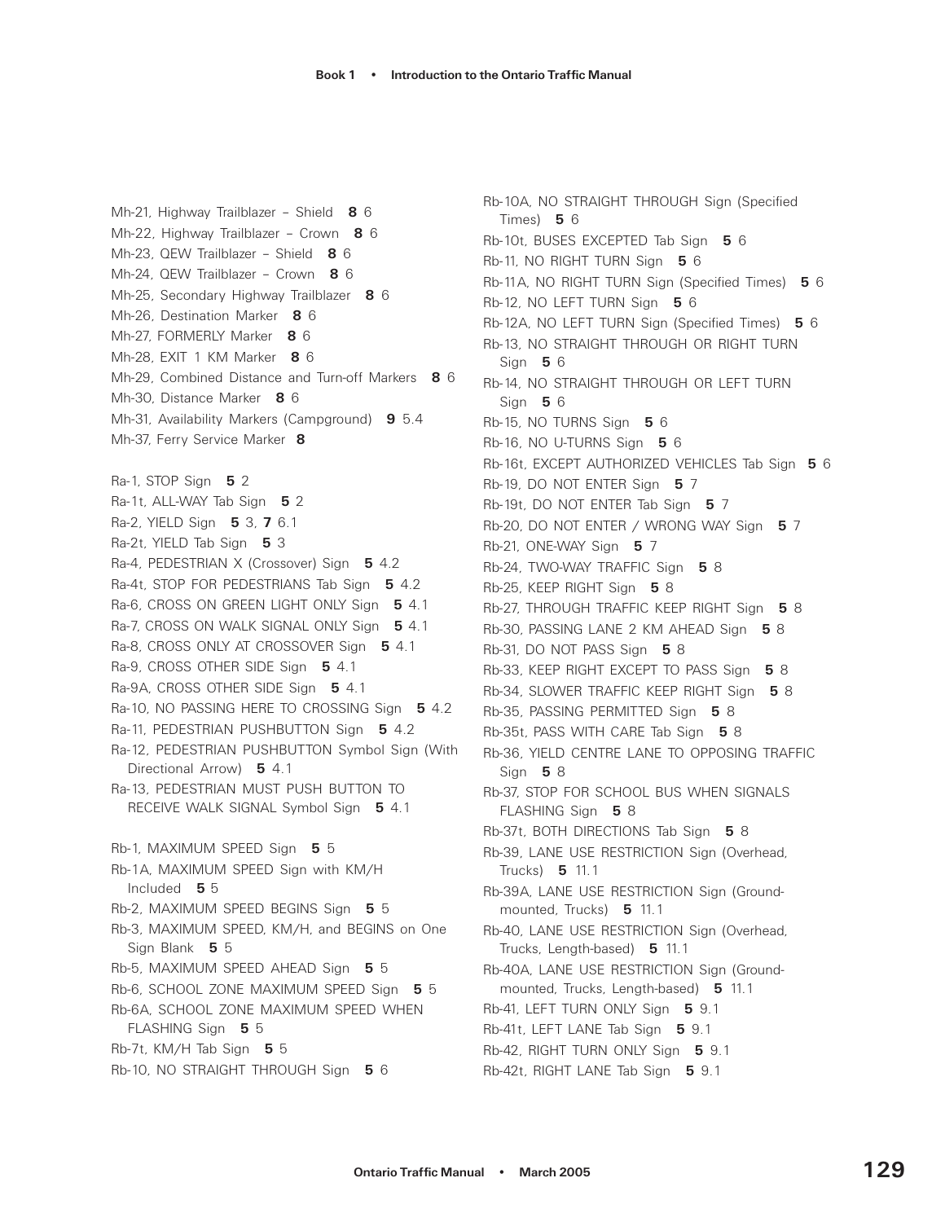Mh-21, Highway Trailblazer – Shield **8** 6
Mh-22, Highway Trailblazer – Crown **8** 6
Mh-23, QEW Trailblazer – Shield **8** 6
Mh-24, QEW Trailblazer – Crown **8** 6
Mh-25, Secondary Highway Trailblazer **8** 6
Mh-26, Destination Marker **8** 6
Mh-27, FORMERLY Marker **8** 6
Mh-28, EXIT 1 KM Marker **8** 6
Mh-29, Combined Distance and Turn-off Markers **8** 6
Mh-30, Distance Marker **8** 6
Mh-31, Availability Markers (Campground) **9** 5.4
Mh-37, Ferry Service Marker **8**

Ra-1, STOP Sign **5** 2
Ra-1t, ALL-WAY Tab Sign **5** 2
Ra-2, YIELD Sign **5** 3, **7** 6.1
Ra-2t, YIELD Tab Sign **5** 3
Ra-4, PEDESTRIAN X (Crossover) Sign **5** 4.2
Ra-4t, STOP FOR PEDESTRIANS Tab Sign **5** 4.2
Ra-6, CROSS ON GREEN LIGHT ONLY Sign **5** 4.1
Ra-7, CROSS ON WALK SIGNAL ONLY Sign **5** 4.1
Ra-8, CROSS ONLY AT CROSSOVER Sign **5** 4.1
Ra-9, CROSS OTHER SIDE Sign **5** 4.1
Ra-9A, CROSS OTHER SIDE Sign **5** 4.1
Ra-10, NO PASSING HERE TO CROSSING Sign **5** 4.2
Ra-11, PEDESTRIAN PUSHBUTTON Sign **5** 4.2
Ra-12, PEDESTRIAN PUSHBUTTON Symbol Sign (With Directional Arrow) **5** 4.1
Ra-13, PEDESTRIAN MUST PUSH BUTTON TO RECEIVE WALK SIGNAL Symbol Sign **5** 4.1

Rb-1, MAXIMUM SPEED Sign **5** 5
Rb-1A, MAXIMUM SPEED Sign with KM/H Included **5** 5
Rb-2, MAXIMUM SPEED BEGINS Sign **5** 5
Rb-3, MAXIMUM SPEED, KM/H, and BEGINS on One Sign Blank **5** 5
Rb-5, MAXIMUM SPEED AHEAD Sign **5** 5
Rb-6, SCHOOL ZONE MAXIMUM SPEED Sign **5** 5
Rb-6A, SCHOOL ZONE MAXIMUM SPEED WHEN FLASHING Sign **5** 5
Rb-7t, KM/H Tab Sign **5** 5
Rb-10, NO STRAIGHT THROUGH Sign **5** 6
Rb-10A, NO STRAIGHT THROUGH Sign (Specified Times) **5** 6
Rb-10t, BUSES EXCEPTED Tab Sign **5** 6
Rb-11, NO RIGHT TURN Sign **5** 6
Rb-11A, NO RIGHT TURN Sign (Specified Times) **5** 6
Rb-12, NO LEFT TURN Sign **5** 6
Rb-12A, NO LEFT TURN Sign (Specified Times) **5** 6
Rb-13, NO STRAIGHT THROUGH OR RIGHT TURN Sign **5** 6
Rb-14, NO STRAIGHT THROUGH OR LEFT TURN Sign **5** 6
Rb-15, NO TURNS Sign **5** 6
Rb-16, NO U-TURNS Sign **5** 6
Rb-16t, EXCEPT AUTHORIZED VEHICLES Tab Sign **5** 6
Rb-19, DO NOT ENTER Sign **5** 7
Rb-19t, DO NOT ENTER Tab Sign **5** 7
Rb-20, DO NOT ENTER / WRONG WAY Sign **5** 7
Rb-21, ONE-WAY Sign **5** 7
Rb-24, TWO-WAY TRAFFIC Sign **5** 8
Rb-25, KEEP RIGHT Sign **5** 8
Rb-27, THROUGH TRAFFIC KEEP RIGHT Sign **5** 8
Rb-30, PASSING LANE 2 KM AHEAD Sign **5** 8
Rb-31, DO NOT PASS Sign **5** 8
Rb-33, KEEP RIGHT EXCEPT TO PASS Sign **5** 8
Rb-34, SLOWER TRAFFIC KEEP RIGHT Sign **5** 8
Rb-35, PASSING PERMITTED Sign **5** 8
Rb-35t, PASS WITH CARE Tab Sign **5** 8
Rb-36, YIELD CENTRE LANE TO OPPOSING TRAFFIC Sign **5** 8
Rb-37, STOP FOR SCHOOL BUS WHEN SIGNALS FLASHING Sign **5** 8
Rb-37t, BOTH DIRECTIONS Tab Sign **5** 8
Rb-39, LANE USE RESTRICTION Sign (Overhead, Trucks) **5** 11.1
Rb-39A, LANE USE RESTRICTION Sign (Ground-mounted, Trucks) **5** 11.1
Rb-40, LANE USE RESTRICTION Sign (Overhead, Trucks, Length-based) **5** 11.1
Rb-40A, LANE USE RESTRICTION Sign (Ground-mounted, Trucks, Length-based) **5** 11.1
Rb-41, LEFT TURN ONLY Sign **5** 9.1
Rb-41t, LEFT LANE Tab Sign **5** 9.1
Rb-42, RIGHT TURN ONLY Sign **5** 9.1
Rb-42t, RIGHT LANE Tab Sign **5** 9.1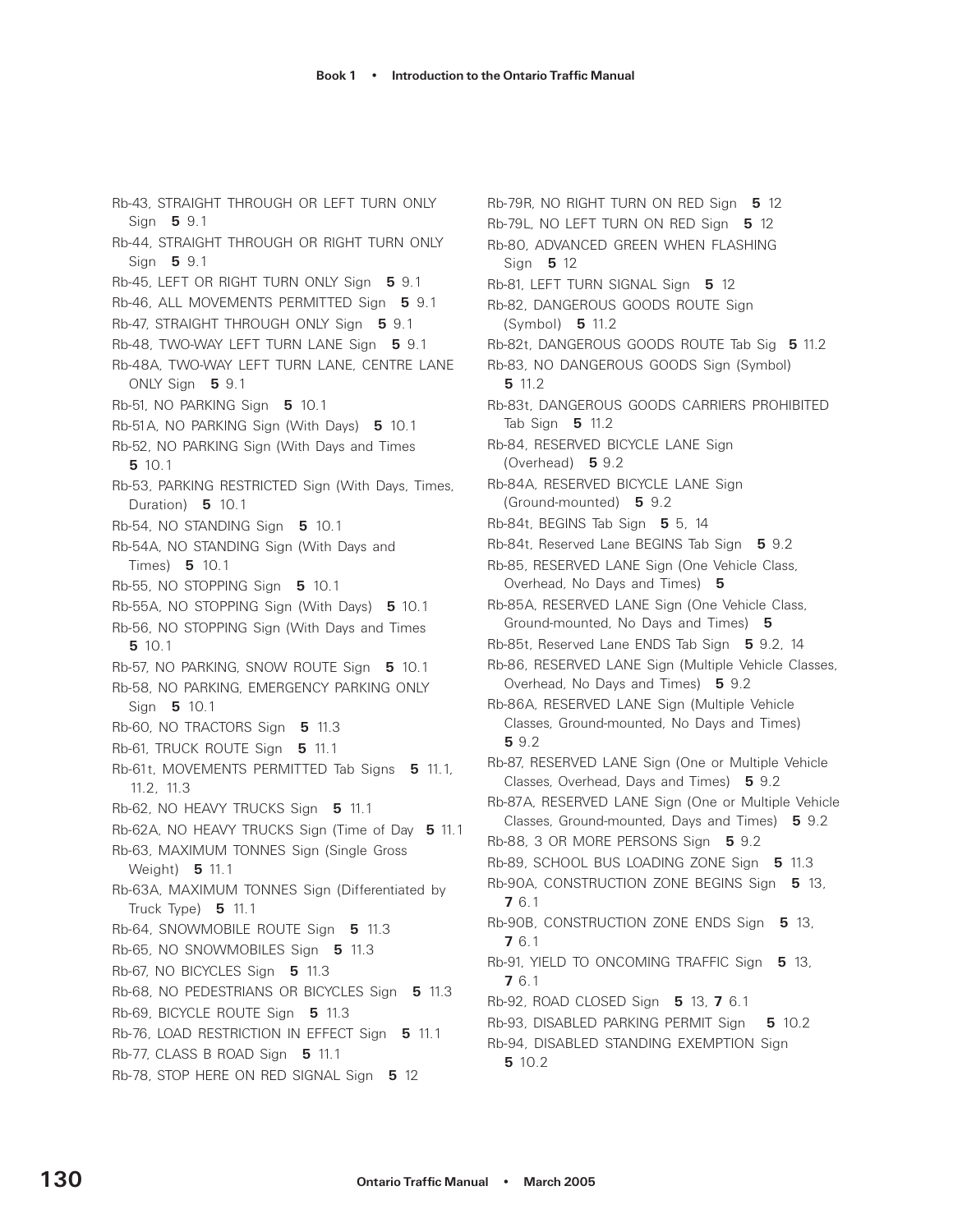Rb-43, STRAIGHT THROUGH OR LEFT TURN ONLY Sign **5** 9.1

Rb-44, STRAIGHT THROUGH OR RIGHT TURN ONLY Sign **5** 9.1

Rb-45, LEFT OR RIGHT TURN ONLY Sign **5** 9.1

Rb-46, ALL MOVEMENTS PERMITTED Sign **5** 9.1

Rb-47, STRAIGHT THROUGH ONLY Sign **5** 9.1

Rb-48, TWO-WAY LEFT TURN LANE Sign **5** 9.1

Rb-48A, TWO-WAY LEFT TURN LANE, CENTRE LANE ONLY Sign **5** 9.1

Rb-51, NO PARKING Sign **5** 10.1

Rb-51A, NO PARKING Sign (With Days) **5** 10.1

Rb-52, NO PARKING Sign (With Days and Times **5** 10.1

Rb-53, PARKING RESTRICTED Sign (With Days, Times, Duration) **5** 10.1

Rb-54, NO STANDING Sign **5** 10.1

Rb-54A, NO STANDING Sign (With Days and Times) **5** 10.1

Rb-55, NO STOPPING Sign **5** 10.1

Rb-55A, NO STOPPING Sign (With Days) **5** 10.1

Rb-56, NO STOPPING Sign (With Days and Times **5** 10.1

Rb-57, NO PARKING, SNOW ROUTE Sign **5** 10.1

Rb-58, NO PARKING, EMERGENCY PARKING ONLY Sign **5** 10.1

Rb-60, NO TRACTORS Sign **5** 11.3

Rb-61, TRUCK ROUTE Sign **5** 11.1

Rb-61t, MOVEMENTS PERMITTED Tab Signs **5** 11.1, 11.2, 11.3

Rb-62, NO HEAVY TRUCKS Sign **5** 11.1

Rb-62A, NO HEAVY TRUCKS Sign (Time of Day **5** 11.1

Rb-63, MAXIMUM TONNES Sign (Single Gross Weight) **5** 11.1

Rb-63A, MAXIMUM TONNES Sign (Differentiated by Truck Type) **5** 11.1

Rb-64, SNOWMOBILE ROUTE Sign **5** 11.3

Rb-65, NO SNOWMOBILES Sign **5** 11.3

Rb-67, NO BICYCLES Sign **5** 11.3

Rb-68, NO PEDESTRIANS OR BICYCLES Sign **5** 11.3

Rb-69, BICYCLE ROUTE Sign **5** 11.3

Rb-76, LOAD RESTRICTION IN EFFECT Sign **5** 11.1

Rb-77, CLASS B ROAD Sign **5** 11.1

Rb-78, STOP HERE ON RED SIGNAL Sign **5** 12

Rb-79R, NO RIGHT TURN ON RED Sign **5** 12

Rb-79L, NO LEFT TURN ON RED Sign **5** 12

Rb-80, ADVANCED GREEN WHEN FLASHING Sign **5** 12

Rb-81, LEFT TURN SIGNAL Sign **5** 12

Rb-82, DANGEROUS GOODS ROUTE Sign (Symbol) **5** 11.2

Rb-82t, DANGEROUS GOODS ROUTE Tab Sig **5** 11.2

Rb-83, NO DANGEROUS GOODS Sign (Symbol) **5** 11.2

Rb-83t, DANGEROUS GOODS CARRIERS PROHIBITED Tab Sign **5** 11.2

Rb-84, RESERVED BICYCLE LANE Sign (Overhead) **5** 9.2

Rb-84A, RESERVED BICYCLE LANE Sign (Ground-mounted) **5** 9.2

Rb-84t, BEGINS Tab Sign **5** 5, 14

Rb-84t, Reserved Lane BEGINS Tab Sign **5** 9.2

Rb-85, RESERVED LANE Sign (One Vehicle Class, Overhead, No Days and Times) **5**

Rb-85A, RESERVED LANE Sign (One Vehicle Class, Ground-mounted, No Days and Times) **5**

Rb-85t, Reserved Lane ENDS Tab Sign **5** 9.2, 14

Rb-86, RESERVED LANE Sign (Multiple Vehicle Classes, Overhead, No Days and Times) **5** 9.2

Rb-86A, RESERVED LANE Sign (Multiple Vehicle Classes, Ground-mounted, No Days and Times) **5** 9.2

Rb-87, RESERVED LANE Sign (One or Multiple Vehicle Classes, Overhead, Days and Times) **5** 9.2

Rb-87A, RESERVED LANE Sign (One or Multiple Vehicle Classes, Ground-mounted, Days and Times) **5** 9.2

Rb-88, 3 OR MORE PERSONS Sign **5** 9.2

Rb-89, SCHOOL BUS LOADING ZONE Sign **5** 11.3

Rb-90A, CONSTRUCTION ZONE BEGINS Sign **5** 13, **7** 6.1

Rb-90B, CONSTRUCTION ZONE ENDS Sign **5** 13, **7** 6.1

Rb-91, YIELD TO ONCOMING TRAFFIC Sign **5** 13, **7** 6.1

Rb-92, ROAD CLOSED Sign **5** 13, **7** 6.1

Rb-93, DISABLED PARKING PERMIT Sign **5** 10.2

Rb-94, DISABLED STANDING EXEMPTION Sign **5** 10.2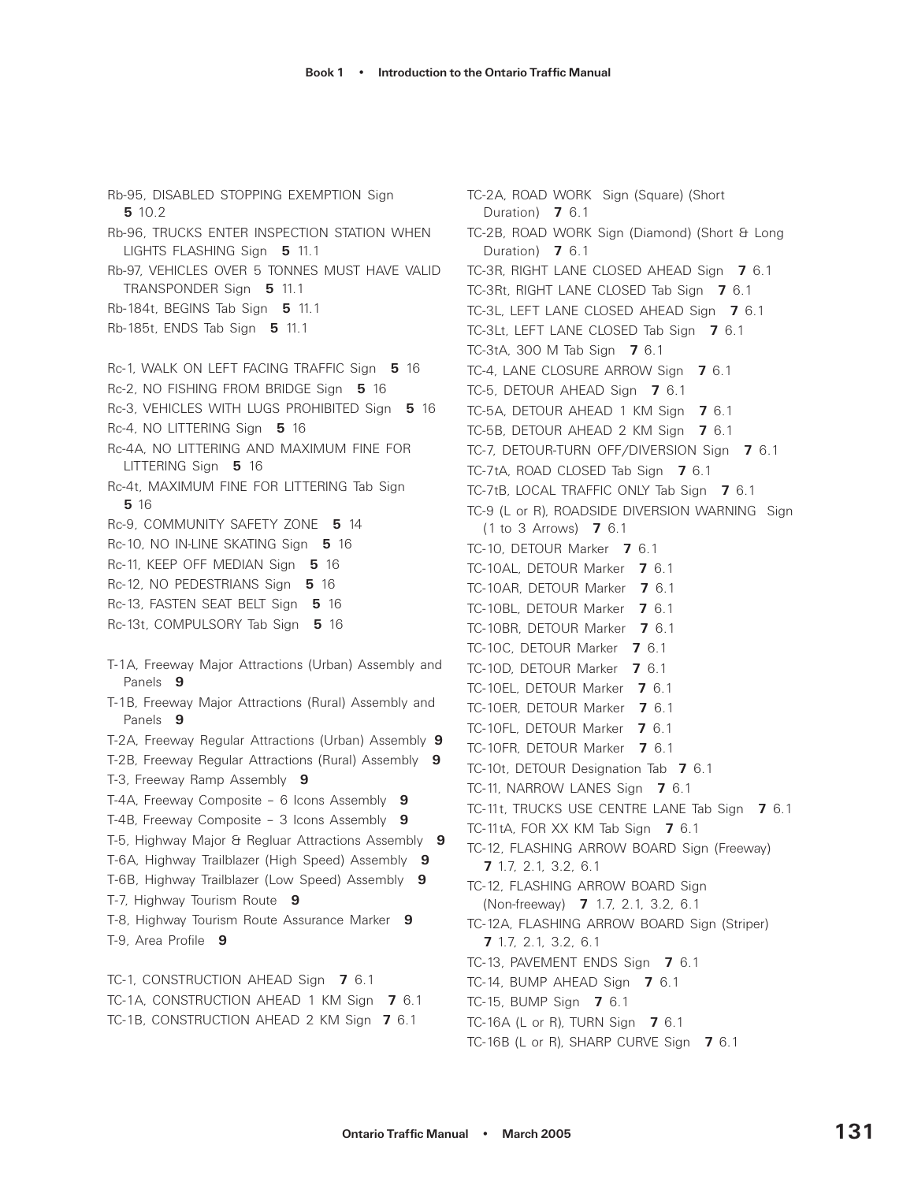Rb-95, DISABLED STOPPING EXEMPTION Sign **5** 10.2

Rb-96, TRUCKS ENTER INSPECTION STATION WHEN LIGHTS FLASHING Sign **5** 11.1

Rb-97, VEHICLES OVER 5 TONNES MUST HAVE VALID TRANSPONDER Sign **5** 11.1

Rb-184t, BEGINS Tab Sign **5** 11.1

Rb-185t, ENDS Tab Sign **5** 11.1

Rc-1, WALK ON LEFT FACING TRAFFIC Sign **5** 16

Rc-2, NO FISHING FROM BRIDGE Sign **5** 16

Rc-3, VEHICLES WITH LUGS PROHIBITED Sign **5** 16

Rc-4, NO LITTERING Sign **5** 16

Rc-4A, NO LITTERING AND MAXIMUM FINE FOR LITTERING Sign **5** 16

Rc-4t, MAXIMUM FINE FOR LITTERING Tab Sign **5** 16

Rc-9, COMMUNITY SAFETY ZONE **5** 14

Rc-10, NO IN-LINE SKATING Sign **5** 16

Rc-11, KEEP OFF MEDIAN Sign **5** 16

Rc-12, NO PEDESTRIANS Sign **5** 16

Rc-13, FASTEN SEAT BELT Sign **5** 16

Rc-13t, COMPULSORY Tab Sign **5** 16

T-1A, Freeway Major Attractions (Urban) Assembly and Panels **9**

T-1B, Freeway Major Attractions (Rural) Assembly and Panels **9**

T-2A, Freeway Regular Attractions (Urban) Assembly **9**

T-2B, Freeway Regular Attractions (Rural) Assembly **9**

T-3, Freeway Ramp Assembly **9**

T-4A, Freeway Composite – 6 Icons Assembly **9**

T-4B, Freeway Composite – 3 Icons Assembly **9**

T-5, Highway Major & Regluar Attractions Assembly **9**

T-6A, Highway Trailblazer (High Speed) Assembly **9**

T-6B, Highway Trailblazer (Low Speed) Assembly **9**

T-7, Highway Tourism Route **9**

T-8, Highway Tourism Route Assurance Marker **9**

T-9, Area Profile **9**

TC-1, CONSTRUCTION AHEAD Sign **7** 6.1

TC-1A, CONSTRUCTION AHEAD 1 KM Sign **7** 6.1

TC-1B, CONSTRUCTION AHEAD 2 KM Sign **7** 6.1

TC-2A, ROAD WORK Sign (Square) (Short Duration) **7** 6.1

TC-2B, ROAD WORK Sign (Diamond) (Short & Long Duration) **7** 6.1

TC-3R, RIGHT LANE CLOSED AHEAD Sign **7** 6.1

TC-3Rt, RIGHT LANE CLOSED Tab Sign **7** 6.1

TC-3L, LEFT LANE CLOSED AHEAD Sign **7** 6.1

TC-3Lt, LEFT LANE CLOSED Tab Sign **7** 6.1

TC-3tA, 300 M Tab Sign **7** 6.1

TC-4, LANE CLOSURE ARROW Sign **7** 6.1

TC-5, DETOUR AHEAD Sign **7** 6.1

TC-5A, DETOUR AHEAD 1 KM Sign **7** 6.1

TC-5B, DETOUR AHEAD 2 KM Sign **7** 6.1

TC-7, DETOUR-TURN OFF/DIVERSION Sign **7** 6.1

TC-7tA, ROAD CLOSED Tab Sign **7** 6.1

TC-7tB, LOCAL TRAFFIC ONLY Tab Sign **7** 6.1

TC-9 (L or R), ROADSIDE DIVERSION WARNING Sign (1 to 3 Arrows) **7** 6.1

TC-10, DETOUR Marker **7** 6.1

TC-10AL, DETOUR Marker **7** 6.1

TC-10AR, DETOUR Marker **7** 6.1

TC-10BL, DETOUR Marker **7** 6.1

TC-10BR, DETOUR Marker **7** 6.1

TC-10C, DETOUR Marker **7** 6.1

TC-10D, DETOUR Marker **7** 6.1

TC-10EL, DETOUR Marker **7** 6.1

TC-10ER, DETOUR Marker **7** 6.1

TC-10FL, DETOUR Marker **7** 6.1

TC-10FR, DETOUR Marker **7** 6.1

TC-10t, DETOUR Designation Tab **7** 6.1

TC-11, NARROW LANES Sign **7** 6.1

TC-11t, TRUCKS USE CENTRE LANE Tab Sign **7** 6.1

TC-11tA, FOR XX KM Tab Sign **7** 6.1

TC-12, FLASHING ARROW BOARD Sign (Freeway) **7** 1.7, 2.1, 3.2, 6.1

TC-12, FLASHING ARROW BOARD Sign (Non-freeway) **7** 1.7, 2.1, 3.2, 6.1

TC-12A, FLASHING ARROW BOARD Sign (Striper) **7** 1.7, 2.1, 3.2, 6.1

TC-13, PAVEMENT ENDS Sign **7** 6.1

TC-14, BUMP AHEAD Sign **7** 6.1

TC-15, BUMP Sign **7** 6.1

TC-16A (L or R), TURN Sign **7** 6.1

TC-16B (L or R), SHARP CURVE Sign **7** 6.1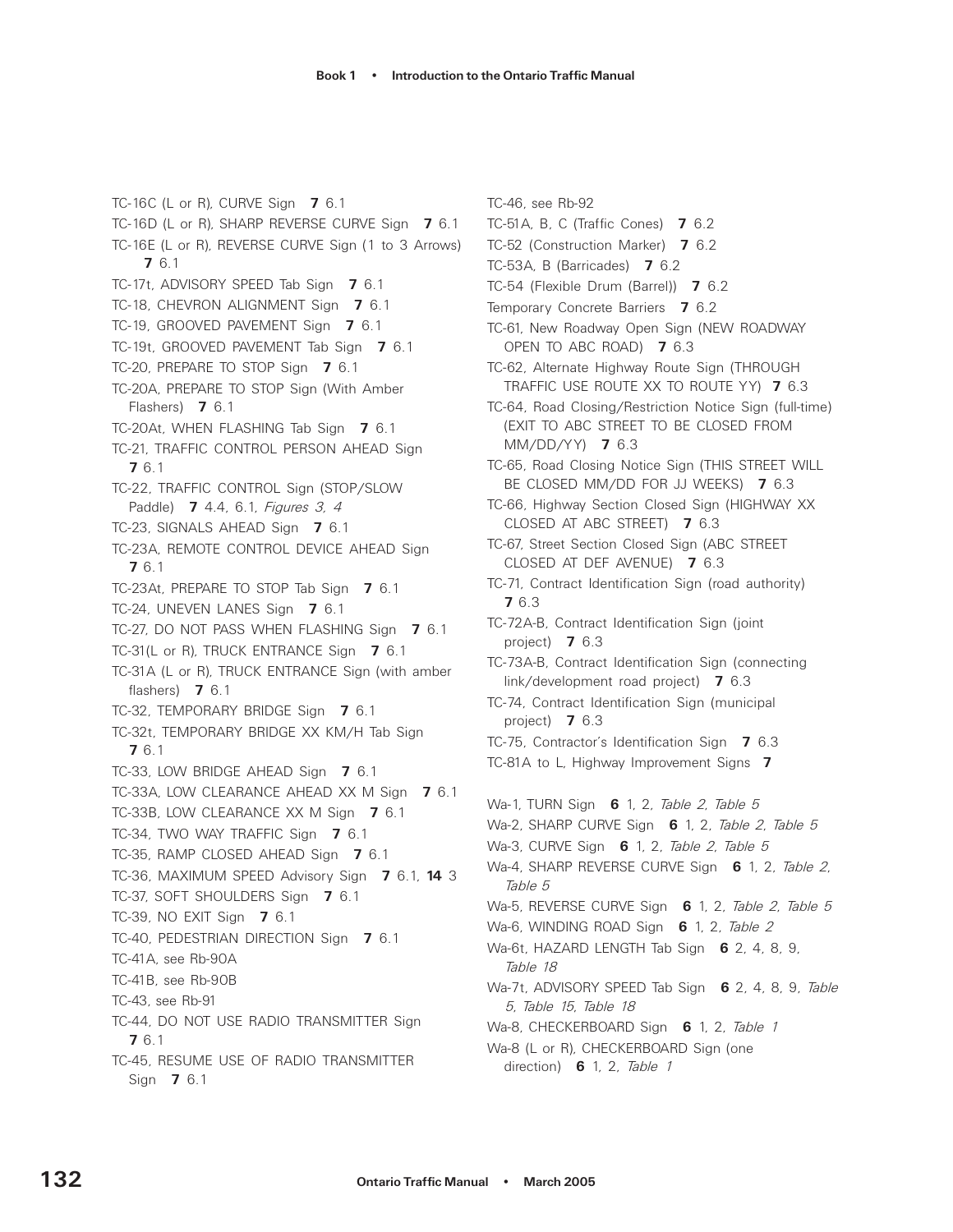TC-16C (L or R), CURVE Sign **7** 6.1

TC-16D (L or R), SHARP REVERSE CURVE Sign **7** 6.1

TC-16E (L or R), REVERSE CURVE Sign (1 to 3 Arrows) **7** 6.1

TC-17t, ADVISORY SPEED Tab Sign **7** 6.1

TC-18, CHEVRON ALIGNMENT Sign **7** 6.1

TC-19, GROOVED PAVEMENT Sign **7** 6.1

TC-19t, GROOVED PAVEMENT Tab Sign **7** 6.1

TC-20, PREPARE TO STOP Sign **7** 6.1

TC-20A, PREPARE TO STOP Sign (With Amber Flashers) **7** 6.1

TC-20At, WHEN FLASHING Tab Sign **7** 6.1

TC-21, TRAFFIC CONTROL PERSON AHEAD Sign **7** 6.1

TC-22, TRAFFIC CONTROL Sign (STOP/SLOW Paddle) **7** 4.4, 6.1, *Figures 3, 4*

TC-23, SIGNALS AHEAD Sign **7** 6.1

TC-23A, REMOTE CONTROL DEVICE AHEAD Sign **7** 6.1

TC-23At, PREPARE TO STOP Tab Sign **7** 6.1

TC-24, UNEVEN LANES Sign **7** 6.1

TC-27, DO NOT PASS WHEN FLASHING Sign **7** 6.1

TC-31(L or R), TRUCK ENTRANCE Sign **7** 6.1

TC-31A (L or R), TRUCK ENTRANCE Sign (with amber flashers) **7** 6.1

TC-32, TEMPORARY BRIDGE Sign **7** 6.1

TC-32t, TEMPORARY BRIDGE XX KM/H Tab Sign **7** 6.1

TC-33, LOW BRIDGE AHEAD Sign **7** 6.1

TC-33A, LOW CLEARANCE AHEAD XX M Sign **7** 6.1

TC-33B, LOW CLEARANCE XX M Sign **7** 6.1

TC-34, TWO WAY TRAFFIC Sign **7** 6.1

TC-35, RAMP CLOSED AHEAD Sign **7** 6.1

TC-36, MAXIMUM SPEED Advisory Sign **7** 6.1, **14** 3

TC-37, SOFT SHOULDERS Sign **7** 6.1

TC-39, NO EXIT Sign **7** 6.1

TC-40, PEDESTRIAN DIRECTION Sign **7** 6.1

TC-41A, see Rb-90A

TC-41B, see Rb-90B

TC-43, see Rb-91

TC-44, DO NOT USE RADIO TRANSMITTER Sign **7** 6.1

TC-45, RESUME USE OF RADIO TRANSMITTER Sign **7** 6.1

TC-46, see Rb-92

TC-51A, B, C (Traffic Cones) **7** 6.2

TC-52 (Construction Marker) **7** 6.2

TC-53A, B (Barricades) **7** 6.2

TC-54 (Flexible Drum (Barrel)) **7** 6.2

Temporary Concrete Barriers **7** 6.2

TC-61, New Roadway Open Sign (NEW ROADWAY OPEN TO ABC ROAD) **7** 6.3

TC-62, Alternate Highway Route Sign (THROUGH TRAFFIC USE ROUTE XX TO ROUTE YY) **7** 6.3

TC-64, Road Closing/Restriction Notice Sign (full-time) (EXIT TO ABC STREET TO BE CLOSED FROM MM/DD/YY) **7** 6.3

TC-65, Road Closing Notice Sign (THIS STREET WILL BE CLOSED MM/DD FOR JJ WEEKS) **7** 6.3

TC-66, Highway Section Closed Sign (HIGHWAY XX CLOSED AT ABC STREET) **7** 6.3

TC-67, Street Section Closed Sign (ABC STREET CLOSED AT DEF AVENUE) **7** 6.3

TC-71, Contract Identification Sign (road authority) **7** 6.3

TC-72A-B, Contract Identification Sign (joint project) **7** 6.3

TC-73A-B, Contract Identification Sign (connecting link/development road project) **7** 6.3

TC-74, Contract Identification Sign (municipal project) **7** 6.3

TC-75, Contractor's Identification Sign **7** 6.3

TC-81A to L, Highway Improvement Signs **7**

Wa-1, TURN Sign **6** 1, 2, *Table 2*, *Table 5*

Wa-2, SHARP CURVE Sign **6** 1, 2, *Table 2*, *Table 5*

Wa-3, CURVE Sign **6** 1, 2, *Table 2*, *Table 5*

Wa-4, SHARP REVERSE CURVE Sign **6** 1, 2, *Table 2*, *Table 5*

Wa-5, REVERSE CURVE Sign **6** 1, 2, *Table 2*, *Table 5*

Wa-6, WINDING ROAD Sign **6** 1, 2, *Table 2*

Wa-6t, HAZARD LENGTH Tab Sign **6** 2, 4, 8, 9, *Table 18*

Wa-7t, ADVISORY SPEED Tab Sign **6** 2, 4, 8, 9, *Table 5*, *Table 15*, *Table 18*

Wa-8, CHECKERBOARD Sign **6** 1, 2, *Table 1*

Wa-8 (L or R), CHECKERBOARD Sign (one direction) **6** 1, 2, *Table 1*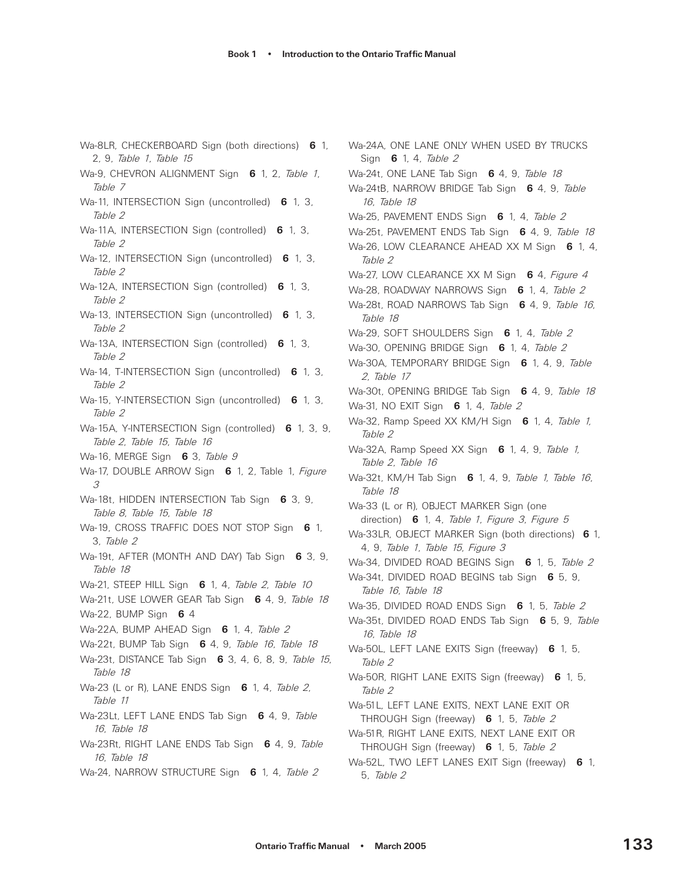Wa-8LR, CHECKERBOARD Sign (both directions) **6** 1, 2, 9, *Table 1*, *Table 15*

Wa-9, CHEVRON ALIGNMENT Sign **6** 1, 2, *Table 1*, *Table 7*

Wa-11, INTERSECTION Sign (uncontrolled) **6** 1, 3, *Table 2*

Wa-11A, INTERSECTION Sign (controlled) **6** 1, 3, *Table 2*

Wa-12, INTERSECTION Sign (uncontrolled) **6** 1, 3, *Table 2*

Wa-12A, INTERSECTION Sign (controlled) **6** 1, 3, *Table 2*

Wa-13, INTERSECTION Sign (uncontrolled) **6** 1, 3, *Table 2*

Wa-13A, INTERSECTION Sign (controlled) **6** 1, 3, *Table 2*

Wa-14, T-INTERSECTION Sign (uncontrolled) **6** 1, 3, *Table 2*

Wa-15, Y-INTERSECTION Sign (uncontrolled) **6** 1, 3, *Table 2*

Wa-15A, Y-INTERSECTION Sign (controlled) **6** 1, 3, 9, *Table 2*, *Table 15*, *Table 16*

Wa-16, MERGE Sign **6** 3, *Table 9*

Wa-17, DOUBLE ARROW Sign **6** 1, 2, Table 1, *Figure 3*

Wa-18t, HIDDEN INTERSECTION Tab Sign **6** 3, 9, *Table 8*, *Table 15*, *Table 18*

Wa-19, CROSS TRAFFIC DOES NOT STOP Sign **6** 1, 3, *Table 2*

Wa-19t, AFTER (MONTH AND DAY) Tab Sign **6** 3, 9, *Table 18*

Wa-21, STEEP HILL Sign **6** 1, 4, *Table 2*, *Table 10*

Wa-21t, USE LOWER GEAR Tab Sign **6** 4, 9, *Table 18*

Wa-22, BUMP Sign **6** 4

Wa-22A, BUMP AHEAD Sign **6** 1, 4, *Table 2*

Wa-22t, BUMP Tab Sign **6** 4, 9, *Table 16*, *Table 18*

Wa-23t, DISTANCE Tab Sign **6** 3, 4, 6, 8, 9, *Table 15*, *Table 18*

Wa-23 (L or R), LANE ENDS Sign **6** 1, 4, *Table 2*, *Table 11*

Wa-23Lt, LEFT LANE ENDS Tab Sign **6** 4, 9, *Table 16*, *Table 18*

Wa-23Rt, RIGHT LANE ENDS Tab Sign **6** 4, 9, *Table 16*, *Table 18*

Wa-24, NARROW STRUCTURE Sign **6** 1, 4, *Table 2*

Wa-24A, ONE LANE ONLY WHEN USED BY TRUCKS Sign **6** 1, 4, *Table 2*

Wa-24t, ONE LANE Tab Sign **6** 4, 9, *Table 18*

Wa-24tB, NARROW BRIDGE Tab Sign **6** 4, 9, *Table 16*, *Table 18*

Wa-25, PAVEMENT ENDS Sign **6** 1, 4, *Table 2*

Wa-25t, PAVEMENT ENDS Tab Sign **6** 4, 9, *Table 18*

Wa-26, LOW CLEARANCE AHEAD XX M Sign **6** 1, 4, *Table 2*

Wa-27, LOW CLEARANCE XX M Sign **6** 4, *Figure 4*

Wa-28, ROADWAY NARROWS Sign **6** 1, 4, *Table 2*

Wa-28t, ROAD NARROWS Tab Sign **6** 4, 9, *Table 16*, *Table 18*

Wa-29, SOFT SHOULDERS Sign **6** 1, 4, *Table 2*

Wa-30, OPENING BRIDGE Sign **6** 1, 4, *Table 2*

Wa-30A, TEMPORARY BRIDGE Sign **6** 1, 4, 9, *Table 2*, *Table 17*

Wa-30t, OPENING BRIDGE Tab Sign **6** 4, 9, *Table 18*

Wa-31, NO EXIT Sign **6** 1, 4, *Table 2*

Wa-32, Ramp Speed XX KM/H Sign **6** 1, 4, *Table 1*, *Table 2*

Wa-32A, Ramp Speed XX Sign **6** 1, 4, 9, *Table 1*, *Table 2*, *Table 16*

Wa-32t, KM/H Tab Sign **6** 1, 4, 9, *Table 1*, *Table 16*, *Table 18*

Wa-33 (L or R), OBJECT MARKER Sign (one direction) **6** 1, 4, *Table 1*, *Figure 3*, *Figure 5*

Wa-33LR, OBJECT MARKER Sign (both directions) **6** 1, 4, 9, *Table 1*, *Table 15*, *Figure 3*

Wa-34, DIVIDED ROAD BEGINS Sign **6** 1, 5, *Table 2*

Wa-34t, DIVIDED ROAD BEGINS tab Sign **6** 5, 9, *Table 16*, *Table 18*

Wa-35, DIVIDED ROAD ENDS Sign **6** 1, 5, *Table 2*

Wa-35t, DIVIDED ROAD ENDS Tab Sign **6** 5, 9, *Table 16*, *Table 18*

Wa-50L, LEFT LANE EXITS Sign (freeway) **6** 1, 5, *Table 2*

Wa-50R, RIGHT LANE EXITS Sign (freeway) **6** 1, 5, *Table 2*

Wa-51L, LEFT LANE EXITS, NEXT LANE EXIT OR THROUGH Sign (freeway) **6** 1, 5, *Table 2*

Wa-51R, RIGHT LANE EXITS, NEXT LANE EXIT OR THROUGH Sign (freeway) **6** 1, 5, *Table 2*

Wa-52L, TWO LEFT LANES EXIT Sign (freeway) **6** 1, 5, *Table 2*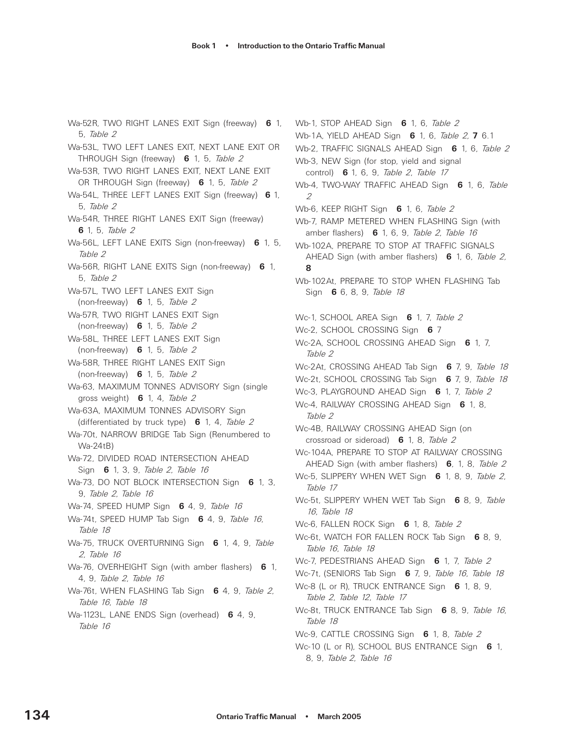Wa-52R, TWO RIGHT LANES EXIT Sign (freeway) **6** 1, 5, *Table 2*

Wa-53L, TWO LEFT LANES EXIT, NEXT LANE EXIT OR THROUGH Sign (freeway) **6** 1, 5, *Table 2*

Wa-53R, TWO RIGHT LANES EXIT, NEXT LANE EXIT OR THROUGH Sign (freeway) **6** 1, 5, *Table 2*

Wa-54L, THREE LEFT LANES EXIT Sign (freeway) **6** 1, 5, *Table 2*

Wa-54R, THREE RIGHT LANES EXIT Sign (freeway) **6** 1, 5, *Table 2*

Wa-56L, LEFT LANE EXITS Sign (non-freeway) **6** 1, 5, *Table 2*

Wa-56R, RIGHT LANE EXITS Sign (non-freeway) **6** 1, 5, *Table 2*

Wa-57L, TWO LEFT LANES EXIT Sign (non-freeway) **6** 1, 5, *Table 2*

Wa-57R, TWO RIGHT LANES EXIT Sign (non-freeway) **6** 1, 5, *Table 2*

Wa-58L, THREE LEFT LANES EXIT Sign (non-freeway) **6** 1, 5, *Table 2*

Wa-58R, THREE RIGHT LANES EXIT Sign (non-freeway) **6** 1, 5, *Table 2*

Wa-63, MAXIMUM TONNES ADVISORY Sign (single gross weight) **6** 1, 4, *Table 2*

Wa-63A, MAXIMUM TONNES ADVISORY Sign (differentiated by truck type) **6** 1, 4, *Table 2*

Wa-70t, NARROW BRIDGE Tab Sign (Renumbered to Wa-24tB)

Wa-72, DIVIDED ROAD INTERSECTION AHEAD Sign **6** 1, 3, 9, *Table 2*, *Table 16*

Wa-73, DO NOT BLOCK INTERSECTION Sign **6** 1, 3, 9, *Table 2*, *Table 16*

Wa-74, SPEED HUMP Sign **6** 4, 9, *Table 16*

Wa-74t, SPEED HUMP Tab Sign **6** 4, 9, *Table 16*, *Table 18*

Wa-75, TRUCK OVERTURNING Sign **6** 1, 4, 9, *Table 2*, *Table 16*

Wa-76, OVERHEIGHT Sign (with amber flashers) **6** 1, 4, 9, *Table 2*, *Table 16*

Wa-76t, WHEN FLASHING Tab Sign **6** 4, 9, *Table 2*, *Table 16*, *Table 18*

Wa-1123L, LANE ENDS Sign (overhead) **6** 4, 9, *Table 16*

Wb-1, STOP AHEAD Sign **6** 1, 6, *Table 2*

Wb-1A, YIELD AHEAD Sign **6** 1, 6, *Table 2*, **7** 6.1

Wb-2, TRAFFIC SIGNALS AHEAD Sign **6** 1, 6, *Table 2*

Wb-3, NEW Sign (for stop, yield and signal control) **6** 1, 6, 9, *Table 2*, *Table 17*

Wb-4, TWO-WAY TRAFFIC AHEAD Sign **6** 1, 6, *Table 2*

Wb-6, KEEP RIGHT Sign **6** 1, 6, *Table 2*

Wb-7, RAMP METERED WHEN FLASHING Sign (with amber flashers) **6** 1, 6, 9, *Table 2*, *Table 16*

Wb-102A, PREPARE TO STOP AT TRAFFIC SIGNALS AHEAD Sign (with amber flashers) **6** 1, 6, *Table 2*, **8**

Wb-102At, PREPARE TO STOP WHEN FLASHING Tab Sign **6** 6, 8, 9, *Table 18*

Wc-1, SCHOOL AREA Sign **6** 1, 7, *Table 2*

Wc-2, SCHOOL CROSSING Sign **6** 7

Wc-2A, SCHOOL CROSSING AHEAD Sign **6** 1, 7, *Table 2*

Wc-2At, CROSSING AHEAD Tab Sign **6** 7, 9, *Table 18*

Wc-2t, SCHOOL CROSSING Tab Sign **6** 7, 9, *Table 18*

Wc-3, PLAYGROUND AHEAD Sign **6** 1, 7, *Table 2*

Wc-4, RAILWAY CROSSING AHEAD Sign **6** 1, 8, *Table 2*

Wc-4B, RAILWAY CROSSING AHEAD Sign (on crossroad or sideroad) **6** 1, 8, *Table 2*

Wc-104A, PREPARE TO STOP AT RAILWAY CROSSING AHEAD Sign (with amber flashers) **6**, 1, 8, *Table 2*

Wc-5, SLIPPERY WHEN WET Sign **6** 1, 8, 9, *Table 2*, *Table 17*

Wc-5t, SLIPPERY WHEN WET Tab Sign **6** 8, 9, *Table 16*, *Table 18*

Wc-6, FALLEN ROCK Sign **6** 1, 8, *Table 2*

Wc-6t, WATCH FOR FALLEN ROCK Tab Sign **6** 8, 9, *Table 16*, *Table 18*

Wc-7, PEDESTRIANS AHEAD Sign **6** 1, 7, *Table 2*

Wc-7t, (SENIORS Tab Sign **6** 7, 9, *Table 16*, *Table 18*

Wc-8 (L or R), TRUCK ENTRANCE Sign **6** 1, 8, 9, *Table 2*, *Table 12*, *Table 17*

Wc-8t, TRUCK ENTRANCE Tab Sign **6** 8, 9, *Table 16*, *Table 18*

Wc-9, CATTLE CROSSING Sign **6** 1, 8, *Table 2*

Wc-10 (L or R), SCHOOL BUS ENTRANCE Sign **6** 1, 8, 9, *Table 2*, *Table 16*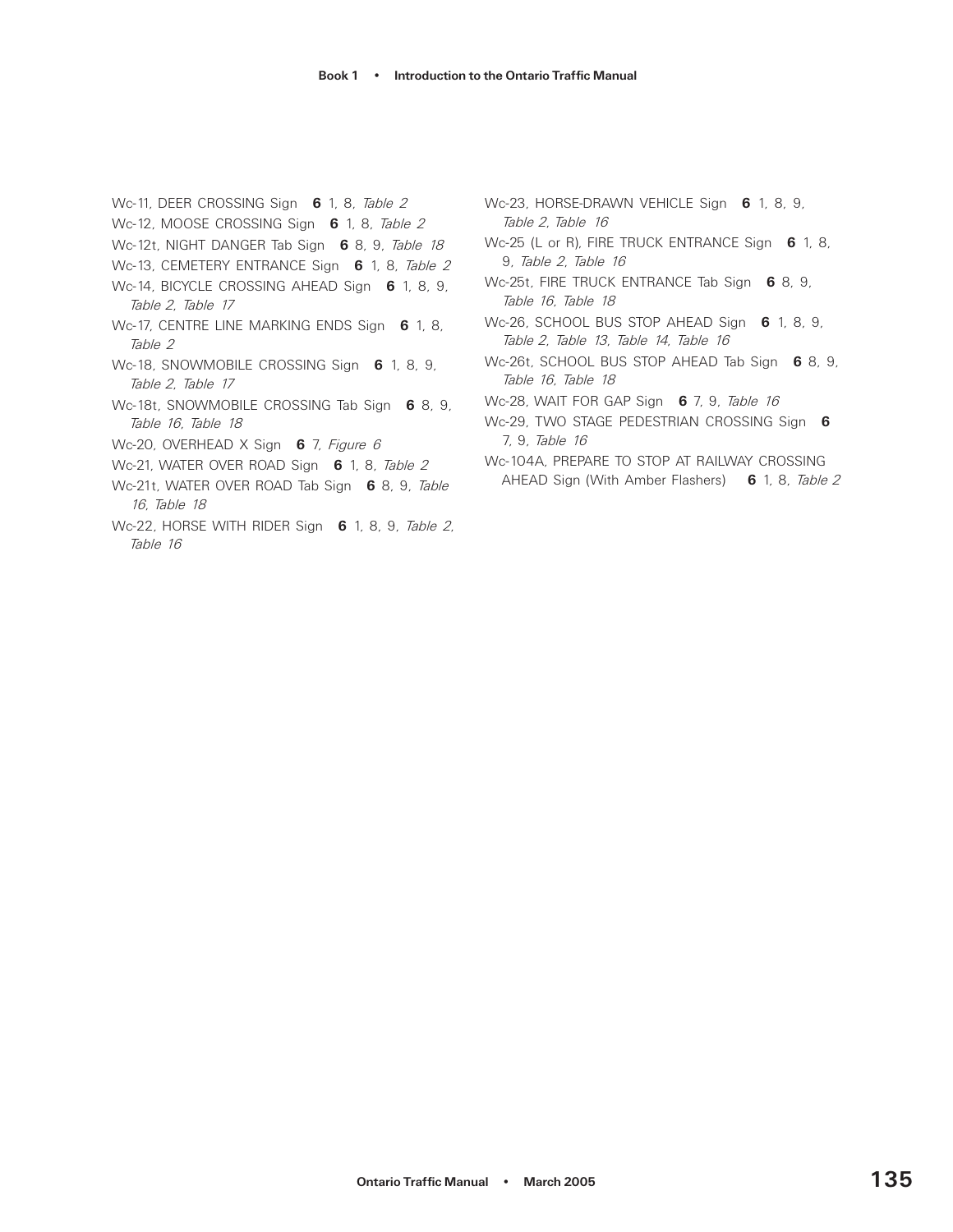Wc-11, DEER CROSSING Sign **6** 1, 8, *Table 2*

Wc-12, MOOSE CROSSING Sign **6** 1, 8, *Table 2*

Wc-12t, NIGHT DANGER Tab Sign **6** 8, 9, *Table 18*

Wc-13, CEMETERY ENTRANCE Sign **6** 1, 8, *Table 2*

Wc-14, BICYCLE CROSSING AHEAD Sign **6** 1, 8, 9, *Table 2*, *Table 17*

Wc-17, CENTRE LINE MARKING ENDS Sign **6** 1, 8, *Table 2*

Wc-18, SNOWMOBILE CROSSING Sign **6** 1, 8, 9, *Table 2*, *Table 17*

Wc-18t, SNOWMOBILE CROSSING Tab Sign **6** 8, 9, *Table 16*, *Table 18*

Wc-20, OVERHEAD X Sign **6** 7, *Figure 6*

Wc-21, WATER OVER ROAD Sign **6** 1, 8, *Table 2*

Wc-21t, WATER OVER ROAD Tab Sign **6** 8, 9, *Table 16*, *Table 18*

Wc-22, HORSE WITH RIDER Sign **6** 1, 8, 9, *Table 2*, *Table 16*

Wc-23, HORSE-DRAWN VEHICLE Sign **6** 1, 8, 9, *Table 2*, *Table 16*

Wc-25 (L or R), FIRE TRUCK ENTRANCE Sign **6** 1, 8, 9, *Table 2*, *Table 16*

Wc-25t, FIRE TRUCK ENTRANCE Tab Sign **6** 8, 9, *Table 16*, *Table 18*

Wc-26, SCHOOL BUS STOP AHEAD Sign **6** 1, 8, 9, *Table 2*, *Table 13*, *Table 14*, *Table 16*

Wc-26t, SCHOOL BUS STOP AHEAD Tab Sign **6** 8, 9, *Table 16*, *Table 18*

Wc-28, WAIT FOR GAP Sign **6** 7, 9, *Table 16*

Wc-29, TWO STAGE PEDESTRIAN CROSSING Sign **6** 7, 9, *Table 16*

Wc-104A, PREPARE TO STOP AT RAILWAY CROSSING AHEAD Sign (With Amber Flashers) **6** 1, 8, *Table 2*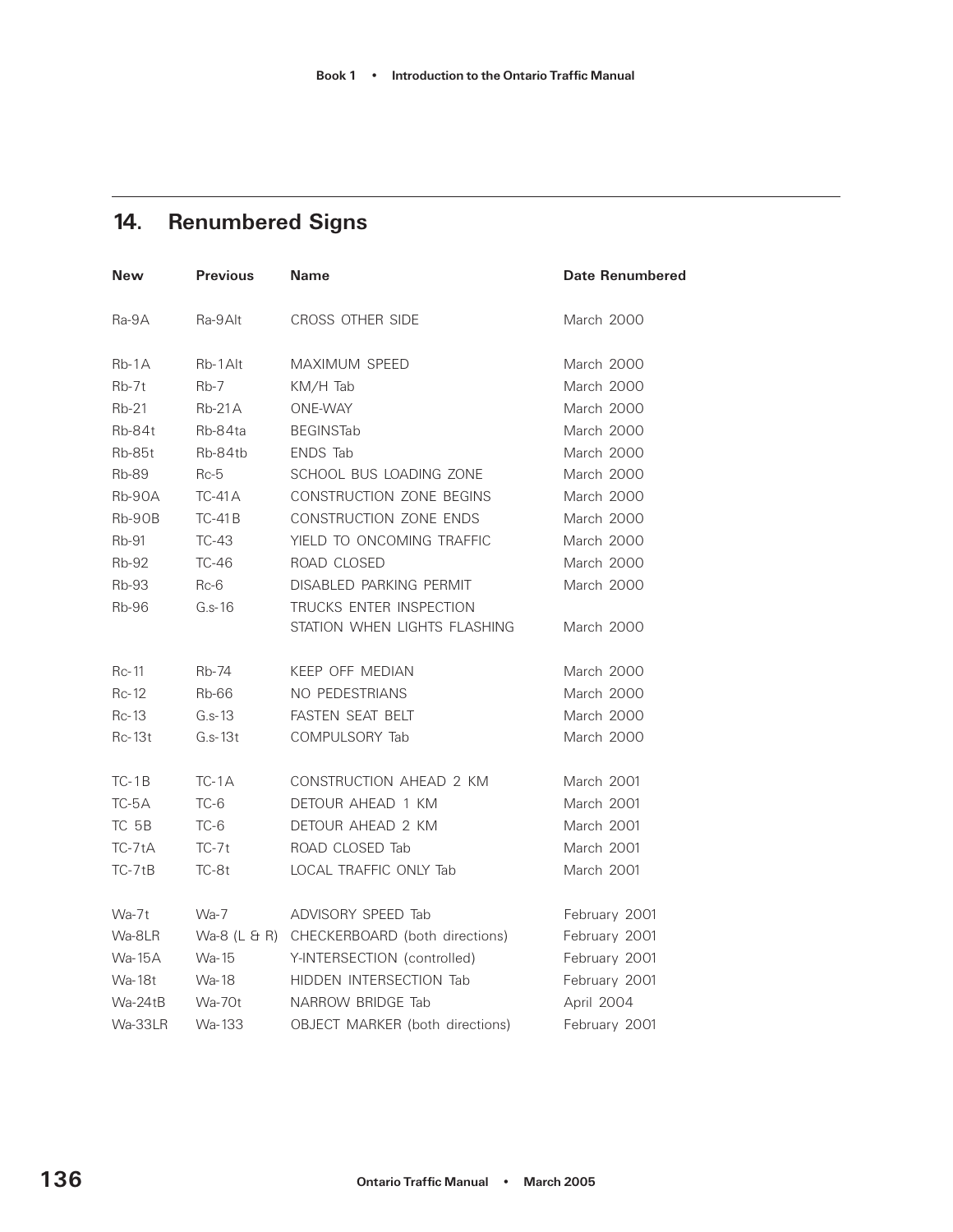## 14. Renumbered Signs

| New | Previous | Name | Date Renumbered |
|---|---|---|---|
| Ra-9A | Ra-9Alt | CROSS OTHER SIDE | March 2000 |
| Rb-1A | Rb-1Alt | MAXIMUM SPEED | March 2000 |
| Rb-7t | Rb-7 | KM/H Tab | March 2000 |
| Rb-21 | Rb-21A | ONE-WAY | March 2000 |
| Rb-84t | Rb-84ta | BEGINSTab | March 2000 |
| Rb-85t | Rb-84tb | ENDS Tab | March 2000 |
| Rb-89 | Rc-5 | SCHOOL BUS LOADING ZONE | March 2000 |
| Rb-90A | TC-41A | CONSTRUCTION ZONE BEGINS | March 2000 |
| Rb-90B | TC-41B | CONSTRUCTION ZONE ENDS | March 2000 |
| Rb-91 | TC-43 | YIELD TO ONCOMING TRAFFIC | March 2000 |
| Rb-92 | TC-46 | ROAD CLOSED | March 2000 |
| Rb-93 | Rc-6 | DISABLED PARKING PERMIT | March 2000 |
| Rb-96 | G.s-16 | TRUCKS ENTER INSPECTION STATION WHEN LIGHTS FLASHING | March 2000 |
| Rc-11 | Rb-74 | KEEP OFF MEDIAN | March 2000 |
| Rc-12 | Rb-66 | NO PEDESTRIANS | March 2000 |
| Rc-13 | G.s-13 | FASTEN SEAT BELT | March 2000 |
| Rc-13t | G.s-13t | COMPULSORY Tab | March 2000 |
| TC-1B | TC-1A | CONSTRUCTION AHEAD 2 KM | March 2001 |
| TC-5A | TC-6 | DETOUR AHEAD 1 KM | March 2001 |
| TC 5B | TC-6 | DETOUR AHEAD 2 KM | March 2001 |
| TC-7tA | TC-7t | ROAD CLOSED Tab | March 2001 |
| TC-7tB | TC-8t | LOCAL TRAFFIC ONLY Tab | March 2001 |
| Wa-7t | Wa-7 | ADVISORY SPEED Tab | February 2001 |
| Wa-8LR | Wa-8 (L & R) | CHECKERBOARD (both directions) | February 2001 |
| Wa-15A | Wa-15 | Y-INTERSECTION (controlled) | February 2001 |
| Wa-18t | Wa-18 | HIDDEN INTERSECTION Tab | February 2001 |
| Wa-24tB | Wa-70t | NARROW BRIDGE Tab | April 2004 |
| Wa-33LR | Wa-133 | OBJECT MARKER (both directions) | February 2001 |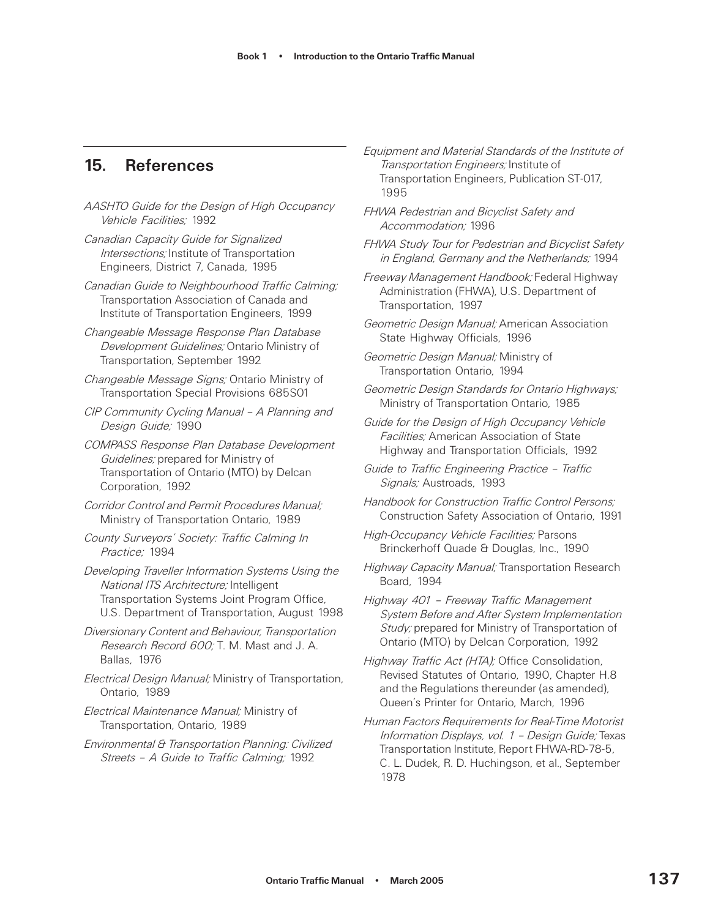## 15. References

*AASHTO Guide for the Design of High Occupancy Vehicle Facilities;* 1992

*Canadian Capacity Guide for Signalized Intersections;* Institute of Transportation Engineers, District 7, Canada, 1995

*Canadian Guide to Neighbourhood Traffic Calming;* Transportation Association of Canada and Institute of Transportation Engineers, 1999

*Changeable Message Response Plan Database Development Guidelines;* Ontario Ministry of Transportation, September 1992

*Changeable Message Signs;* Ontario Ministry of Transportation Special Provisions 685S01

*CIP Community Cycling Manual – A Planning and Design Guide;* 1990

*COMPASS Response Plan Database Development Guidelines;* prepared for Ministry of Transportation of Ontario (MTO) by Delcan Corporation, 1992

*Corridor Control and Permit Procedures Manual;* Ministry of Transportation Ontario, 1989

*County Surveyors' Society: Traffic Calming In Practice;* 1994

*Developing Traveller Information Systems Using the National ITS Architecture;* Intelligent Transportation Systems Joint Program Office, U.S. Department of Transportation, August 1998

*Diversionary Content and Behaviour, Transportation Research Record 600;* T. M. Mast and J. A. Ballas, 1976

*Electrical Design Manual;* Ministry of Transportation, Ontario, 1989

*Electrical Maintenance Manual;* Ministry of Transportation, Ontario, 1989

*Environmental & Transportation Planning: Civilized Streets – A Guide to Traffic Calming;* 1992

*Equipment and Material Standards of the Institute of Transportation Engineers;* Institute of Transportation Engineers, Publication ST-017, 1995

*FHWA Pedestrian and Bicyclist Safety and Accommodation;* 1996

*FHWA Study Tour for Pedestrian and Bicyclist Safety in England, Germany and the Netherlands;* 1994

*Freeway Management Handbook;* Federal Highway Administration (FHWA), U.S. Department of Transportation, 1997

*Geometric Design Manual;* American Association State Highway Officials, 1996

*Geometric Design Manual;* Ministry of Transportation Ontario, 1994

*Geometric Design Standards for Ontario Highways;* Ministry of Transportation Ontario, 1985

*Guide for the Design of High Occupancy Vehicle Facilities;* American Association of State Highway and Transportation Officials, 1992

*Guide to Traffic Engineering Practice – Traffic Signals;* Austroads, 1993

*Handbook for Construction Traffic Control Persons;* Construction Safety Association of Ontario, 1991

*High-Occupancy Vehicle Facilities;* Parsons Brinckerhoff Quade & Douglas, Inc., 1990

*Highway Capacity Manual;* Transportation Research Board, 1994

*Highway 401 – Freeway Traffic Management System Before and After System Implementation Study;* prepared for Ministry of Transportation of Ontario (MTO) by Delcan Corporation, 1992

*Highway Traffic Act (HTA);* Office Consolidation, Revised Statutes of Ontario, 1990, Chapter H.8 and the Regulations thereunder (as amended), Queen's Printer for Ontario, March, 1996

*Human Factors Requirements for Real-Time Motorist Information Displays, vol. 1 – Design Guide;* Texas Transportation Institute, Report FHWA-RD-78-5, C. L. Dudek, R. D. Huchingson, et al., September 1978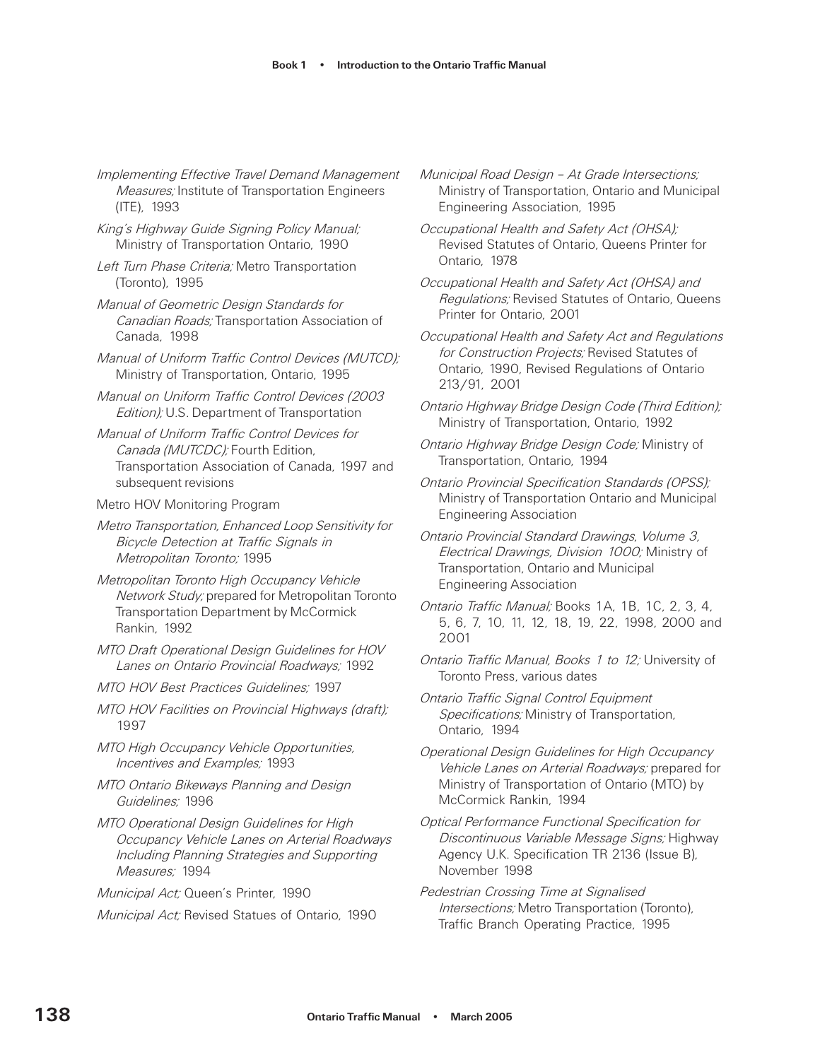*Implementing Effective Travel Demand Management Measures;* Institute of Transportation Engineers (ITE), 1993

*King's Highway Guide Signing Policy Manual;* Ministry of Transportation Ontario, 1990

*Left Turn Phase Criteria;* Metro Transportation (Toronto), 1995

*Manual of Geometric Design Standards for Canadian Roads;* Transportation Association of Canada, 1998

*Manual of Uniform Traffic Control Devices (MUTCD);* Ministry of Transportation, Ontario, 1995

*Manual on Uniform Traffic Control Devices (2003 Edition);* U.S. Department of Transportation

*Manual of Uniform Traffic Control Devices for Canada (MUTCDC);* Fourth Edition, Transportation Association of Canada, 1997 and subsequent revisions

Metro HOV Monitoring Program

*Metro Transportation, Enhanced Loop Sensitivity for Bicycle Detection at Traffic Signals in Metropolitan Toronto;* 1995

*Metropolitan Toronto High Occupancy Vehicle Network Study;* prepared for Metropolitan Toronto Transportation Department by McCormick Rankin, 1992

*MTO Draft Operational Design Guidelines for HOV Lanes on Ontario Provincial Roadways;* 1992

*MTO HOV Best Practices Guidelines;* 1997

*MTO HOV Facilities on Provincial Highways (draft);* 1997

*MTO High Occupancy Vehicle Opportunities, Incentives and Examples;* 1993

*MTO Ontario Bikeways Planning and Design Guidelines;* 1996

*MTO Operational Design Guidelines for High Occupancy Vehicle Lanes on Arterial Roadways Including Planning Strategies and Supporting Measures;* 1994

*Municipal Act;* Queen's Printer, 1990

*Municipal Act;* Revised Statues of Ontario, 1990

*Municipal Road Design – At Grade Intersections;* Ministry of Transportation, Ontario and Municipal Engineering Association, 1995

*Occupational Health and Safety Act (OHSA);* Revised Statutes of Ontario, Queens Printer for Ontario, 1978

*Occupational Health and Safety Act (OHSA) and Regulations;* Revised Statutes of Ontario, Queens Printer for Ontario, 2001

*Occupational Health and Safety Act and Regulations for Construction Projects;* Revised Statutes of Ontario, 1990, Revised Regulations of Ontario 213/91, 2001

*Ontario Highway Bridge Design Code (Third Edition);* Ministry of Transportation, Ontario, 1992

*Ontario Highway Bridge Design Code;* Ministry of Transportation, Ontario, 1994

*Ontario Provincial Specification Standards (OPSS);* Ministry of Transportation Ontario and Municipal Engineering Association

*Ontario Provincial Standard Drawings, Volume 3, Electrical Drawings, Division 1000;* Ministry of Transportation, Ontario and Municipal Engineering Association

*Ontario Traffic Manual;* Books 1A, 1B, 1C, 2, 3, 4, 5, 6, 7, 10, 11, 12, 18, 19, 22, 1998, 2000 and 2001

*Ontario Traffic Manual, Books 1 to 12;* University of Toronto Press, various dates

*Ontario Traffic Signal Control Equipment Specifications;* Ministry of Transportation, Ontario, 1994

*Operational Design Guidelines for High Occupancy Vehicle Lanes on Arterial Roadways;* prepared for Ministry of Transportation of Ontario (MTO) by McCormick Rankin, 1994

*Optical Performance Functional Specification for Discontinuous Variable Message Signs;* Highway Agency U.K. Specification TR 2136 (Issue B), November 1998

*Pedestrian Crossing Time at Signalised Intersections;* Metro Transportation (Toronto), Traffic Branch Operating Practice, 1995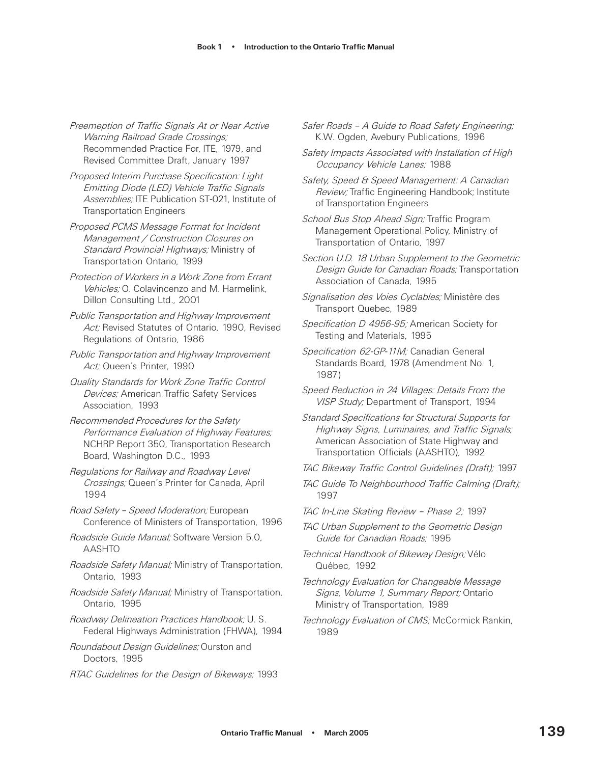*Preemption of Traffic Signals At or Near Active Warning Railroad Grade Crossings;* Recommended Practice For, ITE, 1979, and Revised Committee Draft, January 1997

*Proposed Interim Purchase Specification: Light Emitting Diode (LED) Vehicle Traffic Signals Assemblies;* ITE Publication ST-021, Institute of Transportation Engineers

*Proposed PCMS Message Format for Incident Management / Construction Closures on Standard Provincial Highways;* Ministry of Transportation Ontario, 1999

*Protection of Workers in a Work Zone from Errant Vehicles;* O. Colavincenzo and M. Harmelink, Dillon Consulting Ltd., 2001

*Public Transportation and Highway Improvement Act;* Revised Statutes of Ontario, 1990, Revised Regulations of Ontario, 1986

*Public Transportation and Highway Improvement Act;* Queen's Printer, 1990

*Quality Standards for Work Zone Traffic Control Devices;* American Traffic Safety Services Association, 1993

*Recommended Procedures for the Safety Performance Evaluation of Highway Features;* NCHRP Report 350, Transportation Research Board, Washington D.C., 1993

*Regulations for Railway and Roadway Level Crossings;* Queen's Printer for Canada, April 1994

*Road Safety – Speed Moderation;* European Conference of Ministers of Transportation, 1996

*Roadside Guide Manual;* Software Version 5.0, AASHTO

*Roadside Safety Manual;* Ministry of Transportation, Ontario, 1993

*Roadside Safety Manual;* Ministry of Transportation, Ontario, 1995

*Roadway Delineation Practices Handbook;* U. S. Federal Highways Administration (FHWA), 1994

*Roundabout Design Guidelines;* Ourston and Doctors, 1995

*RTAC Guidelines for the Design of Bikeways;* 1993

*Safer Roads – A Guide to Road Safety Engineering;* K.W. Ogden, Avebury Publications, 1996

*Safety Impacts Associated with Installation of High Occupancy Vehicle Lanes;* 1988

*Safety, Speed & Speed Management: A Canadian Review;* Traffic Engineering Handbook; Institute of Transportation Engineers

*School Bus Stop Ahead Sign;* Traffic Program Management Operational Policy, Ministry of Transportation of Ontario, 1997

*Section U.D. 18 Urban Supplement to the Geometric Design Guide for Canadian Roads;* Transportation Association of Canada, 1995

*Signalisation des Voies Cyclables;* Ministère des Transport Quebec, 1989

*Specification D 4956-95;* American Society for Testing and Materials, 1995

*Specification 62-GP-11M;* Canadian General Standards Board, 1978 (Amendment No. 1, 1987)

*Speed Reduction in 24 Villages: Details From the VISP Study;* Department of Transport, 1994

*Standard Specifications for Structural Supports for Highway Signs, Luminaires, and Traffic Signals;* American Association of State Highway and Transportation Officials (AASHTO), 1992

*TAC Bikeway Traffic Control Guidelines (Draft);* 1997

*TAC Guide To Neighbourhood Traffic Calming (Draft);* 1997

*TAC In-Line Skating Review – Phase 2;* 1997

*TAC Urban Supplement to the Geometric Design Guide for Canadian Roads;* 1995

*Technical Handbook of Bikeway Design;* Vélo Québec, 1992

*Technology Evaluation for Changeable Message Signs, Volume 1, Summary Report;* Ontario Ministry of Transportation, 1989

*Technology Evaluation of CMS;* McCormick Rankin, 1989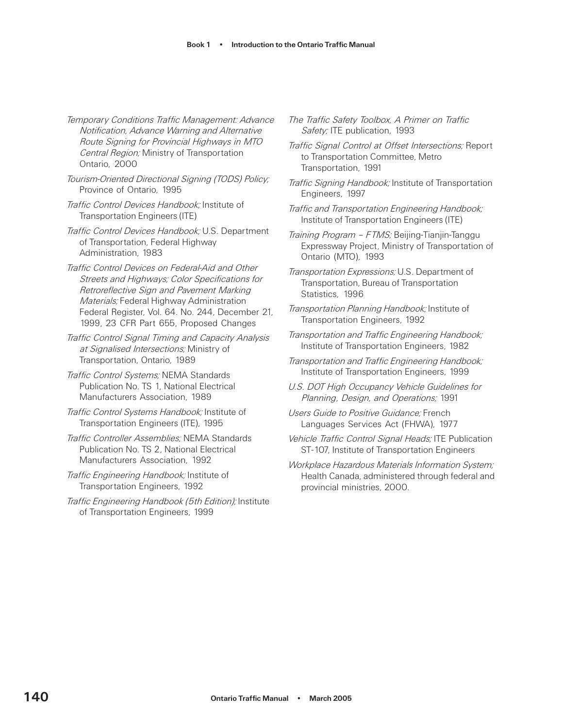*Temporary Conditions Traffic Management: Advance Notification, Advance Warning and Alternative Route Signing for Provincial Highways in MTO Central Region;* Ministry of Transportation Ontario, 2000

*Tourism-Oriented Directional Signing (TODS) Policy;* Province of Ontario, 1995

*Traffic Control Devices Handbook;* Institute of Transportation Engineers (ITE)

*Traffic Control Devices Handbook;* U.S. Department of Transportation, Federal Highway Administration, 1983

*Traffic Control Devices on Federal-Aid and Other Streets and Highways; Color Specifications for Retroreflective Sign and Pavement Marking Materials;* Federal Highway Administration Federal Register, Vol. 64. No. 244, December 21, 1999, 23 CFR Part 655, Proposed Changes

*Traffic Control Signal Timing and Capacity Analysis at Signalised Intersections;* Ministry of Transportation, Ontario, 1989

*Traffic Control Systems;* NEMA Standards Publication No. TS 1, National Electrical Manufacturers Association, 1989

*Traffic Control Systems Handbook;* Institute of Transportation Engineers (ITE), 1995

*Traffic Controller Assemblies;* NEMA Standards Publication No. TS 2, National Electrical Manufacturers Association, 1992

*Traffic Engineering Handbook;* Institute of Transportation Engineers, 1992

*Traffic Engineering Handbook (5th Edition);* Institute of Transportation Engineers, 1999

*The Traffic Safety Toolbox, A Primer on Traffic Safety;* ITE publication, 1993

*Traffic Signal Control at Offset Intersections;* Report to Transportation Committee, Metro Transportation, 1991

*Traffic Signing Handbook;* Institute of Transportation Engineers, 1997

*Traffic and Transportation Engineering Handbook;* Institute of Transportation Engineers (ITE)

*Training Program – FTMS;* Beijing-Tianjin-Tanggu Expressway Project, Ministry of Transportation of Ontario (MTO), 1993

*Transportation Expressions;* U.S. Department of Transportation, Bureau of Transportation Statistics, 1996

*Transportation Planning Handbook;* Institute of Transportation Engineers, 1992

*Transportation and Traffic Engineering Handbook;* Institute of Transportation Engineers, 1982

*Transportation and Traffic Engineering Handbook;* Institute of Transportation Engineers, 1999

*U.S. DOT High Occupancy Vehicle Guidelines for Planning, Design, and Operations;* 1991

*Users Guide to Positive Guidance;* French Languages Services Act (FHWA), 1977

*Vehicle Traffic Control Signal Heads;* ITE Publication ST-107, Institute of Transportation Engineers

*Workplace Hazardous Materials Information System;* Health Canada, administered through federal and provincial ministries, 2000.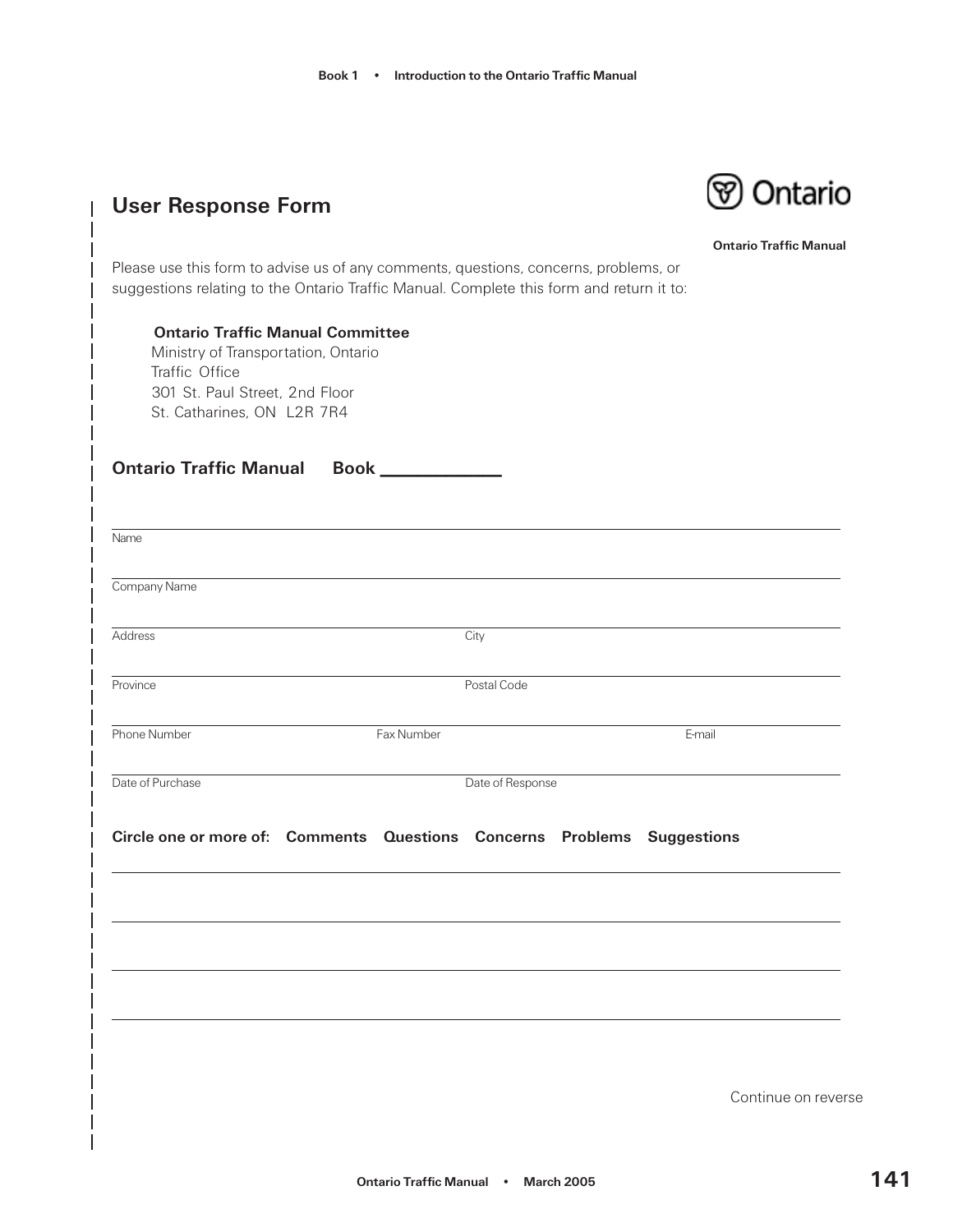## User Response Form

**Ontario Traffic Manual**

Please use this form to advise us of any comments, questions, concerns, problems, or suggestions relating to the Ontario Traffic Manual. Complete this form and return it to:

**Ontario Traffic Manual Committee**
Ministry of Transportation, Ontario
Traffic Office
301 St. Paul Street, 2nd Floor
St. Catharines, ON L2R 7R4

**Ontario Traffic Manual Book \_\_\_\_\_\_\_\_\_\_\_\_**

Name

Company Name

Address | City

Province | Postal Code

Phone Number | Fax Number | E-mail

Date of Purchase | Date of Response

**Circle one or more of: Comments Questions Concerns Problems Suggestions**

Continue on reverse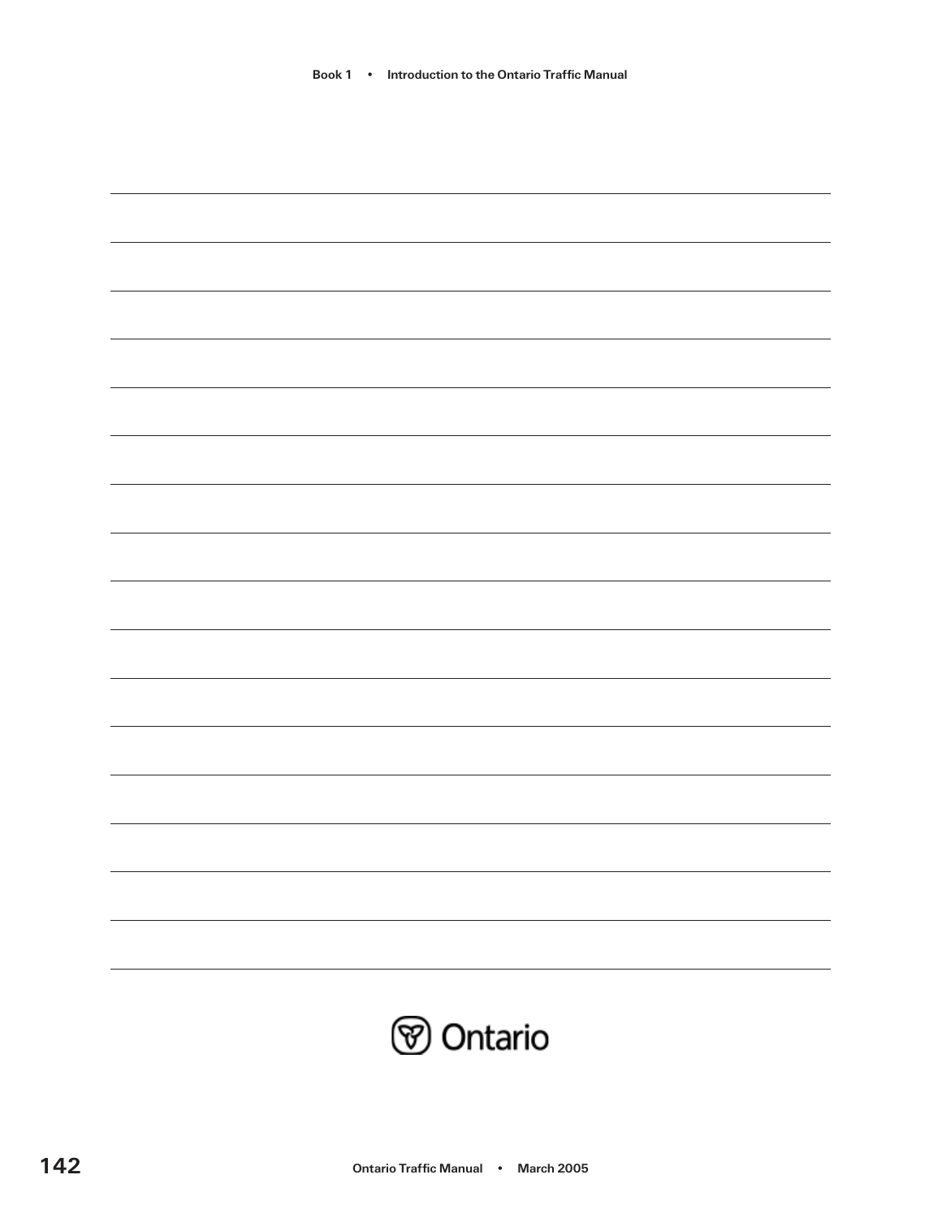Ontario